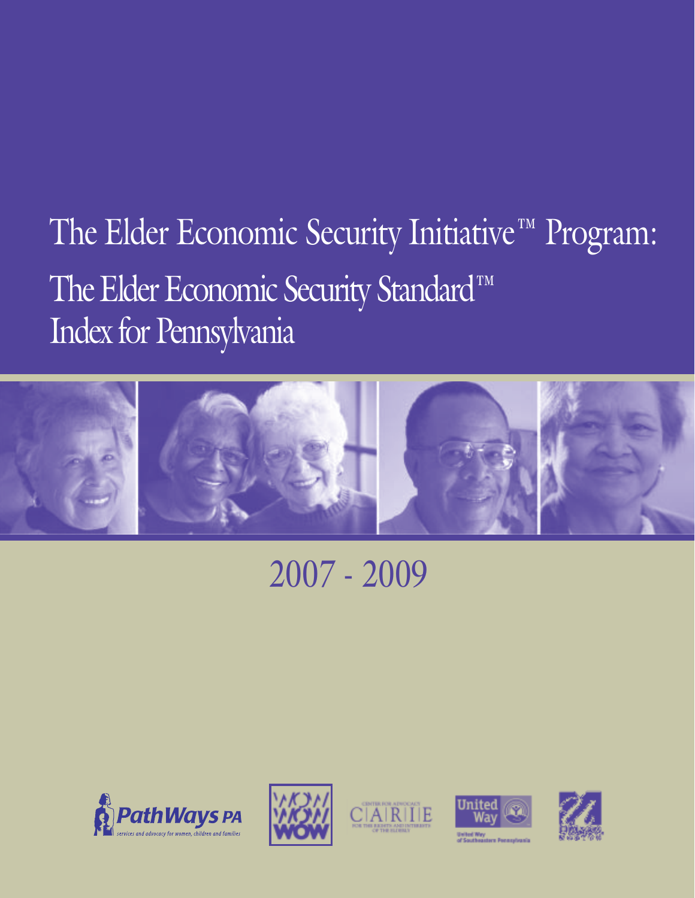# The Elder Economic Security Initiative™ Program:

## The Elder Economic Security Standard™ Index for Pennsylvania

2007 - 2009

PathWays PA — services and advocacy for women, children and families

WOW

CARIE — Center for Advocacy for the Rights and Interests of the Elderly

United Way of Southeastern Pennsylvania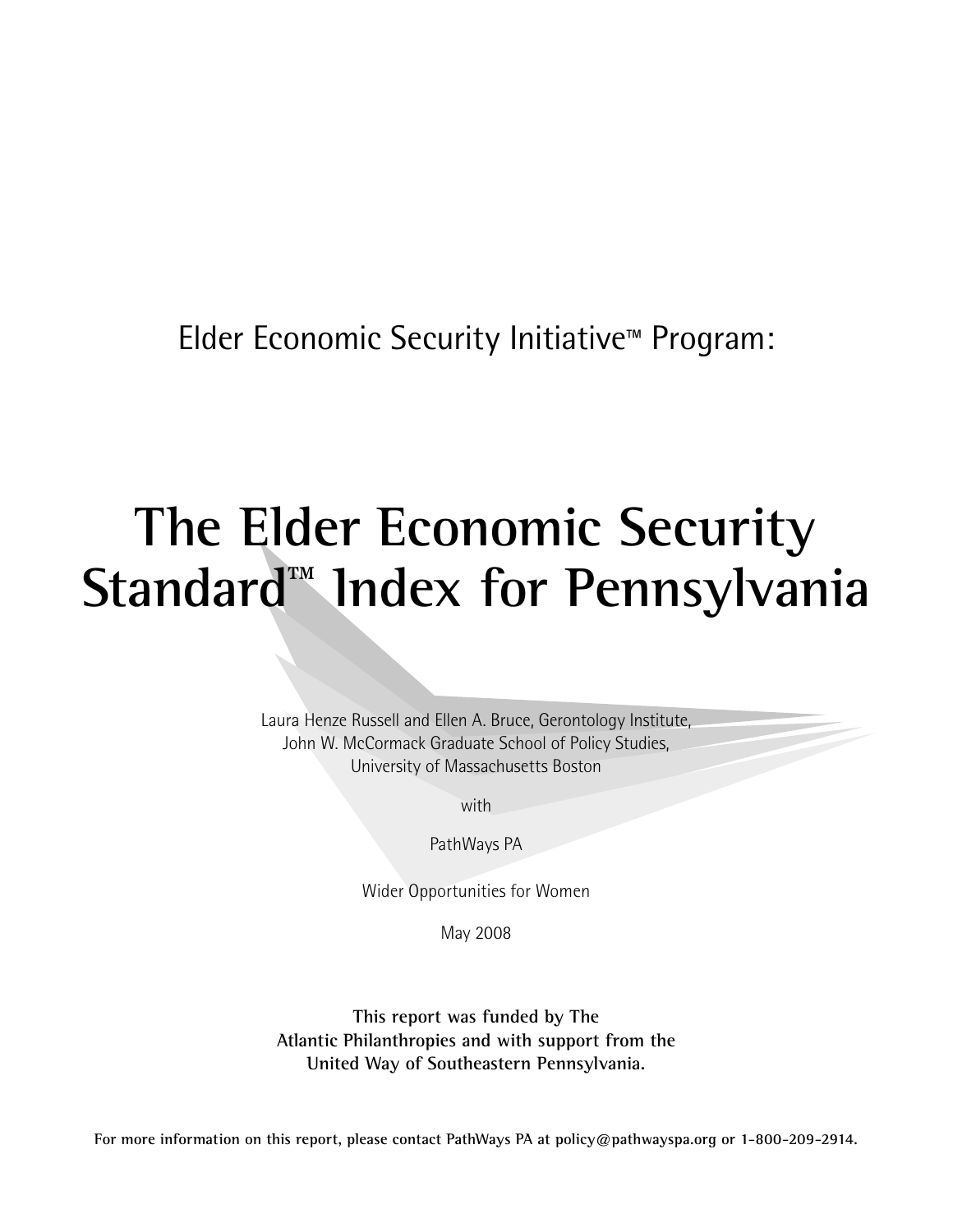Elder Economic Security Initiative™ Program:

# The Elder Economic Security Standard™ Index for Pennsylvania

Laura Henze Russell and Ellen A. Bruce, Gerontology Institute,
John W. McCormack Graduate School of Policy Studies,
University of Massachusetts Boston

with

PathWays PA

Wider Opportunities for Women

May 2008

**This report was funded by The Atlantic Philanthropies and with support from the United Way of Southeastern Pennsylvania.**

**For more information on this report, please contact PathWays PA at policy@pathwayspa.org or 1-800-209-2914.**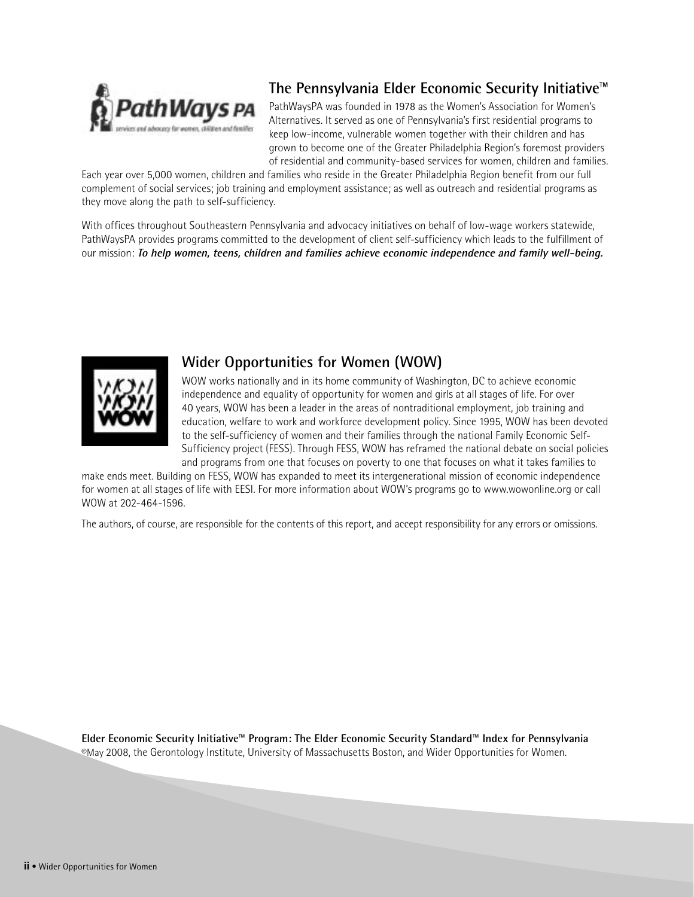## The Pennsylvania Elder Economic Security Initiative™

PathWaysPA was founded in 1978 as the Women's Association for Women's Alternatives. It served as one of Pennsylvania's first residential programs to keep low-income, vulnerable women together with their children and has grown to become one of the Greater Philadelphia Region's foremost providers of residential and community-based services for women, children and families. Each year over 5,000 women, children and families who reside in the Greater Philadelphia Region benefit from our full complement of social services; job training and employment assistance; as well as outreach and residential programs as they move along the path to self-sufficiency.

With offices throughout Southeastern Pennsylvania and advocacy initiatives on behalf of low-wage workers statewide, PathWaysPA provides programs committed to the development of client self-sufficiency which leads to the fulfillment of our mission: ***To help women, teens, children and families achieve economic independence and family well-being.***

## Wider Opportunities for Women (WOW)

WOW works nationally and in its home community of Washington, DC to achieve economic independence and equality of opportunity for women and girls at all stages of life. For over 40 years, WOW has been a leader in the areas of nontraditional employment, job training and education, welfare to work and workforce development policy. Since 1995, WOW has been devoted to the self-sufficiency of women and their families through the national Family Economic Self-Sufficiency project (FESS). Through FESS, WOW has reframed the national debate on social policies and programs from one that focuses on poverty to one that focuses on what it takes families to make ends meet. Building on FESS, WOW has expanded to meet its intergenerational mission of economic independence for women at all stages of life with EESI. For more information about WOW's programs go to www.wowonline.org or call WOW at 202-464-1596.

The authors, of course, are responsible for the contents of this report, and accept responsibility for any errors or omissions.

**Elder Economic Security Initiative™ Program: The Elder Economic Security Standard™ Index for Pennsylvania**
©May 2008, the Gerontology Institute, University of Massachusetts Boston, and Wider Opportunities for Women.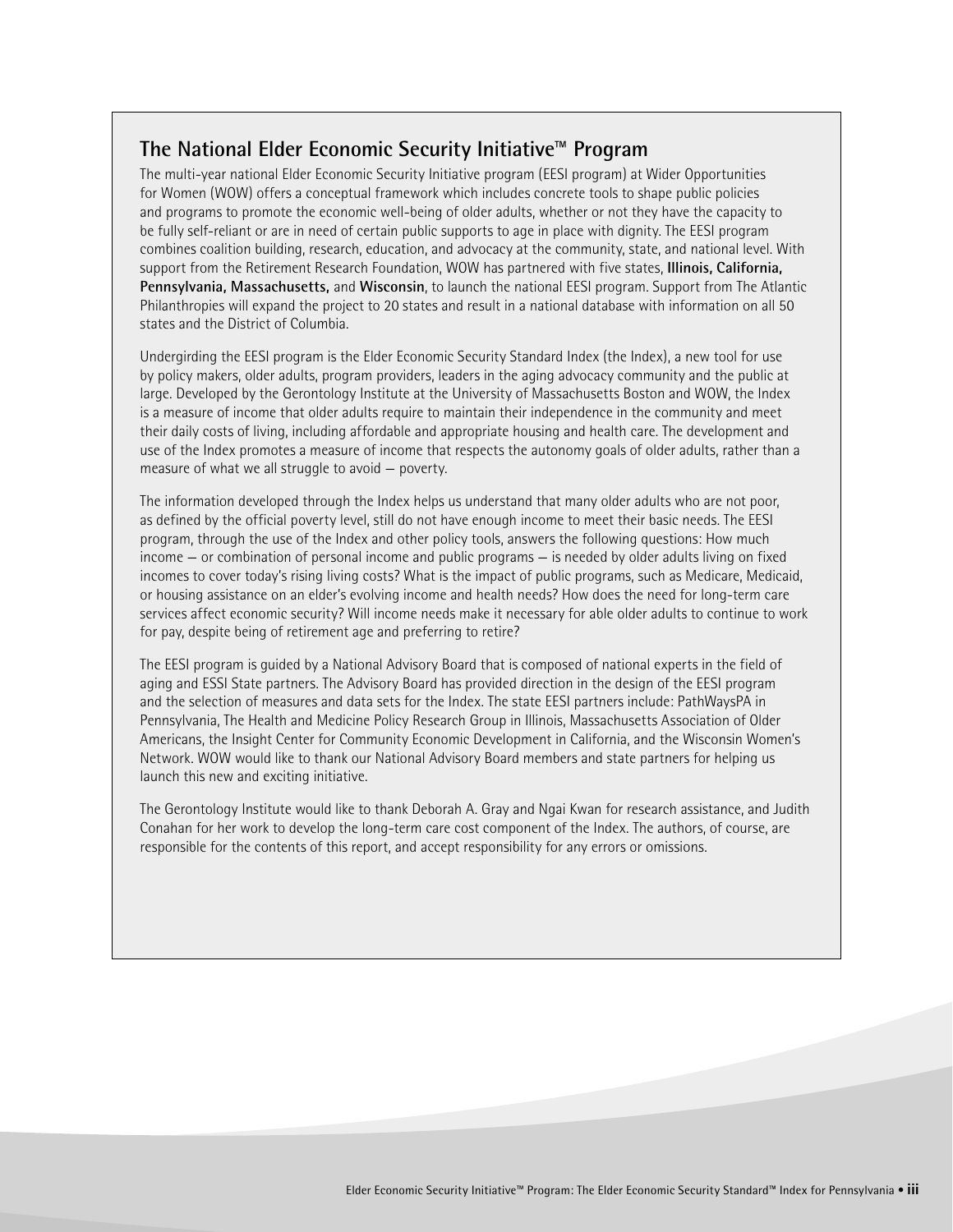## The National Elder Economic Security Initiative™ Program

The multi-year national Elder Economic Security Initiative program (EESI program) at Wider Opportunities for Women (WOW) offers a conceptual framework which includes concrete tools to shape public policies and programs to promote the economic well-being of older adults, whether or not they have the capacity to be fully self-reliant or are in need of certain public supports to age in place with dignity. The EESI program combines coalition building, research, education, and advocacy at the community, state, and national level. With support from the Retirement Research Foundation, WOW has partnered with five states, **Illinois, California, Pennsylvania, Massachusetts,** and **Wisconsin**, to launch the national EESI program. Support from The Atlantic Philanthropies will expand the project to 20 states and result in a national database with information on all 50 states and the District of Columbia.

Undergirding the EESI program is the Elder Economic Security Standard Index (the Index), a new tool for use by policy makers, older adults, program providers, leaders in the aging advocacy community and the public at large. Developed by the Gerontology Institute at the University of Massachusetts Boston and WOW, the Index is a measure of income that older adults require to maintain their independence in the community and meet their daily costs of living, including affordable and appropriate housing and health care. The development and use of the Index promotes a measure of income that respects the autonomy goals of older adults, rather than a measure of what we all struggle to avoid — poverty.

The information developed through the Index helps us understand that many older adults who are not poor, as defined by the official poverty level, still do not have enough income to meet their basic needs. The EESI program, through the use of the Index and other policy tools, answers the following questions: How much income — or combination of personal income and public programs — is needed by older adults living on fixed incomes to cover today's rising living costs? What is the impact of public programs, such as Medicare, Medicaid, or housing assistance on an elder's evolving income and health needs? How does the need for long-term care services affect economic security? Will income needs make it necessary for able older adults to continue to work for pay, despite being of retirement age and preferring to retire?

The EESI program is guided by a National Advisory Board that is composed of national experts in the field of aging and ESSI State partners. The Advisory Board has provided direction in the design of the EESI program and the selection of measures and data sets for the Index. The state EESI partners include: PathWaysPA in Pennsylvania, The Health and Medicine Policy Research Group in Illinois, Massachusetts Association of Older Americans, the Insight Center for Community Economic Development in California, and the Wisconsin Women's Network. WOW would like to thank our National Advisory Board members and state partners for helping us launch this new and exciting initiative.

The Gerontology Institute would like to thank Deborah A. Gray and Ngai Kwan for research assistance, and Judith Conahan for her work to develop the long-term care cost component of the Index. The authors, of course, are responsible for the contents of this report, and accept responsibility for any errors or omissions.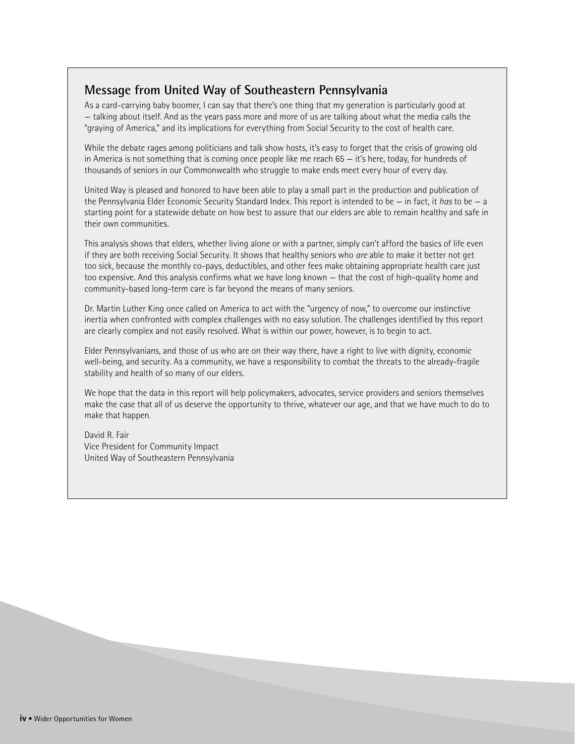## Message from United Way of Southeastern Pennsylvania

As a card-carrying baby boomer, I can say that there's one thing that my generation is particularly good at — talking about itself. And as the years pass more and more of us are talking about what the media calls the "graying of America," and its implications for everything from Social Security to the cost of health care.

While the debate rages among politicians and talk show hosts, it's easy to forget that the crisis of growing old in America is not something that is coming once people like me reach 65 — it's here, today, for hundreds of thousands of seniors in our Commonwealth who struggle to make ends meet every hour of every day.

United Way is pleased and honored to have been able to play a small part in the production and publication of the Pennsylvania Elder Economic Security Standard Index. This report is intended to be — in fact, it *has* to be — a starting point for a statewide debate on how best to assure that our elders are able to remain healthy and safe in their own communities.

This analysis shows that elders, whether living alone or with a partner, simply can't afford the basics of life even if they are both receiving Social Security. It shows that healthy seniors who *are* able to make it better not get too sick, because the monthly co-pays, deductibles, and other fees make obtaining appropriate health care just too expensive. And this analysis confirms what we have long known — that the cost of high-quality home and community-based long-term care is far beyond the means of many seniors.

Dr. Martin Luther King once called on America to act with the "urgency of now," to overcome our instinctive inertia when confronted with complex challenges with no easy solution. The challenges identified by this report are clearly complex and not easily resolved. What is within our power, however, is to begin to act.

Elder Pennsylvanians, and those of us who are on their way there, have a right to live with dignity, economic well-being, and security. As a community, we have a responsibility to combat the threats to the already-fragile stability and health of so many of our elders.

We hope that the data in this report will help policymakers, advocates, service providers and seniors themselves make the case that all of us deserve the opportunity to thrive, whatever our age, and that we have much to do to make that happen.

David R. Fair
Vice President for Community Impact
United Way of Southeastern Pennsylvania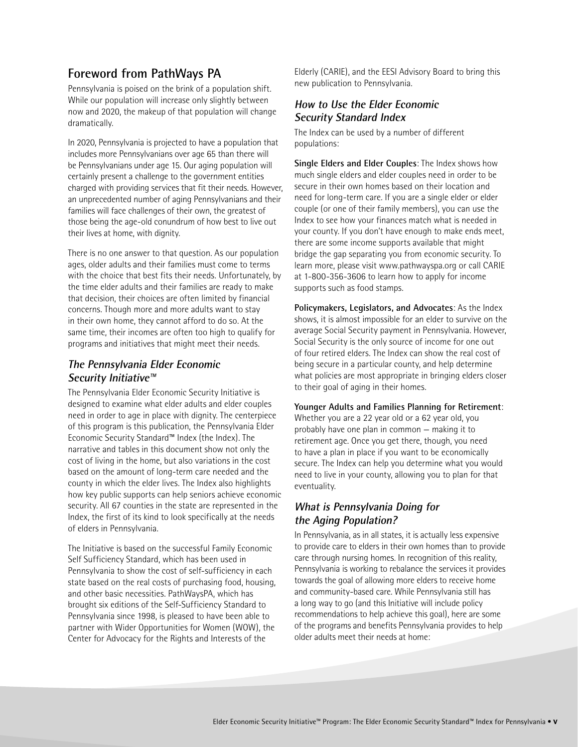## Foreword from PathWays PA

Pennsylvania is poised on the brink of a population shift. While our population will increase only slightly between now and 2020, the makeup of that population will change dramatically.

In 2020, Pennsylvania is projected to have a population that includes more Pennsylvanians over age 65 than there will be Pennsylvanians under age 15. Our aging population will certainly present a challenge to the government entities charged with providing services that fit their needs. However, an unprecedented number of aging Pennsylvanians and their families will face challenges of their own, the greatest of those being the age-old conundrum of how best to live out their lives at home, with dignity.

There is no one answer to that question. As our population ages, older adults and their families must come to terms with the choice that best fits their needs. Unfortunately, by the time elder adults and their families are ready to make that decision, their choices are often limited by financial concerns. Though more and more adults want to stay in their own home, they cannot afford to do so. At the same time, their incomes are often too high to qualify for programs and initiatives that might meet their needs.

### *The Pennsylvania Elder Economic Security Initiative™*

The Pennsylvania Elder Economic Security Initiative is designed to examine what elder adults and elder couples need in order to age in place with dignity. The centerpiece of this program is this publication, the Pennsylvania Elder Economic Security Standard™ Index (the Index). The narrative and tables in this document show not only the cost of living in the home, but also variations in the cost based on the amount of long-term care needed and the county in which the elder lives. The Index also highlights how key public supports can help seniors achieve economic security. All 67 counties in the state are represented in the Index, the first of its kind to look specifically at the needs of elders in Pennsylvania.

The Initiative is based on the successful Family Economic Self Sufficiency Standard, which has been used in Pennsylvania to show the cost of self-sufficiency in each state based on the real costs of purchasing food, housing, and other basic necessities. PathWaysPA, which has brought six editions of the Self-Sufficiency Standard to Pennsylvania since 1998, is pleased to have been able to partner with Wider Opportunities for Women (WOW), the Center for Advocacy for the Rights and Interests of the Elderly (CARIE), and the EESI Advisory Board to bring this new publication to Pennsylvania.

### *How to Use the Elder Economic Security Standard Index*

The Index can be used by a number of different populations:

**Single Elders and Elder Couples**: The Index shows how much single elders and elder couples need in order to be secure in their own homes based on their location and need for long-term care. If you are a single elder or elder couple (or one of their family members), you can use the Index to see how your finances match what is needed in your county. If you don't have enough to make ends meet, there are some income supports available that might bridge the gap separating you from economic security. To learn more, please visit www.pathwayspa.org or call CARIE at 1-800-356-3606 to learn how to apply for income supports such as food stamps.

**Policymakers, Legislators, and Advocates**: As the Index shows, it is almost impossible for an elder to survive on the average Social Security payment in Pennsylvania. However, Social Security is the only source of income for one out of four retired elders. The Index can show the real cost of being secure in a particular county, and help determine what policies are most appropriate in bringing elders closer to their goal of aging in their homes.

**Younger Adults and Families Planning for Retirement**: Whether you are a 22 year old or a 62 year old, you probably have one plan in common — making it to retirement age. Once you get there, though, you need to have a plan in place if you want to be economically secure. The Index can help you determine what you would need to live in your county, allowing you to plan for that eventuality.

### *What is Pennsylvania Doing for the Aging Population?*

In Pennsylvania, as in all states, it is actually less expensive to provide care to elders in their own homes than to provide care through nursing homes. In recognition of this reality, Pennsylvania is working to rebalance the services it provides towards the goal of allowing more elders to receive home and community-based care. While Pennsylvania still has a long way to go (and this Initiative will include policy recommendations to help achieve this goal), here are some of the programs and benefits Pennsylvania provides to help older adults meet their needs at home: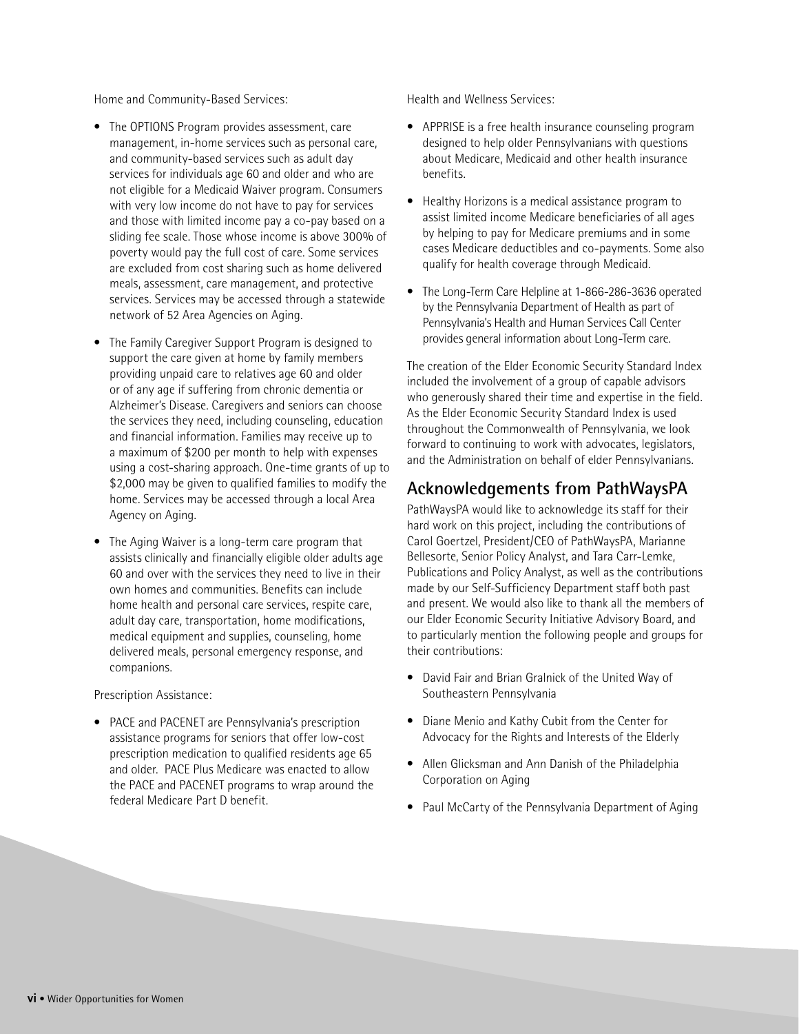Home and Community-Based Services:

- The OPTIONS Program provides assessment, care management, in-home services such as personal care, and community-based services such as adult day services for individuals age 60 and older and who are not eligible for a Medicaid Waiver program. Consumers with very low income do not have to pay for services and those with limited income pay a co-pay based on a sliding fee scale. Those whose income is above 300% of poverty would pay the full cost of care. Some services are excluded from cost sharing such as home delivered meals, assessment, care management, and protective services. Services may be accessed through a statewide network of 52 Area Agencies on Aging.
- The Family Caregiver Support Program is designed to support the care given at home by family members providing unpaid care to relatives age 60 and older or of any age if suffering from chronic dementia or Alzheimer's Disease. Caregivers and seniors can choose the services they need, including counseling, education and financial information. Families may receive up to a maximum of $200 per month to help with expenses using a cost-sharing approach. One-time grants of up to $2,000 may be given to qualified families to modify the home. Services may be accessed through a local Area Agency on Aging.
- The Aging Waiver is a long-term care program that assists clinically and financially eligible older adults age 60 and over with the services they need to live in their own homes and communities. Benefits can include home health and personal care services, respite care, adult day care, transportation, home modifications, medical equipment and supplies, counseling, home delivered meals, personal emergency response, and companions.

Prescription Assistance:

- PACE and PACENET are Pennsylvania's prescription assistance programs for seniors that offer low-cost prescription medication to qualified residents age 65 and older. PACE Plus Medicare was enacted to allow the PACE and PACENET programs to wrap around the federal Medicare Part D benefit.

Health and Wellness Services:

- APPRISE is a free health insurance counseling program designed to help older Pennsylvanians with questions about Medicare, Medicaid and other health insurance benefits.
- Healthy Horizons is a medical assistance program to assist limited income Medicare beneficiaries of all ages by helping to pay for Medicare premiums and in some cases Medicare deductibles and co-payments. Some also qualify for health coverage through Medicaid.
- The Long-Term Care Helpline at 1-866-286-3636 operated by the Pennsylvania Department of Health as part of Pennsylvania's Health and Human Services Call Center provides general information about Long-Term care.

The creation of the Elder Economic Security Standard Index included the involvement of a group of capable advisors who generously shared their time and expertise in the field. As the Elder Economic Security Standard Index is used throughout the Commonwealth of Pennsylvania, we look forward to continuing to work with advocates, legislators, and the Administration on behalf of elder Pennsylvanians.

## Acknowledgements from PathWaysPA

PathWaysPA would like to acknowledge its staff for their hard work on this project, including the contributions of Carol Goertzel, President/CEO of PathWaysPA, Marianne Bellesorte, Senior Policy Analyst, and Tara Carr-Lemke, Publications and Policy Analyst, as well as the contributions made by our Self-Sufficiency Department staff both past and present. We would also like to thank all the members of our Elder Economic Security Initiative Advisory Board, and to particularly mention the following people and groups for their contributions:

- David Fair and Brian Gralnick of the United Way of Southeastern Pennsylvania
- Diane Menio and Kathy Cubit from the Center for Advocacy for the Rights and Interests of the Elderly
- Allen Glicksman and Ann Danish of the Philadelphia Corporation on Aging
- Paul McCarty of the Pennsylvania Department of Aging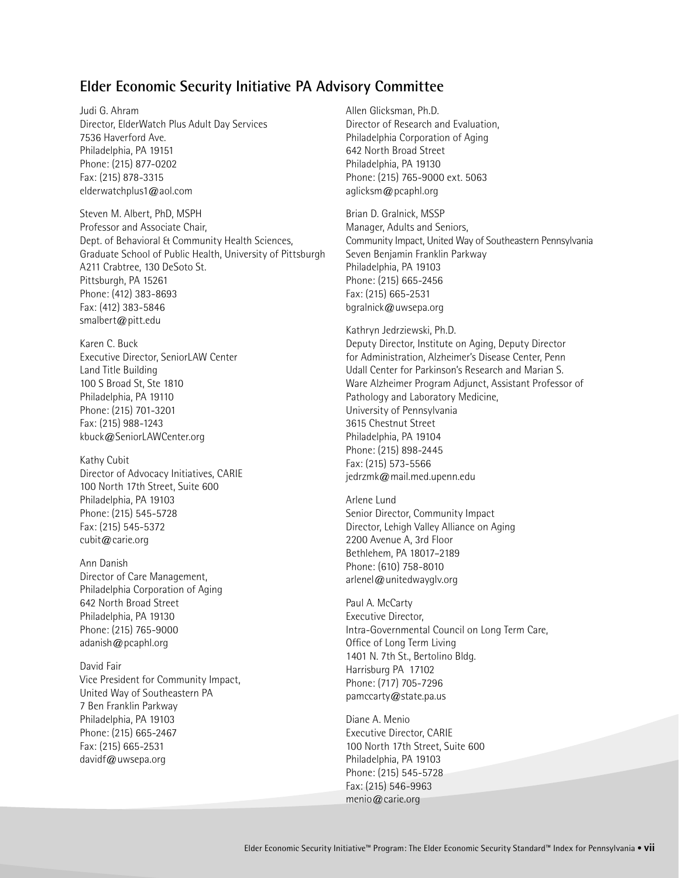## Elder Economic Security Initiative PA Advisory Committee

Judi G. Ahram
Director, ElderWatch Plus Adult Day Services
7536 Haverford Ave.
Philadelphia, PA 19151
Phone: (215) 877-0202
Fax: (215) 878-3315
elderwatchplus1@aol.com

Steven M. Albert, PhD, MSPH
Professor and Associate Chair,
Dept. of Behavioral & Community Health Sciences,
Graduate School of Public Health, University of Pittsburgh
A211 Crabtree, 130 DeSoto St.
Pittsburgh, PA 15261
Phone: (412) 383-8693
Fax: (412) 383-5846
smalbert@pitt.edu

Karen C. Buck
Executive Director, SeniorLAW Center
Land Title Building
100 S Broad St, Ste 1810
Philadelphia, PA 19110
Phone: (215) 701-3201
Fax: (215) 988-1243
kbuck@SeniorLAWCenter.org

Kathy Cubit
Director of Advocacy Initiatives, CARIE
100 North 17th Street, Suite 600
Philadelphia, PA 19103
Phone: (215) 545-5728
Fax: (215) 545-5372
cubit@carie.org

Ann Danish
Director of Care Management,
Philadelphia Corporation of Aging
642 North Broad Street
Philadelphia, PA 19130
Phone: (215) 765-9000
adanish@pcaphl.org

David Fair
Vice President for Community Impact,
United Way of Southeastern PA
7 Ben Franklin Parkway
Philadelphia, PA 19103
Phone: (215) 665-2467
Fax: (215) 665-2531
davidf@uwsepa.org

Allen Glicksman, Ph.D.
Director of Research and Evaluation,
Philadelphia Corporation of Aging
642 North Broad Street
Philadelphia, PA 19130
Phone: (215) 765-9000 ext. 5063
aglicksm@pcaphl.org

Brian D. Gralnick, MSSP
Manager, Adults and Seniors,
Community Impact, United Way of Southeastern Pennsylvania
Seven Benjamin Franklin Parkway
Philadelphia, PA 19103
Phone: (215) 665-2456
Fax: (215) 665-2531
bgralnick@uwsepa.org

Kathryn Jedrziewski, Ph.D.
Deputy Director, Institute on Aging, Deputy Director for Administration, Alzheimer's Disease Center, Penn Udall Center for Parkinson's Research and Marian S. Ware Alzheimer Program Adjunct, Assistant Professor of Pathology and Laboratory Medicine,
University of Pennsylvania
3615 Chestnut Street
Philadelphia, PA 19104
Phone: (215) 898-2445
Fax: (215) 573-5566
jedrzmk@mail.med.upenn.edu

Arlene Lund
Senior Director, Community Impact
Director, Lehigh Valley Alliance on Aging
2200 Avenue A, 3rd Floor
Bethlehem, PA 18017–2189
Phone: (610) 758-8010
arlenel@unitedwayglv.org

Paul A. McCarty
Executive Director,
Intra-Governmental Council on Long Term Care,
Office of Long Term Living
1401 N. 7th St., Bertolino Bldg.
Harrisburg PA 17102
Phone: (717) 705-7296
pamccarty@state.pa.us

Diane A. Menio
Executive Director, CARIE
100 North 17th Street, Suite 600
Philadelphia, PA 19103
Phone: (215) 545-5728
Fax: (215) 546-9963
menio@carie.org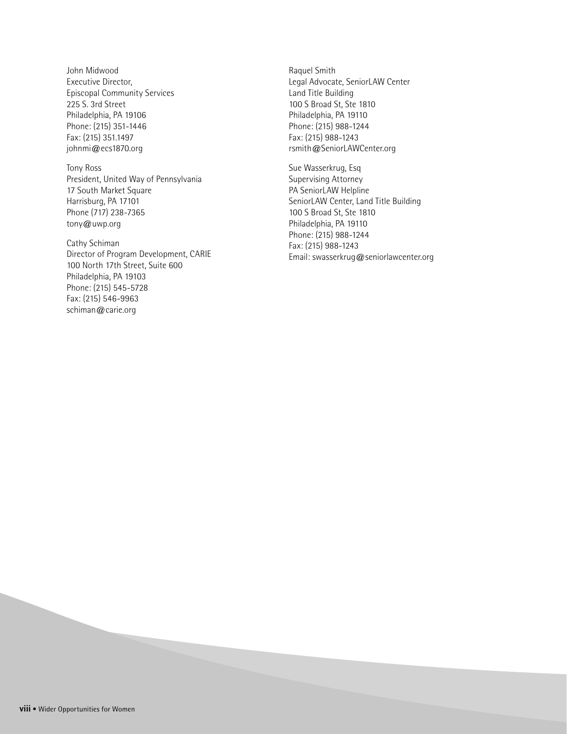John Midwood
Executive Director,
Episcopal Community Services
225 S. 3rd Street
Philadelphia, PA 19106
Phone: (215) 351-1446
Fax: (215) 351.1497
johnmi@ecs1870.org

Tony Ross
President, United Way of Pennsylvania
17 South Market Square
Harrisburg, PA 17101
Phone (717) 238-7365
tony@uwp.org

Cathy Schiman
Director of Program Development, CARIE
100 North 17th Street, Suite 600
Philadelphia, PA 19103
Phone: (215) 545-5728
Fax: (215) 546-9963
schiman@carie.org

Raquel Smith
Legal Advocate, SeniorLAW Center
Land Title Building
100 S Broad St, Ste 1810
Philadelphia, PA 19110
Phone: (215) 988-1244
Fax: (215) 988-1243
rsmith@SeniorLAWCenter.org

Sue Wasserkrug, Esq
Supervising Attorney
PA SeniorLAW Helpline
SeniorLAW Center, Land Title Building
100 S Broad St, Ste 1810
Philadelphia, PA 19110
Phone: (215) 988-1244
Fax: (215) 988-1243
Email: swasserkrug@seniorlawcenter.org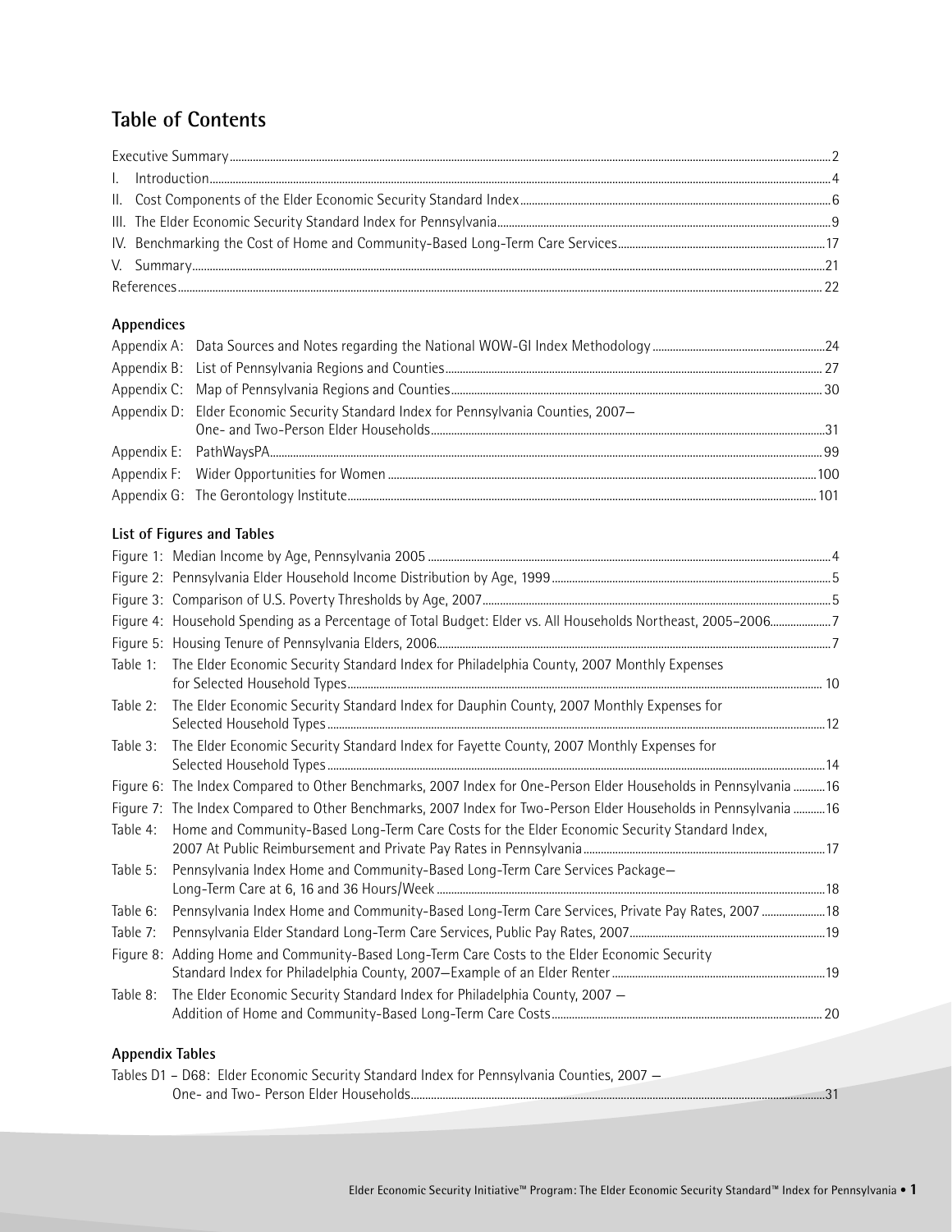# Table of Contents

| | |
|---|---|
| Executive Summary | 2 |
| I. Introduction | 4 |
| II. Cost Components of the Elder Economic Security Standard Index | 6 |
| III. The Elder Economic Security Standard Index for Pennsylvania | 9 |
| IV. Benchmarking the Cost of Home and Community-Based Long-Term Care Services | 17 |
| V. Summary | 21 |
| References | 22 |

### Appendices

| | |
|---|---|
| Appendix A: Data Sources and Notes regarding the National WOW-GI Index Methodology | 24 |
| Appendix B: List of Pennsylvania Regions and Counties | 27 |
| Appendix C: Map of Pennsylvania Regions and Counties | 30 |
| Appendix D: Elder Economic Security Standard Index for Pennsylvania Counties, 2007— One- and Two-Person Elder Households | 31 |
| Appendix E: PathWaysPA | 99 |
| Appendix F: Wider Opportunities for Women | 100 |
| Appendix G: The Gerontology Institute | 101 |

### List of Figures and Tables

| | |
|---|---|
| Figure 1: Median Income by Age, Pennsylvania 2005 | 4 |
| Figure 2: Pennsylvania Elder Household Income Distribution by Age, 1999 | 5 |
| Figure 3: Comparison of U.S. Poverty Thresholds by Age, 2007 | 5 |
| Figure 4: Household Spending as a Percentage of Total Budget: Elder vs. All Households Northeast, 2005–2006 | 7 |
| Figure 5: Housing Tenure of Pennsylvania Elders, 2006 | 7 |
| Table 1: The Elder Economic Security Standard Index for Philadelphia County, 2007 Monthly Expenses for Selected Household Types | 10 |
| Table 2: The Elder Economic Security Standard Index for Dauphin County, 2007 Monthly Expenses for Selected Household Types | 12 |
| Table 3: The Elder Economic Security Standard Index for Fayette County, 2007 Monthly Expenses for Selected Household Types | 14 |
| Figure 6: The Index Compared to Other Benchmarks, 2007 Index for One-Person Elder Households in Pennsylvania | 16 |
| Figure 7: The Index Compared to Other Benchmarks, 2007 Index for Two-Person Elder Households in Pennsylvania | 16 |
| Table 4: Home and Community-Based Long-Term Care Costs for the Elder Economic Security Standard Index, 2007 At Public Reimbursement and Private Pay Rates in Pennsylvania | 17 |
| Table 5: Pennsylvania Index Home and Community-Based Long-Term Care Services Package— Long-Term Care at 6, 16 and 36 Hours/Week | 18 |
| Table 6: Pennsylvania Index Home and Community-Based Long-Term Care Services, Private Pay Rates, 2007 | 18 |
| Table 7: Pennsylvania Elder Standard Long-Term Care Services, Public Pay Rates, 2007 | 19 |
| Figure 8: Adding Home and Community-Based Long-Term Care Costs to the Elder Economic Security Standard Index for Philadelphia County, 2007—Example of an Elder Renter | 19 |
| Table 8: The Elder Economic Security Standard Index for Philadelphia County, 2007 — Addition of Home and Community-Based Long-Term Care Costs | 20 |

### Appendix Tables

| | |
|---|---|
| Tables D1 – D68: Elder Economic Security Standard Index for Pennsylvania Counties, 2007 — One- and Two- Person Elder Households | 31 |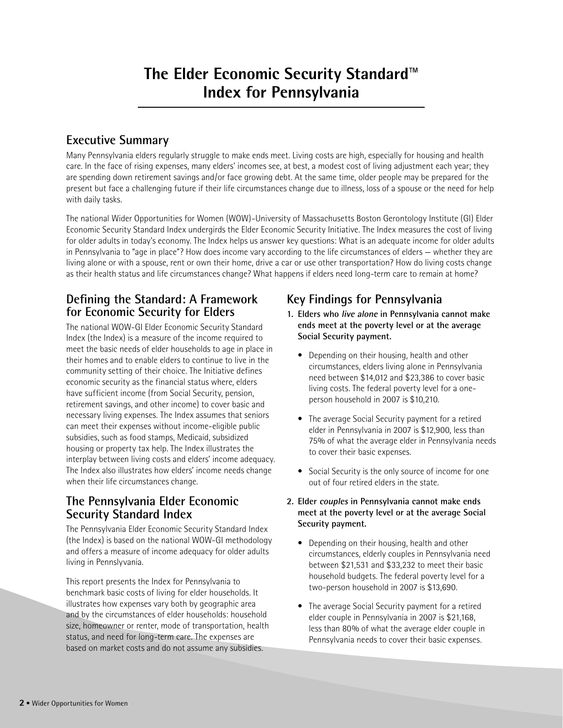# The Elder Economic Security Standard™ Index for Pennsylvania

## Executive Summary

Many Pennsylvania elders regularly struggle to make ends meet. Living costs are high, especially for housing and health care. In the face of rising expenses, many elders' incomes see, at best, a modest cost of living adjustment each year; they are spending down retirement savings and/or face growing debt. At the same time, older people may be prepared for the present but face a challenging future if their life circumstances change due to illness, loss of a spouse or the need for help with daily tasks.

The national Wider Opportunities for Women (WOW)-University of Massachusetts Boston Gerontology Institute (GI) Elder Economic Security Standard Index undergirds the Elder Economic Security Initiative. The Index measures the cost of living for older adults in today's economy. The Index helps us answer key questions: What is an adequate income for older adults in Pennsylvania to "age in place"? How does income vary according to the life circumstances of elders — whether they are living alone or with a spouse, rent or own their home, drive a car or use other transportation? How do living costs change as their health status and life circumstances change? What happens if elders need long-term care to remain at home?

## Defining the Standard: A Framework for Economic Security for Elders

The national WOW-GI Elder Economic Security Standard Index (the Index) is a measure of the income required to meet the basic needs of elder households to age in place in their homes and to enable elders to continue to live in the community setting of their choice. The Initiative defines economic security as the financial status where, elders have sufficient income (from Social Security, pension, retirement savings, and other income) to cover basic and necessary living expenses. The Index assumes that seniors can meet their expenses without income-eligible public subsidies, such as food stamps, Medicaid, subsidized housing or property tax help. The Index illustrates the interplay between living costs and elders' income adequacy. The Index also illustrates how elders' income needs change when their life circumstances change.

## The Pennsylvania Elder Economic Security Standard Index

The Pennsylvania Elder Economic Security Standard Index (the Index) is based on the national WOW-GI methodology and offers a measure of income adequacy for older adults living in Pennslyvania.

This report presents the Index for Pennsylvania to benchmark basic costs of living for elder households. It illustrates how expenses vary both by geographic area and by the circumstances of elder households: household size, homeowner or renter, mode of transportation, health status, and need for long-term care. The expenses are based on market costs and do not assume any subsidies.

## Key Findings for Pennsylvania

1. **Elders who *live alone* in Pennsylvania cannot make ends meet at the poverty level or at the average Social Security payment.**
   - Depending on their housing, health and other circumstances, elders living alone in Pennsylvania need between $14,012 and $23,386 to cover basic living costs. The federal poverty level for a one-person household in 2007 is $10,210.
   - The average Social Security payment for a retired elder in Pennsylvania in 2007 is $12,900, less than 75% of what the average elder in Pennsylvania needs to cover their basic expenses.
   - Social Security is the only source of income for one out of four retired elders in the state.

2. **Elder *couples* in Pennsylvania cannot make ends meet at the poverty level or at the average Social Security payment.**
   - Depending on their housing, health and other circumstances, elderly couples in Pennsylvania need between $21,531 and $33,232 to meet their basic household budgets. The federal poverty level for a two-person household in 2007 is $13,690.
   - The average Social Security payment for a retired elder couple in Pennsylvania in 2007 is $21,168, less than 80% of what the average elder couple in Pennsylvania needs to cover their basic expenses.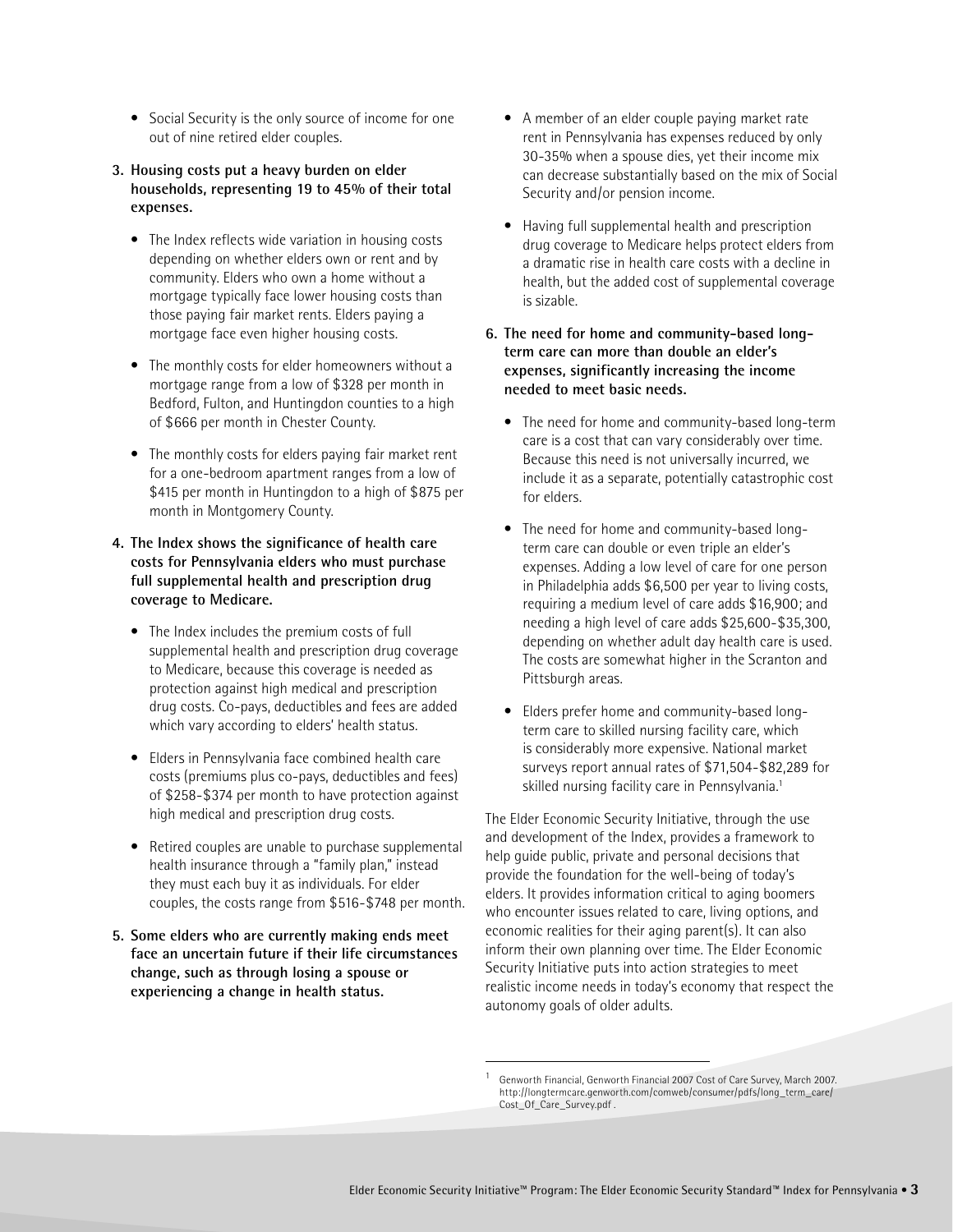- Social Security is the only source of income for one out of nine retired elder couples.

3. **Housing costs put a heavy burden on elder households, representing 19 to 45% of their total expenses.**

   - The Index reflects wide variation in housing costs depending on whether elders own or rent and by community. Elders who own a home without a mortgage typically face lower housing costs than those paying fair market rents. Elders paying a mortgage face even higher housing costs.

   - The monthly costs for elder homeowners without a mortgage range from a low of $328 per month in Bedford, Fulton, and Huntingdon counties to a high of $666 per month in Chester County.

   - The monthly costs for elders paying fair market rent for a one-bedroom apartment ranges from a low of $415 per month in Huntingdon to a high of $875 per month in Montgomery County.

4. **The Index shows the significance of health care costs for Pennsylvania elders who must purchase full supplemental health and prescription drug coverage to Medicare.**

   - The Index includes the premium costs of full supplemental health and prescription drug coverage to Medicare, because this coverage is needed as protection against high medical and prescription drug costs. Co-pays, deductibles and fees are added which vary according to elders' health status.

   - Elders in Pennsylvania face combined health care costs (premiums plus co-pays, deductibles and fees) of $258-$374 per month to have protection against high medical and prescription drug costs.

   - Retired couples are unable to purchase supplemental health insurance through a "family plan," instead they must each buy it as individuals. For elder couples, the costs range from $516-$748 per month.

5. **Some elders who are currently making ends meet face an uncertain future if their life circumstances change, such as through losing a spouse or experiencing a change in health status.**

   - A member of an elder couple paying market rate rent in Pennsylvania has expenses reduced by only 30-35% when a spouse dies, yet their income mix can decrease substantially based on the mix of Social Security and/or pension income.

   - Having full supplemental health and prescription drug coverage to Medicare helps protect elders from a dramatic rise in health care costs with a decline in health, but the added cost of supplemental coverage is sizable.

6. **The need for home and community-based long-term care can more than double an elder's expenses, significantly increasing the income needed to meet basic needs.**

   - The need for home and community-based long-term care is a cost that can vary considerably over time. Because this need is not universally incurred, we include it as a separate, potentially catastrophic cost for elders.

   - The need for home and community-based long-term care can double or even triple an elder's expenses. Adding a low level of care for one person in Philadelphia adds $6,500 per year to living costs, requiring a medium level of care adds $16,900; and needing a high level of care adds $25,600-$35,300, depending on whether adult day health care is used. The costs are somewhat higher in the Scranton and Pittsburgh areas.

   - Elders prefer home and community-based long-term care to skilled nursing facility care, which is considerably more expensive. National market surveys report annual rates of $71,504-$82,289 for skilled nursing facility care in Pennsylvania.[1]

The Elder Economic Security Initiative, through the use and development of the Index, provides a framework to help guide public, private and personal decisions that provide the foundation for the well-being of today's elders. It provides information critical to aging boomers who encounter issues related to care, living options, and economic realities for their aging parent(s). It can also inform their own planning over time. The Elder Economic Security Initiative puts into action strategies to meet realistic income needs in today's economy that respect the autonomy goals of older adults.

[1] Genworth Financial, Genworth Financial 2007 Cost of Care Survey, March 2007. http://longtermcare.genworth.com/comweb/consumer/pdfs/long_term_care/Cost_Of_Care_Survey.pdf .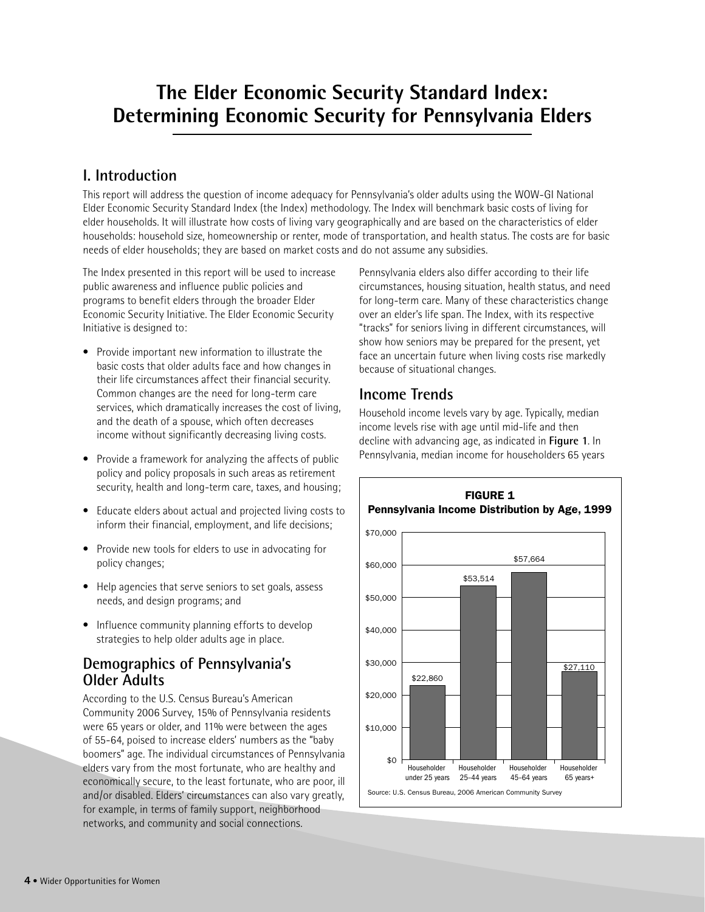# The Elder Economic Security Standard Index: Determining Economic Security for Pennsylvania Elders

## I. Introduction

This report will address the question of income adequacy for Pennsylvania's older adults using the WOW-GI National Elder Economic Security Standard Index (the Index) methodology. The Index will benchmark basic costs of living for elder households. It will illustrate how costs of living vary geographically and are based on the characteristics of elder households: household size, homeownership or renter, mode of transportation, and health status. The costs are for basic needs of elder households; they are based on market costs and do not assume any subsidies.

The Index presented in this report will be used to increase public awareness and influence public policies and programs to benefit elders through the broader Elder Economic Security Initiative. The Elder Economic Security Initiative is designed to:

- Provide important new information to illustrate the basic costs that older adults face and how changes in their life circumstances affect their financial security. Common changes are the need for long-term care services, which dramatically increases the cost of living, and the death of a spouse, which often decreases income without significantly decreasing living costs.
- Provide a framework for analyzing the affects of public policy and policy proposals in such areas as retirement security, health and long-term care, taxes, and housing;
- Educate elders about actual and projected living costs to inform their financial, employment, and life decisions;
- Provide new tools for elders to use in advocating for policy changes;
- Help agencies that serve seniors to set goals, assess needs, and design programs; and
- Influence community planning efforts to develop strategies to help older adults age in place.

## Demographics of Pennsylvania's Older Adults

According to the U.S. Census Bureau's American Community 2006 Survey, 15% of Pennsylvania residents were 65 years or older, and 11% were between the ages of 55-64, poised to increase elders' numbers as the "baby boomers" age. The individual circumstances of Pennsylvania elders vary from the most fortunate, who are healthy and economically secure, to the least fortunate, who are poor, ill and/or disabled. Elders' circumstances can also vary greatly, for example, in terms of family support, neighborhood networks, and community and social connections.

Pennsylvania elders also differ according to their life circumstances, housing situation, health status, and need for long-term care. Many of these characteristics change over an elder's life span. The Index, with its respective "tracks" for seniors living in different circumstances, will show how seniors may be prepared for the present, yet face an uncertain future when living costs rise markedly because of situational changes.

## Income Trends

Household income levels vary by age. Typically, median income levels rise with age until mid-life and then decline with advancing age, as indicated in **Figure 1**. In Pennsylvania, median income for householders 65 years

**FIGURE 1**
**Pennsylvania Income Distribution by Age, 1999**

| Age group | Median income |
|---|---|
| Householder under 25 years | $22,860 |
| Householder 25–44 years | $53,514 |
| Householder 45–64 years | $57,664 |
| Householder 65 years+ | $27,110 |

Source: U.S. Census Bureau, 2006 American Community Survey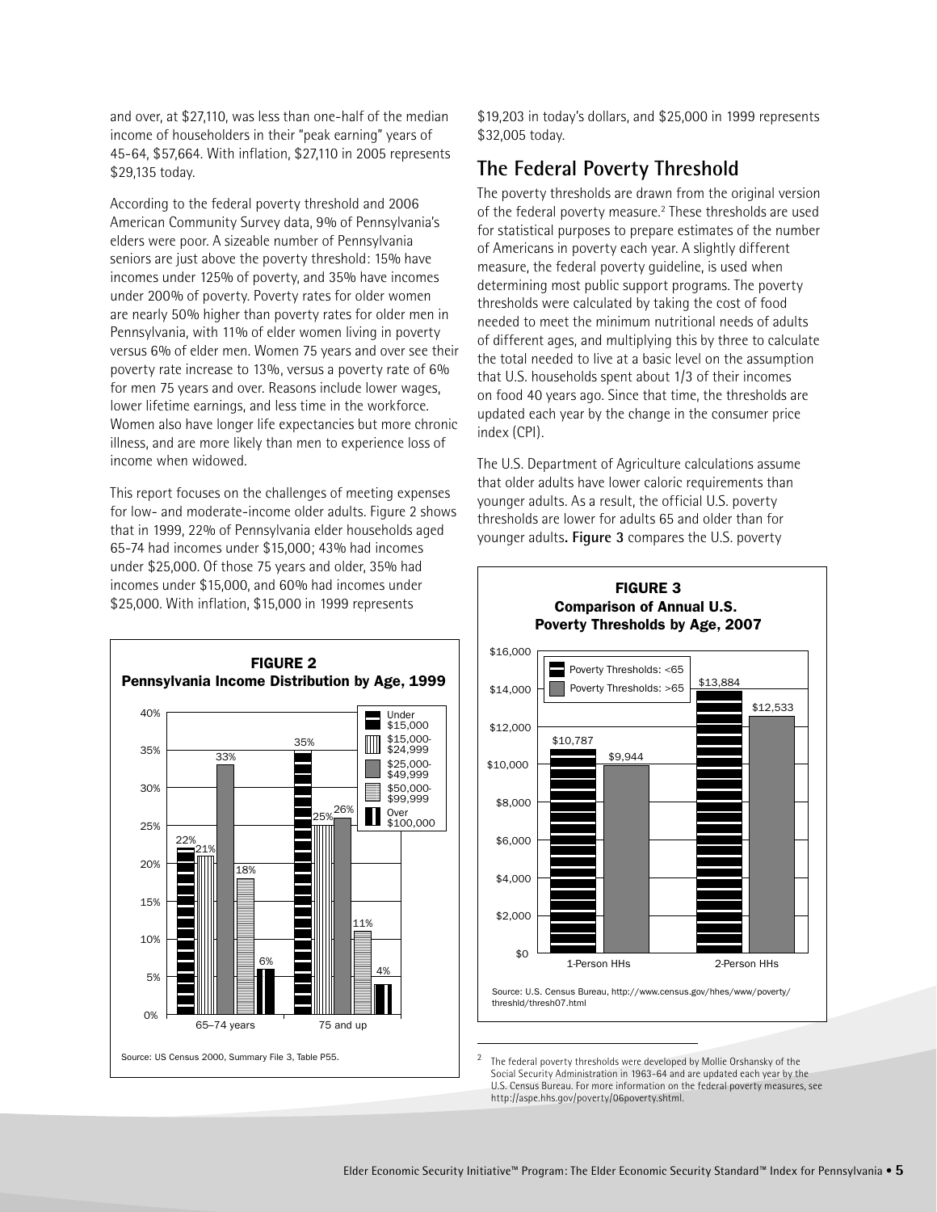and over, at $27,110, was less than one-half of the median income of householders in their "peak earning" years of 45-64, $57,664. With inflation, $27,110 in 2005 represents $29,135 today.

According to the federal poverty threshold and 2006 American Community Survey data, 9% of Pennsylvania's elders were poor. A sizeable number of Pennsylvania seniors are just above the poverty threshold: 15% have incomes under 125% of poverty, and 35% have incomes under 200% of poverty. Poverty rates for older women are nearly 50% higher than poverty rates for older men in Pennsylvania, with 11% of elder women living in poverty versus 6% of elder men. Women 75 years and over see their poverty rate increase to 13%, versus a poverty rate of 6% for men 75 years and over. Reasons include lower wages, lower lifetime earnings, and less time in the workforce. Women also have longer life expectancies but more chronic illness, and are more likely than men to experience loss of income when widowed.

This report focuses on the challenges of meeting expenses for low- and moderate-income older adults. Figure 2 shows that in 1999, 22% of Pennsylvania elder households aged 65-74 had incomes under $15,000; 43% had incomes under $25,000. Of those 75 years and older, 35% had incomes under $15,000, and 60% had incomes under $25,000. With inflation, $15,000 in 1999 represents $19,203 in today's dollars, and $25,000 in 1999 represents $32,005 today.

**FIGURE 2**
**Pennsylvania Income Distribution by Age, 1999**

| Income | 65–74 years | 75 and up |
|---|---|---|
| Under $15,000 | 22% | 35% |
| $15,000-$24,999 | 21% | 25% |
| $25,000-$49,999 | 33% | 26% |
| $50,000-$99,999 | 18% | 11% |
| Over $100,000 | 6% | 4% |

Source: US Census 2000, Summary File 3, Table P55.

## The Federal Poverty Threshold

The poverty thresholds are drawn from the original version of the federal poverty measure.[2] These thresholds are used for statistical purposes to prepare estimates of the number of Americans in poverty each year. A slightly different measure, the federal poverty guideline, is used when determining most public support programs. The poverty thresholds were calculated by taking the cost of food needed to meet the minimum nutritional needs of adults of different ages, and multiplying this by three to calculate the total needed to live at a basic level on the assumption that U.S. households spent about 1/3 of their incomes on food 40 years ago. Since that time, the thresholds are updated each year by the change in the consumer price index (CPI).

The U.S. Department of Agriculture calculations assume that older adults have lower caloric requirements than younger adults. As a result, the official U.S. poverty thresholds are lower for adults 65 and older than for younger adults. **Figure 3** compares the U.S. poverty

**FIGURE 3**
**Comparison of Annual U.S. Poverty Thresholds by Age, 2007**

| | Poverty Thresholds: <65 | Poverty Thresholds: >65 |
|---|---|---|
| 1-Person HHs | $10,787 | $9,944 |
| 2-Person HHs | $13,884 | $12,533 |

Source: U.S. Census Bureau, http://www.census.gov/hhes/www/poverty/threshld/thresh07.html

[2] The federal poverty thresholds were developed by Mollie Orshansky of the Social Security Administration in 1963-64 and are updated each year by the U.S. Census Bureau. For more information on the federal poverty measures, see http://aspe.hhs.gov/poverty/06poverty.shtml.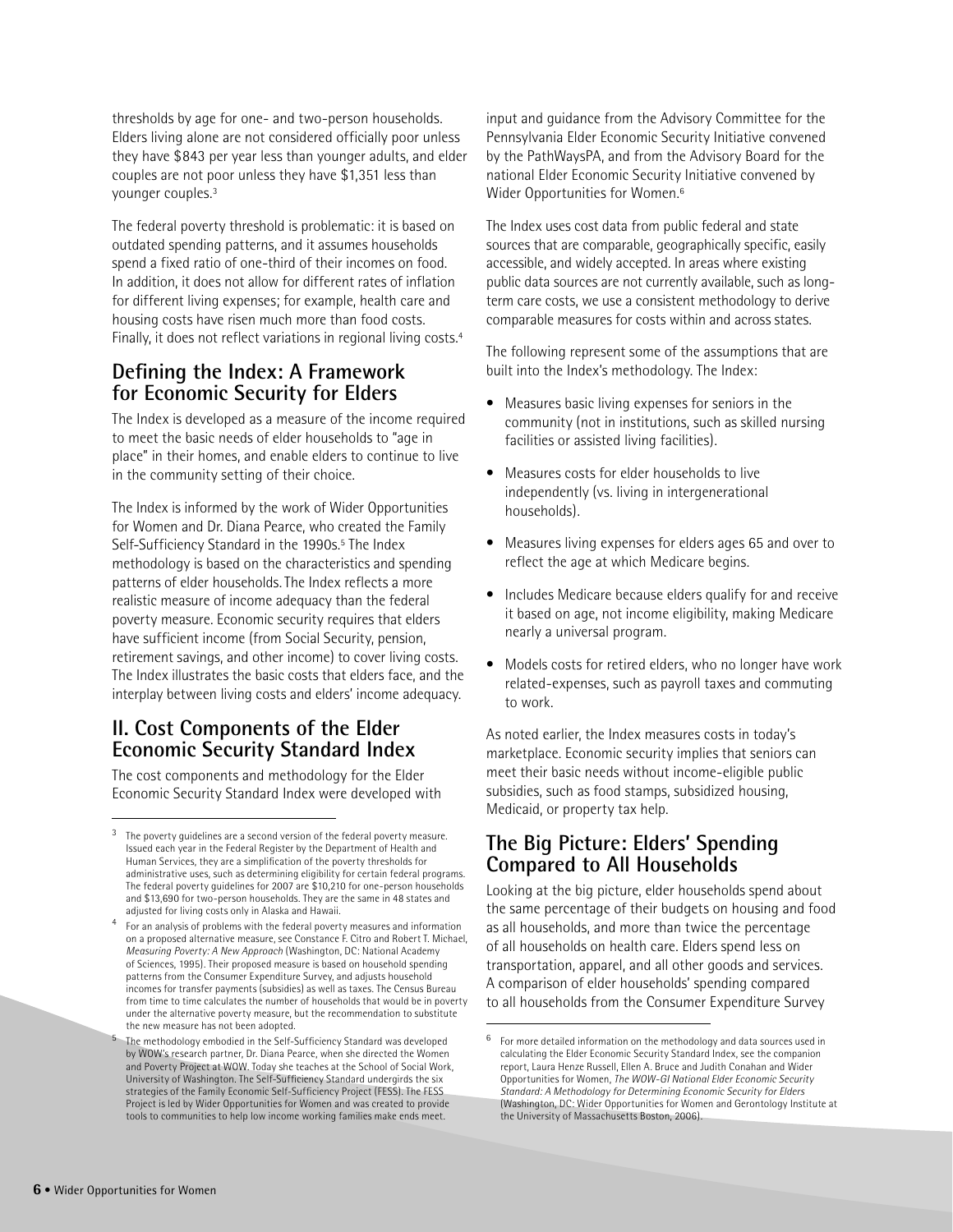thresholds by age for one- and two-person households. Elders living alone are not considered officially poor unless they have $843 per year less than younger adults, and elder couples are not poor unless they have $1,351 less than younger couples.[3]

The federal poverty threshold is problematic: it is based on outdated spending patterns, and it assumes households spend a fixed ratio of one-third of their incomes on food. In addition, it does not allow for different rates of inflation for different living expenses; for example, health care and housing costs have risen much more than food costs. Finally, it does not reflect variations in regional living costs.[4]

## Defining the Index: A Framework for Economic Security for Elders

The Index is developed as a measure of the income required to meet the basic needs of elder households to "age in place" in their homes, and enable elders to continue to live in the community setting of their choice.

The Index is informed by the work of Wider Opportunities for Women and Dr. Diana Pearce, who created the Family Self-Sufficiency Standard in the 1990s.[5] The Index methodology is based on the characteristics and spending patterns of elder households. The Index reflects a more realistic measure of income adequacy than the federal poverty measure. Economic security requires that elders have sufficient income (from Social Security, pension, retirement savings, and other income) to cover living costs. The Index illustrates the basic costs that elders face, and the interplay between living costs and elders' income adequacy.

## II. Cost Components of the Elder Economic Security Standard Index

The cost components and methodology for the Elder Economic Security Standard Index were developed with input and guidance from the Advisory Committee for the Pennsylvania Elder Economic Security Initiative convened by the PathWaysPA, and from the Advisory Board for the national Elder Economic Security Initiative convened by Wider Opportunities for Women.[6]

The Index uses cost data from public federal and state sources that are comparable, geographically specific, easily accessible, and widely accepted. In areas where existing public data sources are not currently available, such as long-term care costs, we use a consistent methodology to derive comparable measures for costs within and across states.

The following represent some of the assumptions that are built into the Index's methodology. The Index:

- Measures basic living expenses for seniors in the community (not in institutions, such as skilled nursing facilities or assisted living facilities).
- Measures costs for elder households to live independently (vs. living in intergenerational households).
- Measures living expenses for elders ages 65 and over to reflect the age at which Medicare begins.
- Includes Medicare because elders qualify for and receive it based on age, not income eligibility, making Medicare nearly a universal program.
- Models costs for retired elders, who no longer have work related-expenses, such as payroll taxes and commuting to work.

As noted earlier, the Index measures costs in today's marketplace. Economic security implies that seniors can meet their basic needs without income-eligible public subsidies, such as food stamps, subsidized housing, Medicaid, or property tax help.

## The Big Picture: Elders' Spending Compared to All Households

Looking at the big picture, elder households spend about the same percentage of their budgets on housing and food as all households, and more than twice the percentage of all households on health care. Elders spend less on transportation, apparel, and all other goods and services. A comparison of elder households' spending compared to all households from the Consumer Expenditure Survey

---

[3] The poverty guidelines are a second version of the federal poverty measure. Issued each year in the Federal Register by the Department of Health and Human Services, they are a simplification of the poverty thresholds for administrative uses, such as determining eligibility for certain federal programs. The federal poverty guidelines for 2007 are $10,210 for one-person households and $13,690 for two-person households. They are the same in 48 states and adjusted for living costs only in Alaska and Hawaii.

[4] For an analysis of problems with the federal poverty measures and information on a proposed alternative measure, see Constance F. Citro and Robert T. Michael, *Measuring Poverty: A New Approach* (Washington, DC: National Academy of Sciences, 1995). Their proposed measure is based on household spending patterns from the Consumer Expenditure Survey, and adjusts household incomes for transfer payments (subsidies) as well as taxes. The Census Bureau from time to time calculates the number of households that would be in poverty under the alternative poverty measure, but the recommendation to substitute the new measure has not been adopted.

[5] The methodology embodied in the Self-Sufficiency Standard was developed by WOW's research partner, Dr. Diana Pearce, when she directed the Women and Poverty Project at WOW. Today she teaches at the School of Social Work, University of Washington. The Self-Sufficiency Standard undergirds the six strategies of the Family Economic Self-Sufficiency Project (FESS). The FESS Project is led by Wider Opportunities for Women and was created to provide tools to communities to help low income working families make ends meet.

[6] For more detailed information on the methodology and data sources used in calculating the Elder Economic Security Standard Index, see the companion report, Laura Henze Russell, Ellen A. Bruce and Judith Conahan and Wider Opportunities for Women, *The WOW-GI National Elder Economic Security Standard: A Methodology for Determining Economic Security for Elders* (Washington, DC: Wider Opportunities for Women and Gerontology Institute at the University of Massachusetts Boston, 2006).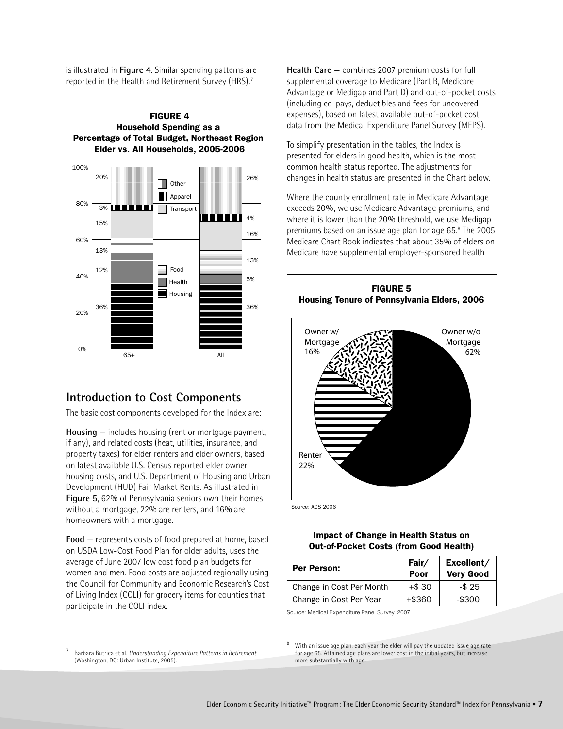is illustrated in **Figure 4**. Similar spending patterns are reported in the Health and Retirement Survey (HRS).[7]

**FIGURE 4**
**Household Spending as a Percentage of Total Budget, Northeast Region Elder vs. All Households, 2005-2006**

| Category | 65+ | All |
|---|---|---|
| Other | 20% | 26% |
| Apparel | 3% | 4% |
| Transport | 15% | 16% |
| Food | 13% | 13% |
| Health | 12% | 5% |
| Housing | 36% | 36% |

## Introduction to Cost Components

The basic cost components developed for the Index are:

**Housing** — includes housing (rent or mortgage payment, if any), and related costs (heat, utilities, insurance, and property taxes) for elder renters and elder owners, based on latest available U.S. Census reported elder owner housing costs, and U.S. Department of Housing and Urban Development (HUD) Fair Market Rents. As illustrated in **Figure 5**, 62% of Pennsylvania seniors own their homes without a mortgage, 22% are renters, and 16% are homeowners with a mortgage.

**Food** — represents costs of food prepared at home, based on USDA Low-Cost Food Plan for older adults, uses the average of June 2007 low cost food plan budgets for women and men. Food costs are adjusted regionally using the Council for Community and Economic Research's Cost of Living Index (COLI) for grocery items for counties that participate in the COLI index.

**Health Care** — combines 2007 premium costs for full supplemental coverage to Medicare (Part B, Medicare Advantage or Medigap and Part D) and out-of-pocket costs (including co-pays, deductibles and fees for uncovered expenses), based on latest available out-of-pocket cost data from the Medical Expenditure Panel Survey (MEPS).

To simplify presentation in the tables, the Index is presented for elders in good health, which is the most common health status reported. The adjustments for changes in health status are presented in the Chart below.

Where the county enrollment rate in Medicare Advantage exceeds 20%, we use Medicare Advantage premiums, and where it is lower than the 20% threshold, we use Medigap premiums based on an issue age plan for age 65.[8] The 2005 Medicare Chart Book indicates that about 35% of elders on Medicare have supplemental employer-sponsored health

**FIGURE 5**
**Housing Tenure of Pennsylvania Elders, 2006**

| Housing Tenure | Percent |
|---|---|
| Owner w/o Mortgage | 62% |
| Renter | 22% |
| Owner w/ Mortgage | 16% |

Source: ACS 2006

**Impact of Change in Health Status on Out-of-Pocket Costs (from Good Health)**

| Per Person: | Fair/ Poor | Excellent/ Very Good |
|---|---|---|
| Change in Cost Per Month | +$ 30 | -$ 25 |
| Change in Cost Per Year | +$360 | -$300 |

Source: Medical Expenditure Panel Survey, 2007.

---

[7] Barbara Butrica et al. *Understanding Expenditure Patterns in Retirement* (Washington, DC: Urban Institute, 2005).

[8] With an issue age plan, each year the elder will pay the updated issue age rate for age 65. Attained age plans are lower cost in the initial years, but increase more substantially with age.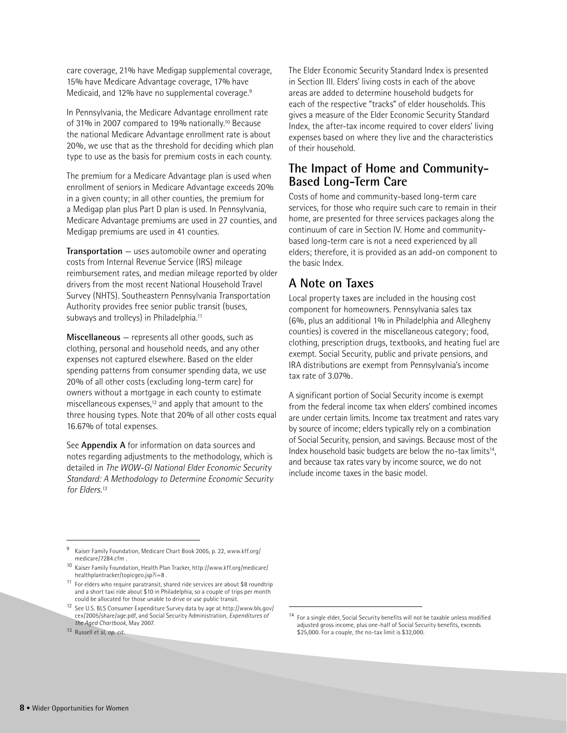care coverage, 21% have Medigap supplemental coverage, 15% have Medicare Advantage coverage, 17% have Medicaid, and 12% have no supplemental coverage.[9]

In Pennsylvania, the Medicare Advantage enrollment rate of 31% in 2007 compared to 19% nationally.[10] Because the national Medicare Advantage enrollment rate is about 20%, we use that as the threshold for deciding which plan type to use as the basis for premium costs in each county.

The premium for a Medicare Advantage plan is used when enrollment of seniors in Medicare Advantage exceeds 20% in a given county; in all other counties, the premium for a Medigap plan plus Part D plan is used. In Pennsylvania, Medicare Advantage premiums are used in 27 counties, and Medigap premiums are used in 41 counties.

**Transportation** — uses automobile owner and operating costs from Internal Revenue Service (IRS) mileage reimbursement rates, and median mileage reported by older drivers from the most recent National Household Travel Survey (NHTS). Southeastern Pennsylvania Transportation Authority provides free senior public transit (buses, subways and trolleys) in Philadelphia.[11]

**Miscellaneous** — represents all other goods, such as clothing, personal and household needs, and any other expenses not captured elsewhere. Based on the elder spending patterns from consumer spending data, we use 20% of all other costs (excluding long-term care) for owners without a mortgage in each county to estimate miscellaneous expenses,[12] and apply that amount to the three housing types. Note that 20% of all other costs equal 16.67% of total expenses.

See **Appendix A** for information on data sources and notes regarding adjustments to the methodology, which is detailed in *The WOW-GI National Elder Economic Security Standard: A Methodology to Determine Economic Security for Elders.*[13]

The Elder Economic Security Standard Index is presented in Section III. Elders' living costs in each of the above areas are added to determine household budgets for each of the respective "tracks" of elder households. This gives a measure of the Elder Economic Security Standard Index, the after-tax income required to cover elders' living expenses based on where they live and the characteristics of their household.

## The Impact of Home and Community-Based Long-Term Care

Costs of home and community-based long-term care services, for those who require such care to remain in their home, are presented for three services packages along the continuum of care in Section IV. Home and community-based long-term care is not a need experienced by all elders; therefore, it is provided as an add-on component to the basic Index.

## A Note on Taxes

Local property taxes are included in the housing cost component for homeowners. Pennsylvania sales tax (6%, plus an additional 1% in Philadelphia and Allegheny counties) is covered in the miscellaneous category; food, clothing, prescription drugs, textbooks, and heating fuel are exempt. Social Security, public and private pensions, and IRA distributions are exempt from Pennsylvania's income tax rate of 3.07%.

A significant portion of Social Security income is exempt from the federal income tax when elders' combined incomes are under certain limits. Income tax treatment and rates vary by source of income; elders typically rely on a combination of Social Security, pension, and savings. Because most of the Index household basic budgets are below the no-tax limits[14], and because tax rates vary by income source, we do not include income taxes in the basic model.

---

[9] Kaiser Family Foundation, Medicare Chart Book 2005, p. 22, www.kff.org/medicare/7284.cfm .

[10] Kaiser Family Foundation, Health Plan Tracker, http://www.kff.org/medicare/healthplantracker/topicgeo.jsp?i=8 .

[11] For elders who require paratransit, shared ride services are about $8 roundtrip and a short taxi ride about $10 in Philadelphia, so a couple of trips per month could be allocated for those unable to drive or use public transit.

[12] See U.S. BLS Consumer Expenditure Survey data by age at http://www.bls.gov/cex/2005/share/age.pdf, and Social Security Administration, *Expenditures of the Aged Chartbook*, May 2007.

[13] Russell et al, *op. cit.*

[14] For a single elder, Social Security benefits will not be taxable unless modified adjusted gross income, plus one-half of Social Security benefits, exceeds $25,000. For a couple, the no-tax limit is $32,000.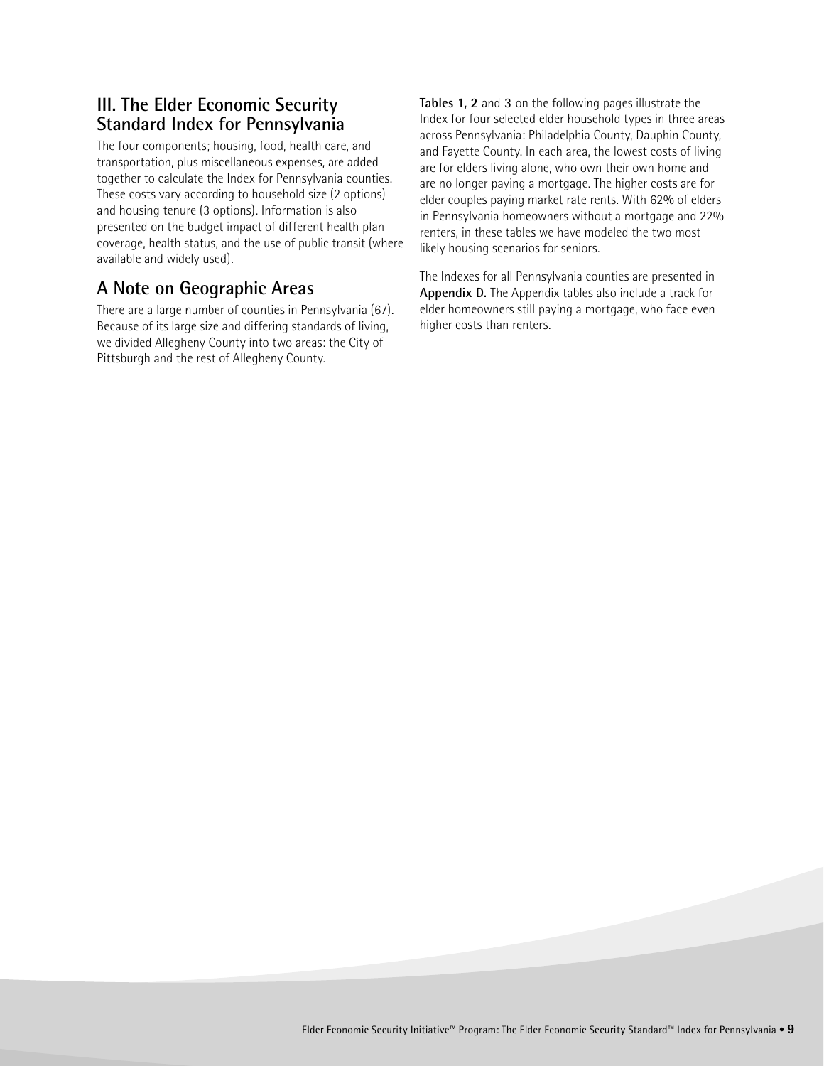## III. The Elder Economic Security Standard Index for Pennsylvania

The four components; housing, food, health care, and transportation, plus miscellaneous expenses, are added together to calculate the Index for Pennsylvania counties. These costs vary according to household size (2 options) and housing tenure (3 options). Information is also presented on the budget impact of different health plan coverage, health status, and the use of public transit (where available and widely used).

## A Note on Geographic Areas

There are a large number of counties in Pennsylvania (67). Because of its large size and differing standards of living, we divided Allegheny County into two areas: the City of Pittsburgh and the rest of Allegheny County.

**Tables 1, 2** and **3** on the following pages illustrate the Index for four selected elder household types in three areas across Pennsylvania: Philadelphia County, Dauphin County, and Fayette County. In each area, the lowest costs of living are for elders living alone, who own their own home and are no longer paying a mortgage. The higher costs are for elder couples paying market rate rents. With 62% of elders in Pennsylvania homeowners without a mortgage and 22% renters, in these tables we have modeled the two most likely housing scenarios for seniors.

The Indexes for all Pennsylvania counties are presented in **Appendix D.** The Appendix tables also include a track for elder homeowners still paying a mortgage, who face even higher costs than renters.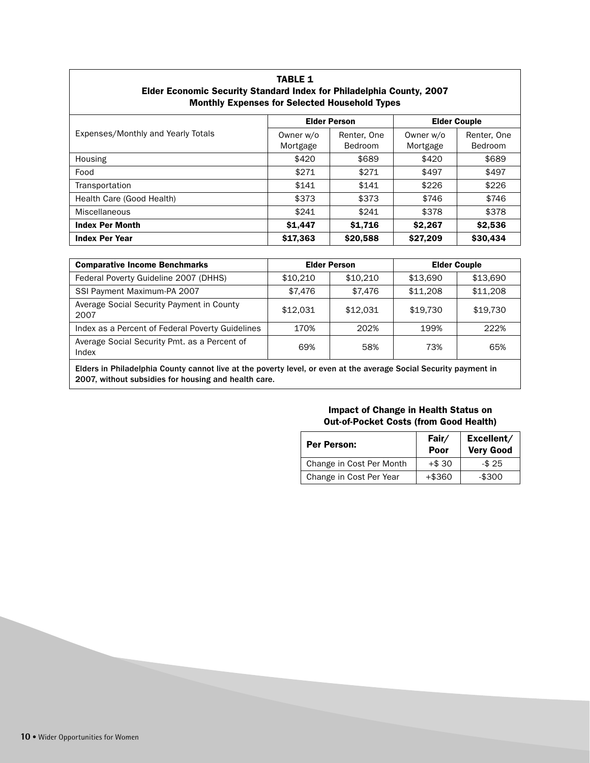**TABLE 1**
**Elder Economic Security Standard Index for Philadelphia County, 2007**
**Monthly Expenses for Selected Household Types**

| Expenses/Monthly and Yearly Totals | Elder Person | | Elder Couple | |
|---|---|---|---|---|
| | Owner w/o Mortgage | Renter, One Bedroom | Owner w/o Mortgage | Renter, One Bedroom |
| Housing | $420 | $689 | $420 | $689 |
| Food | $271 | $271 | $497 | $497 |
| Transportation | $141 | $141 | $226 | $226 |
| Health Care (Good Health) | $373 | $373 | $746 | $746 |
| Miscellaneous | $241 | $241 | $378 | $378 |
| **Index Per Month** | **$1,447** | **$1,716** | **$2,267** | **$2,536** |
| **Index Per Year** | **$17,363** | **$20,588** | **$27,209** | **$30,434** |

| **Comparative Income Benchmarks** | **Elder Person** | | **Elder Couple** | |
|---|---|---|---|---|
| Federal Poverty Guideline 2007 (DHHS) | $10,210 | $10,210 | $13,690 | $13,690 |
| SSI Payment Maximum-PA 2007 | $7,476 | $7,476 | $11,208 | $11,208 |
| Average Social Security Payment in County 2007 | $12,031 | $12,031 | $19,730 | $19,730 |
| Index as a Percent of Federal Poverty Guidelines | 170% | 202% | 199% | 222% |
| Average Social Security Pmt. as a Percent of Index | 69% | 58% | 73% | 65% |

**Elders in Philadelphia County cannot live at the poverty level, or even at the average Social Security payment in 2007, without subsidies for housing and health care.**

**Impact of Change in Health Status on Out-of-Pocket Costs (from Good Health)**

| **Per Person:** | **Fair/ Poor** | **Excellent/ Very Good** |
|---|---|---|
| Change in Cost Per Month | +$ 30 | -$ 25 |
| Change in Cost Per Year | +$360 | -$300 |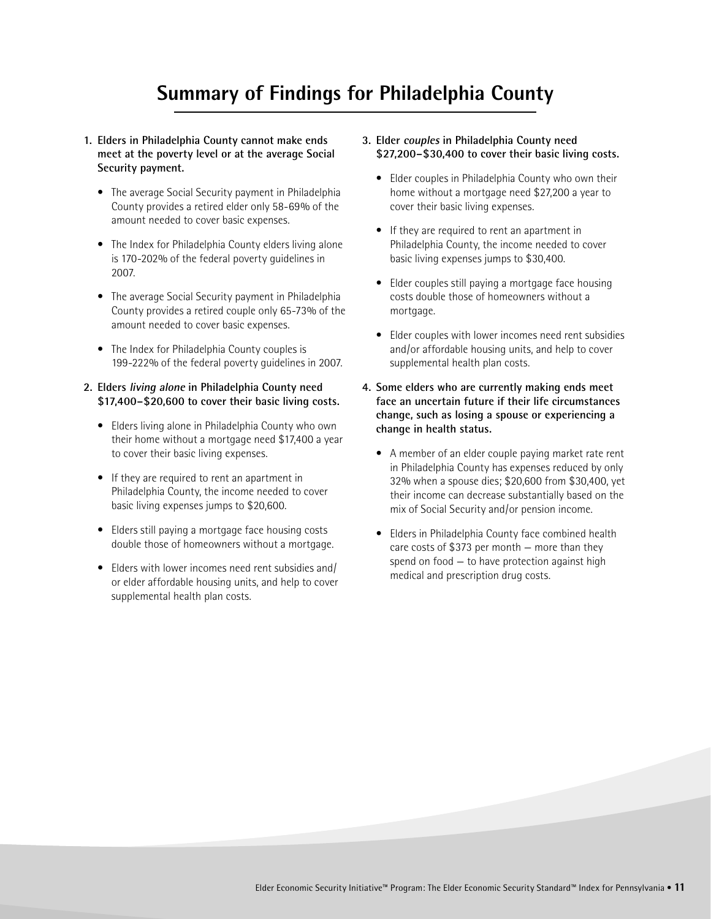# Summary of Findings for Philadelphia County

1. **Elders in Philadelphia County cannot make ends meet at the poverty level or at the average Social Security payment.**

   - The average Social Security payment in Philadelphia County provides a retired elder only 58-69% of the amount needed to cover basic expenses.
   - The Index for Philadelphia County elders living alone is 170-202% of the federal poverty guidelines in 2007.
   - The average Social Security payment in Philadelphia County provides a retired couple only 65-73% of the amount needed to cover basic expenses.
   - The Index for Philadelphia County couples is 199-222% of the federal poverty guidelines in 2007.

2. **Elders *living alone* in Philadelphia County need $17,400–$20,600 to cover their basic living costs.**

   - Elders living alone in Philadelphia County who own their home without a mortgage need $17,400 a year to cover their basic living expenses.
   - If they are required to rent an apartment in Philadelphia County, the income needed to cover basic living expenses jumps to $20,600.
   - Elders still paying a mortgage face housing costs double those of homeowners without a mortgage.
   - Elders with lower incomes need rent subsidies and/or elder affordable housing units, and help to cover supplemental health plan costs.

3. **Elder *couples* in Philadelphia County need $27,200–$30,400 to cover their basic living costs.**

   - Elder couples in Philadelphia County who own their home without a mortgage need $27,200 a year to cover their basic living expenses.
   - If they are required to rent an apartment in Philadelphia County, the income needed to cover basic living expenses jumps to $30,400.
   - Elder couples still paying a mortgage face housing costs double those of homeowners without a mortgage.
   - Elder couples with lower incomes need rent subsidies and/or affordable housing units, and help to cover supplemental health plan costs.

4. **Some elders who are currently making ends meet face an uncertain future if their life circumstances change, such as losing a spouse or experiencing a change in health status.**

   - A member of an elder couple paying market rate rent in Philadelphia County has expenses reduced by only 32% when a spouse dies; $20,600 from $30,400, yet their income can decrease substantially based on the mix of Social Security and/or pension income.
   - Elders in Philadelphia County face combined health care costs of $373 per month — more than they spend on food — to have protection against high medical and prescription drug costs.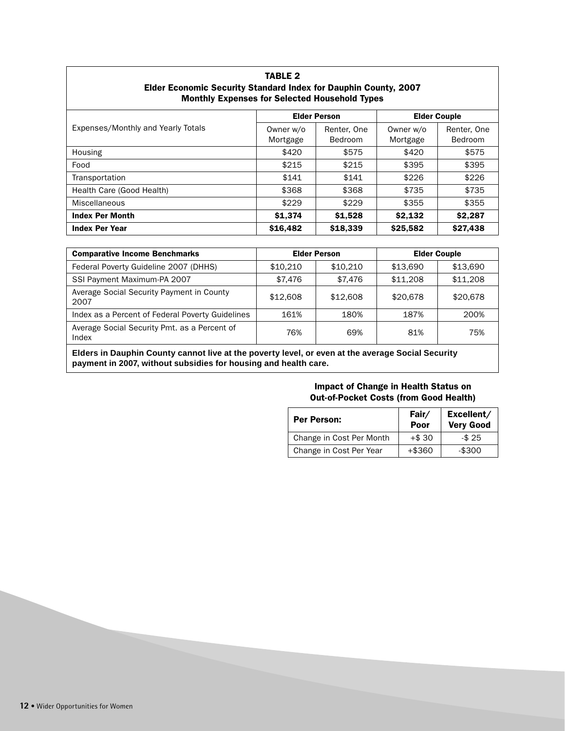**TABLE 2**
**Elder Economic Security Standard Index for Dauphin County, 2007**
**Monthly Expenses for Selected Household Types**

| Expenses/Monthly and Yearly Totals | Elder Person | | Elder Couple | |
|---|---|---|---|---|
| | Owner w/o Mortgage | Renter, One Bedroom | Owner w/o Mortgage | Renter, One Bedroom |
| Housing | $420 | $575 | $420 | $575 |
| Food | $215 | $215 | $395 | $395 |
| Transportation | $141 | $141 | $226 | $226 |
| Health Care (Good Health) | $368 | $368 | $735 | $735 |
| Miscellaneous | $229 | $229 | $355 | $355 |
| **Index Per Month** | **$1,374** | **$1,528** | **$2,132** | **$2,287** |
| **Index Per Year** | **$16,482** | **$18,339** | **$25,582** | **$27,438** |

| **Comparative Income Benchmarks** | **Elder Person** | | **Elder Couple** | |
|---|---|---|---|---|
| Federal Poverty Guideline 2007 (DHHS) | $10,210 | $10,210 | $13,690 | $13,690 |
| SSI Payment Maximum-PA 2007 | $7,476 | $7,476 | $11,208 | $11,208 |
| Average Social Security Payment in County 2007 | $12,608 | $12,608 | $20,678 | $20,678 |
| Index as a Percent of Federal Poverty Guidelines | 161% | 180% | 187% | 200% |
| Average Social Security Pmt. as a Percent of Index | 76% | 69% | 81% | 75% |

**Elders in Dauphin County cannot live at the poverty level, or even at the average Social Security payment in 2007, without subsidies for housing and health care.**

**Impact of Change in Health Status on Out-of-Pocket Costs (from Good Health)**

| **Per Person:** | **Fair/ Poor** | **Excellent/ Very Good** |
|---|---|---|
| Change in Cost Per Month | +$ 30 | -$ 25 |
| Change in Cost Per Year | +$360 | -$300 |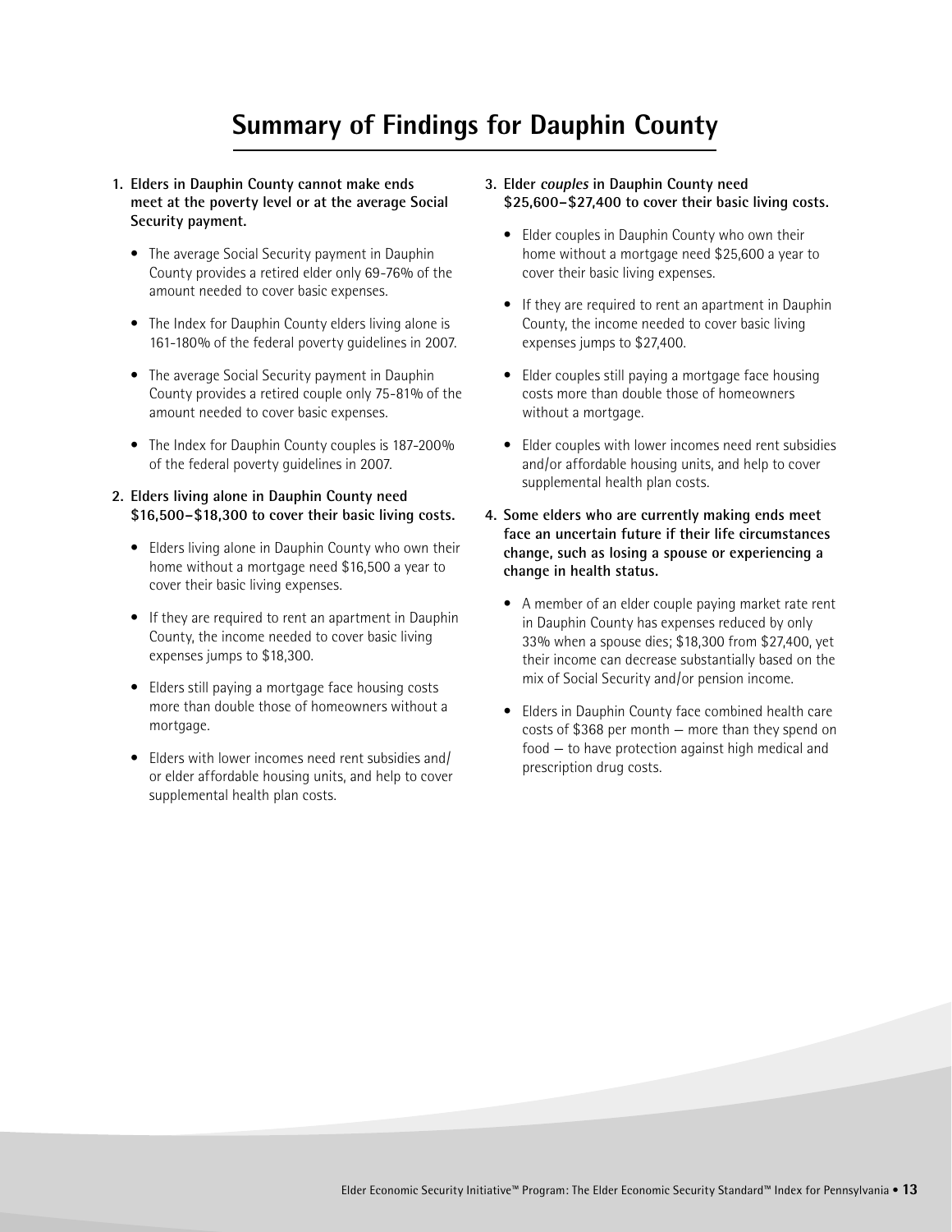# Summary of Findings for Dauphin County

1. **Elders in Dauphin County cannot make ends meet at the poverty level or at the average Social Security payment.**

   - The average Social Security payment in Dauphin County provides a retired elder only 69-76% of the amount needed to cover basic expenses.
   - The Index for Dauphin County elders living alone is 161-180% of the federal poverty guidelines in 2007.
   - The average Social Security payment in Dauphin County provides a retired couple only 75-81% of the amount needed to cover basic expenses.
   - The Index for Dauphin County couples is 187-200% of the federal poverty guidelines in 2007.

2. **Elders living alone in Dauphin County need $16,500–$18,300 to cover their basic living costs.**

   - Elders living alone in Dauphin County who own their home without a mortgage need $16,500 a year to cover their basic living expenses.
   - If they are required to rent an apartment in Dauphin County, the income needed to cover basic living expenses jumps to $18,300.
   - Elders still paying a mortgage face housing costs more than double those of homeowners without a mortgage.
   - Elders with lower incomes need rent subsidies and/or elder affordable housing units, and help to cover supplemental health plan costs.

3. **Elder *couples* in Dauphin County need $25,600–$27,400 to cover their basic living costs.**

   - Elder couples in Dauphin County who own their home without a mortgage need $25,600 a year to cover their basic living expenses.
   - If they are required to rent an apartment in Dauphin County, the income needed to cover basic living expenses jumps to $27,400.
   - Elder couples still paying a mortgage face housing costs more than double those of homeowners without a mortgage.
   - Elder couples with lower incomes need rent subsidies and/or affordable housing units, and help to cover supplemental health plan costs.

4. **Some elders who are currently making ends meet face an uncertain future if their life circumstances change, such as losing a spouse or experiencing a change in health status.**

   - A member of an elder couple paying market rate rent in Dauphin County has expenses reduced by only 33% when a spouse dies; $18,300 from $27,400, yet their income can decrease substantially based on the mix of Social Security and/or pension income.
   - Elders in Dauphin County face combined health care costs of $368 per month — more than they spend on food — to have protection against high medical and prescription drug costs.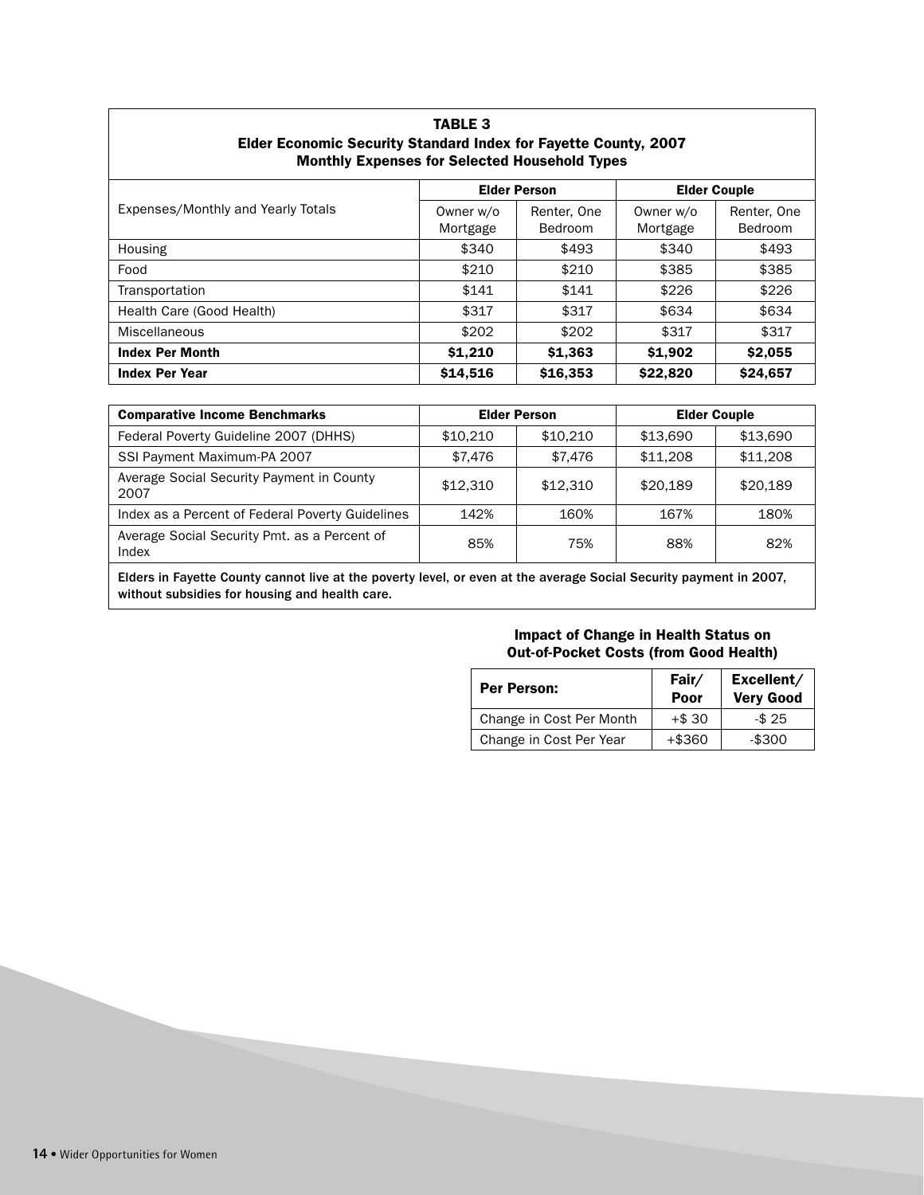**TABLE 3**
**Elder Economic Security Standard Index for Fayette County, 2007**
**Monthly Expenses for Selected Household Types**

| Expenses/Monthly and Yearly Totals | Elder Person | | Elder Couple | |
|---|---|---|---|---|
| | Owner w/o Mortgage | Renter, One Bedroom | Owner w/o Mortgage | Renter, One Bedroom |
| Housing | $340 | $493 | $340 | $493 |
| Food | $210 | $210 | $385 | $385 |
| Transportation | $141 | $141 | $226 | $226 |
| Health Care (Good Health) | $317 | $317 | $634 | $634 |
| Miscellaneous | $202 | $202 | $317 | $317 |
| **Index Per Month** | **$1,210** | **$1,363** | **$1,902** | **$2,055** |
| **Index Per Year** | **$14,516** | **$16,353** | **$22,820** | **$24,657** |

| Comparative Income Benchmarks | Elder Person | | Elder Couple | |
|---|---|---|---|---|
| Federal Poverty Guideline 2007 (DHHS) | $10,210 | $10,210 | $13,690 | $13,690 |
| SSI Payment Maximum-PA 2007 | $7,476 | $7,476 | $11,208 | $11,208 |
| Average Social Security Payment in County 2007 | $12,310 | $12,310 | $20,189 | $20,189 |
| Index as a Percent of Federal Poverty Guidelines | 142% | 160% | 167% | 180% |
| Average Social Security Pmt. as a Percent of Index | 85% | 75% | 88% | 82% |

**Elders in Fayette County cannot live at the poverty level, or even at the average Social Security payment in 2007, without subsidies for housing and health care.**

**Impact of Change in Health Status on Out-of-Pocket Costs (from Good Health)**

| Per Person: | Fair/ Poor | Excellent/ Very Good |
|---|---|---|
| Change in Cost Per Month | +$ 30 | -$ 25 |
| Change in Cost Per Year | +$360 | -$300 |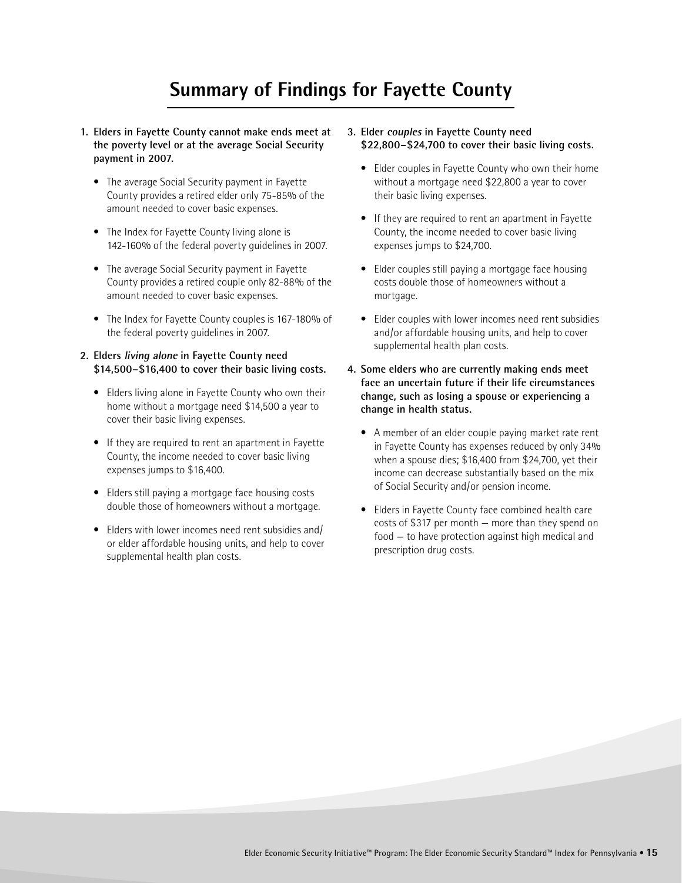# Summary of Findings for Fayette County

1. **Elders in Fayette County cannot make ends meet at the poverty level or at the average Social Security payment in 2007.**
   - The average Social Security payment in Fayette County provides a retired elder only 75-85% of the amount needed to cover basic expenses.
   - The Index for Fayette County living alone is 142-160% of the federal poverty guidelines in 2007.
   - The average Social Security payment in Fayette County provides a retired couple only 82-88% of the amount needed to cover basic expenses.
   - The Index for Fayette County couples is 167-180% of the federal poverty guidelines in 2007.

2. **Elders *living alone* in Fayette County need $14,500–$16,400 to cover their basic living costs.**
   - Elders living alone in Fayette County who own their home without a mortgage need $14,500 a year to cover their basic living expenses.
   - If they are required to rent an apartment in Fayette County, the income needed to cover basic living expenses jumps to $16,400.
   - Elders still paying a mortgage face housing costs double those of homeowners without a mortgage.
   - Elders with lower incomes need rent subsidies and/or elder affordable housing units, and help to cover supplemental health plan costs.

3. **Elder *couples* in Fayette County need $22,800–$24,700 to cover their basic living costs.**
   - Elder couples in Fayette County who own their home without a mortgage need $22,800 a year to cover their basic living expenses.
   - If they are required to rent an apartment in Fayette County, the income needed to cover basic living expenses jumps to $24,700.
   - Elder couples still paying a mortgage face housing costs double those of homeowners without a mortgage.
   - Elder couples with lower incomes need rent subsidies and/or affordable housing units, and help to cover supplemental health plan costs.

4. **Some elders who are currently making ends meet face an uncertain future if their life circumstances change, such as losing a spouse or experiencing a change in health status.**
   - A member of an elder couple paying market rate rent in Fayette County has expenses reduced by only 34% when a spouse dies; $16,400 from $24,700, yet their income can decrease substantially based on the mix of Social Security and/or pension income.
   - Elders in Fayette County face combined health care costs of $317 per month — more than they spend on food — to have protection against high medical and prescription drug costs.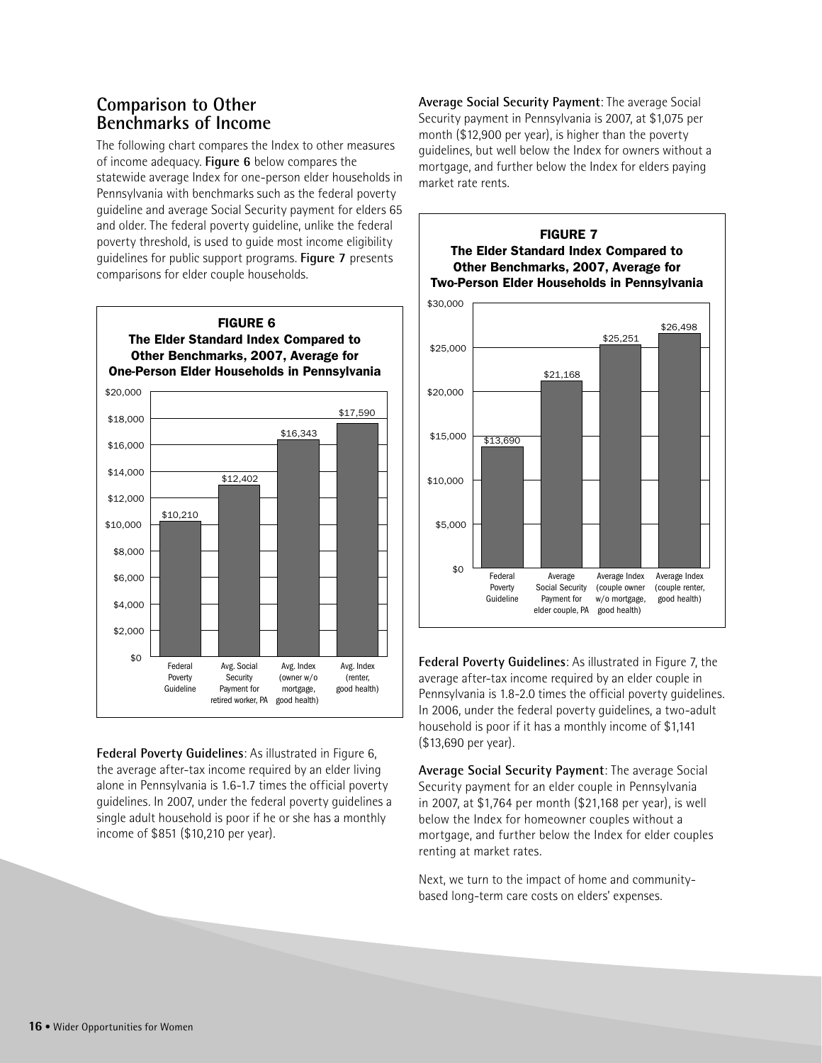## Comparison to Other Benchmarks of Income

The following chart compares the Index to other measures of income adequacy. **Figure 6** below compares the statewide average Index for one-person elder households in Pennsylvania with benchmarks such as the federal poverty guideline and average Social Security payment for elders 65 and older. The federal poverty guideline, unlike the federal poverty threshold, is used to guide most income eligibility guidelines for public support programs. **Figure 7** presents comparisons for elder couple households.

**FIGURE 6**
**The Elder Standard Index Compared to Other Benchmarks, 2007, Average for One-Person Elder Households in Pennsylvania**

| Benchmark | Amount |
|---|---|
| Federal Poverty Guideline | $10,210 |
| Avg. Social Security Payment for retired worker, PA | $12,402 |
| Avg. Index (owner w/o mortgage, good health) | $16,343 |
| Avg. Index (renter, good health) | $17,590 |

**Federal Poverty Guidelines**: As illustrated in Figure 6, the average after-tax income required by an elder living alone in Pennsylvania is 1.6-1.7 times the official poverty guidelines. In 2007, under the federal poverty guidelines a single adult household is poor if he or she has a monthly income of $851 ($10,210 per year).

**Average Social Security Payment**: The average Social Security payment in Pennsylvania is 2007, at $1,075 per month ($12,900 per year), is higher than the poverty guidelines, but well below the Index for owners without a mortgage, and further below the Index for elders paying market rate rents.

**FIGURE 7**
**The Elder Standard Index Compared to Other Benchmarks, 2007, Average for Two-Person Elder Households in Pennsylvania**

| Benchmark | Amount |
|---|---|
| Federal Poverty Guideline | $13,690 |
| Average Social Security Payment for elder couple, PA | $21,168 |
| Average Index (couple owner w/o mortgage, good health) | $25,251 |
| Average Index (couple renter, good health) | $26,498 |

**Federal Poverty Guidelines**: As illustrated in Figure 7, the average after-tax income required by an elder couple in Pennsylvania is 1.8-2.0 times the official poverty guidelines. In 2006, under the federal poverty guidelines, a two-adult household is poor if it has a monthly income of $1,141 ($13,690 per year).

**Average Social Security Payment**: The average Social Security payment for an elder couple in Pennsylvania in 2007, at $1,764 per month ($21,168 per year), is well below the Index for homeowner couples without a mortgage, and further below the Index for elder couples renting at market rates.

Next, we turn to the impact of home and community-based long-term care costs on elders' expenses.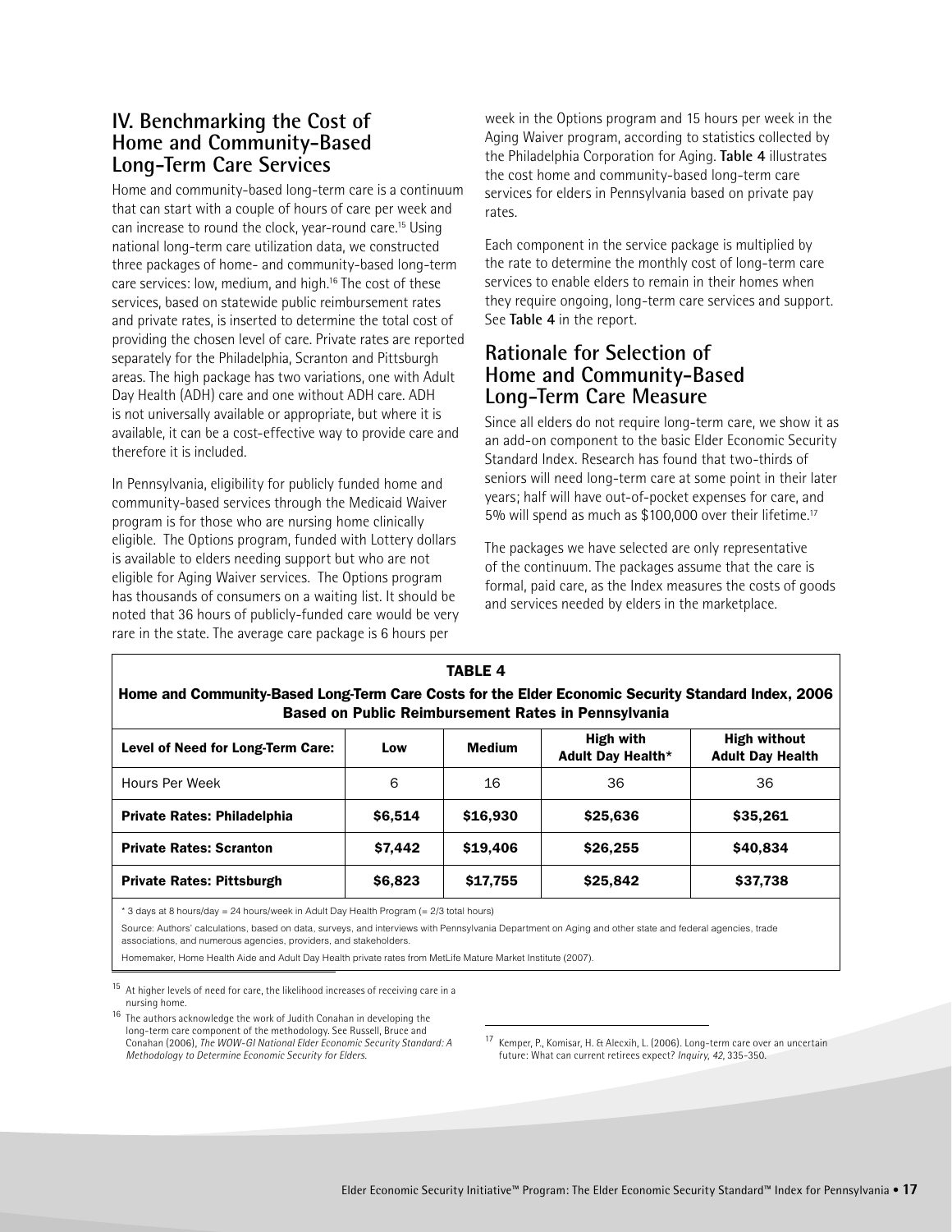## IV. Benchmarking the Cost of Home and Community-Based Long-Term Care Services

Home and community-based long-term care is a continuum that can start with a couple of hours of care per week and can increase to round the clock, year-round care.[15] Using national long-term care utilization data, we constructed three packages of home- and community-based long-term care services: low, medium, and high.[16] The cost of these services, based on statewide public reimbursement rates and private rates, is inserted to determine the total cost of providing the chosen level of care. Private rates are reported separately for the Philadelphia, Scranton and Pittsburgh areas. The high package has two variations, one with Adult Day Health (ADH) care and one without ADH care. ADH is not universally available or appropriate, but where it is available, it can be a cost-effective way to provide care and therefore it is included.

In Pennsylvania, eligibility for publicly funded home and community-based services through the Medicaid Waiver program is for those who are nursing home clinically eligible. The Options program, funded with Lottery dollars is available to elders needing support but who are not eligible for Aging Waiver services. The Options program has thousands of consumers on a waiting list. It should be noted that 36 hours of publicly-funded care would be very rare in the state. The average care package is 6 hours per week in the Options program and 15 hours per week in the Aging Waiver program, according to statistics collected by the Philadelphia Corporation for Aging. **Table 4** illustrates the cost home and community-based long-term care services for elders in Pennsylvania based on private pay rates.

Each component in the service package is multiplied by the rate to determine the monthly cost of long-term care services to enable elders to remain in their homes when they require ongoing, long-term care services and support. See **Table 4** in the report.

## Rationale for Selection of Home and Community-Based Long-Term Care Measure

Since all elders do not require long-term care, we show it as an add-on component to the basic Elder Economic Security Standard Index. Research has found that two-thirds of seniors will need long-term care at some point in their later years; half will have out-of-pocket expenses for care, and 5% will spend as much as $100,000 over their lifetime.[17]

The packages we have selected are only representative of the continuum. The packages assume that the care is formal, paid care, as the Index measures the costs of goods and services needed by elders in the marketplace.

**TABLE 4**

**Home and Community-Based Long-Term Care Costs for the Elder Economic Security Standard Index, 2006 Based on Public Reimbursement Rates in Pennsylvania**

| Level of Need for Long-Term Care: | Low | Medium | High with Adult Day Health* | High without Adult Day Health |
|---|---|---|---|---|
| Hours Per Week | 6 | 16 | 36 | 36 |
| **Private Rates: Philadelphia** | **$6,514** | **$16,930** | **$25,636** | **$35,261** |
| **Private Rates: Scranton** | **$7,442** | **$19,406** | **$26,255** | **$40,834** |
| **Private Rates: Pittsburgh** | **$6,823** | **$17,755** | **$25,842** | **$37,738** |

* 3 days at 8 hours/day = 24 hours/week in Adult Day Health Program (= 2/3 total hours)

Source: Authors' calculations, based on data, surveys, and interviews with Pennsylvania Department on Aging and other state and federal agencies, trade associations, and numerous agencies, providers, and stakeholders.

Homemaker, Home Health Aide and Adult Day Health private rates from MetLife Mature Market Institute (2007).

[15] At higher levels of need for care, the likelihood increases of receiving care in a nursing home.

[16] The authors acknowledge the work of Judith Conahan in developing the long-term care component of the methodology. See Russell, Bruce and Conahan (2006), *The WOW-GI National Elder Economic Security Standard: A Methodology to Determine Economic Security for Elders.*

[17] Kemper, P., Komisar, H. & Alecxih, L. (2006). Long-term care over an uncertain future: What can current retirees expect? *Inquiry, 42*, 335-350.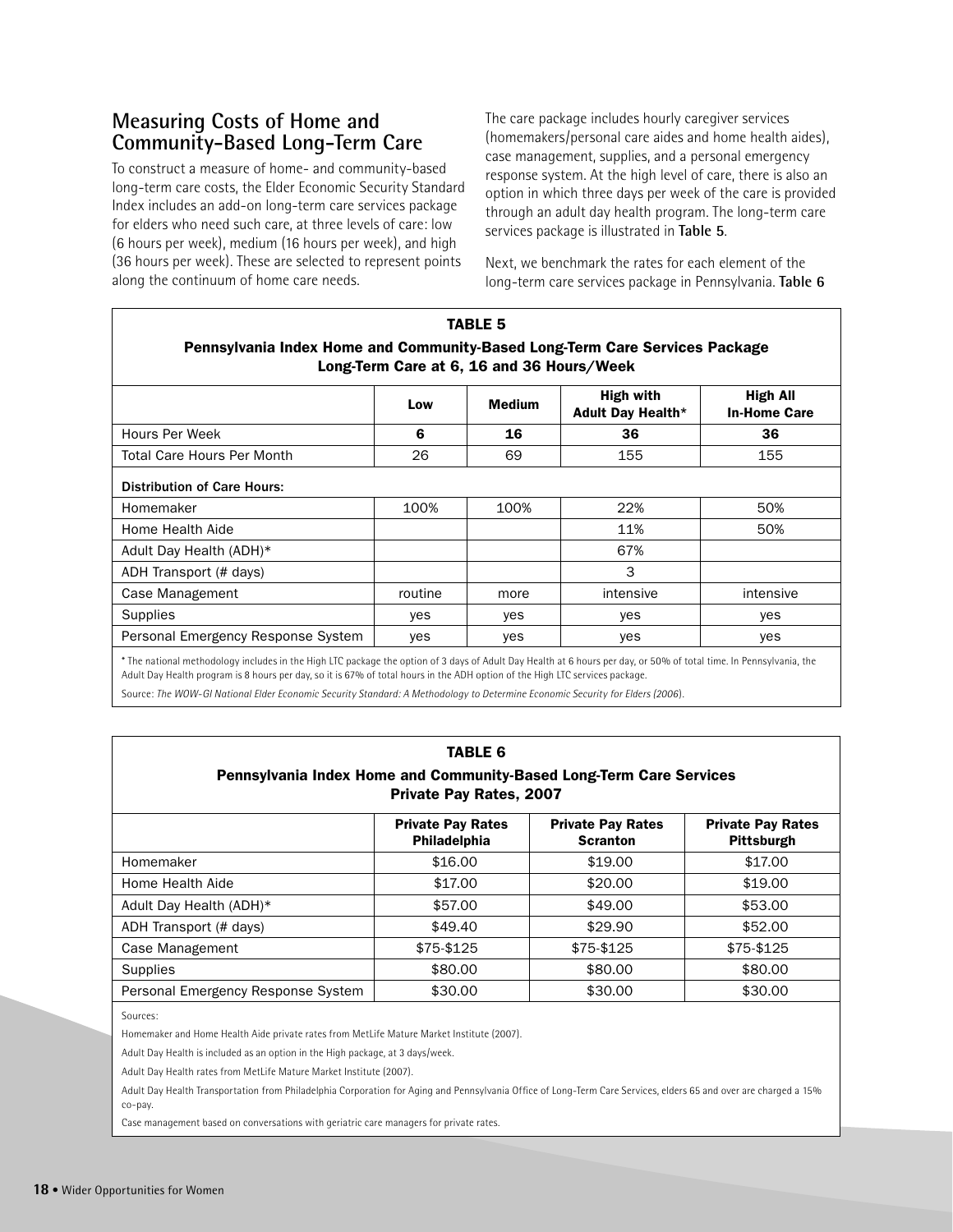## Measuring Costs of Home and Community-Based Long-Term Care

To construct a measure of home- and community-based long-term care costs, the Elder Economic Security Standard Index includes an add-on long-term care services package for elders who need such care, at three levels of care: low (6 hours per week), medium (16 hours per week), and high (36 hours per week). These are selected to represent points along the continuum of home care needs.

The care package includes hourly caregiver services (homemakers/personal care aides and home health aides), case management, supplies, and a personal emergency response system. At the high level of care, there is also an option in which three days per week of the care is provided through an adult day health program. The long-term care services package is illustrated in **Table 5**.

Next, we benchmark the rates for each element of the long-term care services package in Pennsylvania. **Table 6**

**TABLE 5**
**Pennsylvania Index Home and Community-Based Long-Term Care Services Package**
**Long-Term Care at 6, 16 and 36 Hours/Week**

| | Low | Medium | High with Adult Day Health* | High All In-Home Care |
|---|---|---|---|---|
| Hours Per Week | **6** | **16** | **36** | **36** |
| Total Care Hours Per Month | 26 | 69 | 155 | 155 |
| **Distribution of Care Hours:** | | | | |
| Homemaker | 100% | 100% | 22% | 50% |
| Home Health Aide | | | 11% | 50% |
| Adult Day Health (ADH)* | | | 67% | |
| ADH Transport (# days) | | | 3 | |
| Case Management | routine | more | intensive | intensive |
| Supplies | yes | yes | yes | yes |
| Personal Emergency Response System | yes | yes | yes | yes |

* The national methodology includes in the High LTC package the option of 3 days of Adult Day Health at 6 hours per day, or 50% of total time. In Pennsylvania, the Adult Day Health program is 8 hours per day, so it is 67% of total hours in the ADH option of the High LTC services package.

Source: *The WOW-GI National Elder Economic Security Standard: A Methodology to Determine Economic Security for Elders (2006)*.

**TABLE 6**
**Pennsylvania Index Home and Community-Based Long-Term Care Services**
**Private Pay Rates, 2007**

| | Private Pay Rates Philadelphia | Private Pay Rates Scranton | Private Pay Rates Pittsburgh |
|---|---|---|---|
| Homemaker | $16.00 | $19.00 | $17.00 |
| Home Health Aide | $17.00 | $20.00 | $19.00 |
| Adult Day Health (ADH)* | $57.00 | $49.00 | $53.00 |
| ADH Transport (# days) | $49.40 | $29.90 | $52.00 |
| Case Management | $75-$125 | $75-$125 | $75-$125 |
| Supplies | $80.00 | $80.00 | $80.00 |
| Personal Emergency Response System | $30.00 | $30.00 | $30.00 |

Sources:

Homemaker and Home Health Aide private rates from MetLife Mature Market Institute (2007).

Adult Day Health is included as an option in the High package, at 3 days/week.

Adult Day Health rates from MetLife Mature Market Institute (2007).

Adult Day Health Transportation from Philadelphia Corporation for Aging and Pennsylvania Office of Long-Term Care Services, elders 65 and over are charged a 15% co-pay.

Case management based on conversations with geriatric care managers for private rates.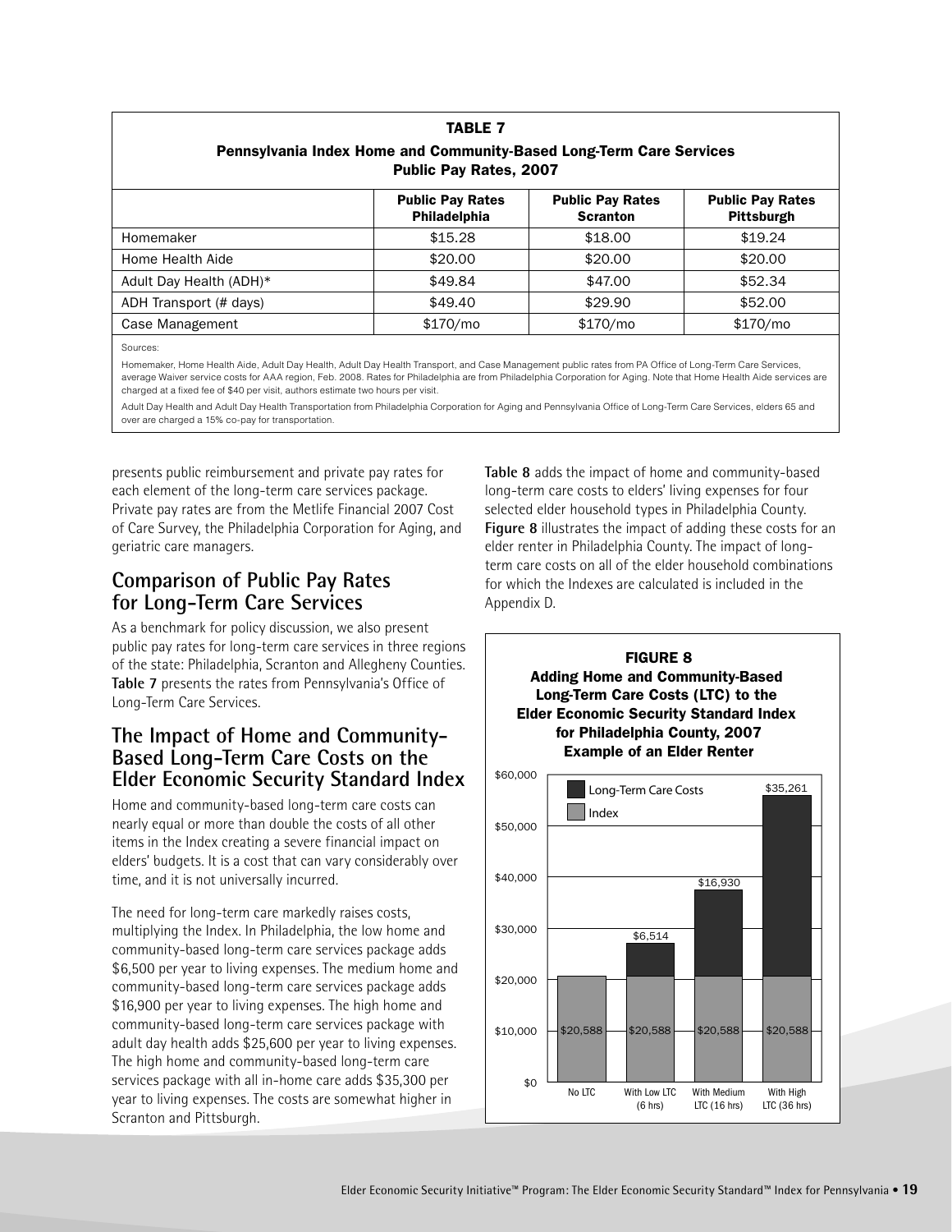**TABLE 7**
**Pennsylvania Index Home and Community-Based Long-Term Care Services Public Pay Rates, 2007**

| | Public Pay Rates Philadelphia | Public Pay Rates Scranton | Public Pay Rates Pittsburgh |
|---|---|---|---|
| Homemaker | $15.28 | $18.00 | $19.24 |
| Home Health Aide | $20.00 | $20.00 | $20.00 |
| Adult Day Health (ADH)* | $49.84 | $47.00 | $52.34 |
| ADH Transport (# days) | $49.40 | $29.90 | $52.00 |
| Case Management | $170/mo | $170/mo | $170/mo |

Sources:

Homemaker, Home Health Aide, Adult Day Health, Adult Day Health Transport, and Case Management public rates from PA Office of Long-Term Care Services, average Waiver service costs for AAA region, Feb. 2008. Rates for Philadelphia are from Philadelphia Corporation for Aging. Note that Home Health Aide services are charged at a fixed fee of $40 per visit, authors estimate two hours per visit.

Adult Day Health and Adult Day Health Transportation from Philadelphia Corporation for Aging and Pennsylvania Office of Long-Term Care Services, elders 65 and over are charged a 15% co-pay for transportation.

presents public reimbursement and private pay rates for each element of the long-term care services package. Private pay rates are from the Metlife Financial 2007 Cost of Care Survey, the Philadelphia Corporation for Aging, and geriatric care managers.

## Comparison of Public Pay Rates for Long-Term Care Services

As a benchmark for policy discussion, we also present public pay rates for long-term care services in three regions of the state: Philadelphia, Scranton and Allegheny Counties. **Table 7** presents the rates from Pennsylvania's Office of Long-Term Care Services.

## The Impact of Home and Community-Based Long-Term Care Costs on the Elder Economic Security Standard Index

Home and community-based long-term care costs can nearly equal or more than double the costs of all other items in the Index creating a severe financial impact on elders' budgets. It is a cost that can vary considerably over time, and it is not universally incurred.

The need for long-term care markedly raises costs, multiplying the Index. In Philadelphia, the low home and community-based long-term care services package adds $6,500 per year to living expenses. The medium home and community-based long-term care services package adds $16,900 per year to living expenses. The high home and community-based long-term care services package with adult day health adds $25,600 per year to living expenses. The high home and community-based long-term care services package with all in-home care adds $35,300 per year to living expenses. The costs are somewhat higher in Scranton and Pittsburgh.

**Table 8** adds the impact of home and community-based long-term care costs to elders' living expenses for four selected elder household types in Philadelphia County. **Figure 8** illustrates the impact of adding these costs for an elder renter in Philadelphia County. The impact of long-term care costs on all of the elder household combinations for which the Indexes are calculated is included in the Appendix D.

**FIGURE 8**
**Adding Home and Community-Based Long-Term Care Costs (LTC) to the Elder Economic Security Standard Index for Philadelphia County, 2007**
**Example of an Elder Renter**

| | No LTC | With Low LTC (6 hrs) | With Medium LTC (16 hrs) | With High LTC (36 hrs) |
|---|---|---|---|---|
| Index | $20,588 | $20,588 | $20,588 | $20,588 |
| Long-Term Care Costs | | $6,514 | $16,930 | $35,261 |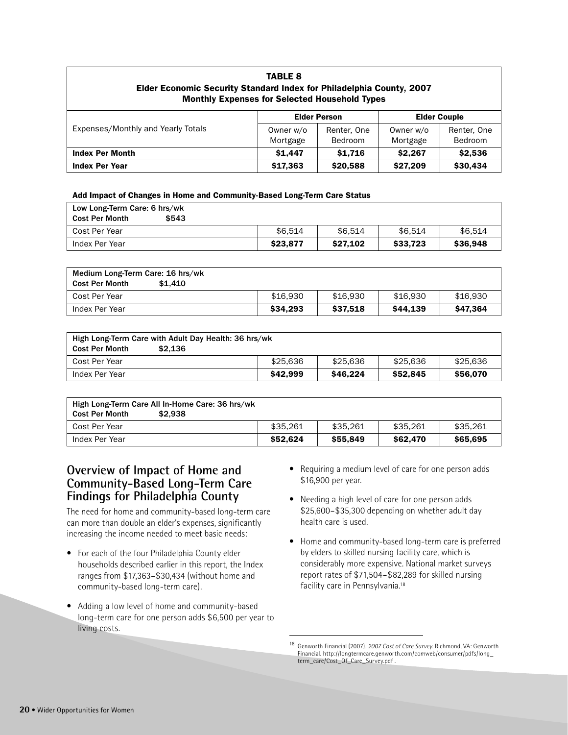**TABLE 8**
**Elder Economic Security Standard Index for Philadelphia County, 2007**
**Monthly Expenses for Selected Household Types**

| Expenses/Monthly and Yearly Totals | Elder Person | | Elder Couple | |
|---|---|---|---|---|
| | Owner w/o Mortgage | Renter, One Bedroom | Owner w/o Mortgage | Renter, One Bedroom |
| **Index Per Month** | **$1,447** | **$1,716** | **$2,267** | **$2,536** |
| **Index Per Year** | **$17,363** | **$20,588** | **$27,209** | **$30,434** |

**Add Impact of Changes in Home and Community-Based Long-Term Care Status**

| **Low Long-Term Care: 6 hrs/wk** **Cost Per Month $543** | | | | |
|---|---|---|---|---|
| Cost Per Year | $6,514 | $6,514 | $6,514 | $6,514 |
| Index Per Year | **$23,877** | **$27,102** | **$33,723** | **$36,948** |

| **Medium Long-Term Care: 16 hrs/wk** **Cost Per Month $1,410** | | | | |
|---|---|---|---|---|
| Cost Per Year | $16,930 | $16,930 | $16,930 | $16,930 |
| Index Per Year | **$34,293** | **$37,518** | **$44,139** | **$47,364** |

| **High Long-Term Care with Adult Day Health: 36 hrs/wk** **Cost Per Month $2,136** | | | | |
|---|---|---|---|---|
| Cost Per Year | $25,636 | $25,636 | $25,636 | $25,636 |
| Index Per Year | **$42,999** | **$46,224** | **$52,845** | **$56,070** |

| **High Long-Term Care All In-Home Care: 36 hrs/wk** **Cost Per Month $2,938** | | | | |
|---|---|---|---|---|
| Cost Per Year | $35,261 | $35,261 | $35,261 | $35,261 |
| Index Per Year | **$52,624** | **$55,849** | **$62,470** | **$65,695** |

## Overview of Impact of Home and Community-Based Long-Term Care Findings for Philadelphia County

The need for home and community-based long-term care can more than double an elder's expenses, significantly increasing the income needed to meet basic needs:

- For each of the four Philadelphia County elder households described earlier in this report, the Index ranges from $17,363–$30,434 (without home and community-based long-term care).
- Adding a low level of home and community-based long-term care for one person adds $6,500 per year to living costs.
- Requiring a medium level of care for one person adds $16,900 per year.
- Needing a high level of care for one person adds $25,600–$35,300 depending on whether adult day health care is used.
- Home and community-based long-term care is preferred by elders to skilled nursing facility care, which is considerably more expensive. National market surveys report rates of $71,504–$82,289 for skilled nursing facility care in Pennsylvania.[18]

[18] Genworth Financial (2007). *2007 Cost of Care Survey.* Richmond, VA: Genworth Financial. http://longtermcare.genworth.com/comweb/consumer/pdfs/long_term_care/Cost_Of_Care_Survey.pdf .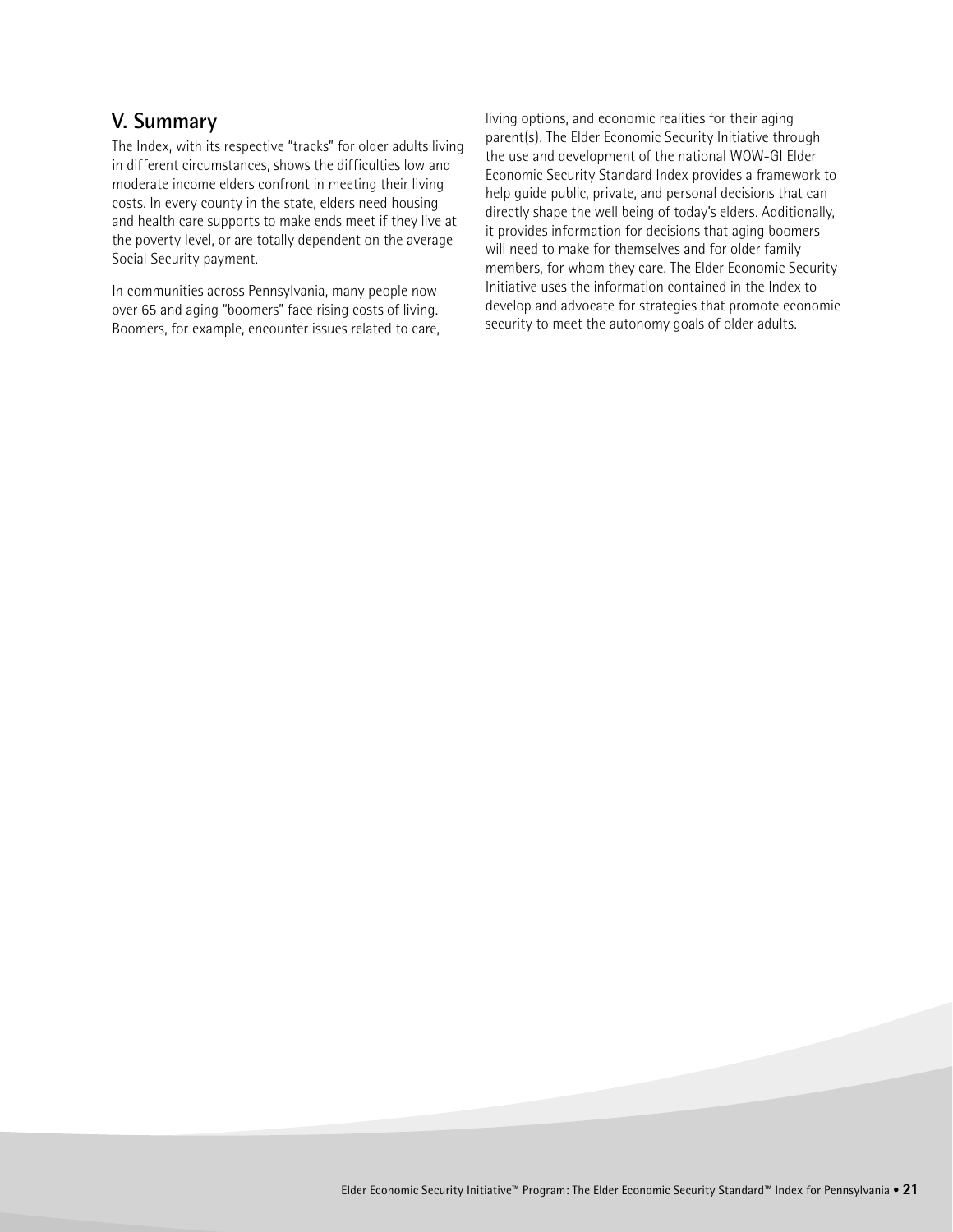## V. Summary

The Index, with its respective "tracks" for older adults living in different circumstances, shows the difficulties low and moderate income elders confront in meeting their living costs. In every county in the state, elders need housing and health care supports to make ends meet if they live at the poverty level, or are totally dependent on the average Social Security payment.

In communities across Pennsylvania, many people now over 65 and aging "boomers" face rising costs of living. Boomers, for example, encounter issues related to care, living options, and economic realities for their aging parent(s). The Elder Economic Security Initiative through the use and development of the national WOW-GI Elder Economic Security Standard Index provides a framework to help guide public, private, and personal decisions that can directly shape the well being of today's elders. Additionally, it provides information for decisions that aging boomers will need to make for themselves and for older family members, for whom they care. The Elder Economic Security Initiative uses the information contained in the Index to develop and advocate for strategies that promote economic security to meet the autonomy goals of older adults.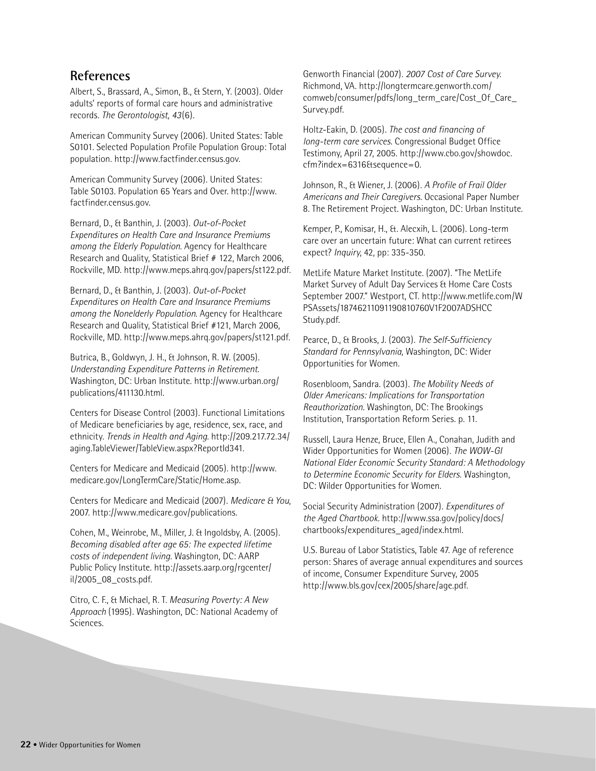## References

Albert, S., Brassard, A., Simon, B., & Stern, Y. (2003). Older adults' reports of formal care hours and administrative records. *The Gerontologist, 43*(6).

American Community Survey (2006). United States: Table S0101. Selected Population Profile Population Group: Total population. http://www.factfinder.census.gov.

American Community Survey (2006). United States: Table S0103. Population 65 Years and Over. http://www.factfinder.census.gov.

Bernard, D., & Banthin, J. (2003). *Out-of-Pocket Expenditures on Health Care and Insurance Premiums among the Elderly Population*. Agency for Healthcare Research and Quality, Statistical Brief # 122, March 2006, Rockville, MD. http://www.meps.ahrq.gov/papers/st122.pdf.

Bernard, D., & Banthin, J. (2003). *Out-of-Pocket Expenditures on Health Care and Insurance Premiums among the Nonelderly Population*. Agency for Healthcare Research and Quality, Statistical Brief #121, March 2006, Rockville, MD. http://www.meps.ahrq.gov/papers/st121.pdf.

Butrica, B., Goldwyn, J. H., & Johnson, R. W. (2005). *Understanding Expenditure Patterns in Retirement*. Washington, DC: Urban Institute. http://www.urban.org/publications/411130.html.

Centers for Disease Control (2003). Functional Limitations of Medicare beneficiaries by age, residence, sex, race, and ethnicity. *Trends in Health and Aging*. http://209.217.72.34/aging.TableViewer/TableView.aspx?ReportId341.

Centers for Medicare and Medicaid (2005). http://www.medicare.gov/LongTermCare/Static/Home.asp.

Centers for Medicare and Medicaid (2007). *Medicare & You*, 2007. http://www.medicare.gov/publications.

Cohen, M., Weinrobe, M., Miller, J. & Ingoldsby, A. (2005). *Becoming disabled after age 65: The expected lifetime costs of independent living*. Washington, DC: AARP Public Policy Institute. http://assets.aarp.org/rgcenter/il/2005_08_costs.pdf.

Citro, C. F., & Michael, R. T. *Measuring Poverty: A New Approach* (1995). Washington, DC: National Academy of Sciences.

Genworth Financial (2007). *2007 Cost of Care Survey*. Richmond, VA. http://longtermcare.genworth.com/comweb/consumer/pdfs/long_term_care/Cost_Of_Care_Survey.pdf.

Holtz-Eakin, D. (2005). *The cost and financing of long-term care services*. Congressional Budget Office Testimony, April 27, 2005. http://www.cbo.gov/showdoc.cfm?index=6316&sequence=0.

Johnson, R., & Wiener, J. (2006). *A Profile of Frail Older Americans and Their Caregivers*. Occasional Paper Number 8. The Retirement Project. Washington, DC: Urban Institute.

Kemper, P., Komisar, H., &. Alecxih, L. (2006). Long-term care over an uncertain future: What can current retirees expect? *Inquiry*, 42, pp: 335-350.

MetLife Mature Market Institute. (2007). "The MetLife Market Survey of Adult Day Services & Home Care Costs September 2007." Westport, CT. http://www.metlife.com/WPSAssets/18746211091190810760V1F2007ADSHCCStudy.pdf.

Pearce, D., & Brooks, J. (2003). *The Self-Sufficiency Standard for Pennsylvania,* Washington, DC: Wider Opportunities for Women.

Rosenbloom, Sandra. (2003). *The Mobility Needs of Older Americans: Implications for Transportation Reauthorization*. Washington, DC: The Brookings Institution, Transportation Reform Series. p. 11.

Russell, Laura Henze, Bruce, Ellen A., Conahan, Judith and Wider Opportunities for Women (2006). *The WOW-GI National Elder Economic Security Standard: A Methodology to Determine Economic Security for Elders.* Washington, DC: Wilder Opportunities for Women.

Social Security Administration (2007). *Expenditures of the Aged Chartbook*. http://www.ssa.gov/policy/docs/chartbooks/expenditures_aged/index.html.

U.S. Bureau of Labor Statistics, Table 47. Age of reference person: Shares of average annual expenditures and sources of income, Consumer Expenditure Survey, 2005 http://www.bls.gov/cex/2005/share/age.pdf.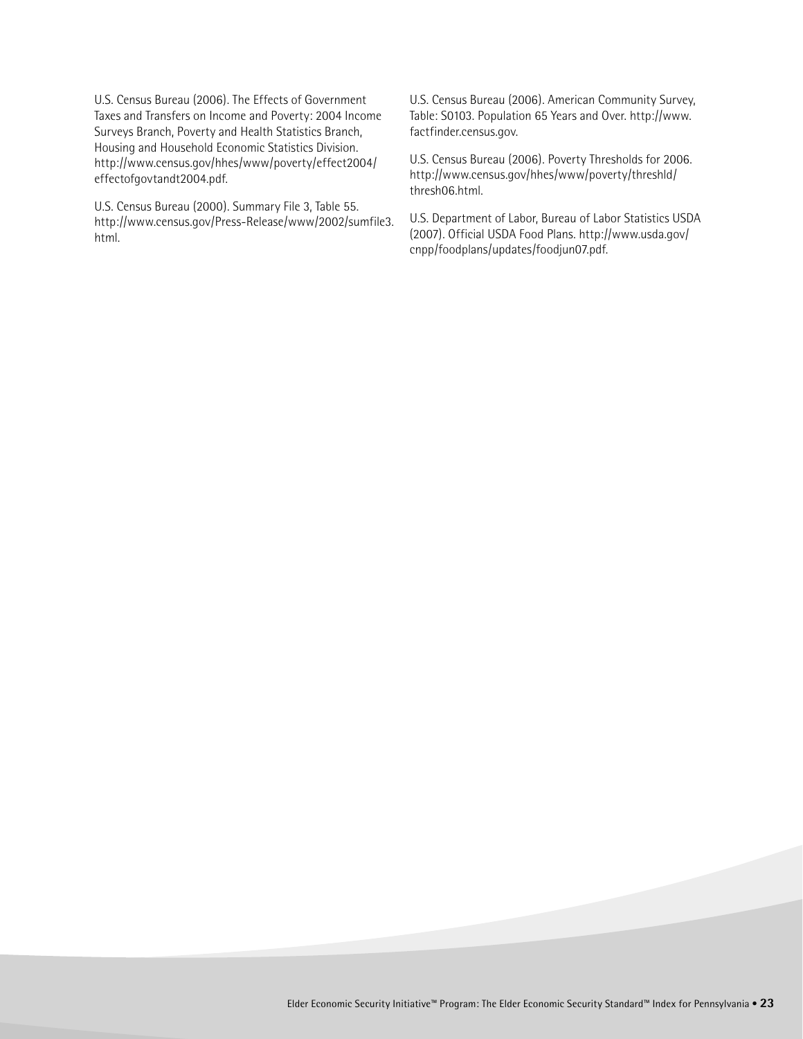U.S. Census Bureau (2006). The Effects of Government Taxes and Transfers on Income and Poverty: 2004 Income Surveys Branch, Poverty and Health Statistics Branch, Housing and Household Economic Statistics Division. http://www.census.gov/hhes/www/poverty/effect2004/effectofgovtandt2004.pdf.

U.S. Census Bureau (2000). Summary File 3, Table 55. http://www.census.gov/Press-Release/www/2002/sumfile3.html.

U.S. Census Bureau (2006). American Community Survey, Table: S0103. Population 65 Years and Over. http://www.factfinder.census.gov.

U.S. Census Bureau (2006). Poverty Thresholds for 2006. http://www.census.gov/hhes/www/poverty/threshld/thresh06.html.

U.S. Department of Labor, Bureau of Labor Statistics USDA (2007). Official USDA Food Plans. http://www.usda.gov/cnpp/foodplans/updates/foodjun07.pdf.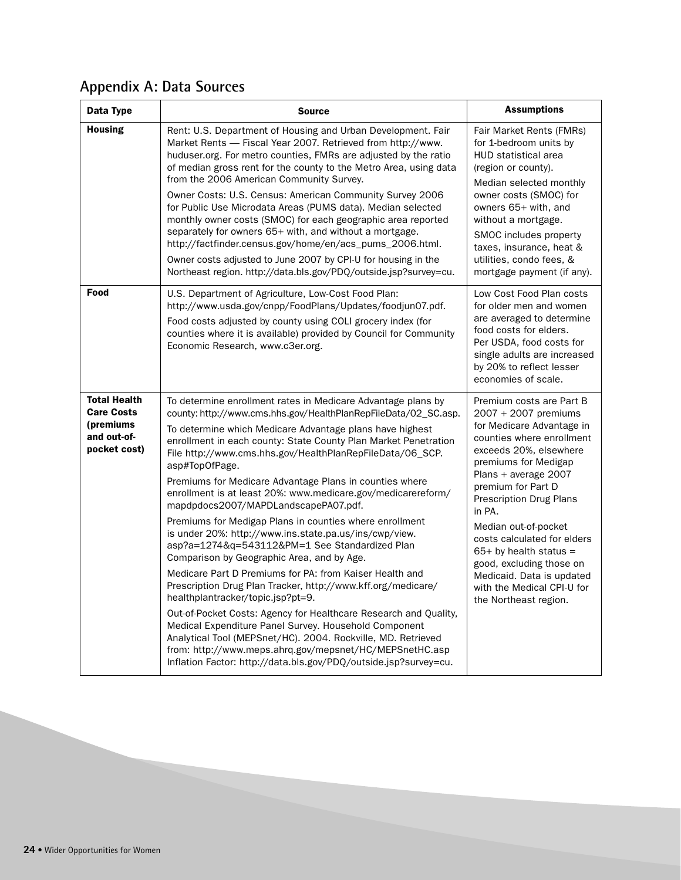## Appendix A: Data Sources

| Data Type | Source | Assumptions |
|---|---|---|
| **Housing** | Rent: U.S. Department of Housing and Urban Development. Fair Market Rents — Fiscal Year 2007. Retrieved from http://www.huduser.org. For metro counties, FMRs are adjusted by the ratio of median gross rent for the county to the Metro Area, using data from the 2006 American Community Survey.<br><br>Owner Costs: U.S. Census: American Community Survey 2006 for Public Use Microdata Areas (PUMS data). Median selected monthly owner costs (SMOC) for each geographic area reported separately for owners 65+ with, and without a mortgage. http://factfinder.census.gov/home/en/acs_pums_2006.html.<br><br>Owner costs adjusted to June 2007 by CPI-U for housing in the Northeast region. http://data.bls.gov/PDQ/outside.jsp?survey=cu. | Fair Market Rents (FMRs) for 1-bedroom units by HUD statistical area (region or county).<br><br>Median selected monthly owner costs (SMOC) for owners 65+ with, and without a mortgage.<br><br>SMOC includes property taxes, insurance, heat & utilities, condo fees, & mortgage payment (if any). |
| **Food** | U.S. Department of Agriculture, Low-Cost Food Plan: http://www.usda.gov/cnpp/FoodPlans/Updates/foodjun07.pdf.<br><br>Food costs adjusted by county using COLI grocery index (for counties where it is available) provided by Council for Community Economic Research, www.c3er.org. | Low Cost Food Plan costs for older men and women are averaged to determine food costs for elders. Per USDA, food costs for single adults are increased by 20% to reflect lesser economies of scale. |
| **Total Health Care Costs (premiums and out-of-pocket cost)** | To determine enrollment rates in Medicare Advantage plans by county: http://www.cms.hhs.gov/HealthPlanRepFileData/02_SC.asp.<br><br>To determine which Medicare Advantage plans have highest enrollment in each county: State County Plan Market Penetration File http://www.cms.hhs.gov/HealthPlanRepFileData/06_SCP.asp#TopOfPage.<br><br>Premiums for Medicare Advantage Plans in counties where enrollment is at least 20%: www.medicare.gov/medicarereform/mapdpdocs2007/MAPDLandscapePA07.pdf.<br><br>Premiums for Medigap Plans in counties where enrollment is under 20%: http://www.ins.state.pa.us/ins/cwp/view.asp?a=1274&q=543112&PM=1 See Standardized Plan Comparison by Geographic Area, and by Age.<br><br>Medicare Part D Premiums for PA: from Kaiser Health and Prescription Drug Plan Tracker, http://www.kff.org/medicare/healthplantracker/topic.jsp?pt=9.<br><br>Out-of-Pocket Costs: Agency for Healthcare Research and Quality, Medical Expenditure Panel Survey. Household Component Analytical Tool (MEPSnet/HC). 2004. Rockville, MD. Retrieved from: http://www.meps.ahrq.gov/mepsnet/HC/MEPSnetHC.asp Inflation Factor: http://data.bls.gov/PDQ/outside.jsp?survey=cu. | Premium costs are Part B 2007 + 2007 premiums for Medicare Advantage in counties where enrollment exceeds 20%, elsewhere premiums for Medigap Plans + average 2007 premium for Part D Prescription Drug Plans in PA.<br><br>Median out-of-pocket costs calculated for elders 65+ by health status = good, excluding those on Medicaid. Data is updated with the Medical CPI-U for the Northeast region. |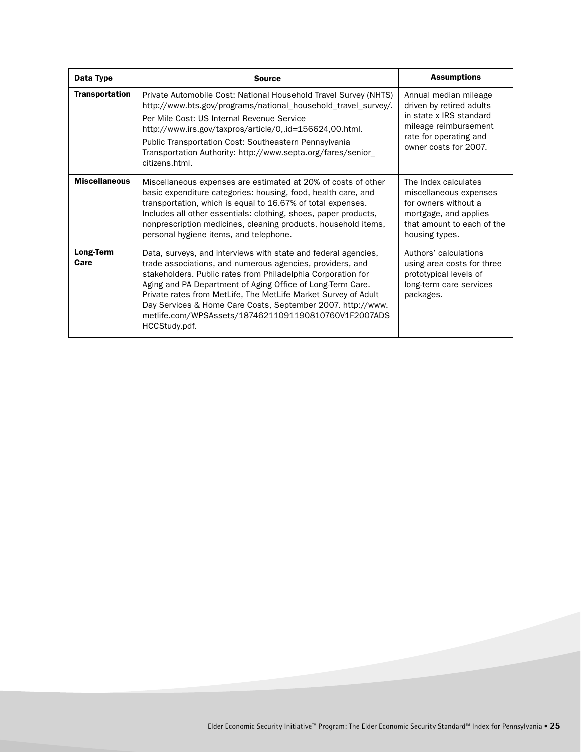| Data Type | Source | Assumptions |
|---|---|---|
| **Transportation** | Private Automobile Cost: National Household Travel Survey (NHTS) http://www.bts.gov/programs/national_household_travel_survey/. Per Mile Cost: US Internal Revenue Service http://www.irs.gov/taxpros/article/0,,id=156624,00.html. Public Transportation Cost: Southeastern Pennsylvania Transportation Authority: http://www.septa.org/fares/senior_citizens.html. | Annual median mileage driven by retired adults in state x IRS standard mileage reimbursement rate for operating and owner costs for 2007. |
| **Miscellaneous** | Miscellaneous expenses are estimated at 20% of costs of other basic expenditure categories: housing, food, health care, and transportation, which is equal to 16.67% of total expenses. Includes all other essentials: clothing, shoes, paper products, nonprescription medicines, cleaning products, household items, personal hygiene items, and telephone. | The Index calculates miscellaneous expenses for owners without a mortgage, and applies that amount to each of the housing types. |
| **Long-Term Care** | Data, surveys, and interviews with state and federal agencies, trade associations, and numerous agencies, providers, and stakeholders. Public rates from Philadelphia Corporation for Aging and PA Department of Aging Office of Long-Term Care. Private rates from MetLife, The MetLife Market Survey of Adult Day Services & Home Care Costs, September 2007. http://www.metlife.com/WPSAssets/18746211091190810760V1F2007ADSHCCStudy.pdf. | Authors' calculations using area costs for three prototypical levels of long-term care services packages. |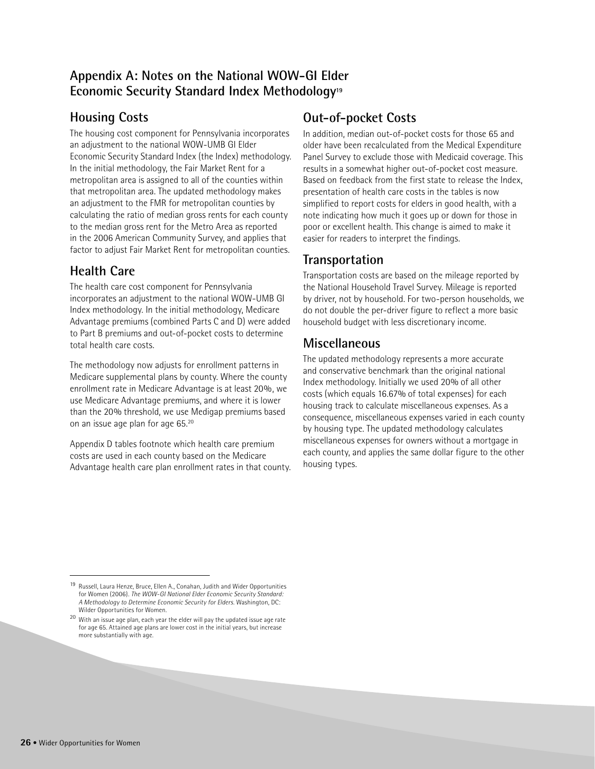# Appendix A: Notes on the National WOW-GI Elder Economic Security Standard Index Methodology[19]

## Housing Costs

The housing cost component for Pennsylvania incorporates an adjustment to the national WOW-UMB GI Elder Economic Security Standard Index (the Index) methodology. In the initial methodology, the Fair Market Rent for a metropolitan area is assigned to all of the counties within that metropolitan area. The updated methodology makes an adjustment to the FMR for metropolitan counties by calculating the ratio of median gross rents for each county to the median gross rent for the Metro Area as reported in the 2006 American Community Survey, and applies that factor to adjust Fair Market Rent for metropolitan counties.

## Health Care

The health care cost component for Pennsylvania incorporates an adjustment to the national WOW-UMB GI Index methodology. In the initial methodology, Medicare Advantage premiums (combined Parts C and D) were added to Part B premiums and out-of-pocket costs to determine total health care costs.

The methodology now adjusts for enrollment patterns in Medicare supplemental plans by county. Where the county enrollment rate in Medicare Advantage is at least 20%, we use Medicare Advantage premiums, and where it is lower than the 20% threshold, we use Medigap premiums based on an issue age plan for age 65.[20]

Appendix D tables footnote which health care premium costs are used in each county based on the Medicare Advantage health care plan enrollment rates in that county.

## Out-of-pocket Costs

In addition, median out-of-pocket costs for those 65 and older have been recalculated from the Medical Expenditure Panel Survey to exclude those with Medicaid coverage. This results in a somewhat higher out-of-pocket cost measure. Based on feedback from the first state to release the Index, presentation of health care costs in the tables is now simplified to report costs for elders in good health, with a note indicating how much it goes up or down for those in poor or excellent health. This change is aimed to make it easier for readers to interpret the findings.

## Transportation

Transportation costs are based on the mileage reported by the National Household Travel Survey. Mileage is reported by driver, not by household. For two-person households, we do not double the per-driver figure to reflect a more basic household budget with less discretionary income.

## Miscellaneous

The updated methodology represents a more accurate and conservative benchmark than the original national Index methodology. Initially we used 20% of all other costs (which equals 16.67% of total expenses) for each housing track to calculate miscellaneous expenses. As a consequence, miscellaneous expenses varied in each county by housing type. The updated methodology calculates miscellaneous expenses for owners without a mortgage in each county, and applies the same dollar figure to the other housing types.

---

[19] Russell, Laura Henze, Bruce, Ellen A., Conahan, Judith and Wider Opportunities for Women (2006). *The WOW-GI National Elder Economic Security Standard: A Methodology to Determine Economic Security for Elders.* Washington, DC: Wilder Opportunities for Women.

[20] With an issue age plan, each year the elder will pay the updated issue age rate for age 65. Attained age plans are lower cost in the initial years, but increase more substantially with age.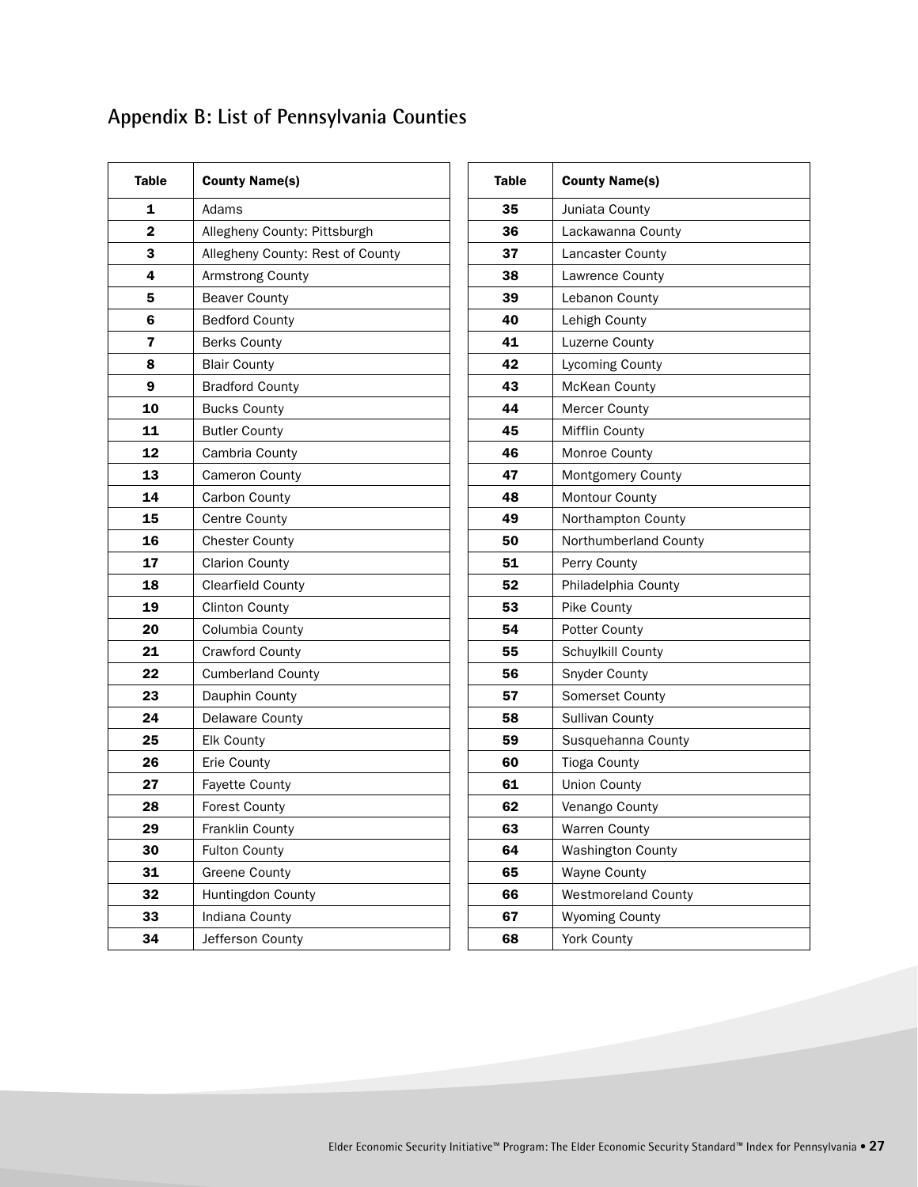## Appendix B: List of Pennsylvania Counties

| Table | County Name(s) |
|---|---|
| 1 | Adams |
| 2 | Allegheny County: Pittsburgh |
| 3 | Allegheny County: Rest of County |
| 4 | Armstrong County |
| 5 | Beaver County |
| 6 | Bedford County |
| 7 | Berks County |
| 8 | Blair County |
| 9 | Bradford County |
| 10 | Bucks County |
| 11 | Butler County |
| 12 | Cambria County |
| 13 | Cameron County |
| 14 | Carbon County |
| 15 | Centre County |
| 16 | Chester County |
| 17 | Clarion County |
| 18 | Clearfield County |
| 19 | Clinton County |
| 20 | Columbia County |
| 21 | Crawford County |
| 22 | Cumberland County |
| 23 | Dauphin County |
| 24 | Delaware County |
| 25 | Elk County |
| 26 | Erie County |
| 27 | Fayette County |
| 28 | Forest County |
| 29 | Franklin County |
| 30 | Fulton County |
| 31 | Greene County |
| 32 | Huntingdon County |
| 33 | Indiana County |
| 34 | Jefferson County |
| 35 | Juniata County |
| 36 | Lackawanna County |
| 37 | Lancaster County |
| 38 | Lawrence County |
| 39 | Lebanon County |
| 40 | Lehigh County |
| 41 | Luzerne County |
| 42 | Lycoming County |
| 43 | McKean County |
| 44 | Mercer County |
| 45 | Mifflin County |
| 46 | Monroe County |
| 47 | Montgomery County |
| 48 | Montour County |
| 49 | Northampton County |
| 50 | Northumberland County |
| 51 | Perry County |
| 52 | Philadelphia County |
| 53 | Pike County |
| 54 | Potter County |
| 55 | Schuylkill County |
| 56 | Snyder County |
| 57 | Somerset County |
| 58 | Sullivan County |
| 59 | Susquehanna County |
| 60 | Tioga County |
| 61 | Union County |
| 62 | Venango County |
| 63 | Warren County |
| 64 | Washington County |
| 65 | Wayne County |
| 66 | Westmoreland County |
| 67 | Wyoming County |
| 68 | York County |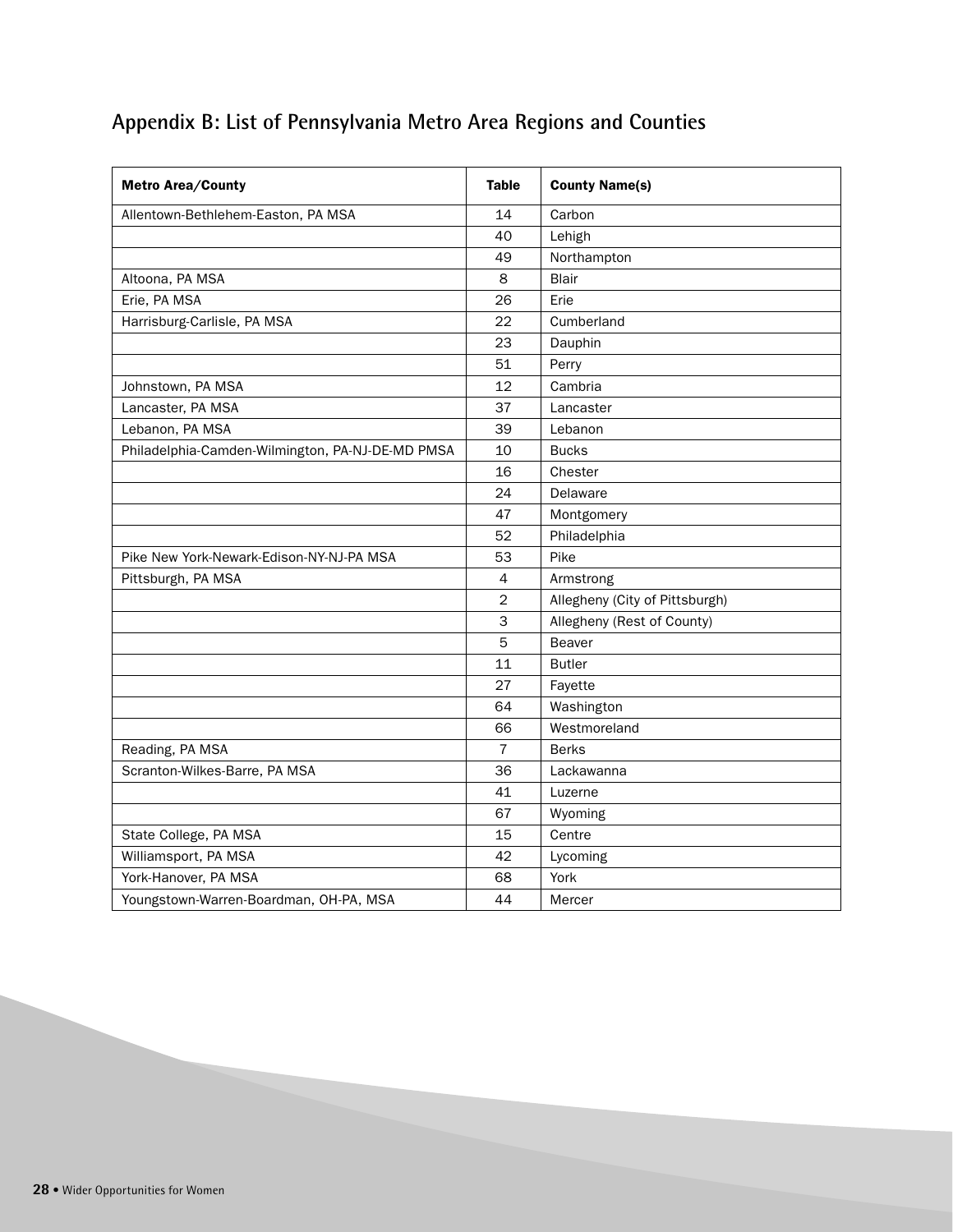## Appendix B: List of Pennsylvania Metro Area Regions and Counties

| Metro Area/County | Table | County Name(s) |
|---|---|---|
| Allentown-Bethlehem-Easton, PA MSA | 14 | Carbon |
| | 40 | Lehigh |
| | 49 | Northampton |
| Altoona, PA MSA | 8 | Blair |
| Erie, PA MSA | 26 | Erie |
| Harrisburg-Carlisle, PA MSA | 22 | Cumberland |
| | 23 | Dauphin |
| | 51 | Perry |
| Johnstown, PA MSA | 12 | Cambria |
| Lancaster, PA MSA | 37 | Lancaster |
| Lebanon, PA MSA | 39 | Lebanon |
| Philadelphia-Camden-Wilmington, PA-NJ-DE-MD PMSA | 10 | Bucks |
| | 16 | Chester |
| | 24 | Delaware |
| | 47 | Montgomery |
| | 52 | Philadelphia |
| Pike New York-Newark-Edison-NY-NJ-PA MSA | 53 | Pike |
| Pittsburgh, PA MSA | 4 | Armstrong |
| | 2 | Allegheny (City of Pittsburgh) |
| | 3 | Allegheny (Rest of County) |
| | 5 | Beaver |
| | 11 | Butler |
| | 27 | Fayette |
| | 64 | Washington |
| | 66 | Westmoreland |
| Reading, PA MSA | 7 | Berks |
| Scranton-Wilkes-Barre, PA MSA | 36 | Lackawanna |
| | 41 | Luzerne |
| | 67 | Wyoming |
| State College, PA MSA | 15 | Centre |
| Williamsport, PA MSA | 42 | Lycoming |
| York-Hanover, PA MSA | 68 | York |
| Youngstown-Warren-Boardman, OH-PA, MSA | 44 | Mercer |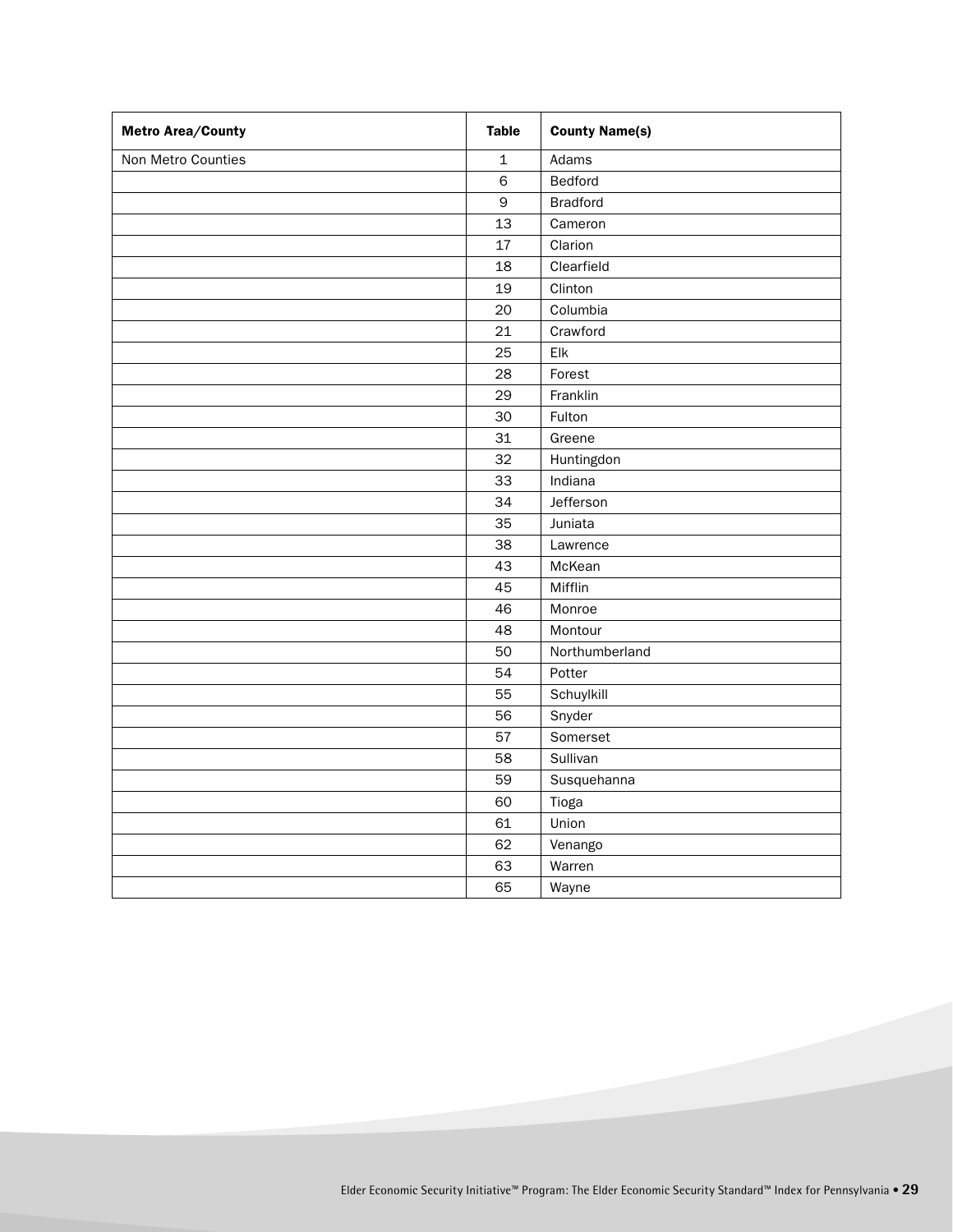| Metro Area/County | Table | County Name(s) |
| --- | --- | --- |
| Non Metro Counties | 1 | Adams |
| | 6 | Bedford |
| | 9 | Bradford |
| | 13 | Cameron |
| | 17 | Clarion |
| | 18 | Clearfield |
| | 19 | Clinton |
| | 20 | Columbia |
| | 21 | Crawford |
| | 25 | Elk |
| | 28 | Forest |
| | 29 | Franklin |
| | 30 | Fulton |
| | 31 | Greene |
| | 32 | Huntingdon |
| | 33 | Indiana |
| | 34 | Jefferson |
| | 35 | Juniata |
| | 38 | Lawrence |
| | 43 | McKean |
| | 45 | Mifflin |
| | 46 | Monroe |
| | 48 | Montour |
| | 50 | Northumberland |
| | 54 | Potter |
| | 55 | Schuylkill |
| | 56 | Snyder |
| | 57 | Somerset |
| | 58 | Sullivan |
| | 59 | Susquehanna |
| | 60 | Tioga |
| | 61 | Union |
| | 62 | Venango |
| | 63 | Warren |
| | 65 | Wayne |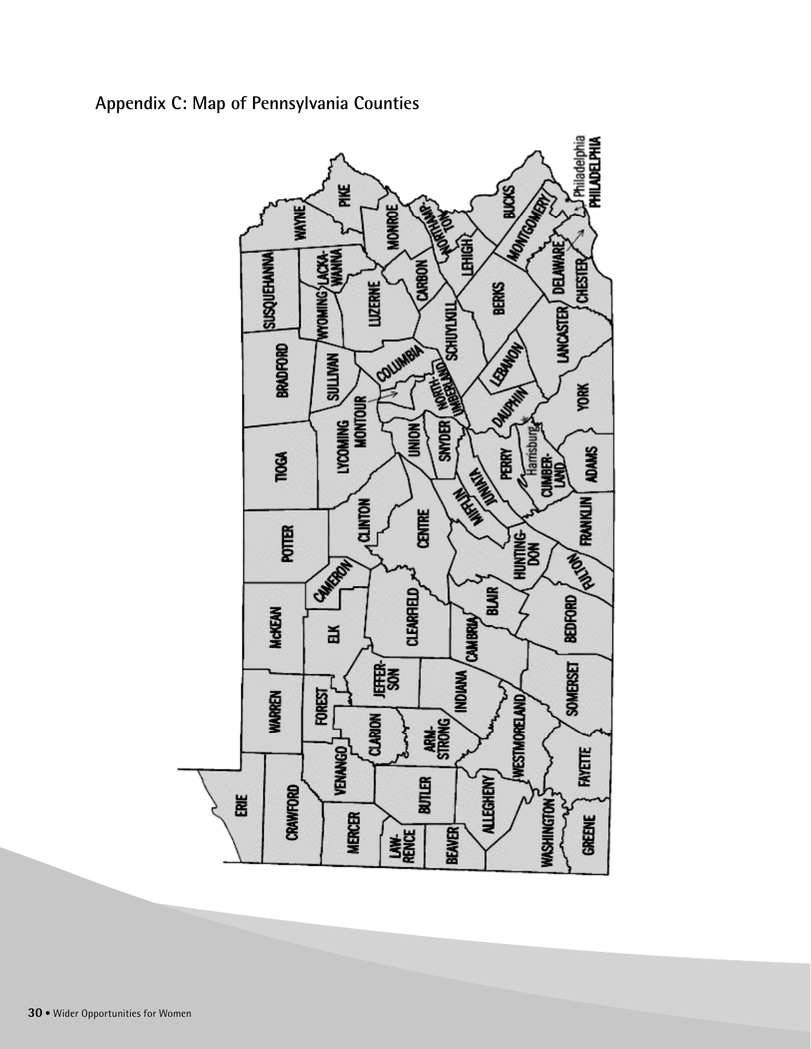## Appendix C: Map of Pennsylvania Counties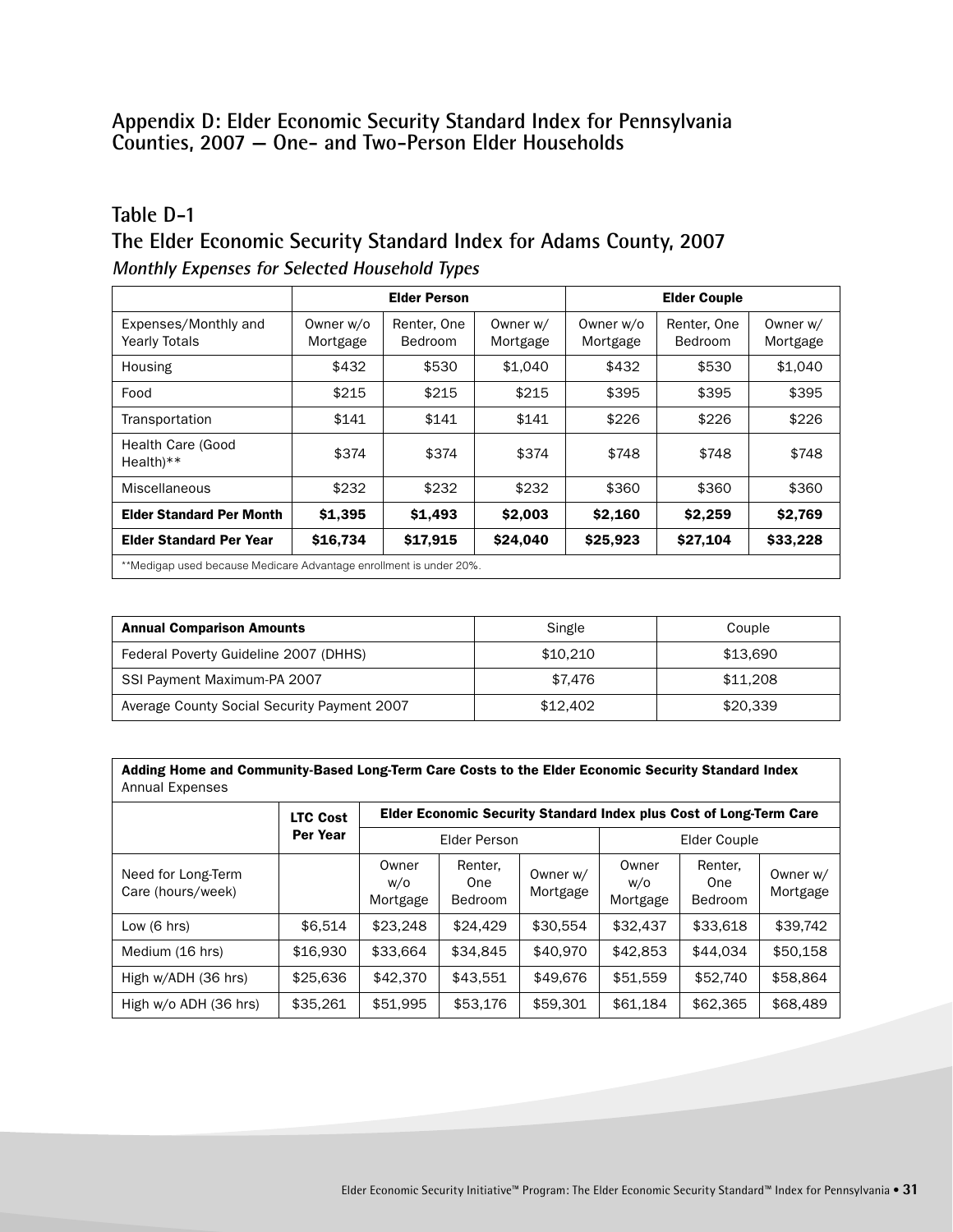## Appendix D: Elder Economic Security Standard Index for Pennsylvania Counties, 2007 — One- and Two-Person Elder Households

### Table D-1

### The Elder Economic Security Standard Index for Adams County, 2007

*Monthly Expenses for Selected Household Types*

| | Elder Person | | | Elder Couple | | |
|---|---|---|---|---|---|---|
| Expenses/Monthly and Yearly Totals | Owner w/o Mortgage | Renter, One Bedroom | Owner w/ Mortgage | Owner w/o Mortgage | Renter, One Bedroom | Owner w/ Mortgage |
| Housing | $432 | $530 | $1,040 | $432 | $530 | $1,040 |
| Food | $215 | $215 | $215 | $395 | $395 | $395 |
| Transportation | $141 | $141 | $141 | $226 | $226 | $226 |
| Health Care (Good Health)** | $374 | $374 | $374 | $748 | $748 | $748 |
| Miscellaneous | $232 | $232 | $232 | $360 | $360 | $360 |
| **Elder Standard Per Month** | **$1,395** | **$1,493** | **$2,003** | **$2,160** | **$2,259** | **$2,769** |
| **Elder Standard Per Year** | **$16,734** | **$17,915** | **$24,040** | **$25,923** | **$27,104** | **$33,228** |

**Medigap used because Medicare Advantage enrollment is under 20%.

| **Annual Comparison Amounts** | Single | Couple |
|---|---|---|
| Federal Poverty Guideline 2007 (DHHS) | $10,210 | $13,690 |
| SSI Payment Maximum-PA 2007 | $7,476 | $11,208 |
| Average County Social Security Payment 2007 | $12,402 | $20,339 |

**Adding Home and Community-Based Long-Term Care Costs to the Elder Economic Security Standard Index**
Annual Expenses

| | **LTC Cost Per Year** | **Elder Economic Security Standard Index plus Cost of Long-Term Care** | | | | | |
|---|---|---|---|---|---|---|---|
| | | Elder Person | | | Elder Couple | | |
| Need for Long-Term Care (hours/week) | | Owner w/o Mortgage | Renter, One Bedroom | Owner w/ Mortgage | Owner w/o Mortgage | Renter, One Bedroom | Owner w/ Mortgage |
| Low (6 hrs) | $6,514 | $23,248 | $24,429 | $30,554 | $32,437 | $33,618 | $39,742 |
| Medium (16 hrs) | $16,930 | $33,664 | $34,845 | $40,970 | $42,853 | $44,034 | $50,158 |
| High w/ADH (36 hrs) | $25,636 | $42,370 | $43,551 | $49,676 | $51,559 | $52,740 | $58,864 |
| High w/o ADH (36 hrs) | $35,261 | $51,995 | $53,176 | $59,301 | $61,184 | $62,365 | $68,489 |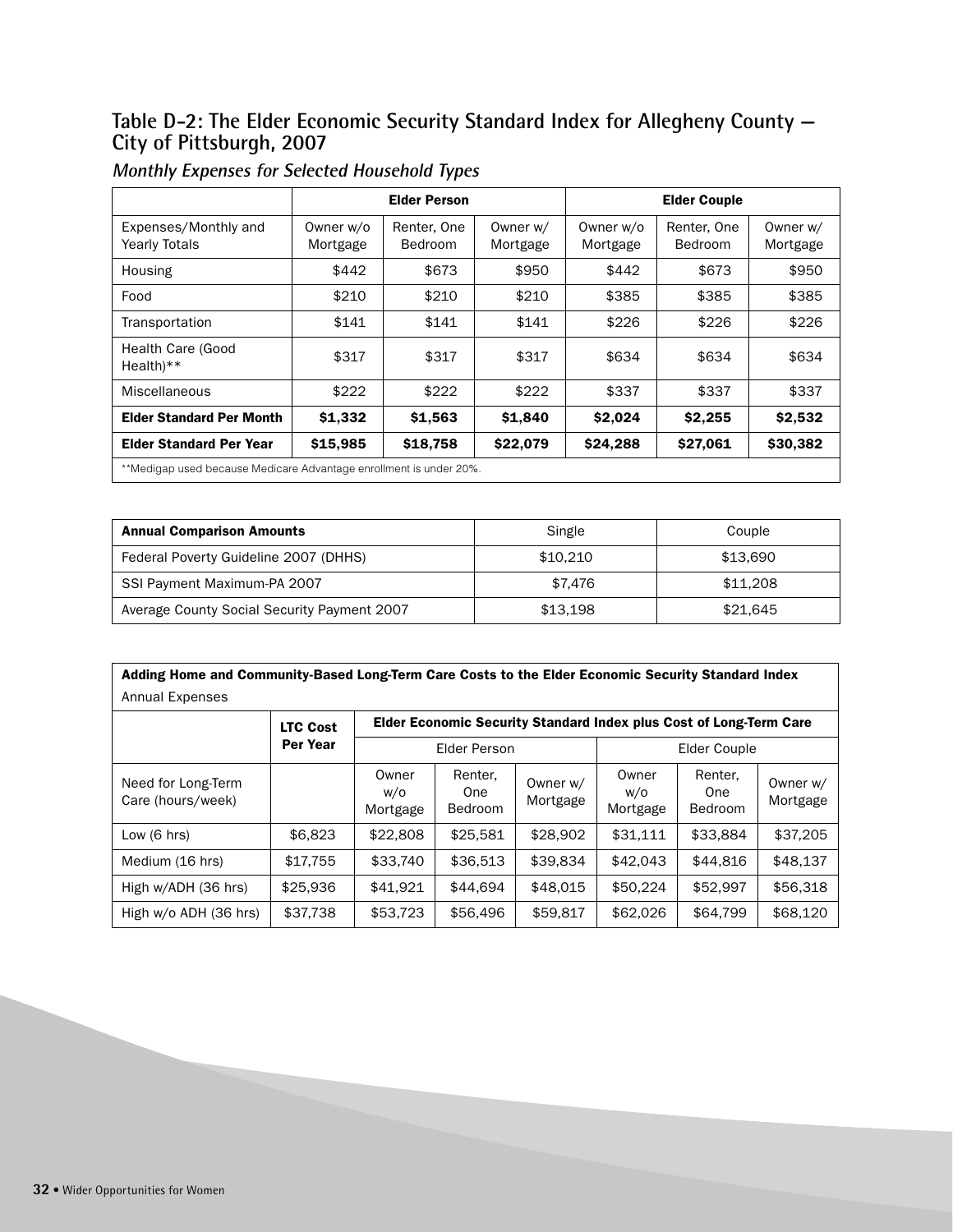## Table D-2: The Elder Economic Security Standard Index for Allegheny County — City of Pittsburgh, 2007

### *Monthly Expenses for Selected Household Types*

| | Elder Person | | | Elder Couple | | |
|---|---|---|---|---|---|---|
| Expenses/Monthly and Yearly Totals | Owner w/o Mortgage | Renter, One Bedroom | Owner w/ Mortgage | Owner w/o Mortgage | Renter, One Bedroom | Owner w/ Mortgage |
| Housing | $442 | $673 | $950 | $442 | $673 | $950 |
| Food | $210 | $210 | $210 | $385 | $385 | $385 |
| Transportation | $141 | $141 | $141 | $226 | $226 | $226 |
| Health Care (Good Health)** | $317 | $317 | $317 | $634 | $634 | $634 |
| Miscellaneous | $222 | $222 | $222 | $337 | $337 | $337 |
| **Elder Standard Per Month** | **$1,332** | **$1,563** | **$1,840** | **$2,024** | **$2,255** | **$2,532** |
| **Elder Standard Per Year** | **$15,985** | **$18,758** | **$22,079** | **$24,288** | **$27,061** | **$30,382** |

**Medigap used because Medicare Advantage enrollment is under 20%.

| **Annual Comparison Amounts** | Single | Couple |
|---|---|---|
| Federal Poverty Guideline 2007 (DHHS) | $10,210 | $13,690 |
| SSI Payment Maximum-PA 2007 | $7,476 | $11,208 |
| Average County Social Security Payment 2007 | $13,198 | $21,645 |

**Adding Home and Community-Based Long-Term Care Costs to the Elder Economic Security Standard Index**
Annual Expenses

| | **LTC Cost Per Year** | **Elder Economic Security Standard Index plus Cost of Long-Term Care** | | | | | |
|---|---|---|---|---|---|---|---|
| | | Elder Person | | | Elder Couple | | |
| Need for Long-Term Care (hours/week) | | Owner w/o Mortgage | Renter, One Bedroom | Owner w/ Mortgage | Owner w/o Mortgage | Renter, One Bedroom | Owner w/ Mortgage |
| Low (6 hrs) | $6,823 | $22,808 | $25,581 | $28,902 | $31,111 | $33,884 | $37,205 |
| Medium (16 hrs) | $17,755 | $33,740 | $36,513 | $39,834 | $42,043 | $44,816 | $48,137 |
| High w/ADH (36 hrs) | $25,936 | $41,921 | $44,694 | $48,015 | $50,224 | $52,997 | $56,318 |
| High w/o ADH (36 hrs) | $37,738 | $53,723 | $56,496 | $59,817 | $62,026 | $64,799 | $68,120 |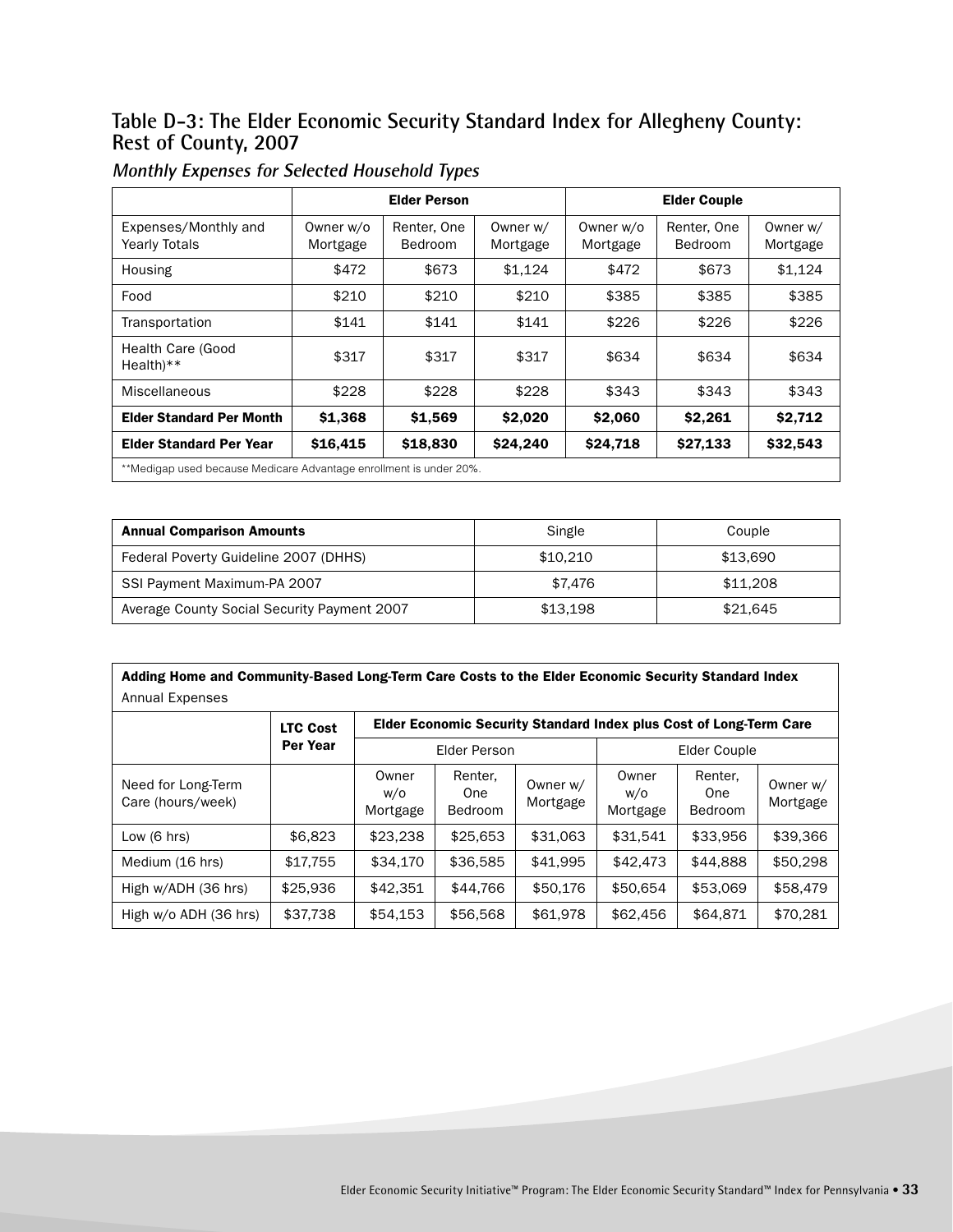## Table D-3: The Elder Economic Security Standard Index for Allegheny County: Rest of County, 2007

### *Monthly Expenses for Selected Household Types*

| | Elder Person | | | Elder Couple | | |
|---|---|---|---|---|---|---|
| Expenses/Monthly and Yearly Totals | Owner w/o Mortgage | Renter, One Bedroom | Owner w/ Mortgage | Owner w/o Mortgage | Renter, One Bedroom | Owner w/ Mortgage |
| Housing | $472 | $673 | $1,124 | $472 | $673 | $1,124 |
| Food | $210 | $210 | $210 | $385 | $385 | $385 |
| Transportation | $141 | $141 | $141 | $226 | $226 | $226 |
| Health Care (Good Health)** | $317 | $317 | $317 | $634 | $634 | $634 |
| Miscellaneous | $228 | $228 | $228 | $343 | $343 | $343 |
| **Elder Standard Per Month** | **$1,368** | **$1,569** | **$2,020** | **$2,060** | **$2,261** | **$2,712** |
| **Elder Standard Per Year** | **$16,415** | **$18,830** | **$24,240** | **$24,718** | **$27,133** | **$32,543** |

**Medigap used because Medicare Advantage enrollment is under 20%.

| **Annual Comparison Amounts** | Single | Couple |
|---|---|---|
| Federal Poverty Guideline 2007 (DHHS) | $10,210 | $13,690 |
| SSI Payment Maximum-PA 2007 | $7,476 | $11,208 |
| Average County Social Security Payment 2007 | $13,198 | $21,645 |

**Adding Home and Community-Based Long-Term Care Costs to the Elder Economic Security Standard Index**
Annual Expenses

| | **LTC Cost Per Year** | **Elder Economic Security Standard Index plus Cost of Long-Term Care** | | | | | |
|---|---|---|---|---|---|---|---|
| | | Elder Person | | | Elder Couple | | |
| Need for Long-Term Care (hours/week) | | Owner w/o Mortgage | Renter, One Bedroom | Owner w/ Mortgage | Owner w/o Mortgage | Renter, One Bedroom | Owner w/ Mortgage |
| Low (6 hrs) | $6,823 | $23,238 | $25,653 | $31,063 | $31,541 | $33,956 | $39,366 |
| Medium (16 hrs) | $17,755 | $34,170 | $36,585 | $41,995 | $42,473 | $44,888 | $50,298 |
| High w/ADH (36 hrs) | $25,936 | $42,351 | $44,766 | $50,176 | $50,654 | $53,069 | $58,479 |
| High w/o ADH (36 hrs) | $37,738 | $54,153 | $56,568 | $61,978 | $62,456 | $64,871 | $70,281 |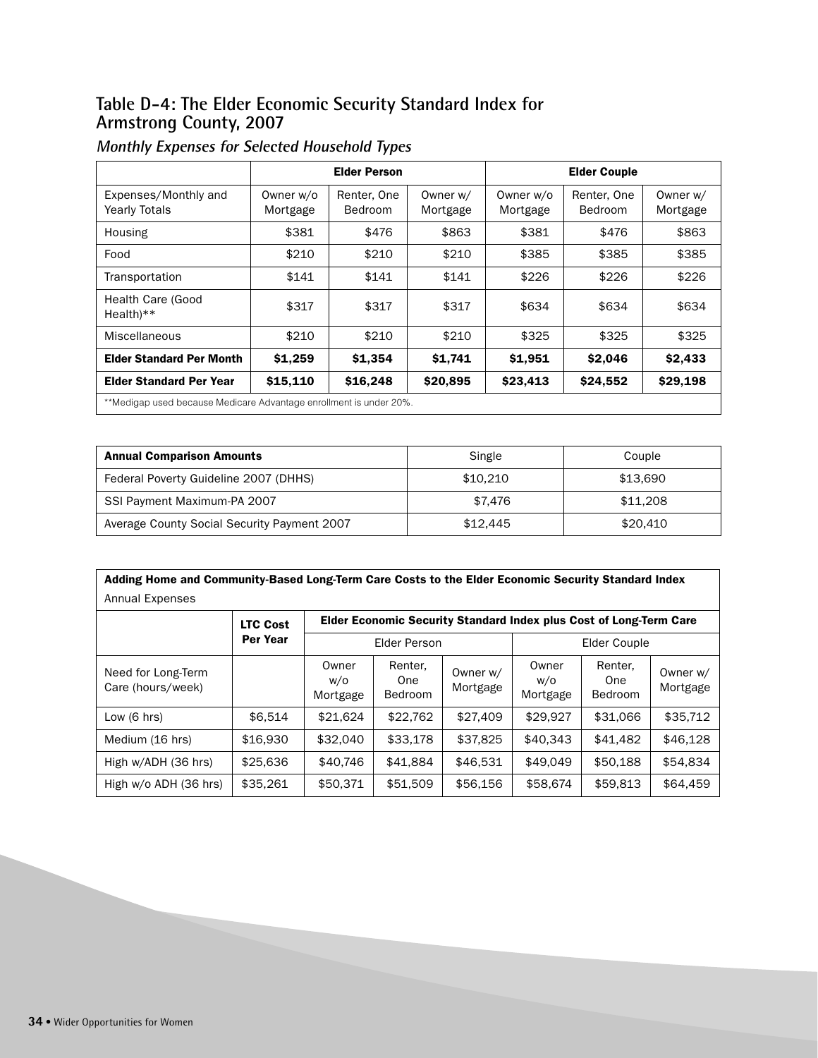## Table D-4: The Elder Economic Security Standard Index for Armstrong County, 2007

*Monthly Expenses for Selected Household Types*

| | Elder Person | | | Elder Couple | | |
|---|---|---|---|---|---|---|
| Expenses/Monthly and Yearly Totals | Owner w/o Mortgage | Renter, One Bedroom | Owner w/ Mortgage | Owner w/o Mortgage | Renter, One Bedroom | Owner w/ Mortgage |
| Housing | $381 | $476 | $863 | $381 | $476 | $863 |
| Food | $210 | $210 | $210 | $385 | $385 | $385 |
| Transportation | $141 | $141 | $141 | $226 | $226 | $226 |
| Health Care (Good Health)** | $317 | $317 | $317 | $634 | $634 | $634 |
| Miscellaneous | $210 | $210 | $210 | $325 | $325 | $325 |
| **Elder Standard Per Month** | **$1,259** | **$1,354** | **$1,741** | **$1,951** | **$2,046** | **$2,433** |
| **Elder Standard Per Year** | **$15,110** | **$16,248** | **$20,895** | **$23,413** | **$24,552** | **$29,198** |

**Medigap used because Medicare Advantage enrollment is under 20%.

| **Annual Comparison Amounts** | Single | Couple |
|---|---|---|
| Federal Poverty Guideline 2007 (DHHS) | $10,210 | $13,690 |
| SSI Payment Maximum-PA 2007 | $7,476 | $11,208 |
| Average County Social Security Payment 2007 | $12,445 | $20,410 |

**Adding Home and Community-Based Long-Term Care Costs to the Elder Economic Security Standard Index**

Annual Expenses

| | LTC Cost Per Year | Elder Economic Security Standard Index plus Cost of Long-Term Care | | | | | |
|---|---|---|---|---|---|---|---|
| | | Elder Person | | | Elder Couple | | |
| Need for Long-Term Care (hours/week) | | Owner w/o Mortgage | Renter, One Bedroom | Owner w/ Mortgage | Owner w/o Mortgage | Renter, One Bedroom | Owner w/ Mortgage |
| Low (6 hrs) | $6,514 | $21,624 | $22,762 | $27,409 | $29,927 | $31,066 | $35,712 |
| Medium (16 hrs) | $16,930 | $32,040 | $33,178 | $37,825 | $40,343 | $41,482 | $46,128 |
| High w/ADH (36 hrs) | $25,636 | $40,746 | $41,884 | $46,531 | $49,049 | $50,188 | $54,834 |
| High w/o ADH (36 hrs) | $35,261 | $50,371 | $51,509 | $56,156 | $58,674 | $59,813 | $64,459 |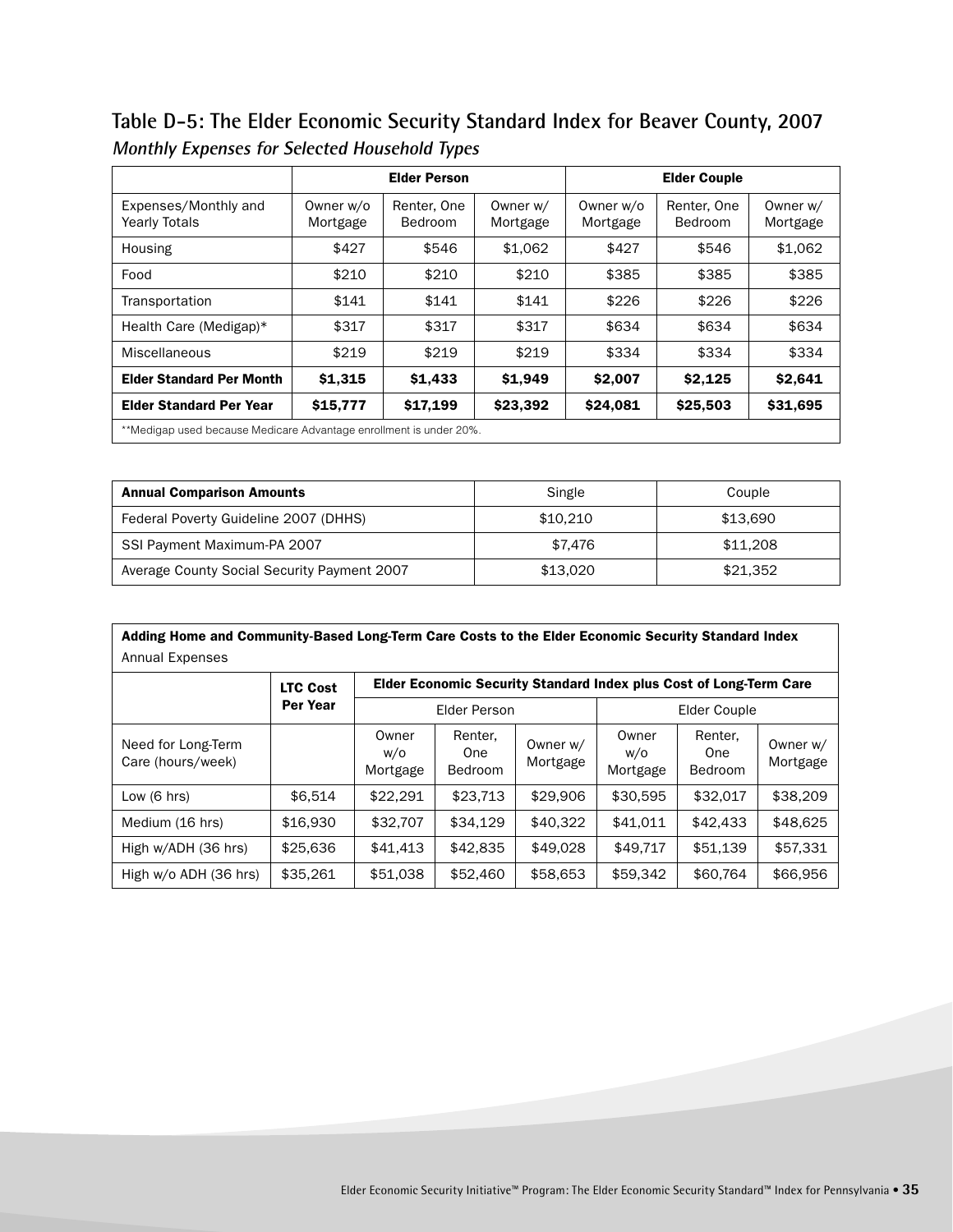## Table D-5: The Elder Economic Security Standard Index for Beaver County, 2007

*Monthly Expenses for Selected Household Types*

| | Elder Person | | | Elder Couple | | |
|---|---|---|---|---|---|---|
| Expenses/Monthly and Yearly Totals | Owner w/o Mortgage | Renter, One Bedroom | Owner w/ Mortgage | Owner w/o Mortgage | Renter, One Bedroom | Owner w/ Mortgage |
| Housing | $427 | $546 | $1,062 | $427 | $546 | $1,062 |
| Food | $210 | $210 | $210 | $385 | $385 | $385 |
| Transportation | $141 | $141 | $141 | $226 | $226 | $226 |
| Health Care (Medigap)* | $317 | $317 | $317 | $634 | $634 | $634 |
| Miscellaneous | $219 | $219 | $219 | $334 | $334 | $334 |
| **Elder Standard Per Month** | **$1,315** | **$1,433** | **$1,949** | **$2,007** | **$2,125** | **$2,641** |
| **Elder Standard Per Year** | **$15,777** | **$17,199** | **$23,392** | **$24,081** | **$25,503** | **$31,695** |

**Medigap used because Medicare Advantage enrollment is under 20%.

| **Annual Comparison Amounts** | Single | Couple |
|---|---|---|
| Federal Poverty Guideline 2007 (DHHS) | $10,210 | $13,690 |
| SSI Payment Maximum-PA 2007 | $7,476 | $11,208 |
| Average County Social Security Payment 2007 | $13,020 | $21,352 |

**Adding Home and Community-Based Long-Term Care Costs to the Elder Economic Security Standard Index**

Annual Expenses

| | LTC Cost Per Year | Elder Economic Security Standard Index plus Cost of Long-Term Care | | | | | |
|---|---|---|---|---|---|---|---|
| | | Elder Person | | | Elder Couple | | |
| Need for Long-Term Care (hours/week) | | Owner w/o Mortgage | Renter, One Bedroom | Owner w/ Mortgage | Owner w/o Mortgage | Renter, One Bedroom | Owner w/ Mortgage |
| Low (6 hrs) | $6,514 | $22,291 | $23,713 | $29,906 | $30,595 | $32,017 | $38,209 |
| Medium (16 hrs) | $16,930 | $32,707 | $34,129 | $40,322 | $41,011 | $42,433 | $48,625 |
| High w/ADH (36 hrs) | $25,636 | $41,413 | $42,835 | $49,028 | $49,717 | $51,139 | $57,331 |
| High w/o ADH (36 hrs) | $35,261 | $51,038 | $52,460 | $58,653 | $59,342 | $60,764 | $66,956 |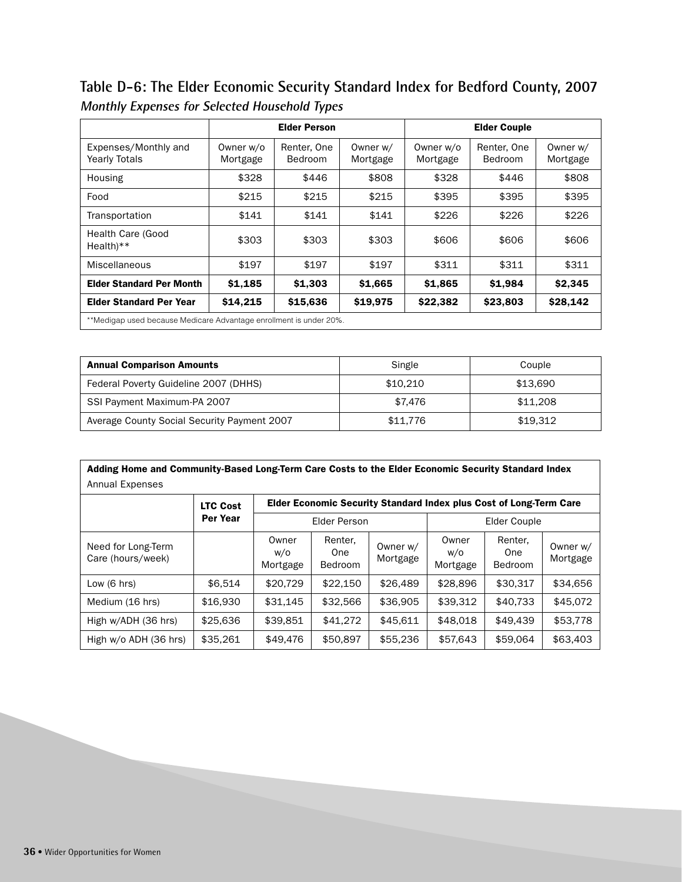## Table D-6: The Elder Economic Security Standard Index for Bedford County, 2007

### *Monthly Expenses for Selected Household Types*

| | **Elder Person** | | | **Elder Couple** | | |
|---|---|---|---|---|---|---|
| Expenses/Monthly and Yearly Totals | Owner w/o Mortgage | Renter, One Bedroom | Owner w/ Mortgage | Owner w/o Mortgage | Renter, One Bedroom | Owner w/ Mortgage |
| Housing | $328 | $446 | $808 | $328 | $446 | $808 |
| Food | $215 | $215 | $215 | $395 | $395 | $395 |
| Transportation | $141 | $141 | $141 | $226 | $226 | $226 |
| Health Care (Good Health)** | $303 | $303 | $303 | $606 | $606 | $606 |
| Miscellaneous | $197 | $197 | $197 | $311 | $311 | $311 |
| **Elder Standard Per Month** | **$1,185** | **$1,303** | **$1,665** | **$1,865** | **$1,984** | **$2,345** |
| **Elder Standard Per Year** | **$14,215** | **$15,636** | **$19,975** | **$22,382** | **$23,803** | **$28,142** |

**Medigap used because Medicare Advantage enrollment is under 20%.

| **Annual Comparison Amounts** | Single | Couple |
|---|---|---|
| Federal Poverty Guideline 2007 (DHHS) | $10,210 | $13,690 |
| SSI Payment Maximum-PA 2007 | $7,476 | $11,208 |
| Average County Social Security Payment 2007 | $11,776 | $19,312 |

**Adding Home and Community-Based Long-Term Care Costs to the Elder Economic Security Standard Index**
Annual Expenses

| | **LTC Cost Per Year** | **Elder Economic Security Standard Index plus Cost of Long-Term Care** | | | | | |
|---|---|---|---|---|---|---|---|
| | | Elder Person | | | Elder Couple | | |
| Need for Long-Term Care (hours/week) | | Owner w/o Mortgage | Renter, One Bedroom | Owner w/ Mortgage | Owner w/o Mortgage | Renter, One Bedroom | Owner w/ Mortgage |
| Low (6 hrs) | $6,514 | $20,729 | $22,150 | $26,489 | $28,896 | $30,317 | $34,656 |
| Medium (16 hrs) | $16,930 | $31,145 | $32,566 | $36,905 | $39,312 | $40,733 | $45,072 |
| High w/ADH (36 hrs) | $25,636 | $39,851 | $41,272 | $45,611 | $48,018 | $49,439 | $53,778 |
| High w/o ADH (36 hrs) | $35,261 | $49,476 | $50,897 | $55,236 | $57,643 | $59,064 | $63,403 |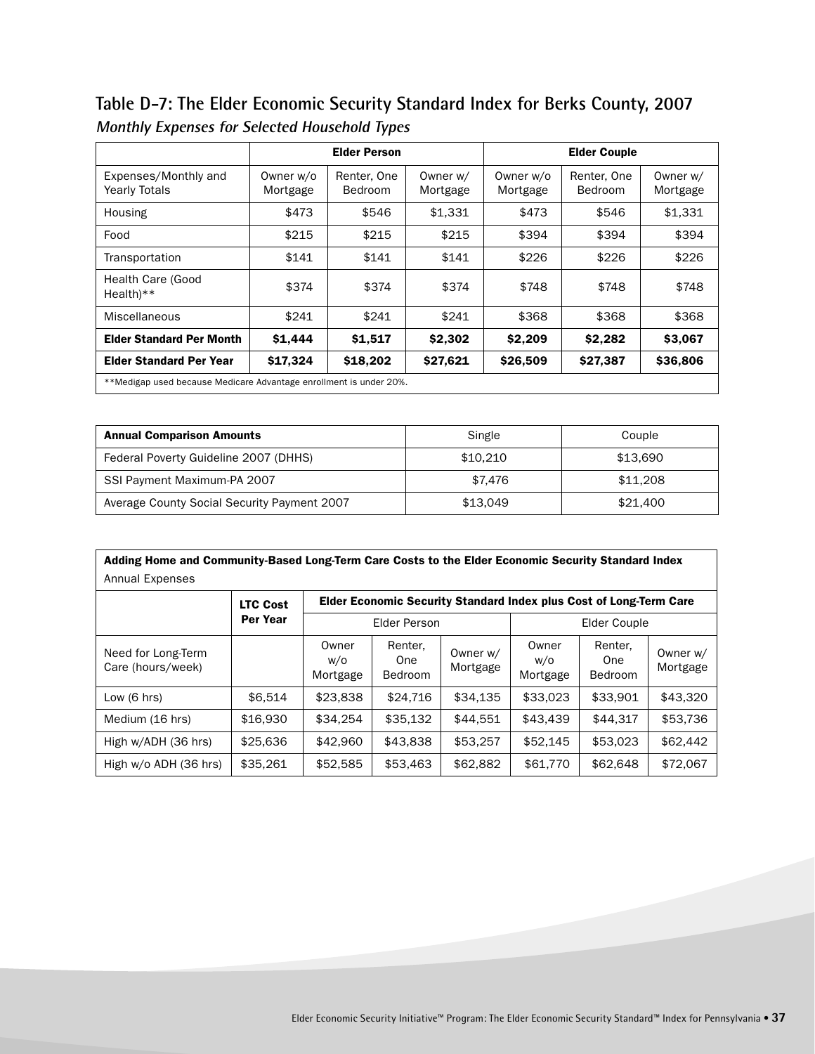## Table D-7: The Elder Economic Security Standard Index for Berks County, 2007

*Monthly Expenses for Selected Household Types*

| | Elder Person | | | Elder Couple | | |
|---|---|---|---|---|---|---|
| Expenses/Monthly and Yearly Totals | Owner w/o Mortgage | Renter, One Bedroom | Owner w/ Mortgage | Owner w/o Mortgage | Renter, One Bedroom | Owner w/ Mortgage |
| Housing | $473 | $546 | $1,331 | $473 | $546 | $1,331 |
| Food | $215 | $215 | $215 | $394 | $394 | $394 |
| Transportation | $141 | $141 | $141 | $226 | $226 | $226 |
| Health Care (Good Health)** | $374 | $374 | $374 | $748 | $748 | $748 |
| Miscellaneous | $241 | $241 | $241 | $368 | $368 | $368 |
| **Elder Standard Per Month** | **$1,444** | **$1,517** | **$2,302** | **$2,209** | **$2,282** | **$3,067** |
| **Elder Standard Per Year** | **$17,324** | **$18,202** | **$27,621** | **$26,509** | **$27,387** | **$36,806** |

**Medigap used because Medicare Advantage enrollment is under 20%.

| **Annual Comparison Amounts** | Single | Couple |
|---|---|---|
| Federal Poverty Guideline 2007 (DHHS) | $10,210 | $13,690 |
| SSI Payment Maximum-PA 2007 | $7,476 | $11,208 |
| Average County Social Security Payment 2007 | $13,049 | $21,400 |

**Adding Home and Community-Based Long-Term Care Costs to the Elder Economic Security Standard Index**
Annual Expenses

| | LTC Cost Per Year | Elder Economic Security Standard Index plus Cost of Long-Term Care | | | | | |
|---|---|---|---|---|---|---|---|
| | | Elder Person | | | Elder Couple | | |
| Need for Long-Term Care (hours/week) | | Owner w/o Mortgage | Renter, One Bedroom | Owner w/ Mortgage | Owner w/o Mortgage | Renter, One Bedroom | Owner w/ Mortgage |
| Low (6 hrs) | $6,514 | $23,838 | $24,716 | $34,135 | $33,023 | $33,901 | $43,320 |
| Medium (16 hrs) | $16,930 | $34,254 | $35,132 | $44,551 | $43,439 | $44,317 | $53,736 |
| High w/ADH (36 hrs) | $25,636 | $42,960 | $43,838 | $53,257 | $52,145 | $53,023 | $62,442 |
| High w/o ADH (36 hrs) | $35,261 | $52,585 | $53,463 | $62,882 | $61,770 | $62,648 | $72,067 |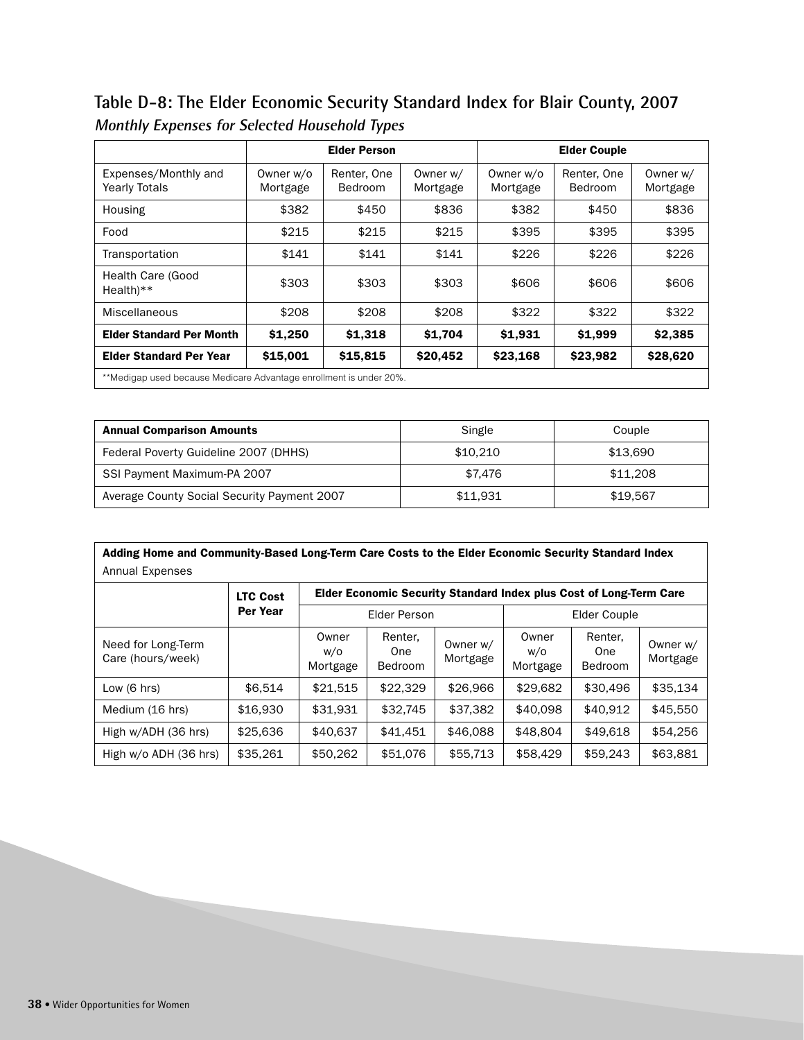## Table D-8: The Elder Economic Security Standard Index for Blair County, 2007

*Monthly Expenses for Selected Household Types*

| | Elder Person | | | Elder Couple | | |
|---|---|---|---|---|---|---|
| Expenses/Monthly and Yearly Totals | Owner w/o Mortgage | Renter, One Bedroom | Owner w/ Mortgage | Owner w/o Mortgage | Renter, One Bedroom | Owner w/ Mortgage |
| Housing | $382 | $450 | $836 | $382 | $450 | $836 |
| Food | $215 | $215 | $215 | $395 | $395 | $395 |
| Transportation | $141 | $141 | $141 | $226 | $226 | $226 |
| Health Care (Good Health)** | $303 | $303 | $303 | $606 | $606 | $606 |
| Miscellaneous | $208 | $208 | $208 | $322 | $322 | $322 |
| **Elder Standard Per Month** | **$1,250** | **$1,318** | **$1,704** | **$1,931** | **$1,999** | **$2,385** |
| **Elder Standard Per Year** | **$15,001** | **$15,815** | **$20,452** | **$23,168** | **$23,982** | **$28,620** |

**Medigap used because Medicare Advantage enrollment is under 20%.

| **Annual Comparison Amounts** | Single | Couple |
|---|---|---|
| Federal Poverty Guideline 2007 (DHHS) | $10,210 | $13,690 |
| SSI Payment Maximum-PA 2007 | $7,476 | $11,208 |
| Average County Social Security Payment 2007 | $11,931 | $19,567 |

**Adding Home and Community-Based Long-Term Care Costs to the Elder Economic Security Standard Index**

Annual Expenses

| | LTC Cost Per Year | Elder Economic Security Standard Index plus Cost of Long-Term Care | | | | | |
|---|---|---|---|---|---|---|---|
| | | Elder Person | | | Elder Couple | | |
| Need for Long-Term Care (hours/week) | | Owner w/o Mortgage | Renter, One Bedroom | Owner w/ Mortgage | Owner w/o Mortgage | Renter, One Bedroom | Owner w/ Mortgage |
| Low (6 hrs) | $6,514 | $21,515 | $22,329 | $26,966 | $29,682 | $30,496 | $35,134 |
| Medium (16 hrs) | $16,930 | $31,931 | $32,745 | $37,382 | $40,098 | $40,912 | $45,550 |
| High w/ADH (36 hrs) | $25,636 | $40,637 | $41,451 | $46,088 | $48,804 | $49,618 | $54,256 |
| High w/o ADH (36 hrs) | $35,261 | $50,262 | $51,076 | $55,713 | $58,429 | $59,243 | $63,881 |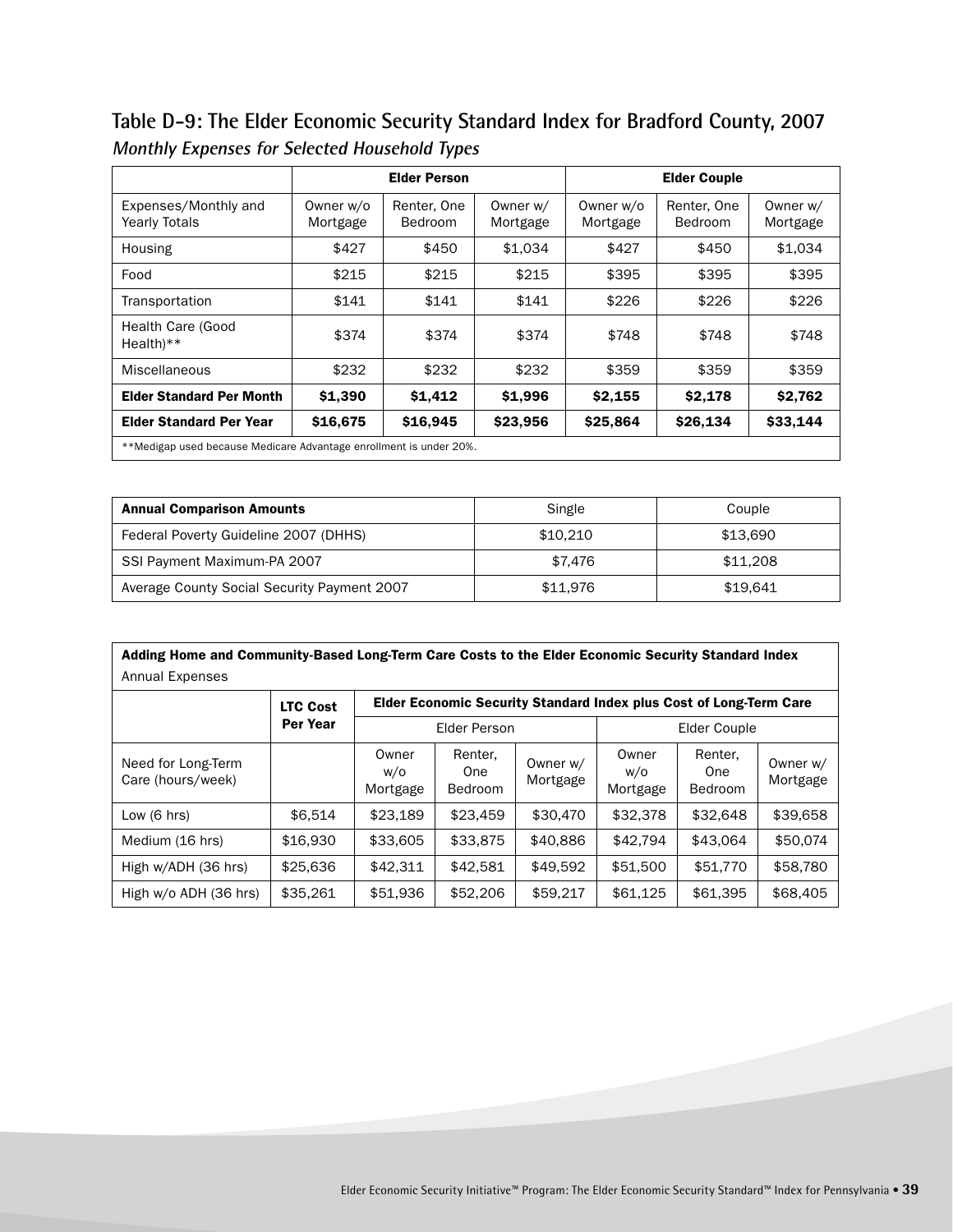## Table D-9: The Elder Economic Security Standard Index for Bradford County, 2007

*Monthly Expenses for Selected Household Types*

| | Elder Person | | | Elder Couple | | |
|---|---|---|---|---|---|---|
| Expenses/Monthly and Yearly Totals | Owner w/o Mortgage | Renter, One Bedroom | Owner w/ Mortgage | Owner w/o Mortgage | Renter, One Bedroom | Owner w/ Mortgage |
| Housing | $427 | $450 | $1,034 | $427 | $450 | $1,034 |
| Food | $215 | $215 | $215 | $395 | $395 | $395 |
| Transportation | $141 | $141 | $141 | $226 | $226 | $226 |
| Health Care (Good Health)** | $374 | $374 | $374 | $748 | $748 | $748 |
| Miscellaneous | $232 | $232 | $232 | $359 | $359 | $359 |
| **Elder Standard Per Month** | **$1,390** | **$1,412** | **$1,996** | **$2,155** | **$2,178** | **$2,762** |
| **Elder Standard Per Year** | **$16,675** | **$16,945** | **$23,956** | **$25,864** | **$26,134** | **$33,144** |

**Medigap used because Medicare Advantage enrollment is under 20%.

| **Annual Comparison Amounts** | Single | Couple |
|---|---|---|
| Federal Poverty Guideline 2007 (DHHS) | $10,210 | $13,690 |
| SSI Payment Maximum-PA 2007 | $7,476 | $11,208 |
| Average County Social Security Payment 2007 | $11,976 | $19,641 |

**Adding Home and Community-Based Long-Term Care Costs to the Elder Economic Security Standard Index**

Annual Expenses

| | **LTC Cost Per Year** | **Elder Economic Security Standard Index plus Cost of Long-Term Care** | | | | | |
|---|---|---|---|---|---|---|---|
| | | Elder Person | | | Elder Couple | | |
| Need for Long-Term Care (hours/week) | | Owner w/o Mortgage | Renter, One Bedroom | Owner w/ Mortgage | Owner w/o Mortgage | Renter, One Bedroom | Owner w/ Mortgage |
| Low (6 hrs) | $6,514 | $23,189 | $23,459 | $30,470 | $32,378 | $32,648 | $39,658 |
| Medium (16 hrs) | $16,930 | $33,605 | $33,875 | $40,886 | $42,794 | $43,064 | $50,074 |
| High w/ADH (36 hrs) | $25,636 | $42,311 | $42,581 | $49,592 | $51,500 | $51,770 | $58,780 |
| High w/o ADH (36 hrs) | $35,261 | $51,936 | $52,206 | $59,217 | $61,125 | $61,395 | $68,405 |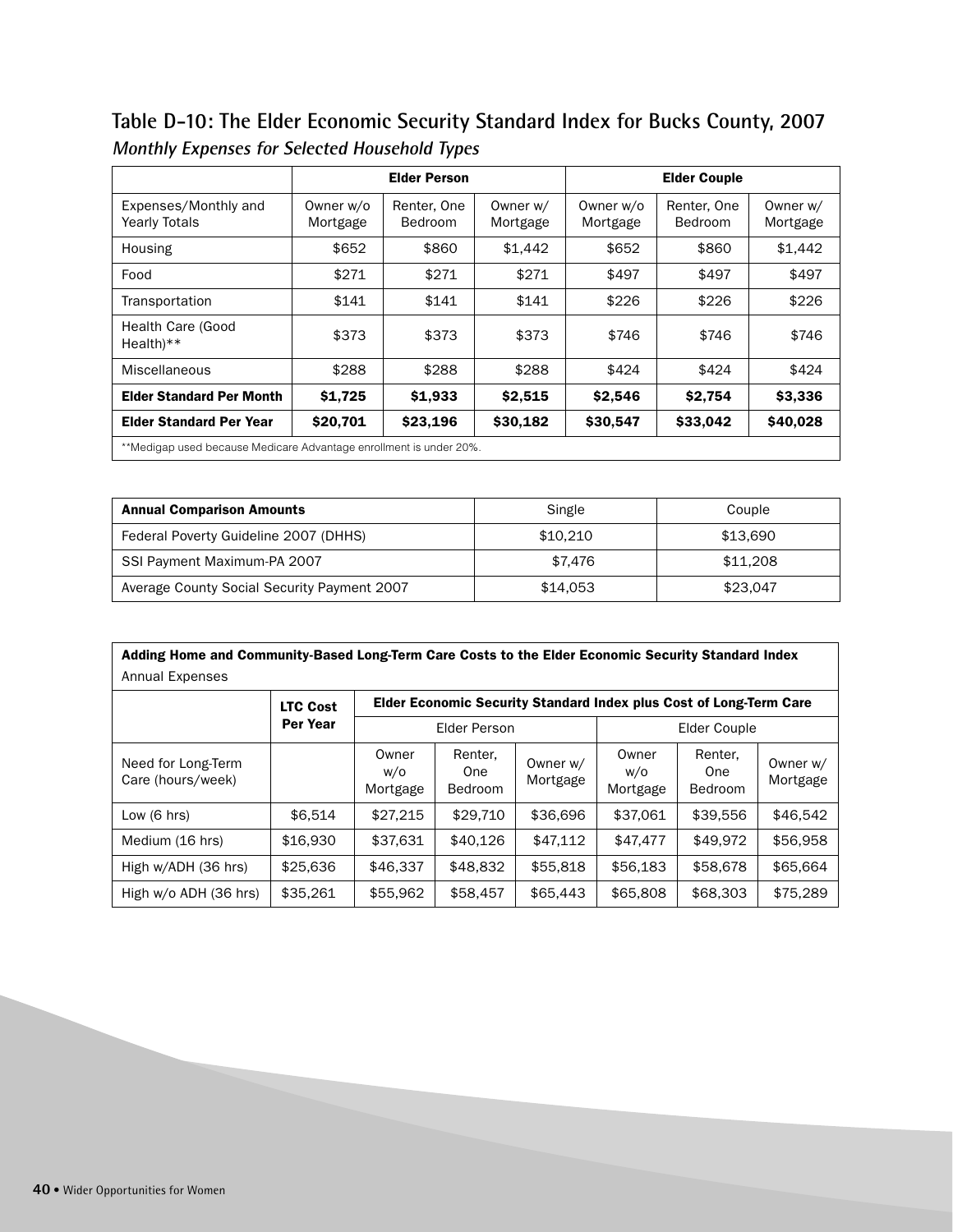## Table D-10: The Elder Economic Security Standard Index for Bucks County, 2007

***Monthly Expenses for Selected Household Types***

| | Elder Person | | | Elder Couple | | |
|---|---|---|---|---|---|---|
| Expenses/Monthly and Yearly Totals | Owner w/o Mortgage | Renter, One Bedroom | Owner w/ Mortgage | Owner w/o Mortgage | Renter, One Bedroom | Owner w/ Mortgage |
| Housing | $652 | $860 | $1,442 | $652 | $860 | $1,442 |
| Food | $271 | $271 | $271 | $497 | $497 | $497 |
| Transportation | $141 | $141 | $141 | $226 | $226 | $226 |
| Health Care (Good Health)** | $373 | $373 | $373 | $746 | $746 | $746 |
| Miscellaneous | $288 | $288 | $288 | $424 | $424 | $424 |
| **Elder Standard Per Month** | **$1,725** | **$1,933** | **$2,515** | **$2,546** | **$2,754** | **$3,336** |
| **Elder Standard Per Year** | **$20,701** | **$23,196** | **$30,182** | **$30,547** | **$33,042** | **$40,028** |

**Medigap used because Medicare Advantage enrollment is under 20%.

| **Annual Comparison Amounts** | Single | Couple |
|---|---|---|
| Federal Poverty Guideline 2007 (DHHS) | $10,210 | $13,690 |
| SSI Payment Maximum-PA 2007 | $7,476 | $11,208 |
| Average County Social Security Payment 2007 | $14,053 | $23,047 |

**Adding Home and Community-Based Long-Term Care Costs to the Elder Economic Security Standard Index**

Annual Expenses

| | LTC Cost Per Year | Elder Economic Security Standard Index plus Cost of Long-Term Care | | | | | |
|---|---|---|---|---|---|---|---|
| | | Elder Person | | | Elder Couple | | |
| Need for Long-Term Care (hours/week) | | Owner w/o Mortgage | Renter, One Bedroom | Owner w/ Mortgage | Owner w/o Mortgage | Renter, One Bedroom | Owner w/ Mortgage |
| Low (6 hrs) | $6,514 | $27,215 | $29,710 | $36,696 | $37,061 | $39,556 | $46,542 |
| Medium (16 hrs) | $16,930 | $37,631 | $40,126 | $47,112 | $47,477 | $49,972 | $56,958 |
| High w/ADH (36 hrs) | $25,636 | $46,337 | $48,832 | $55,818 | $56,183 | $58,678 | $65,664 |
| High w/o ADH (36 hrs) | $35,261 | $55,962 | $58,457 | $65,443 | $65,808 | $68,303 | $75,289 |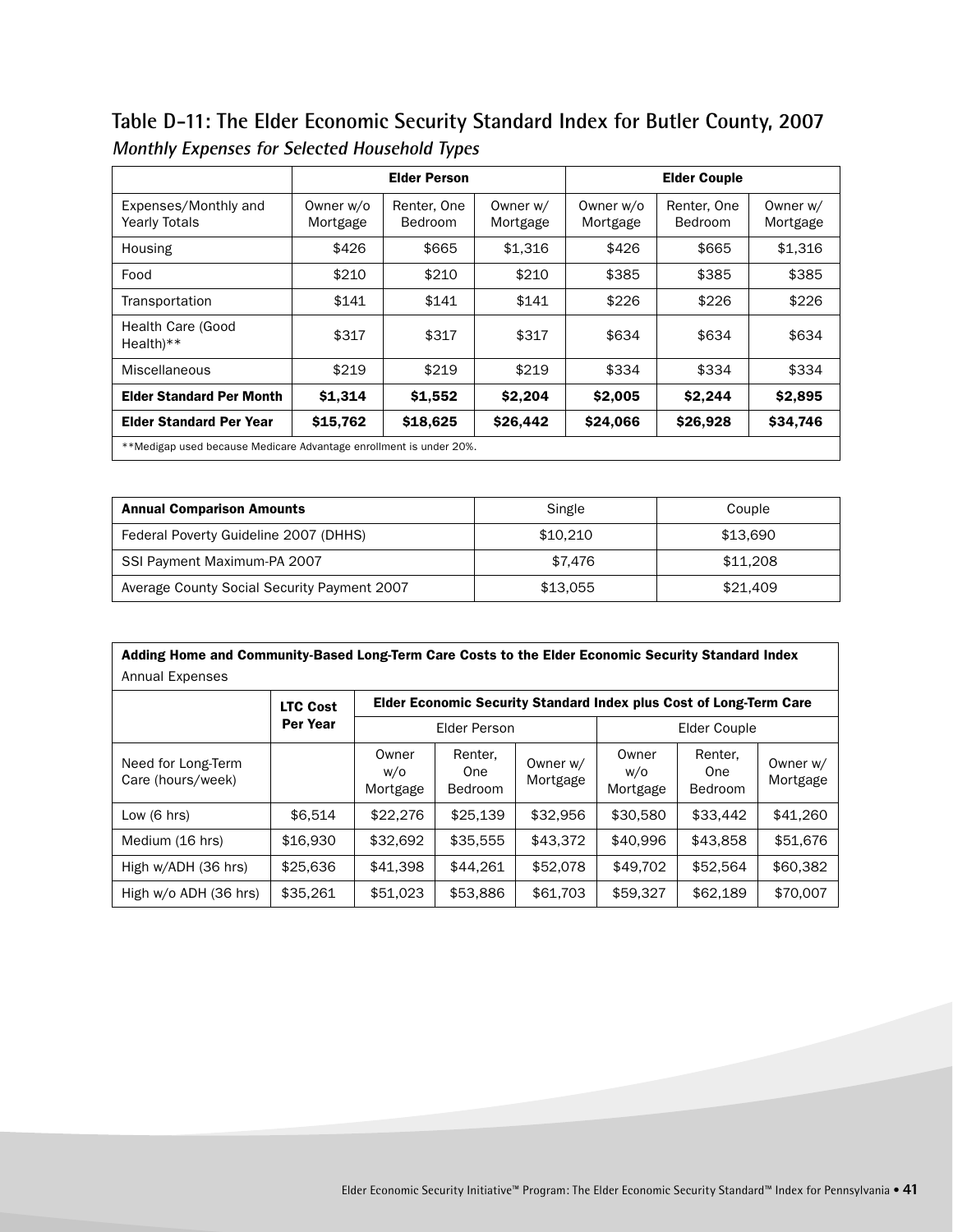## Table D-11: The Elder Economic Security Standard Index for Butler County, 2007

***Monthly Expenses for Selected Household Types***

| | Elder Person | | | Elder Couple | | |
|---|---|---|---|---|---|---|
| Expenses/Monthly and Yearly Totals | Owner w/o Mortgage | Renter, One Bedroom | Owner w/ Mortgage | Owner w/o Mortgage | Renter, One Bedroom | Owner w/ Mortgage |
| Housing | $426 | $665 | $1,316 | $426 | $665 | $1,316 |
| Food | $210 | $210 | $210 | $385 | $385 | $385 |
| Transportation | $141 | $141 | $141 | $226 | $226 | $226 |
| Health Care (Good Health)** | $317 | $317 | $317 | $634 | $634 | $634 |
| Miscellaneous | $219 | $219 | $219 | $334 | $334 | $334 |
| **Elder Standard Per Month** | **$1,314** | **$1,552** | **$2,204** | **$2,005** | **$2,244** | **$2,895** |
| **Elder Standard Per Year** | **$15,762** | **$18,625** | **$26,442** | **$24,066** | **$26,928** | **$34,746** |

**Medigap used because Medicare Advantage enrollment is under 20%.

| **Annual Comparison Amounts** | Single | Couple |
|---|---|---|
| Federal Poverty Guideline 2007 (DHHS) | $10,210 | $13,690 |
| SSI Payment Maximum-PA 2007 | $7,476 | $11,208 |
| Average County Social Security Payment 2007 | $13,055 | $21,409 |

**Adding Home and Community-Based Long-Term Care Costs to the Elder Economic Security Standard Index**

Annual Expenses

| | **LTC Cost Per Year** | **Elder Economic Security Standard Index plus Cost of Long-Term Care** | | | | | |
|---|---|---|---|---|---|---|---|
| | | Elder Person | | | Elder Couple | | |
| Need for Long-Term Care (hours/week) | | Owner w/o Mortgage | Renter, One Bedroom | Owner w/ Mortgage | Owner w/o Mortgage | Renter, One Bedroom | Owner w/ Mortgage |
| Low (6 hrs) | $6,514 | $22,276 | $25,139 | $32,956 | $30,580 | $33,442 | $41,260 |
| Medium (16 hrs) | $16,930 | $32,692 | $35,555 | $43,372 | $40,996 | $43,858 | $51,676 |
| High w/ADH (36 hrs) | $25,636 | $41,398 | $44,261 | $52,078 | $49,702 | $52,564 | $60,382 |
| High w/o ADH (36 hrs) | $35,261 | $51,023 | $53,886 | $61,703 | $59,327 | $62,189 | $70,007 |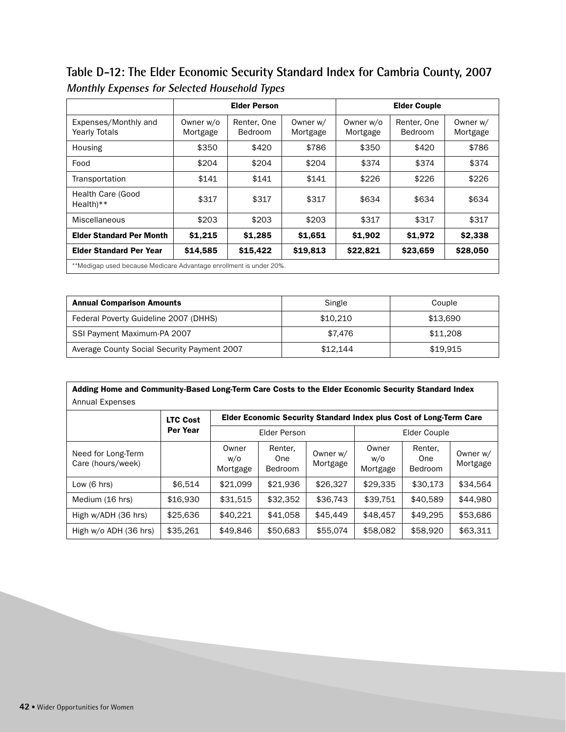## Table D-12: The Elder Economic Security Standard Index for Cambria County, 2007

***Monthly Expenses for Selected Household Types***

| | Elder Person | | | Elder Couple | | |
|---|---|---|---|---|---|---|
| Expenses/Monthly and Yearly Totals | Owner w/o Mortgage | Renter, One Bedroom | Owner w/ Mortgage | Owner w/o Mortgage | Renter, One Bedroom | Owner w/ Mortgage |
| Housing | $350 | $420 | $786 | $350 | $420 | $786 |
| Food | $204 | $204 | $204 | $374 | $374 | $374 |
| Transportation | $141 | $141 | $141 | $226 | $226 | $226 |
| Health Care (Good Health)** | $317 | $317 | $317 | $634 | $634 | $634 |
| Miscellaneous | $203 | $203 | $203 | $317 | $317 | $317 |
| **Elder Standard Per Month** | **$1,215** | **$1,285** | **$1,651** | **$1,902** | **$1,972** | **$2,338** |
| **Elder Standard Per Year** | **$14,585** | **$15,422** | **$19,813** | **$22,821** | **$23,659** | **$28,050** |

**Medigap used because Medicare Advantage enrollment is under 20%.

| **Annual Comparison Amounts** | Single | Couple |
|---|---|---|
| Federal Poverty Guideline 2007 (DHHS) | $10,210 | $13,690 |
| SSI Payment Maximum-PA 2007 | $7,476 | $11,208 |
| Average County Social Security Payment 2007 | $12,144 | $19,915 |

**Adding Home and Community-Based Long-Term Care Costs to the Elder Economic Security Standard Index**

Annual Expenses

| | LTC Cost Per Year | Elder Economic Security Standard Index plus Cost of Long-Term Care | | | | | |
|---|---|---|---|---|---|---|---|
| | | Elder Person | | | Elder Couple | | |
| Need for Long-Term Care (hours/week) | | Owner w/o Mortgage | Renter, One Bedroom | Owner w/ Mortgage | Owner w/o Mortgage | Renter, One Bedroom | Owner w/ Mortgage |
| Low (6 hrs) | $6,514 | $21,099 | $21,936 | $26,327 | $29,335 | $30,173 | $34,564 |
| Medium (16 hrs) | $16,930 | $31,515 | $32,352 | $36,743 | $39,751 | $40,589 | $44,980 |
| High w/ADH (36 hrs) | $25,636 | $40,221 | $41,058 | $45,449 | $48,457 | $49,295 | $53,686 |
| High w/o ADH (36 hrs) | $35,261 | $49,846 | $50,683 | $55,074 | $58,082 | $58,920 | $63,311 |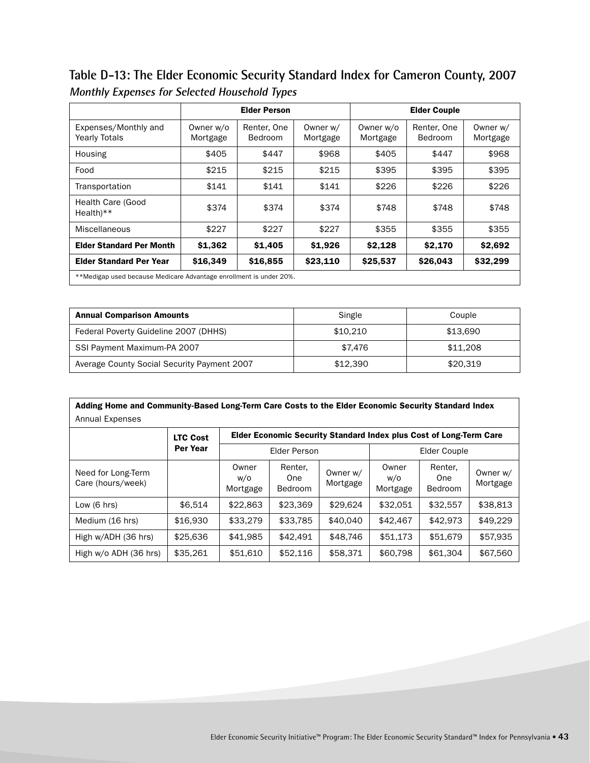## Table D-13: The Elder Economic Security Standard Index for Cameron County, 2007

*Monthly Expenses for Selected Household Types*

| | Elder Person | | | Elder Couple | | |
|---|---|---|---|---|---|---|
| Expenses/Monthly and Yearly Totals | Owner w/o Mortgage | Renter, One Bedroom | Owner w/ Mortgage | Owner w/o Mortgage | Renter, One Bedroom | Owner w/ Mortgage |
| Housing | $405 | $447 | $968 | $405 | $447 | $968 |
| Food | $215 | $215 | $215 | $395 | $395 | $395 |
| Transportation | $141 | $141 | $141 | $226 | $226 | $226 |
| Health Care (Good Health)** | $374 | $374 | $374 | $748 | $748 | $748 |
| Miscellaneous | $227 | $227 | $227 | $355 | $355 | $355 |
| **Elder Standard Per Month** | **$1,362** | **$1,405** | **$1,926** | **$2,128** | **$2,170** | **$2,692** |
| **Elder Standard Per Year** | **$16,349** | **$16,855** | **$23,110** | **$25,537** | **$26,043** | **$32,299** |

**Medigap used because Medicare Advantage enrollment is under 20%.

| **Annual Comparison Amounts** | Single | Couple |
|---|---|---|
| Federal Poverty Guideline 2007 (DHHS) | $10,210 | $13,690 |
| SSI Payment Maximum-PA 2007 | $7,476 | $11,208 |
| Average County Social Security Payment 2007 | $12,390 | $20,319 |

**Adding Home and Community-Based Long-Term Care Costs to the Elder Economic Security Standard Index**

Annual Expenses

| | **LTC Cost Per Year** | **Elder Economic Security Standard Index plus Cost of Long-Term Care** | | | | | |
|---|---|---|---|---|---|---|---|
| | | Elder Person | | | Elder Couple | | |
| Need for Long-Term Care (hours/week) | | Owner w/o Mortgage | Renter, One Bedroom | Owner w/ Mortgage | Owner w/o Mortgage | Renter, One Bedroom | Owner w/ Mortgage |
| Low (6 hrs) | $6,514 | $22,863 | $23,369 | $29,624 | $32,051 | $32,557 | $38,813 |
| Medium (16 hrs) | $16,930 | $33,279 | $33,785 | $40,040 | $42,467 | $42,973 | $49,229 |
| High w/ADH (36 hrs) | $25,636 | $41,985 | $42,491 | $48,746 | $51,173 | $51,679 | $57,935 |
| High w/o ADH (36 hrs) | $35,261 | $51,610 | $52,116 | $58,371 | $60,798 | $61,304 | $67,560 |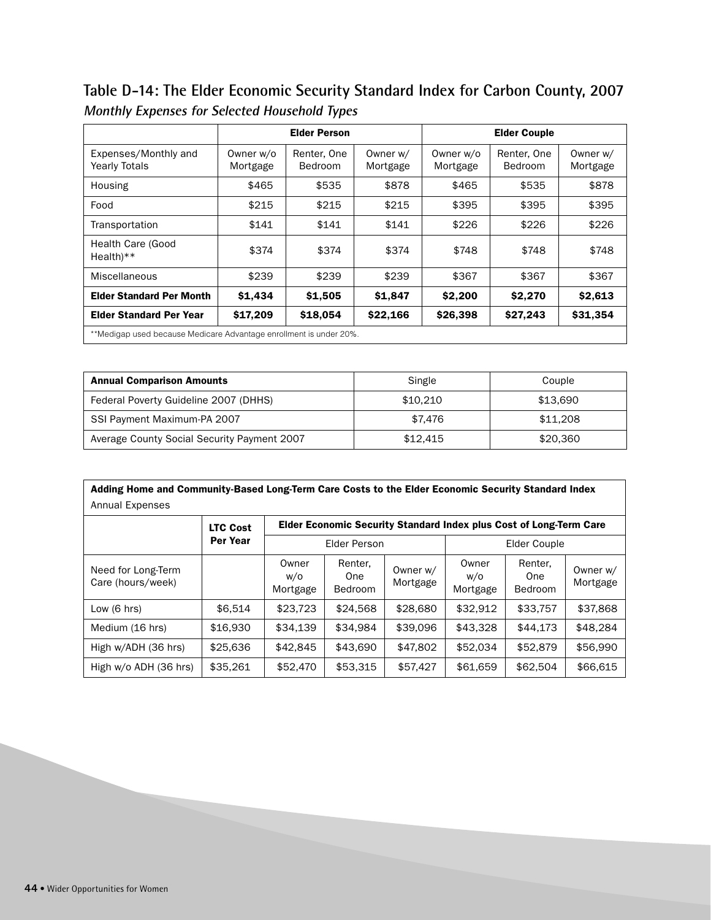## Table D-14: The Elder Economic Security Standard Index for Carbon County, 2007

*Monthly Expenses for Selected Household Types*

| | Elder Person | | | Elder Couple | | |
|---|---|---|---|---|---|---|
| Expenses/Monthly and Yearly Totals | Owner w/o Mortgage | Renter, One Bedroom | Owner w/ Mortgage | Owner w/o Mortgage | Renter, One Bedroom | Owner w/ Mortgage |
| Housing | $465 | $535 | $878 | $465 | $535 | $878 |
| Food | $215 | $215 | $215 | $395 | $395 | $395 |
| Transportation | $141 | $141 | $141 | $226 | $226 | $226 |
| Health Care (Good Health)** | $374 | $374 | $374 | $748 | $748 | $748 |
| Miscellaneous | $239 | $239 | $239 | $367 | $367 | $367 |
| **Elder Standard Per Month** | **$1,434** | **$1,505** | **$1,847** | **$2,200** | **$2,270** | **$2,613** |
| **Elder Standard Per Year** | **$17,209** | **$18,054** | **$22,166** | **$26,398** | **$27,243** | **$31,354** |

**Medigap used because Medicare Advantage enrollment is under 20%.

| **Annual Comparison Amounts** | Single | Couple |
|---|---|---|
| Federal Poverty Guideline 2007 (DHHS) | $10,210 | $13,690 |
| SSI Payment Maximum-PA 2007 | $7,476 | $11,208 |
| Average County Social Security Payment 2007 | $12,415 | $20,360 |

**Adding Home and Community-Based Long-Term Care Costs to the Elder Economic Security Standard Index**

Annual Expenses

| | **LTC Cost Per Year** | **Elder Economic Security Standard Index plus Cost of Long-Term Care** | | | | | |
|---|---|---|---|---|---|---|---|
| | | Elder Person | | | Elder Couple | | |
| Need for Long-Term Care (hours/week) | | Owner w/o Mortgage | Renter, One Bedroom | Owner w/ Mortgage | Owner w/o Mortgage | Renter, One Bedroom | Owner w/ Mortgage |
| Low (6 hrs) | $6,514 | $23,723 | $24,568 | $28,680 | $32,912 | $33,757 | $37,868 |
| Medium (16 hrs) | $16,930 | $34,139 | $34,984 | $39,096 | $43,328 | $44,173 | $48,284 |
| High w/ADH (36 hrs) | $25,636 | $42,845 | $43,690 | $47,802 | $52,034 | $52,879 | $56,990 |
| High w/o ADH (36 hrs) | $35,261 | $52,470 | $53,315 | $57,427 | $61,659 | $62,504 | $66,615 |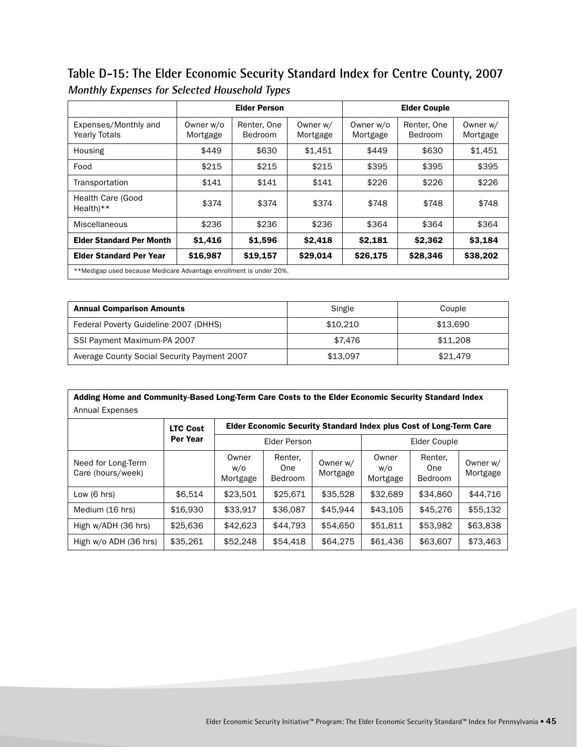## Table D-15: The Elder Economic Security Standard Index for Centre County, 2007

*Monthly Expenses for Selected Household Types*

| | Elder Person | | | Elder Couple | | |
|---|---|---|---|---|---|---|
| Expenses/Monthly and Yearly Totals | Owner w/o Mortgage | Renter, One Bedroom | Owner w/ Mortgage | Owner w/o Mortgage | Renter, One Bedroom | Owner w/ Mortgage |
| Housing | $449 | $630 | $1,451 | $449 | $630 | $1,451 |
| Food | $215 | $215 | $215 | $395 | $395 | $395 |
| Transportation | $141 | $141 | $141 | $226 | $226 | $226 |
| Health Care (Good Health)** | $374 | $374 | $374 | $748 | $748 | $748 |
| Miscellaneous | $236 | $236 | $236 | $364 | $364 | $364 |
| **Elder Standard Per Month** | **$1,416** | **$1,596** | **$2,418** | **$2,181** | **$2,362** | **$3,184** |
| **Elder Standard Per Year** | **$16,987** | **$19,157** | **$29,014** | **$26,175** | **$28,346** | **$38,202** |

**Medigap used because Medicare Advantage enrollment is under 20%.

| **Annual Comparison Amounts** | Single | Couple |
|---|---|---|
| Federal Poverty Guideline 2007 (DHHS) | $10,210 | $13,690 |
| SSI Payment Maximum-PA 2007 | $7,476 | $11,208 |
| Average County Social Security Payment 2007 | $13,097 | $21,479 |

**Adding Home and Community-Based Long-Term Care Costs to the Elder Economic Security Standard Index**
Annual Expenses

| | LTC Cost Per Year | Elder Economic Security Standard Index plus Cost of Long-Term Care | | | | | |
|---|---|---|---|---|---|---|---|
| | | Elder Person | | | Elder Couple | | |
| Need for Long-Term Care (hours/week) | | Owner w/o Mortgage | Renter, One Bedroom | Owner w/ Mortgage | Owner w/o Mortgage | Renter, One Bedroom | Owner w/ Mortgage |
| Low (6 hrs) | $6,514 | $23,501 | $25,671 | $35,528 | $32,689 | $34,860 | $44,716 |
| Medium (16 hrs) | $16,930 | $33,917 | $36,087 | $45,944 | $43,105 | $45,276 | $55,132 |
| High w/ADH (36 hrs) | $25,636 | $42,623 | $44,793 | $54,650 | $51,811 | $53,982 | $63,838 |
| High w/o ADH (36 hrs) | $35,261 | $52,248 | $54,418 | $64,275 | $61,436 | $63,607 | $73,463 |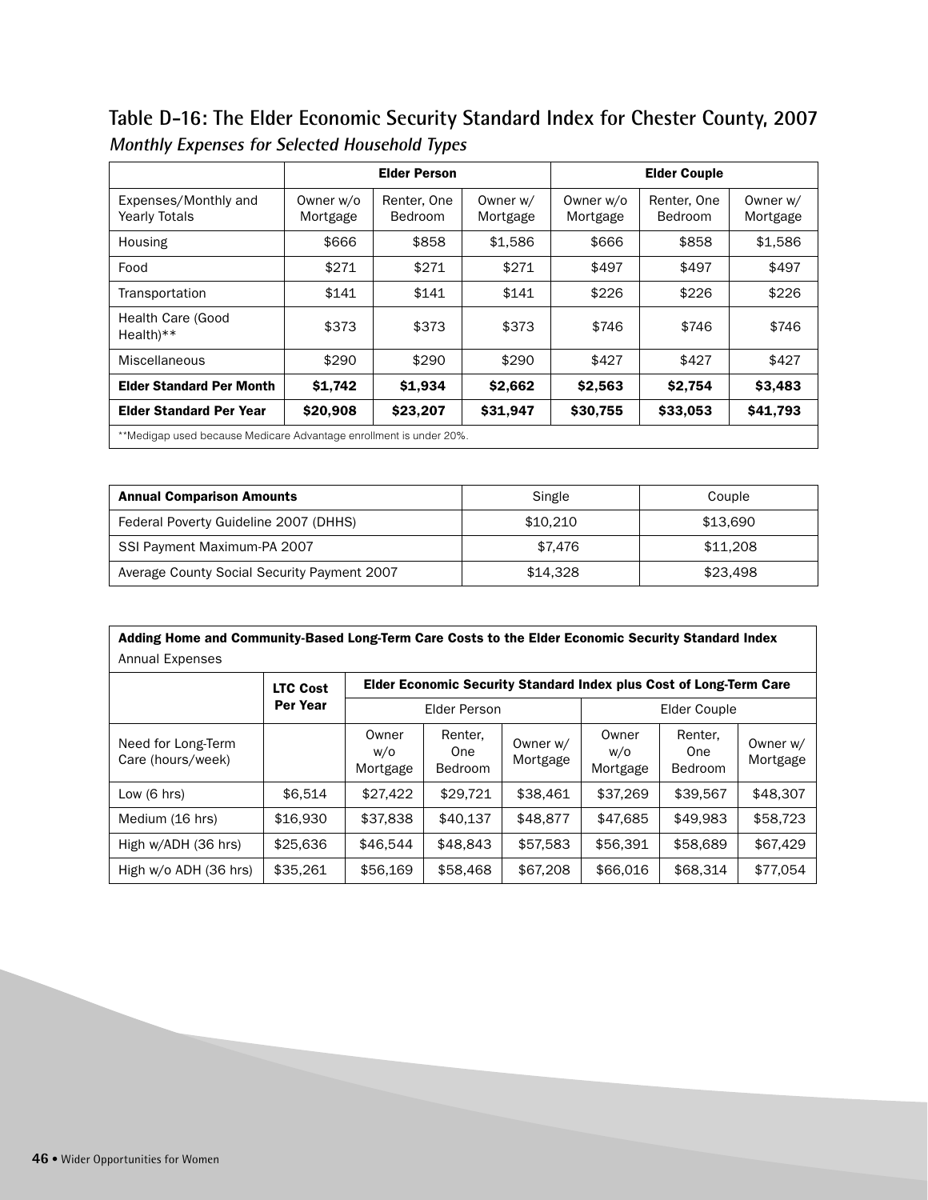## Table D-16: The Elder Economic Security Standard Index for Chester County, 2007

***Monthly Expenses for Selected Household Types***

| | Elder Person | | | Elder Couple | | |
|---|---|---|---|---|---|---|
| Expenses/Monthly and Yearly Totals | Owner w/o Mortgage | Renter, One Bedroom | Owner w/ Mortgage | Owner w/o Mortgage | Renter, One Bedroom | Owner w/ Mortgage |
| Housing | $666 | $858 | $1,586 | $666 | $858 | $1,586 |
| Food | $271 | $271 | $271 | $497 | $497 | $497 |
| Transportation | $141 | $141 | $141 | $226 | $226 | $226 |
| Health Care (Good Health)** | $373 | $373 | $373 | $746 | $746 | $746 |
| Miscellaneous | $290 | $290 | $290 | $427 | $427 | $427 |
| **Elder Standard Per Month** | **$1,742** | **$1,934** | **$2,662** | **$2,563** | **$2,754** | **$3,483** |
| **Elder Standard Per Year** | **$20,908** | **$23,207** | **$31,947** | **$30,755** | **$33,053** | **$41,793** |

**Medigap used because Medicare Advantage enrollment is under 20%.

| **Annual Comparison Amounts** | Single | Couple |
|---|---|---|
| Federal Poverty Guideline 2007 (DHHS) | $10,210 | $13,690 |
| SSI Payment Maximum-PA 2007 | $7,476 | $11,208 |
| Average County Social Security Payment 2007 | $14,328 | $23,498 |

**Adding Home and Community-Based Long-Term Care Costs to the Elder Economic Security Standard Index**
Annual Expenses

| | **LTC Cost Per Year** | **Elder Economic Security Standard Index plus Cost of Long-Term Care** | | | | | |
|---|---|---|---|---|---|---|---|
| | | Elder Person | | | Elder Couple | | |
| Need for Long-Term Care (hours/week) | | Owner w/o Mortgage | Renter, One Bedroom | Owner w/ Mortgage | Owner w/o Mortgage | Renter, One Bedroom | Owner w/ Mortgage |
| Low (6 hrs) | $6,514 | $27,422 | $29,721 | $38,461 | $37,269 | $39,567 | $48,307 |
| Medium (16 hrs) | $16,930 | $37,838 | $40,137 | $48,877 | $47,685 | $49,983 | $58,723 |
| High w/ADH (36 hrs) | $25,636 | $46,544 | $48,843 | $57,583 | $56,391 | $58,689 | $67,429 |
| High w/o ADH (36 hrs) | $35,261 | $56,169 | $58,468 | $67,208 | $66,016 | $68,314 | $77,054 |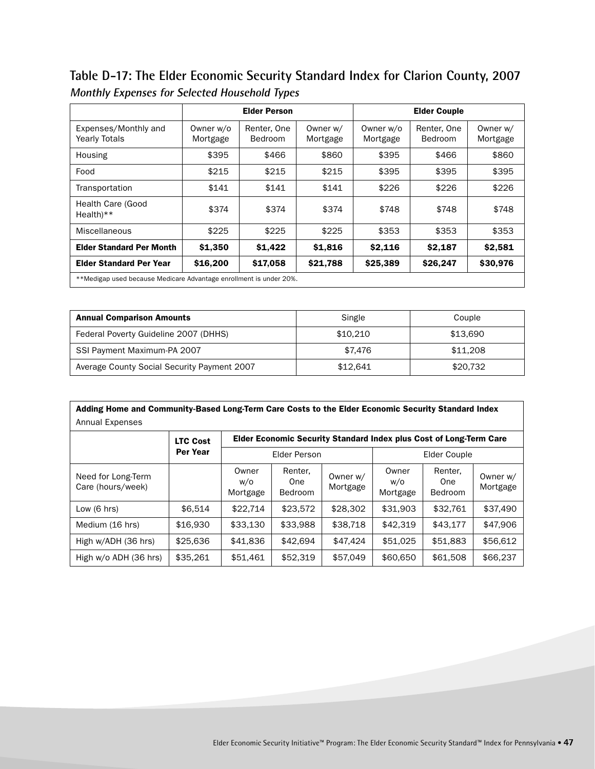## Table D-17: The Elder Economic Security Standard Index for Clarion County, 2007

*Monthly Expenses for Selected Household Types*

| | Elder Person | | | Elder Couple | | |
|---|---|---|---|---|---|---|
| Expenses/Monthly and Yearly Totals | Owner w/o Mortgage | Renter, One Bedroom | Owner w/ Mortgage | Owner w/o Mortgage | Renter, One Bedroom | Owner w/ Mortgage |
| Housing | $395 | $466 | $860 | $395 | $466 | $860 |
| Food | $215 | $215 | $215 | $395 | $395 | $395 |
| Transportation | $141 | $141 | $141 | $226 | $226 | $226 |
| Health Care (Good Health)** | $374 | $374 | $374 | $748 | $748 | $748 |
| Miscellaneous | $225 | $225 | $225 | $353 | $353 | $353 |
| **Elder Standard Per Month** | **$1,350** | **$1,422** | **$1,816** | **$2,116** | **$2,187** | **$2,581** |
| **Elder Standard Per Year** | **$16,200** | **$17,058** | **$21,788** | **$25,389** | **$26,247** | **$30,976** |

**Medigap used because Medicare Advantage enrollment is under 20%.

| **Annual Comparison Amounts** | Single | Couple |
|---|---|---|
| Federal Poverty Guideline 2007 (DHHS) | $10,210 | $13,690 |
| SSI Payment Maximum-PA 2007 | $7,476 | $11,208 |
| Average County Social Security Payment 2007 | $12,641 | $20,732 |

**Adding Home and Community-Based Long-Term Care Costs to the Elder Economic Security Standard Index**

Annual Expenses

| | LTC Cost Per Year | Elder Economic Security Standard Index plus Cost of Long-Term Care | | | | | |
|---|---|---|---|---|---|---|---|
| | | Elder Person | | | Elder Couple | | |
| Need for Long-Term Care (hours/week) | | Owner w/o Mortgage | Renter, One Bedroom | Owner w/ Mortgage | Owner w/o Mortgage | Renter, One Bedroom | Owner w/ Mortgage |
| Low (6 hrs) | $6,514 | $22,714 | $23,572 | $28,302 | $31,903 | $32,761 | $37,490 |
| Medium (16 hrs) | $16,930 | $33,130 | $33,988 | $38,718 | $42,319 | $43,177 | $47,906 |
| High w/ADH (36 hrs) | $25,636 | $41,836 | $42,694 | $47,424 | $51,025 | $51,883 | $56,612 |
| High w/o ADH (36 hrs) | $35,261 | $51,461 | $52,319 | $57,049 | $60,650 | $61,508 | $66,237 |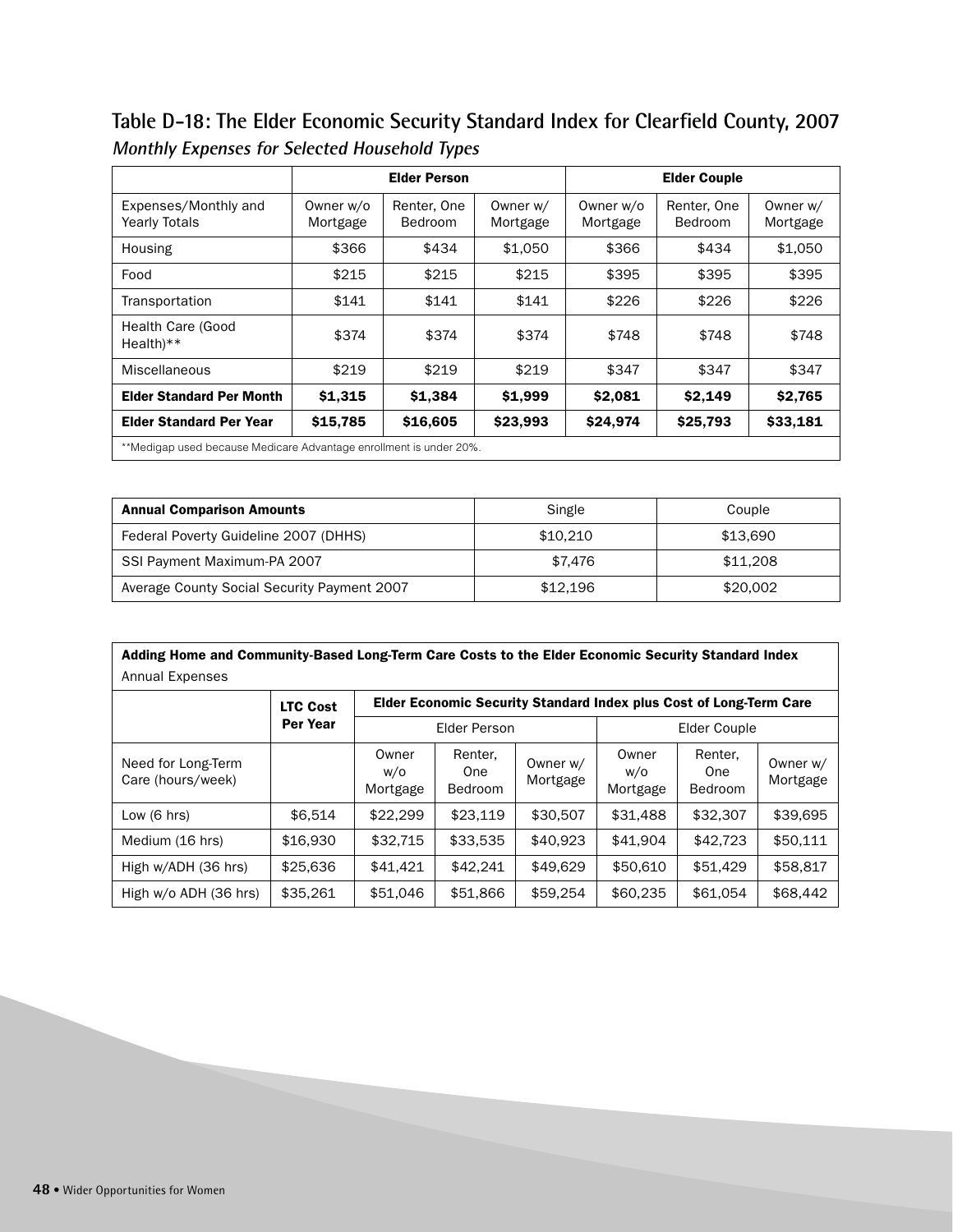## Table D-18: The Elder Economic Security Standard Index for Clearfield County, 2007

***Monthly Expenses for Selected Household Types***

| | Elder Person | | | Elder Couple | | |
|---|---|---|---|---|---|---|
| Expenses/Monthly and Yearly Totals | Owner w/o Mortgage | Renter, One Bedroom | Owner w/ Mortgage | Owner w/o Mortgage | Renter, One Bedroom | Owner w/ Mortgage |
| Housing | $366 | $434 | $1,050 | $366 | $434 | $1,050 |
| Food | $215 | $215 | $215 | $395 | $395 | $395 |
| Transportation | $141 | $141 | $141 | $226 | $226 | $226 |
| Health Care (Good Health)** | $374 | $374 | $374 | $748 | $748 | $748 |
| Miscellaneous | $219 | $219 | $219 | $347 | $347 | $347 |
| **Elder Standard Per Month** | **$1,315** | **$1,384** | **$1,999** | **$2,081** | **$2,149** | **$2,765** |
| **Elder Standard Per Year** | **$15,785** | **$16,605** | **$23,993** | **$24,974** | **$25,793** | **$33,181** |

**Medigap used because Medicare Advantage enrollment is under 20%.

| **Annual Comparison Amounts** | Single | Couple |
|---|---|---|
| Federal Poverty Guideline 2007 (DHHS) | $10,210 | $13,690 |
| SSI Payment Maximum-PA 2007 | $7,476 | $11,208 |
| Average County Social Security Payment 2007 | $12,196 | $20,002 |

**Adding Home and Community-Based Long-Term Care Costs to the Elder Economic Security Standard Index**
Annual Expenses

| | LTC Cost Per Year | Elder Economic Security Standard Index plus Cost of Long-Term Care | | | | | |
|---|---|---|---|---|---|---|---|
| | | Elder Person | | | Elder Couple | | |
| Need for Long-Term Care (hours/week) | | Owner w/o Mortgage | Renter, One Bedroom | Owner w/ Mortgage | Owner w/o Mortgage | Renter, One Bedroom | Owner w/ Mortgage |
| Low (6 hrs) | $6,514 | $22,299 | $23,119 | $30,507 | $31,488 | $32,307 | $39,695 |
| Medium (16 hrs) | $16,930 | $32,715 | $33,535 | $40,923 | $41,904 | $42,723 | $50,111 |
| High w/ADH (36 hrs) | $25,636 | $41,421 | $42,241 | $49,629 | $50,610 | $51,429 | $58,817 |
| High w/o ADH (36 hrs) | $35,261 | $51,046 | $51,866 | $59,254 | $60,235 | $61,054 | $68,442 |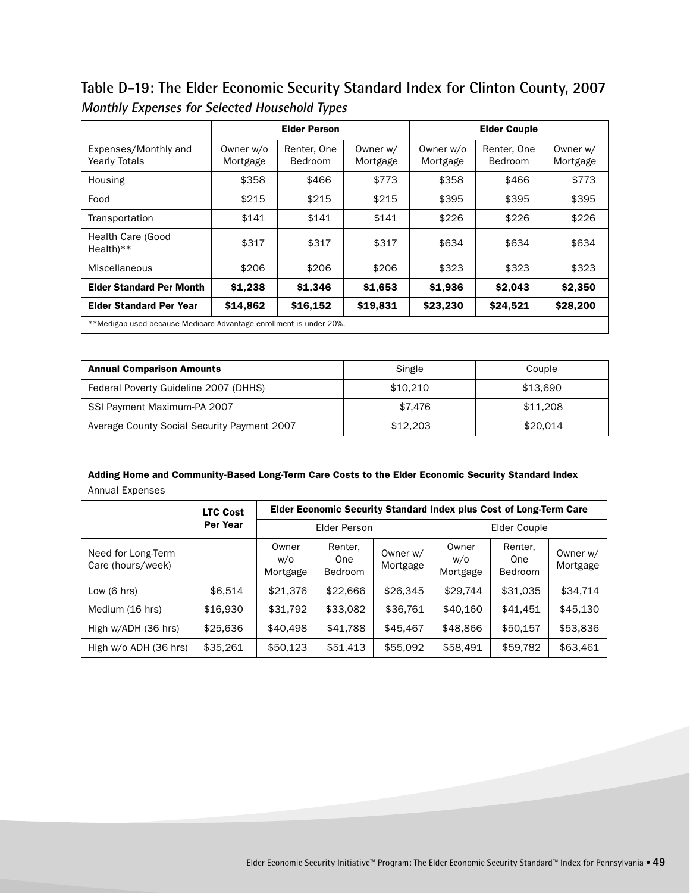## Table D-19: The Elder Economic Security Standard Index for Clinton County, 2007

***Monthly Expenses for Selected Household Types***

| | Elder Person | | | Elder Couple | | |
|---|---|---|---|---|---|---|
| Expenses/Monthly and Yearly Totals | Owner w/o Mortgage | Renter, One Bedroom | Owner w/ Mortgage | Owner w/o Mortgage | Renter, One Bedroom | Owner w/ Mortgage |
| Housing | $358 | $466 | $773 | $358 | $466 | $773 |
| Food | $215 | $215 | $215 | $395 | $395 | $395 |
| Transportation | $141 | $141 | $141 | $226 | $226 | $226 |
| Health Care (Good Health)** | $317 | $317 | $317 | $634 | $634 | $634 |
| Miscellaneous | $206 | $206 | $206 | $323 | $323 | $323 |
| **Elder Standard Per Month** | **$1,238** | **$1,346** | **$1,653** | **$1,936** | **$2,043** | **$2,350** |
| **Elder Standard Per Year** | **$14,862** | **$16,152** | **$19,831** | **$23,230** | **$24,521** | **$28,200** |

**Medigap used because Medicare Advantage enrollment is under 20%.

| **Annual Comparison Amounts** | Single | Couple |
|---|---|---|
| Federal Poverty Guideline 2007 (DHHS) | $10,210 | $13,690 |
| SSI Payment Maximum-PA 2007 | $7,476 | $11,208 |
| Average County Social Security Payment 2007 | $12,203 | $20,014 |

**Adding Home and Community-Based Long-Term Care Costs to the Elder Economic Security Standard Index**
Annual Expenses

| | LTC Cost Per Year | Elder Economic Security Standard Index plus Cost of Long-Term Care | | | | | |
|---|---|---|---|---|---|---|---|
| | | Elder Person | | | Elder Couple | | |
| Need for Long-Term Care (hours/week) | | Owner w/o Mortgage | Renter, One Bedroom | Owner w/ Mortgage | Owner w/o Mortgage | Renter, One Bedroom | Owner w/ Mortgage |
| Low (6 hrs) | $6,514 | $21,376 | $22,666 | $26,345 | $29,744 | $31,035 | $34,714 |
| Medium (16 hrs) | $16,930 | $31,792 | $33,082 | $36,761 | $40,160 | $41,451 | $45,130 |
| High w/ADH (36 hrs) | $25,636 | $40,498 | $41,788 | $45,467 | $48,866 | $50,157 | $53,836 |
| High w/o ADH (36 hrs) | $35,261 | $50,123 | $51,413 | $55,092 | $58,491 | $59,782 | $63,461 |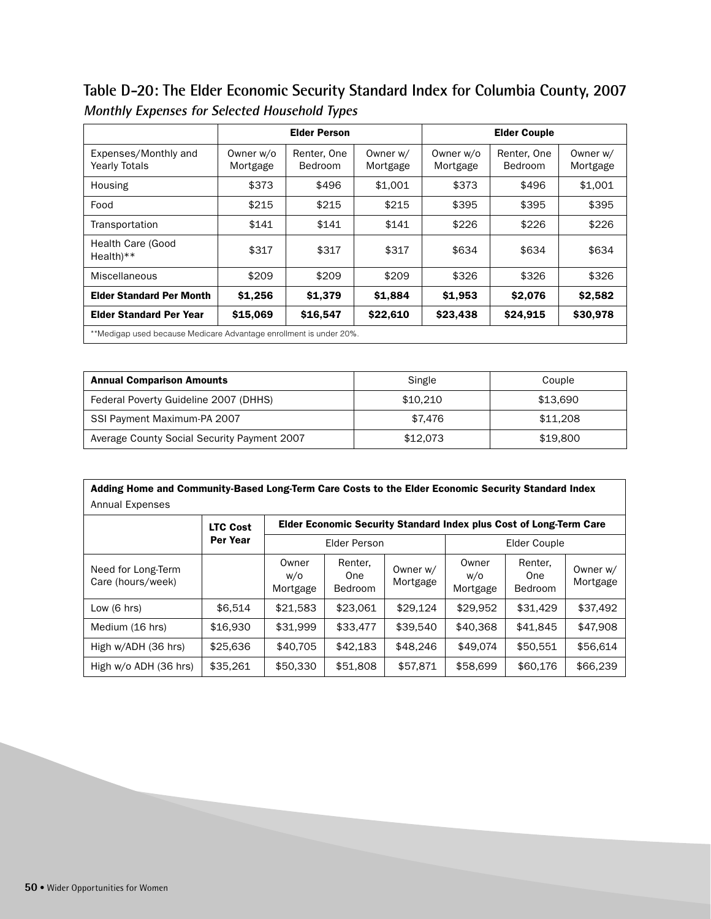## Table D-20: The Elder Economic Security Standard Index for Columbia County, 2007

***Monthly Expenses for Selected Household Types***

| | Elder Person | | | Elder Couple | | |
|---|---|---|---|---|---|---|
| Expenses/Monthly and Yearly Totals | Owner w/o Mortgage | Renter, One Bedroom | Owner w/ Mortgage | Owner w/o Mortgage | Renter, One Bedroom | Owner w/ Mortgage |
| Housing | $373 | $496 | $1,001 | $373 | $496 | $1,001 |
| Food | $215 | $215 | $215 | $395 | $395 | $395 |
| Transportation | $141 | $141 | $141 | $226 | $226 | $226 |
| Health Care (Good Health)** | $317 | $317 | $317 | $634 | $634 | $634 |
| Miscellaneous | $209 | $209 | $209 | $326 | $326 | $326 |
| **Elder Standard Per Month** | **$1,256** | **$1,379** | **$1,884** | **$1,953** | **$2,076** | **$2,582** |
| **Elder Standard Per Year** | **$15,069** | **$16,547** | **$22,610** | **$23,438** | **$24,915** | **$30,978** |

**Medigap used because Medicare Advantage enrollment is under 20%.

| **Annual Comparison Amounts** | Single | Couple |
|---|---|---|
| Federal Poverty Guideline 2007 (DHHS) | $10,210 | $13,690 |
| SSI Payment Maximum-PA 2007 | $7,476 | $11,208 |
| Average County Social Security Payment 2007 | $12,073 | $19,800 |

**Adding Home and Community-Based Long-Term Care Costs to the Elder Economic Security Standard Index**
Annual Expenses

| | LTC Cost Per Year | Elder Economic Security Standard Index plus Cost of Long-Term Care | | | | | |
|---|---|---|---|---|---|---|---|
| | | Elder Person | | | Elder Couple | | |
| Need for Long-Term Care (hours/week) | | Owner w/o Mortgage | Renter, One Bedroom | Owner w/ Mortgage | Owner w/o Mortgage | Renter, One Bedroom | Owner w/ Mortgage |
| Low (6 hrs) | $6,514 | $21,583 | $23,061 | $29,124 | $29,952 | $31,429 | $37,492 |
| Medium (16 hrs) | $16,930 | $31,999 | $33,477 | $39,540 | $40,368 | $41,845 | $47,908 |
| High w/ADH (36 hrs) | $25,636 | $40,705 | $42,183 | $48,246 | $49,074 | $50,551 | $56,614 |
| High w/o ADH (36 hrs) | $35,261 | $50,330 | $51,808 | $57,871 | $58,699 | $60,176 | $66,239 |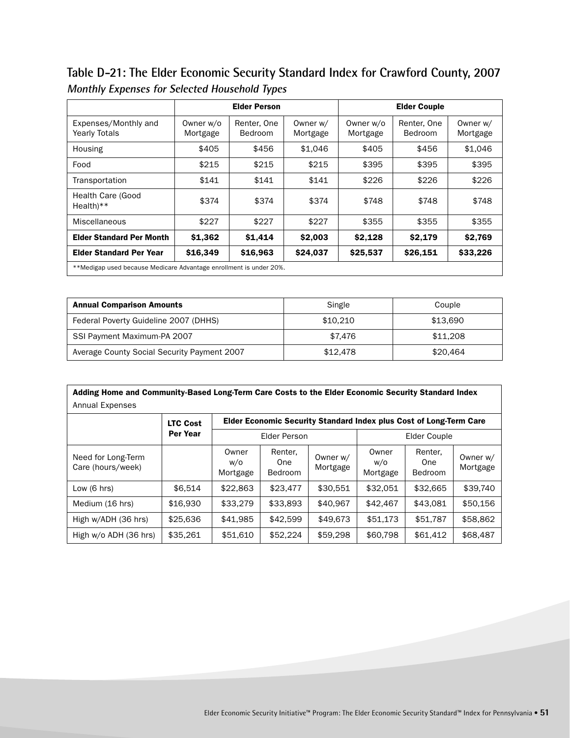## Table D-21: The Elder Economic Security Standard Index for Crawford County, 2007

***Monthly Expenses for Selected Household Types***

| | Elder Person | | | Elder Couple | | |
|---|---|---|---|---|---|---|
| Expenses/Monthly and Yearly Totals | Owner w/o Mortgage | Renter, One Bedroom | Owner w/ Mortgage | Owner w/o Mortgage | Renter, One Bedroom | Owner w/ Mortgage |
| Housing | $405 | $456 | $1,046 | $405 | $456 | $1,046 |
| Food | $215 | $215 | $215 | $395 | $395 | $395 |
| Transportation | $141 | $141 | $141 | $226 | $226 | $226 |
| Health Care (Good Health)** | $374 | $374 | $374 | $748 | $748 | $748 |
| Miscellaneous | $227 | $227 | $227 | $355 | $355 | $355 |
| **Elder Standard Per Month** | **$1,362** | **$1,414** | **$2,003** | **$2,128** | **$2,179** | **$2,769** |
| **Elder Standard Per Year** | **$16,349** | **$16,963** | **$24,037** | **$25,537** | **$26,151** | **$33,226** |

**Medigap used because Medicare Advantage enrollment is under 20%.

| **Annual Comparison Amounts** | Single | Couple |
|---|---|---|
| Federal Poverty Guideline 2007 (DHHS) | $10,210 | $13,690 |
| SSI Payment Maximum-PA 2007 | $7,476 | $11,208 |
| Average County Social Security Payment 2007 | $12,478 | $20,464 |

**Adding Home and Community-Based Long-Term Care Costs to the Elder Economic Security Standard Index**
Annual Expenses

| | LTC Cost Per Year | Elder Economic Security Standard Index plus Cost of Long-Term Care | | | | | |
|---|---|---|---|---|---|---|---|
| | | Elder Person | | | Elder Couple | | |
| Need for Long-Term Care (hours/week) | | Owner w/o Mortgage | Renter, One Bedroom | Owner w/ Mortgage | Owner w/o Mortgage | Renter, One Bedroom | Owner w/ Mortgage |
| Low (6 hrs) | $6,514 | $22,863 | $23,477 | $30,551 | $32,051 | $32,665 | $39,740 |
| Medium (16 hrs) | $16,930 | $33,279 | $33,893 | $40,967 | $42,467 | $43,081 | $50,156 |
| High w/ADH (36 hrs) | $25,636 | $41,985 | $42,599 | $49,673 | $51,173 | $51,787 | $58,862 |
| High w/o ADH (36 hrs) | $35,261 | $51,610 | $52,224 | $59,298 | $60,798 | $61,412 | $68,487 |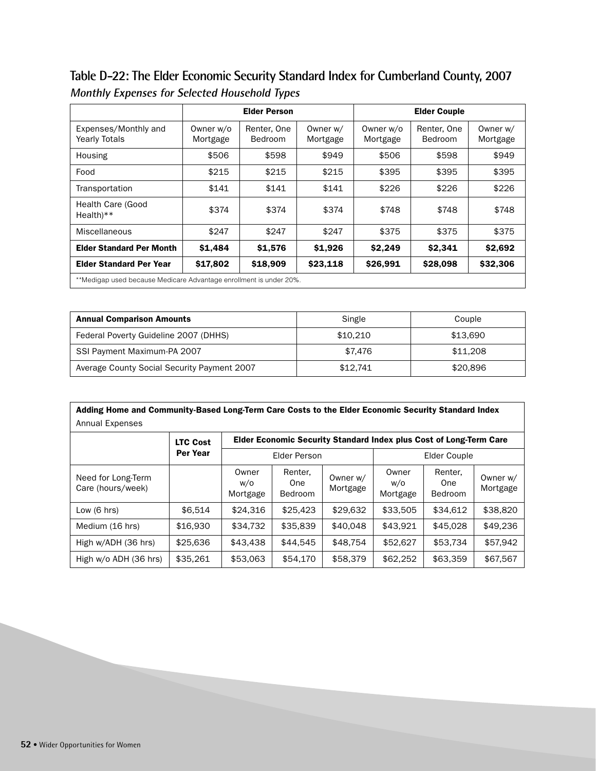## Table D-22: The Elder Economic Security Standard Index for Cumberland County, 2007

***Monthly Expenses for Selected Household Types***

| | Elder Person | | | Elder Couple | | |
|---|---|---|---|---|---|---|
| Expenses/Monthly and Yearly Totals | Owner w/o Mortgage | Renter, One Bedroom | Owner w/ Mortgage | Owner w/o Mortgage | Renter, One Bedroom | Owner w/ Mortgage |
| Housing | $506 | $598 | $949 | $506 | $598 | $949 |
| Food | $215 | $215 | $215 | $395 | $395 | $395 |
| Transportation | $141 | $141 | $141 | $226 | $226 | $226 |
| Health Care (Good Health)** | $374 | $374 | $374 | $748 | $748 | $748 |
| Miscellaneous | $247 | $247 | $247 | $375 | $375 | $375 |
| **Elder Standard Per Month** | **$1,484** | **$1,576** | **$1,926** | **$2,249** | **$2,341** | **$2,692** |
| **Elder Standard Per Year** | **$17,802** | **$18,909** | **$23,118** | **$26,991** | **$28,098** | **$32,306** |

**Medigap used because Medicare Advantage enrollment is under 20%.

| **Annual Comparison Amounts** | Single | Couple |
|---|---|---|
| Federal Poverty Guideline 2007 (DHHS) | $10,210 | $13,690 |
| SSI Payment Maximum-PA 2007 | $7,476 | $11,208 |
| Average County Social Security Payment 2007 | $12,741 | $20,896 |

**Adding Home and Community-Based Long-Term Care Costs to the Elder Economic Security Standard Index**
Annual Expenses

| | LTC Cost Per Year | Elder Economic Security Standard Index plus Cost of Long-Term Care | | | | | |
|---|---|---|---|---|---|---|---|
| | | Elder Person | | | Elder Couple | | |
| Need for Long-Term Care (hours/week) | | Owner w/o Mortgage | Renter, One Bedroom | Owner w/ Mortgage | Owner w/o Mortgage | Renter, One Bedroom | Owner w/ Mortgage |
| Low (6 hrs) | $6,514 | $24,316 | $25,423 | $29,632 | $33,505 | $34,612 | $38,820 |
| Medium (16 hrs) | $16,930 | $34,732 | $35,839 | $40,048 | $43,921 | $45,028 | $49,236 |
| High w/ADH (36 hrs) | $25,636 | $43,438 | $44,545 | $48,754 | $52,627 | $53,734 | $57,942 |
| High w/o ADH (36 hrs) | $35,261 | $53,063 | $54,170 | $58,379 | $62,252 | $63,359 | $67,567 |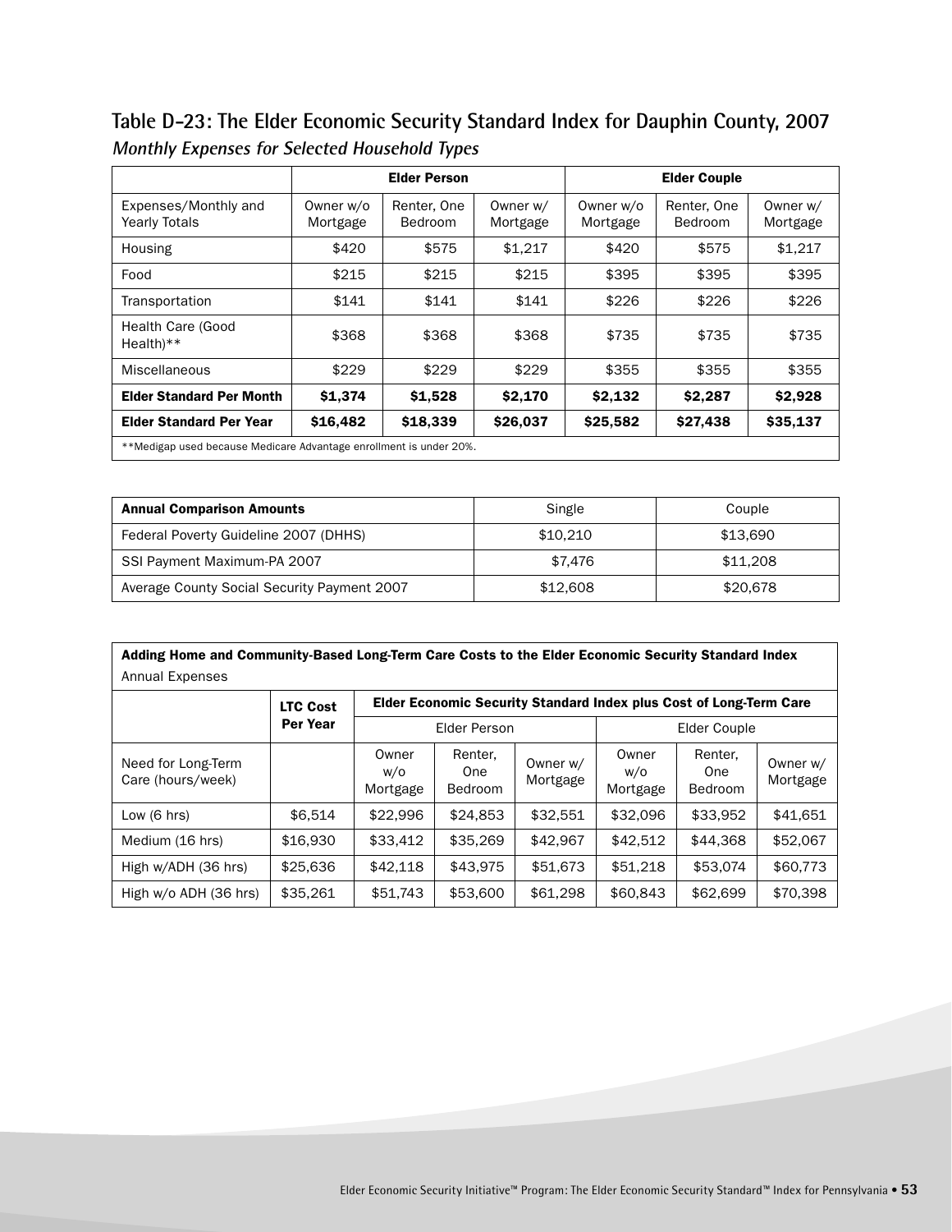## Table D-23: The Elder Economic Security Standard Index for Dauphin County, 2007

***Monthly Expenses for Selected Household Types***

| | Elder Person | | | Elder Couple | | |
|---|---|---|---|---|---|---|
| Expenses/Monthly and Yearly Totals | Owner w/o Mortgage | Renter, One Bedroom | Owner w/ Mortgage | Owner w/o Mortgage | Renter, One Bedroom | Owner w/ Mortgage |
| Housing | $420 | $575 | $1,217 | $420 | $575 | $1,217 |
| Food | $215 | $215 | $215 | $395 | $395 | $395 |
| Transportation | $141 | $141 | $141 | $226 | $226 | $226 |
| Health Care (Good Health)** | $368 | $368 | $368 | $735 | $735 | $735 |
| Miscellaneous | $229 | $229 | $229 | $355 | $355 | $355 |
| **Elder Standard Per Month** | **$1,374** | **$1,528** | **$2,170** | **$2,132** | **$2,287** | **$2,928** |
| **Elder Standard Per Year** | **$16,482** | **$18,339** | **$26,037** | **$25,582** | **$27,438** | **$35,137** |

**Medigap used because Medicare Advantage enrollment is under 20%.

| **Annual Comparison Amounts** | Single | Couple |
|---|---|---|
| Federal Poverty Guideline 2007 (DHHS) | $10,210 | $13,690 |
| SSI Payment Maximum-PA 2007 | $7,476 | $11,208 |
| Average County Social Security Payment 2007 | $12,608 | $20,678 |

**Adding Home and Community-Based Long-Term Care Costs to the Elder Economic Security Standard Index**
Annual Expenses

| | LTC Cost Per Year | Elder Economic Security Standard Index plus Cost of Long-Term Care | | | | | |
|---|---|---|---|---|---|---|---|
| | | Elder Person | | | Elder Couple | | |
| Need for Long-Term Care (hours/week) | | Owner w/o Mortgage | Renter, One Bedroom | Owner w/ Mortgage | Owner w/o Mortgage | Renter, One Bedroom | Owner w/ Mortgage |
| Low (6 hrs) | $6,514 | $22,996 | $24,853 | $32,551 | $32,096 | $33,952 | $41,651 |
| Medium (16 hrs) | $16,930 | $33,412 | $35,269 | $42,967 | $42,512 | $44,368 | $52,067 |
| High w/ADH (36 hrs) | $25,636 | $42,118 | $43,975 | $51,673 | $51,218 | $53,074 | $60,773 |
| High w/o ADH (36 hrs) | $35,261 | $51,743 | $53,600 | $61,298 | $60,843 | $62,699 | $70,398 |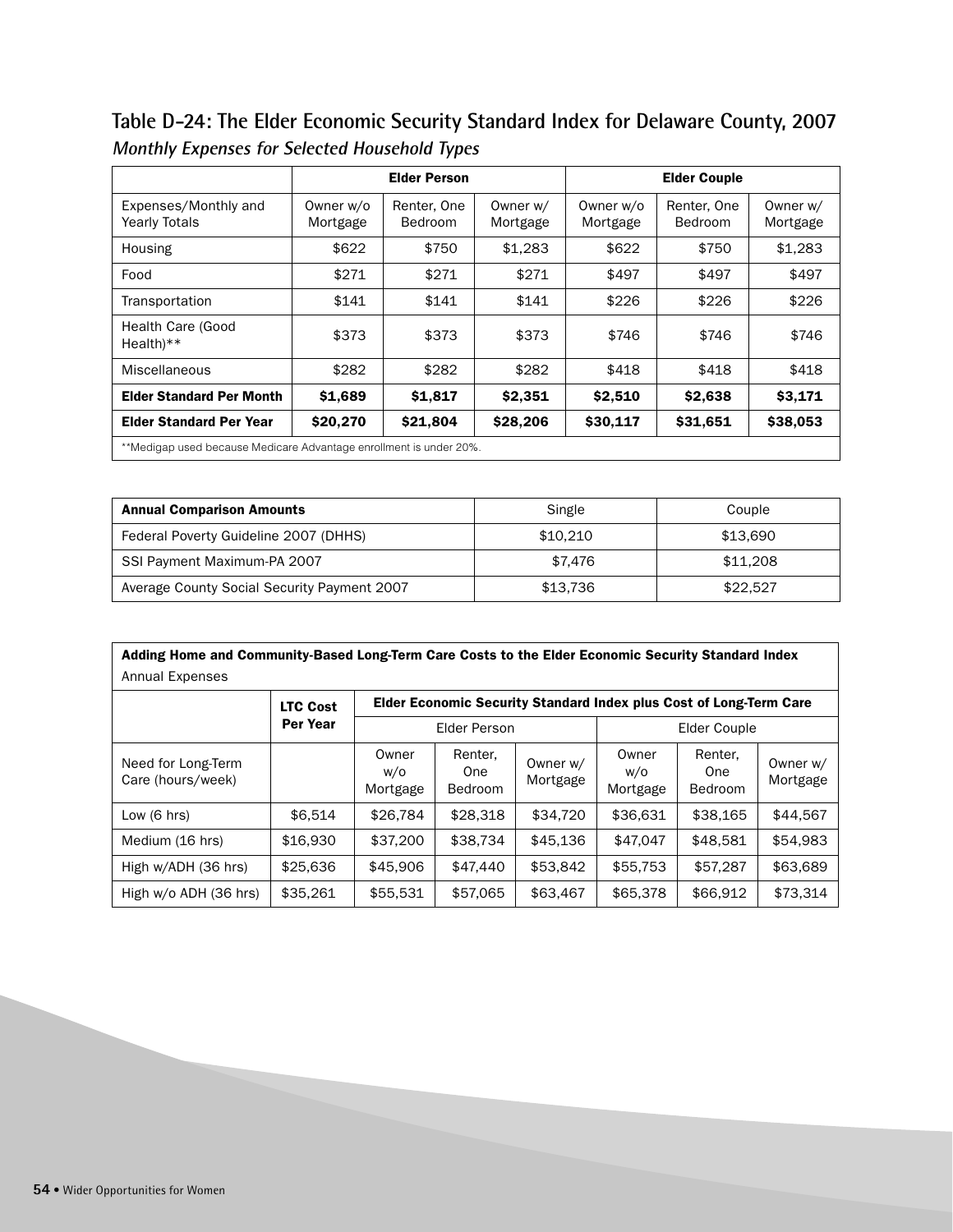## Table D-24: The Elder Economic Security Standard Index for Delaware County, 2007

*Monthly Expenses for Selected Household Types*

| | Elder Person | | | Elder Couple | | |
|---|---|---|---|---|---|---|
| Expenses/Monthly and Yearly Totals | Owner w/o Mortgage | Renter, One Bedroom | Owner w/ Mortgage | Owner w/o Mortgage | Renter, One Bedroom | Owner w/ Mortgage |
| Housing | $622 | $750 | $1,283 | $622 | $750 | $1,283 |
| Food | $271 | $271 | $271 | $497 | $497 | $497 |
| Transportation | $141 | $141 | $141 | $226 | $226 | $226 |
| Health Care (Good Health)** | $373 | $373 | $373 | $746 | $746 | $746 |
| Miscellaneous | $282 | $282 | $282 | $418 | $418 | $418 |
| **Elder Standard Per Month** | **$1,689** | **$1,817** | **$2,351** | **$2,510** | **$2,638** | **$3,171** |
| **Elder Standard Per Year** | **$20,270** | **$21,804** | **$28,206** | **$30,117** | **$31,651** | **$38,053** |

**Medigap used because Medicare Advantage enrollment is under 20%.

| Annual Comparison Amounts | Single | Couple |
|---|---|---|
| Federal Poverty Guideline 2007 (DHHS) | $10,210 | $13,690 |
| SSI Payment Maximum-PA 2007 | $7,476 | $11,208 |
| Average County Social Security Payment 2007 | $13,736 | $22,527 |

**Adding Home and Community-Based Long-Term Care Costs to the Elder Economic Security Standard Index**
Annual Expenses

| | LTC Cost Per Year | Elder Economic Security Standard Index plus Cost of Long-Term Care | | | | | |
|---|---|---|---|---|---|---|---|
| | | Elder Person | | | Elder Couple | | |
| Need for Long-Term Care (hours/week) | | Owner w/o Mortgage | Renter, One Bedroom | Owner w/ Mortgage | Owner w/o Mortgage | Renter, One Bedroom | Owner w/ Mortgage |
| Low (6 hrs) | $6,514 | $26,784 | $28,318 | $34,720 | $36,631 | $38,165 | $44,567 |
| Medium (16 hrs) | $16,930 | $37,200 | $38,734 | $45,136 | $47,047 | $48,581 | $54,983 |
| High w/ADH (36 hrs) | $25,636 | $45,906 | $47,440 | $53,842 | $55,753 | $57,287 | $63,689 |
| High w/o ADH (36 hrs) | $35,261 | $55,531 | $57,065 | $63,467 | $65,378 | $66,912 | $73,314 |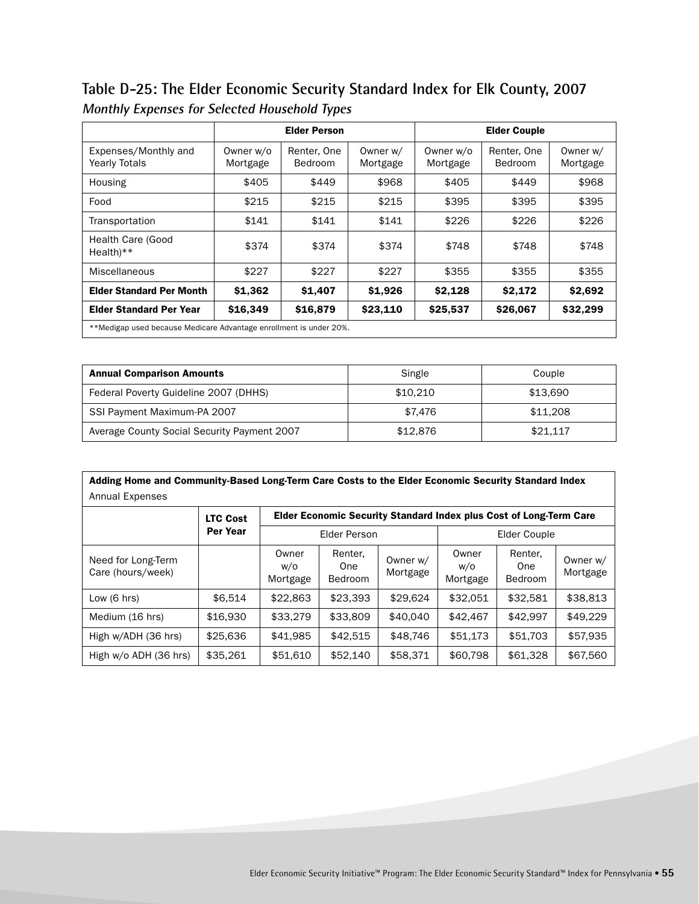## Table D-25: The Elder Economic Security Standard Index for Elk County, 2007

*Monthly Expenses for Selected Household Types*

| | Elder Person | | | Elder Couple | | |
|---|---|---|---|---|---|---|
| Expenses/Monthly and Yearly Totals | Owner w/o Mortgage | Renter, One Bedroom | Owner w/ Mortgage | Owner w/o Mortgage | Renter, One Bedroom | Owner w/ Mortgage |
| Housing | $405 | $449 | $968 | $405 | $449 | $968 |
| Food | $215 | $215 | $215 | $395 | $395 | $395 |
| Transportation | $141 | $141 | $141 | $226 | $226 | $226 |
| Health Care (Good Health)** | $374 | $374 | $374 | $748 | $748 | $748 |
| Miscellaneous | $227 | $227 | $227 | $355 | $355 | $355 |
| **Elder Standard Per Month** | **$1,362** | **$1,407** | **$1,926** | **$2,128** | **$2,172** | **$2,692** |
| **Elder Standard Per Year** | **$16,349** | **$16,879** | **$23,110** | **$25,537** | **$26,067** | **$32,299** |

**Medigap used because Medicare Advantage enrollment is under 20%.

| **Annual Comparison Amounts** | Single | Couple |
|---|---|---|
| Federal Poverty Guideline 2007 (DHHS) | $10,210 | $13,690 |
| SSI Payment Maximum-PA 2007 | $7,476 | $11,208 |
| Average County Social Security Payment 2007 | $12,876 | $21,117 |

**Adding Home and Community-Based Long-Term Care Costs to the Elder Economic Security Standard Index**

Annual Expenses

| | **LTC Cost Per Year** | **Elder Economic Security Standard Index plus Cost of Long-Term Care** | | | | | |
|---|---|---|---|---|---|---|---|
| | | Elder Person | | | Elder Couple | | |
| Need for Long-Term Care (hours/week) | | Owner w/o Mortgage | Renter, One Bedroom | Owner w/ Mortgage | Owner w/o Mortgage | Renter, One Bedroom | Owner w/ Mortgage |
| Low (6 hrs) | $6,514 | $22,863 | $23,393 | $29,624 | $32,051 | $32,581 | $38,813 |
| Medium (16 hrs) | $16,930 | $33,279 | $33,809 | $40,040 | $42,467 | $42,997 | $49,229 |
| High w/ADH (36 hrs) | $25,636 | $41,985 | $42,515 | $48,746 | $51,173 | $51,703 | $57,935 |
| High w/o ADH (36 hrs) | $35,261 | $51,610 | $52,140 | $58,371 | $60,798 | $61,328 | $67,560 |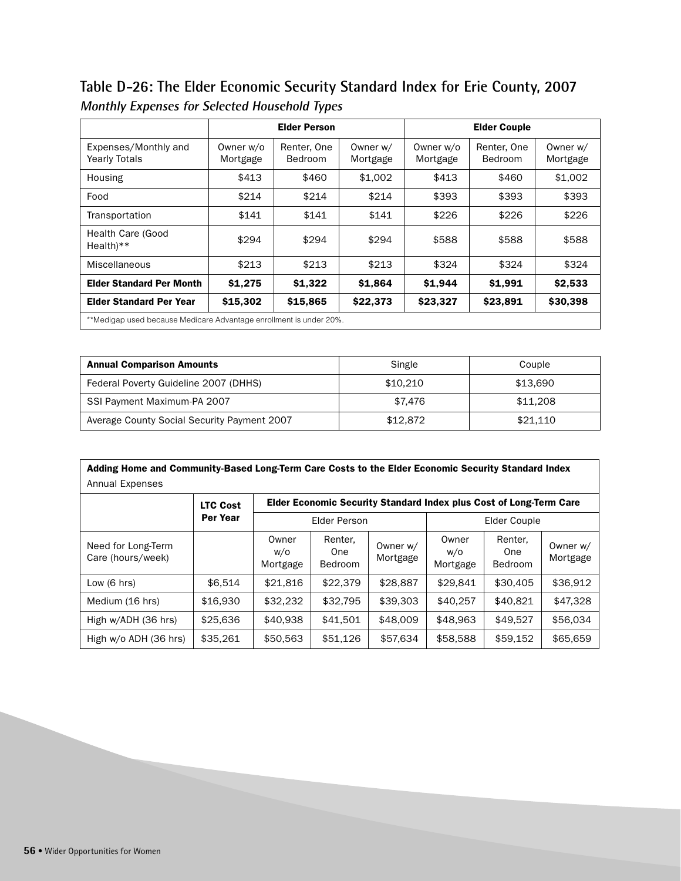## Table D-26: The Elder Economic Security Standard Index for Erie County, 2007

***Monthly Expenses for Selected Household Types***

| | Elder Person | | | Elder Couple | | |
|---|---|---|---|---|---|---|
| Expenses/Monthly and Yearly Totals | Owner w/o Mortgage | Renter, One Bedroom | Owner w/ Mortgage | Owner w/o Mortgage | Renter, One Bedroom | Owner w/ Mortgage |
| Housing | $413 | $460 | $1,002 | $413 | $460 | $1,002 |
| Food | $214 | $214 | $214 | $393 | $393 | $393 |
| Transportation | $141 | $141 | $141 | $226 | $226 | $226 |
| Health Care (Good Health)** | $294 | $294 | $294 | $588 | $588 | $588 |
| Miscellaneous | $213 | $213 | $213 | $324 | $324 | $324 |
| **Elder Standard Per Month** | **$1,275** | **$1,322** | **$1,864** | **$1,944** | **$1,991** | **$2,533** |
| **Elder Standard Per Year** | **$15,302** | **$15,865** | **$22,373** | **$23,327** | **$23,891** | **$30,398** |

**Medigap used because Medicare Advantage enrollment is under 20%.

| **Annual Comparison Amounts** | Single | Couple |
|---|---|---|
| Federal Poverty Guideline 2007 (DHHS) | $10,210 | $13,690 |
| SSI Payment Maximum-PA 2007 | $7,476 | $11,208 |
| Average County Social Security Payment 2007 | $12,872 | $21,110 |

**Adding Home and Community-Based Long-Term Care Costs to the Elder Economic Security Standard Index**
Annual Expenses

| | LTC Cost Per Year | Elder Economic Security Standard Index plus Cost of Long-Term Care | | | | | |
|---|---|---|---|---|---|---|---|
| | | Elder Person | | | Elder Couple | | |
| Need for Long-Term Care (hours/week) | | Owner w/o Mortgage | Renter, One Bedroom | Owner w/ Mortgage | Owner w/o Mortgage | Renter, One Bedroom | Owner w/ Mortgage |
| Low (6 hrs) | $6,514 | $21,816 | $22,379 | $28,887 | $29,841 | $30,405 | $36,912 |
| Medium (16 hrs) | $16,930 | $32,232 | $32,795 | $39,303 | $40,257 | $40,821 | $47,328 |
| High w/ADH (36 hrs) | $25,636 | $40,938 | $41,501 | $48,009 | $48,963 | $49,527 | $56,034 |
| High w/o ADH (36 hrs) | $35,261 | $50,563 | $51,126 | $57,634 | $58,588 | $59,152 | $65,659 |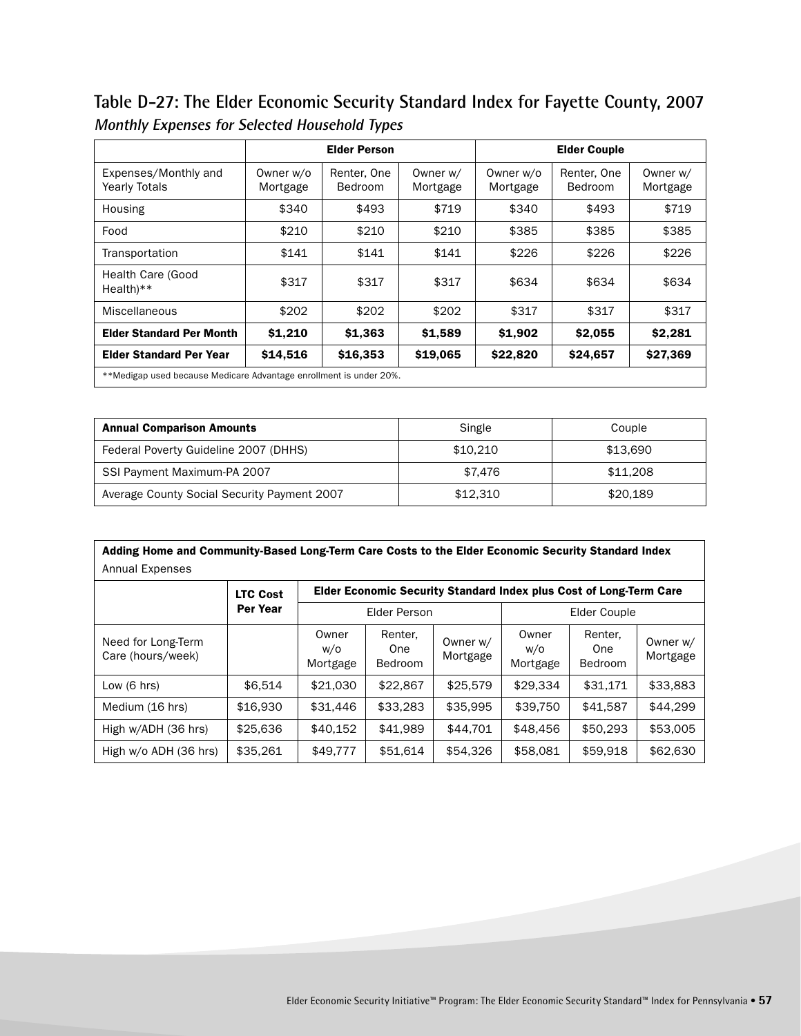## Table D-27: The Elder Economic Security Standard Index for Fayette County, 2007

***Monthly Expenses for Selected Household Types***

| | Elder Person | | | Elder Couple | | |
|---|---|---|---|---|---|---|
| Expenses/Monthly and Yearly Totals | Owner w/o Mortgage | Renter, One Bedroom | Owner w/ Mortgage | Owner w/o Mortgage | Renter, One Bedroom | Owner w/ Mortgage |
| Housing | $340 | $493 | $719 | $340 | $493 | $719 |
| Food | $210 | $210 | $210 | $385 | $385 | $385 |
| Transportation | $141 | $141 | $141 | $226 | $226 | $226 |
| Health Care (Good Health)** | $317 | $317 | $317 | $634 | $634 | $634 |
| Miscellaneous | $202 | $202 | $202 | $317 | $317 | $317 |
| **Elder Standard Per Month** | **$1,210** | **$1,363** | **$1,589** | **$1,902** | **$2,055** | **$2,281** |
| **Elder Standard Per Year** | **$14,516** | **$16,353** | **$19,065** | **$22,820** | **$24,657** | **$27,369** |

**Medigap used because Medicare Advantage enrollment is under 20%.

| **Annual Comparison Amounts** | Single | Couple |
|---|---|---|
| Federal Poverty Guideline 2007 (DHHS) | $10,210 | $13,690 |
| SSI Payment Maximum-PA 2007 | $7,476 | $11,208 |
| Average County Social Security Payment 2007 | $12,310 | $20,189 |

**Adding Home and Community-Based Long-Term Care Costs to the Elder Economic Security Standard Index**
Annual Expenses

| | **LTC Cost Per Year** | **Elder Economic Security Standard Index plus Cost of Long-Term Care** | | | | | |
|---|---|---|---|---|---|---|---|
| | | Elder Person | | | Elder Couple | | |
| Need for Long-Term Care (hours/week) | | Owner w/o Mortgage | Renter, One Bedroom | Owner w/ Mortgage | Owner w/o Mortgage | Renter, One Bedroom | Owner w/ Mortgage |
| Low (6 hrs) | $6,514 | $21,030 | $22,867 | $25,579 | $29,334 | $31,171 | $33,883 |
| Medium (16 hrs) | $16,930 | $31,446 | $33,283 | $35,995 | $39,750 | $41,587 | $44,299 |
| High w/ADH (36 hrs) | $25,636 | $40,152 | $41,989 | $44,701 | $48,456 | $50,293 | $53,005 |
| High w/o ADH (36 hrs) | $35,261 | $49,777 | $51,614 | $54,326 | $58,081 | $59,918 | $62,630 |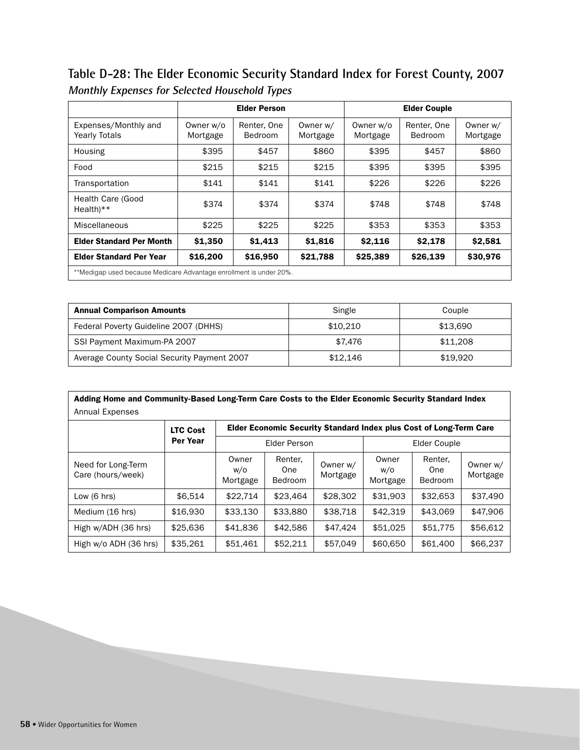## Table D-28: The Elder Economic Security Standard Index for Forest County, 2007

*Monthly Expenses for Selected Household Types*

| | Elder Person | | | Elder Couple | | |
|---|---|---|---|---|---|---|
| Expenses/Monthly and Yearly Totals | Owner w/o Mortgage | Renter, One Bedroom | Owner w/ Mortgage | Owner w/o Mortgage | Renter, One Bedroom | Owner w/ Mortgage |
| Housing | $395 | $457 | $860 | $395 | $457 | $860 |
| Food | $215 | $215 | $215 | $395 | $395 | $395 |
| Transportation | $141 | $141 | $141 | $226 | $226 | $226 |
| Health Care (Good Health)** | $374 | $374 | $374 | $748 | $748 | $748 |
| Miscellaneous | $225 | $225 | $225 | $353 | $353 | $353 |
| **Elder Standard Per Month** | **$1,350** | **$1,413** | **$1,816** | **$2,116** | **$2,178** | **$2,581** |
| **Elder Standard Per Year** | **$16,200** | **$16,950** | **$21,788** | **$25,389** | **$26,139** | **$30,976** |

**Medigap used because Medicare Advantage enrollment is under 20%.

| **Annual Comparison Amounts** | Single | Couple |
|---|---|---|
| Federal Poverty Guideline 2007 (DHHS) | $10,210 | $13,690 |
| SSI Payment Maximum-PA 2007 | $7,476 | $11,208 |
| Average County Social Security Payment 2007 | $12,146 | $19,920 |

**Adding Home and Community-Based Long-Term Care Costs to the Elder Economic Security Standard Index**
Annual Expenses

| | **LTC Cost Per Year** | **Elder Economic Security Standard Index plus Cost of Long-Term Care** | | | | | |
|---|---|---|---|---|---|---|---|
| | | Elder Person | | | Elder Couple | | |
| Need for Long-Term Care (hours/week) | | Owner w/o Mortgage | Renter, One Bedroom | Owner w/ Mortgage | Owner w/o Mortgage | Renter, One Bedroom | Owner w/ Mortgage |
| Low (6 hrs) | $6,514 | $22,714 | $23,464 | $28,302 | $31,903 | $32,653 | $37,490 |
| Medium (16 hrs) | $16,930 | $33,130 | $33,880 | $38,718 | $42,319 | $43,069 | $47,906 |
| High w/ADH (36 hrs) | $25,636 | $41,836 | $42,586 | $47,424 | $51,025 | $51,775 | $56,612 |
| High w/o ADH (36 hrs) | $35,261 | $51,461 | $52,211 | $57,049 | $60,650 | $61,400 | $66,237 |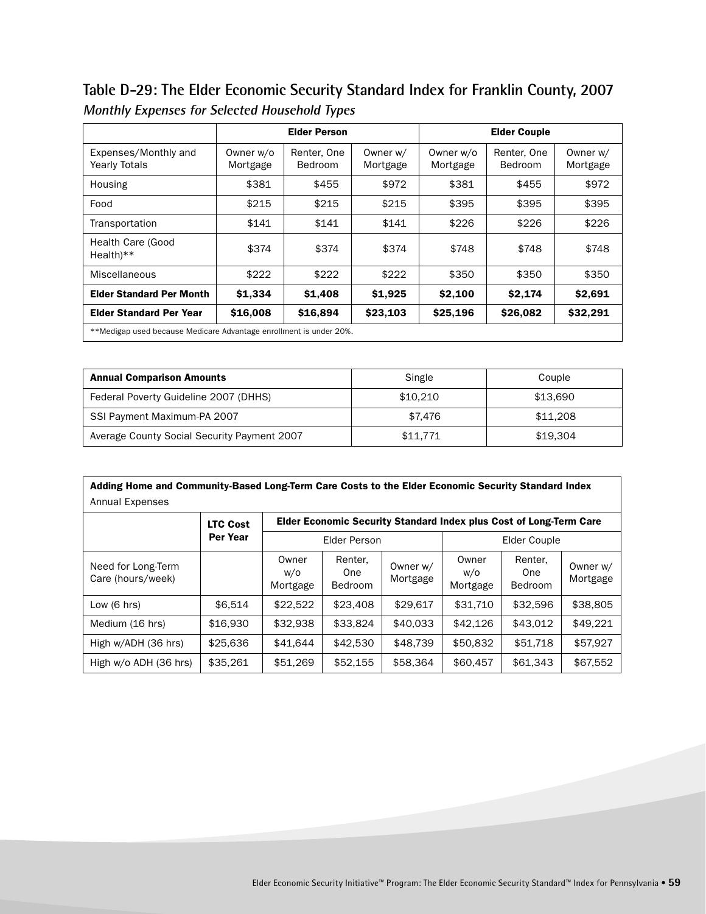## Table D-29: The Elder Economic Security Standard Index for Franklin County, 2007

*Monthly Expenses for Selected Household Types*

| | Elder Person | | | Elder Couple | | |
|---|---|---|---|---|---|---|
| Expenses/Monthly and Yearly Totals | Owner w/o Mortgage | Renter, One Bedroom | Owner w/ Mortgage | Owner w/o Mortgage | Renter, One Bedroom | Owner w/ Mortgage |
| Housing | $381 | $455 | $972 | $381 | $455 | $972 |
| Food | $215 | $215 | $215 | $395 | $395 | $395 |
| Transportation | $141 | $141 | $141 | $226 | $226 | $226 |
| Health Care (Good Health)** | $374 | $374 | $374 | $748 | $748 | $748 |
| Miscellaneous | $222 | $222 | $222 | $350 | $350 | $350 |
| **Elder Standard Per Month** | **$1,334** | **$1,408** | **$1,925** | **$2,100** | **$2,174** | **$2,691** |
| **Elder Standard Per Year** | **$16,008** | **$16,894** | **$23,103** | **$25,196** | **$26,082** | **$32,291** |

**Medigap used because Medicare Advantage enrollment is under 20%.

| **Annual Comparison Amounts** | Single | Couple |
|---|---|---|
| Federal Poverty Guideline 2007 (DHHS) | $10,210 | $13,690 |
| SSI Payment Maximum-PA 2007 | $7,476 | $11,208 |
| Average County Social Security Payment 2007 | $11,771 | $19,304 |

**Adding Home and Community-Based Long-Term Care Costs to the Elder Economic Security Standard Index**

Annual Expenses

| | LTC Cost Per Year | Elder Economic Security Standard Index plus Cost of Long-Term Care | | | | | |
|---|---|---|---|---|---|---|---|
| | | Elder Person | | | Elder Couple | | |
| Need for Long-Term Care (hours/week) | | Owner w/o Mortgage | Renter, One Bedroom | Owner w/ Mortgage | Owner w/o Mortgage | Renter, One Bedroom | Owner w/ Mortgage |
| Low (6 hrs) | $6,514 | $22,522 | $23,408 | $29,617 | $31,710 | $32,596 | $38,805 |
| Medium (16 hrs) | $16,930 | $32,938 | $33,824 | $40,033 | $42,126 | $43,012 | $49,221 |
| High w/ADH (36 hrs) | $25,636 | $41,644 | $42,530 | $48,739 | $50,832 | $51,718 | $57,927 |
| High w/o ADH (36 hrs) | $35,261 | $51,269 | $52,155 | $58,364 | $60,457 | $61,343 | $67,552 |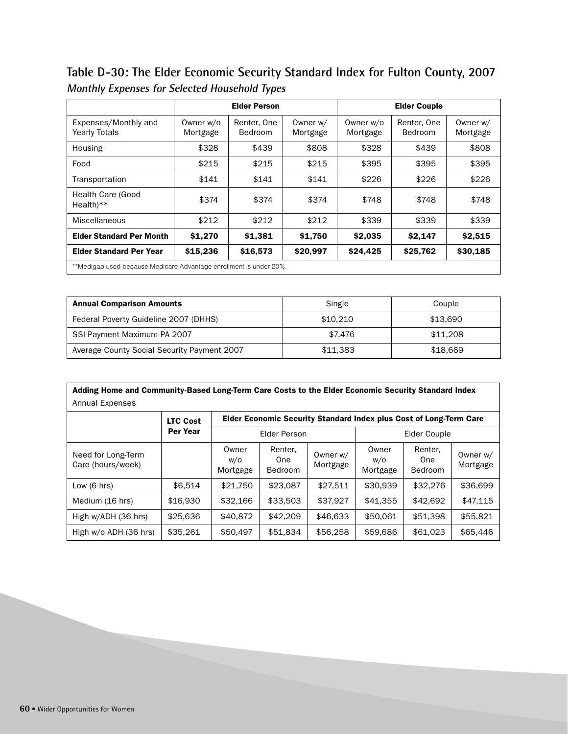## Table D-30: The Elder Economic Security Standard Index for Fulton County, 2007

*Monthly Expenses for Selected Household Types*

| | Elder Person | | | Elder Couple | | |
|---|---|---|---|---|---|---|
| Expenses/Monthly and Yearly Totals | Owner w/o Mortgage | Renter, One Bedroom | Owner w/ Mortgage | Owner w/o Mortgage | Renter, One Bedroom | Owner w/ Mortgage |
| Housing | $328 | $439 | $808 | $328 | $439 | $808 |
| Food | $215 | $215 | $215 | $395 | $395 | $395 |
| Transportation | $141 | $141 | $141 | $226 | $226 | $226 |
| Health Care (Good Health)** | $374 | $374 | $374 | $748 | $748 | $748 |
| Miscellaneous | $212 | $212 | $212 | $339 | $339 | $339 |
| **Elder Standard Per Month** | **$1,270** | **$1,381** | **$1,750** | **$2,035** | **$2,147** | **$2,515** |
| **Elder Standard Per Year** | **$15,236** | **$16,573** | **$20,997** | **$24,425** | **$25,762** | **$30,185** |

**Medigap used because Medicare Advantage enrollment is under 20%.

| **Annual Comparison Amounts** | Single | Couple |
|---|---|---|
| Federal Poverty Guideline 2007 (DHHS) | $10,210 | $13,690 |
| SSI Payment Maximum-PA 2007 | $7,476 | $11,208 |
| Average County Social Security Payment 2007 | $11,383 | $18,669 |

**Adding Home and Community-Based Long-Term Care Costs to the Elder Economic Security Standard Index**

Annual Expenses

| | LTC Cost Per Year | Elder Economic Security Standard Index plus Cost of Long-Term Care | | | | | |
|---|---|---|---|---|---|---|---|
| | | Elder Person | | | Elder Couple | | |
| Need for Long-Term Care (hours/week) | | Owner w/o Mortgage | Renter, One Bedroom | Owner w/ Mortgage | Owner w/o Mortgage | Renter, One Bedroom | Owner w/ Mortgage |
| Low (6 hrs) | $6,514 | $21,750 | $23,087 | $27,511 | $30,939 | $32,276 | $36,699 |
| Medium (16 hrs) | $16,930 | $32,166 | $33,503 | $37,927 | $41,355 | $42,692 | $47,115 |
| High w/ADH (36 hrs) | $25,636 | $40,872 | $42,209 | $46,633 | $50,061 | $51,398 | $55,821 |
| High w/o ADH (36 hrs) | $35,261 | $50,497 | $51,834 | $56,258 | $59,686 | $61,023 | $65,446 |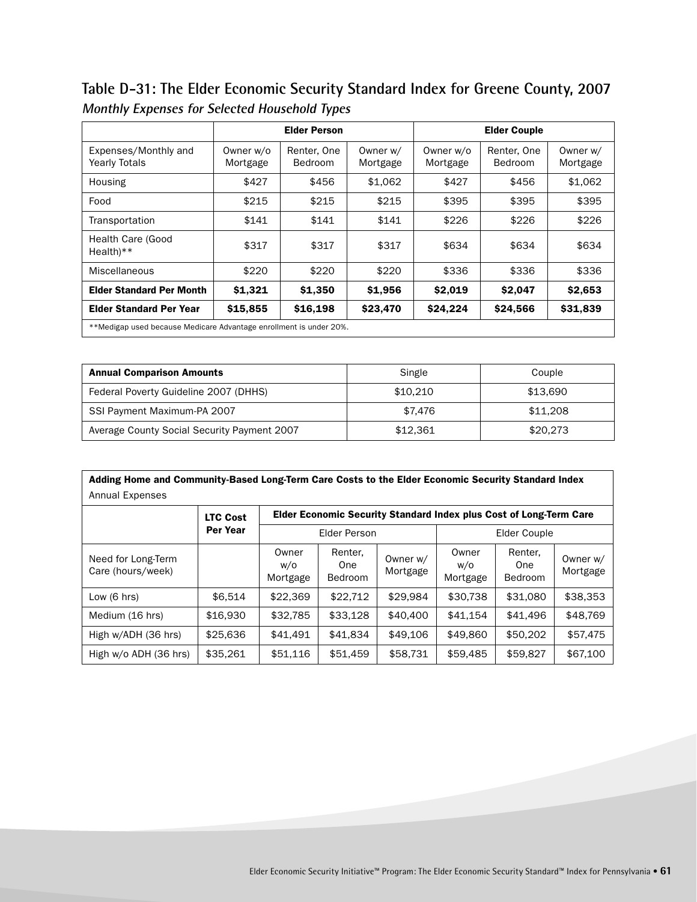## Table D-31: The Elder Economic Security Standard Index for Greene County, 2007

***Monthly Expenses for Selected Household Types***

| | Elder Person | | | Elder Couple | | |
|---|---|---|---|---|---|---|
| Expenses/Monthly and Yearly Totals | Owner w/o Mortgage | Renter, One Bedroom | Owner w/ Mortgage | Owner w/o Mortgage | Renter, One Bedroom | Owner w/ Mortgage |
| Housing | $427 | $456 | $1,062 | $427 | $456 | $1,062 |
| Food | $215 | $215 | $215 | $395 | $395 | $395 |
| Transportation | $141 | $141 | $141 | $226 | $226 | $226 |
| Health Care (Good Health)** | $317 | $317 | $317 | $634 | $634 | $634 |
| Miscellaneous | $220 | $220 | $220 | $336 | $336 | $336 |
| **Elder Standard Per Month** | **$1,321** | **$1,350** | **$1,956** | **$2,019** | **$2,047** | **$2,653** |
| **Elder Standard Per Year** | **$15,855** | **$16,198** | **$23,470** | **$24,224** | **$24,566** | **$31,839** |

**Medigap used because Medicare Advantage enrollment is under 20%.

| **Annual Comparison Amounts** | Single | Couple |
|---|---|---|
| Federal Poverty Guideline 2007 (DHHS) | $10,210 | $13,690 |
| SSI Payment Maximum-PA 2007 | $7,476 | $11,208 |
| Average County Social Security Payment 2007 | $12,361 | $20,273 |

**Adding Home and Community-Based Long-Term Care Costs to the Elder Economic Security Standard Index**
Annual Expenses

| | **LTC Cost Per Year** | **Elder Economic Security Standard Index plus Cost of Long-Term Care** | | | | | |
|---|---|---|---|---|---|---|---|
| | | Elder Person | | | Elder Couple | | |
| Need for Long-Term Care (hours/week) | | Owner w/o Mortgage | Renter, One Bedroom | Owner w/ Mortgage | Owner w/o Mortgage | Renter, One Bedroom | Owner w/ Mortgage |
| Low (6 hrs) | $6,514 | $22,369 | $22,712 | $29,984 | $30,738 | $31,080 | $38,353 |
| Medium (16 hrs) | $16,930 | $32,785 | $33,128 | $40,400 | $41,154 | $41,496 | $48,769 |
| High w/ADH (36 hrs) | $25,636 | $41,491 | $41,834 | $49,106 | $49,860 | $50,202 | $57,475 |
| High w/o ADH (36 hrs) | $35,261 | $51,116 | $51,459 | $58,731 | $59,485 | $59,827 | $67,100 |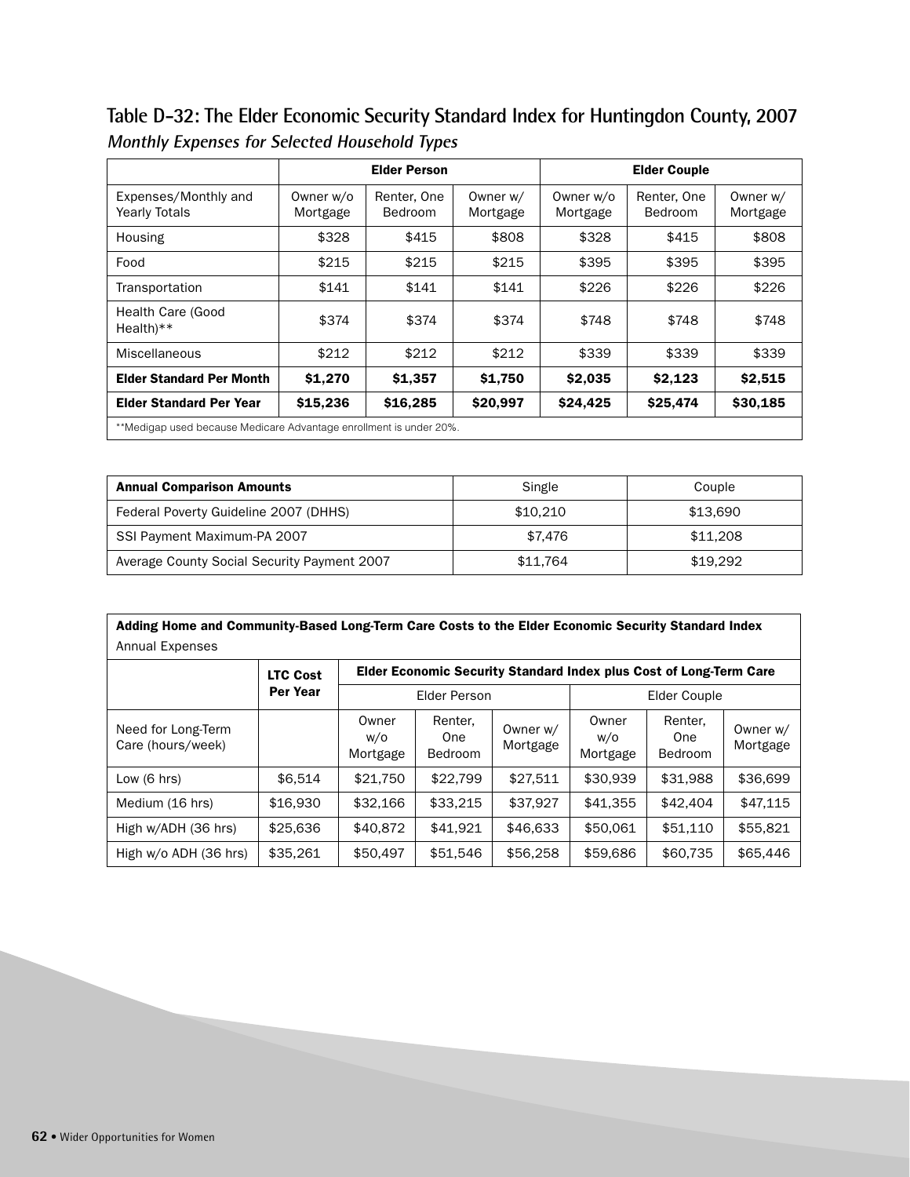## Table D-32: The Elder Economic Security Standard Index for Huntingdon County, 2007

*Monthly Expenses for Selected Household Types*

| | Elder Person | | | Elder Couple | | |
|---|---|---|---|---|---|---|
| Expenses/Monthly and Yearly Totals | Owner w/o Mortgage | Renter, One Bedroom | Owner w/ Mortgage | Owner w/o Mortgage | Renter, One Bedroom | Owner w/ Mortgage |
| Housing | $328 | $415 | $808 | $328 | $415 | $808 |
| Food | $215 | $215 | $215 | $395 | $395 | $395 |
| Transportation | $141 | $141 | $141 | $226 | $226 | $226 |
| Health Care (Good Health)** | $374 | $374 | $374 | $748 | $748 | $748 |
| Miscellaneous | $212 | $212 | $212 | $339 | $339 | $339 |
| **Elder Standard Per Month** | **$1,270** | **$1,357** | **$1,750** | **$2,035** | **$2,123** | **$2,515** |
| **Elder Standard Per Year** | **$15,236** | **$16,285** | **$20,997** | **$24,425** | **$25,474** | **$30,185** |

**Medigap used because Medicare Advantage enrollment is under 20%.

| **Annual Comparison Amounts** | Single | Couple |
|---|---|---|
| Federal Poverty Guideline 2007 (DHHS) | $10,210 | $13,690 |
| SSI Payment Maximum-PA 2007 | $7,476 | $11,208 |
| Average County Social Security Payment 2007 | $11,764 | $19,292 |

**Adding Home and Community-Based Long-Term Care Costs to the Elder Economic Security Standard Index**

Annual Expenses

| | LTC Cost Per Year | Elder Economic Security Standard Index plus Cost of Long-Term Care | | | | | |
|---|---|---|---|---|---|---|---|
| | | Elder Person | | | Elder Couple | | |
| Need for Long-Term Care (hours/week) | | Owner w/o Mortgage | Renter, One Bedroom | Owner w/ Mortgage | Owner w/o Mortgage | Renter, One Bedroom | Owner w/ Mortgage |
| Low (6 hrs) | $6,514 | $21,750 | $22,799 | $27,511 | $30,939 | $31,988 | $36,699 |
| Medium (16 hrs) | $16,930 | $32,166 | $33,215 | $37,927 | $41,355 | $42,404 | $47,115 |
| High w/ADH (36 hrs) | $25,636 | $40,872 | $41,921 | $46,633 | $50,061 | $51,110 | $55,821 |
| High w/o ADH (36 hrs) | $35,261 | $50,497 | $51,546 | $56,258 | $59,686 | $60,735 | $65,446 |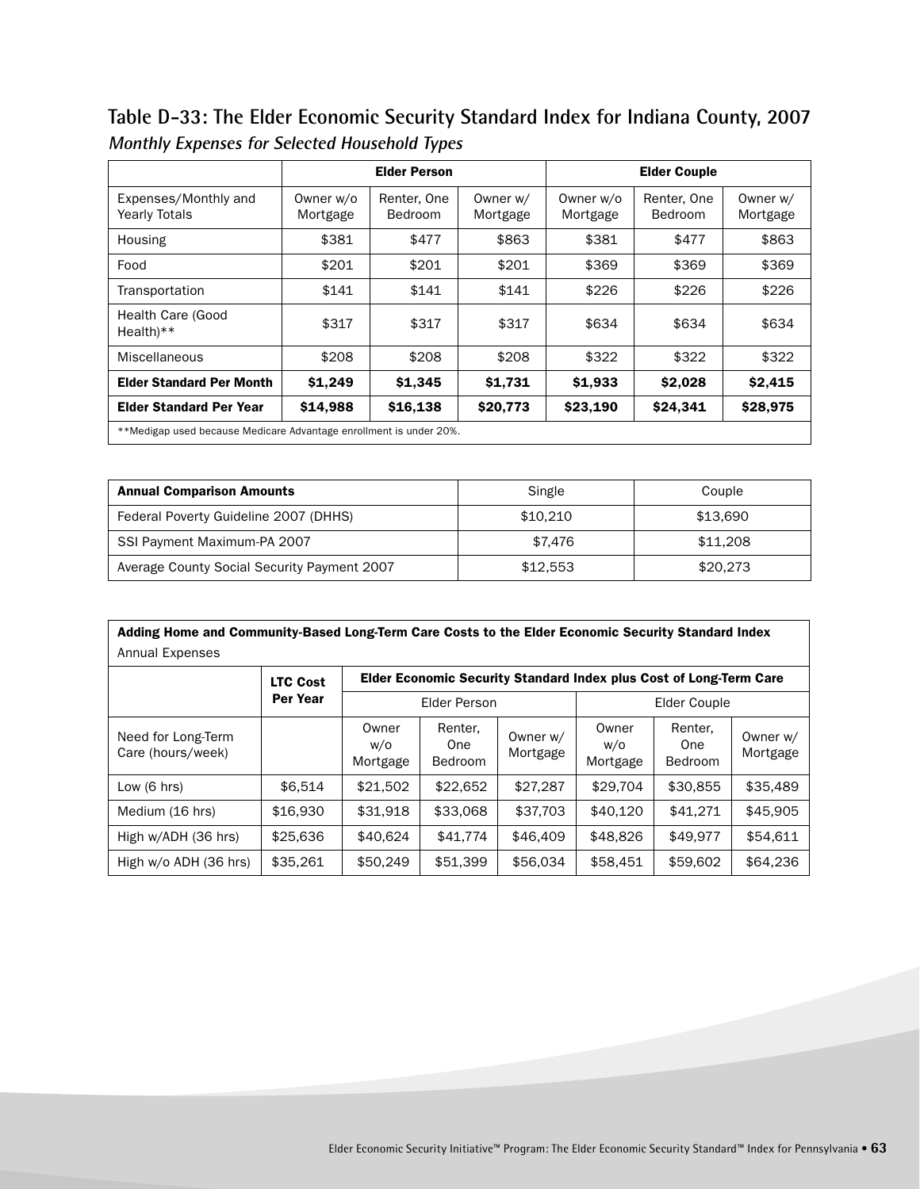## Table D-33: The Elder Economic Security Standard Index for Indiana County, 2007

*Monthly Expenses for Selected Household Types*

| | Elder Person | | | Elder Couple | | |
|---|---|---|---|---|---|---|
| Expenses/Monthly and Yearly Totals | Owner w/o Mortgage | Renter, One Bedroom | Owner w/ Mortgage | Owner w/o Mortgage | Renter, One Bedroom | Owner w/ Mortgage |
| Housing | $381 | $477 | $863 | $381 | $477 | $863 |
| Food | $201 | $201 | $201 | $369 | $369 | $369 |
| Transportation | $141 | $141 | $141 | $226 | $226 | $226 |
| Health Care (Good Health)** | $317 | $317 | $317 | $634 | $634 | $634 |
| Miscellaneous | $208 | $208 | $208 | $322 | $322 | $322 |
| **Elder Standard Per Month** | **$1,249** | **$1,345** | **$1,731** | **$1,933** | **$2,028** | **$2,415** |
| **Elder Standard Per Year** | **$14,988** | **$16,138** | **$20,773** | **$23,190** | **$24,341** | **$28,975** |

**Medigap used because Medicare Advantage enrollment is under 20%.

| **Annual Comparison Amounts** | Single | Couple |
|---|---|---|
| Federal Poverty Guideline 2007 (DHHS) | $10,210 | $13,690 |
| SSI Payment Maximum-PA 2007 | $7,476 | $11,208 |
| Average County Social Security Payment 2007 | $12,553 | $20,273 |

**Adding Home and Community-Based Long-Term Care Costs to the Elder Economic Security Standard Index**
Annual Expenses

| | **LTC Cost Per Year** | **Elder Economic Security Standard Index plus Cost of Long-Term Care** | | | | | |
|---|---|---|---|---|---|---|---|
| | | Elder Person | | | Elder Couple | | |
| Need for Long-Term Care (hours/week) | | Owner w/o Mortgage | Renter, One Bedroom | Owner w/ Mortgage | Owner w/o Mortgage | Renter, One Bedroom | Owner w/ Mortgage |
| Low (6 hrs) | $6,514 | $21,502 | $22,652 | $27,287 | $29,704 | $30,855 | $35,489 |
| Medium (16 hrs) | $16,930 | $31,918 | $33,068 | $37,703 | $40,120 | $41,271 | $45,905 |
| High w/ADH (36 hrs) | $25,636 | $40,624 | $41,774 | $46,409 | $48,826 | $49,977 | $54,611 |
| High w/o ADH (36 hrs) | $35,261 | $50,249 | $51,399 | $56,034 | $58,451 | $59,602 | $64,236 |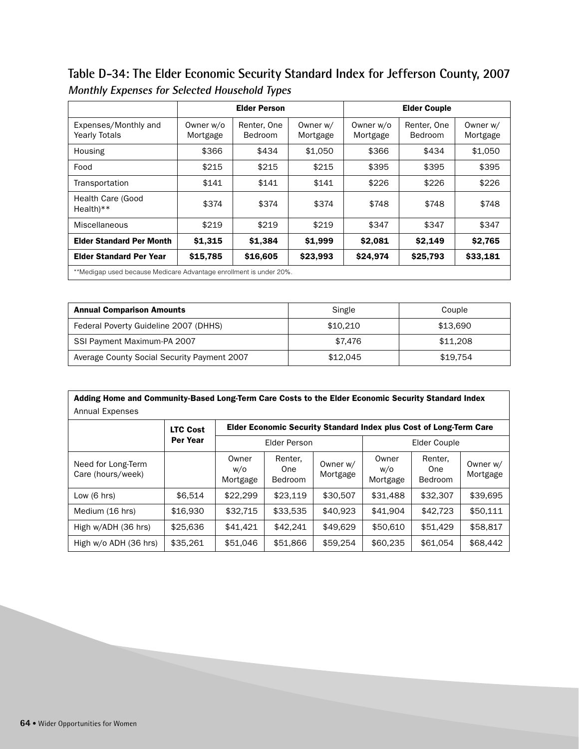## Table D-34: The Elder Economic Security Standard Index for Jefferson County, 2007

***Monthly Expenses for Selected Household Types***

| | Elder Person | | | Elder Couple | | |
|---|---|---|---|---|---|---|
| Expenses/Monthly and Yearly Totals | Owner w/o Mortgage | Renter, One Bedroom | Owner w/ Mortgage | Owner w/o Mortgage | Renter, One Bedroom | Owner w/ Mortgage |
| Housing | $366 | $434 | $1,050 | $366 | $434 | $1,050 |
| Food | $215 | $215 | $215 | $395 | $395 | $395 |
| Transportation | $141 | $141 | $141 | $226 | $226 | $226 |
| Health Care (Good Health)** | $374 | $374 | $374 | $748 | $748 | $748 |
| Miscellaneous | $219 | $219 | $219 | $347 | $347 | $347 |
| **Elder Standard Per Month** | **$1,315** | **$1,384** | **$1,999** | **$2,081** | **$2,149** | **$2,765** |
| **Elder Standard Per Year** | **$15,785** | **$16,605** | **$23,993** | **$24,974** | **$25,793** | **$33,181** |

**Medigap used because Medicare Advantage enrollment is under 20%.

| **Annual Comparison Amounts** | Single | Couple |
|---|---|---|
| Federal Poverty Guideline 2007 (DHHS) | $10,210 | $13,690 |
| SSI Payment Maximum-PA 2007 | $7,476 | $11,208 |
| Average County Social Security Payment 2007 | $12,045 | $19,754 |

**Adding Home and Community-Based Long-Term Care Costs to the Elder Economic Security Standard Index**

Annual Expenses

| | LTC Cost Per Year | Elder Economic Security Standard Index plus Cost of Long-Term Care | | | | | |
|---|---|---|---|---|---|---|---|
| | | Elder Person | | | Elder Couple | | |
| Need for Long-Term Care (hours/week) | | Owner w/o Mortgage | Renter, One Bedroom | Owner w/ Mortgage | Owner w/o Mortgage | Renter, One Bedroom | Owner w/ Mortgage |
| Low (6 hrs) | $6,514 | $22,299 | $23,119 | $30,507 | $31,488 | $32,307 | $39,695 |
| Medium (16 hrs) | $16,930 | $32,715 | $33,535 | $40,923 | $41,904 | $42,723 | $50,111 |
| High w/ADH (36 hrs) | $25,636 | $41,421 | $42,241 | $49,629 | $50,610 | $51,429 | $58,817 |
| High w/o ADH (36 hrs) | $35,261 | $51,046 | $51,866 | $59,254 | $60,235 | $61,054 | $68,442 |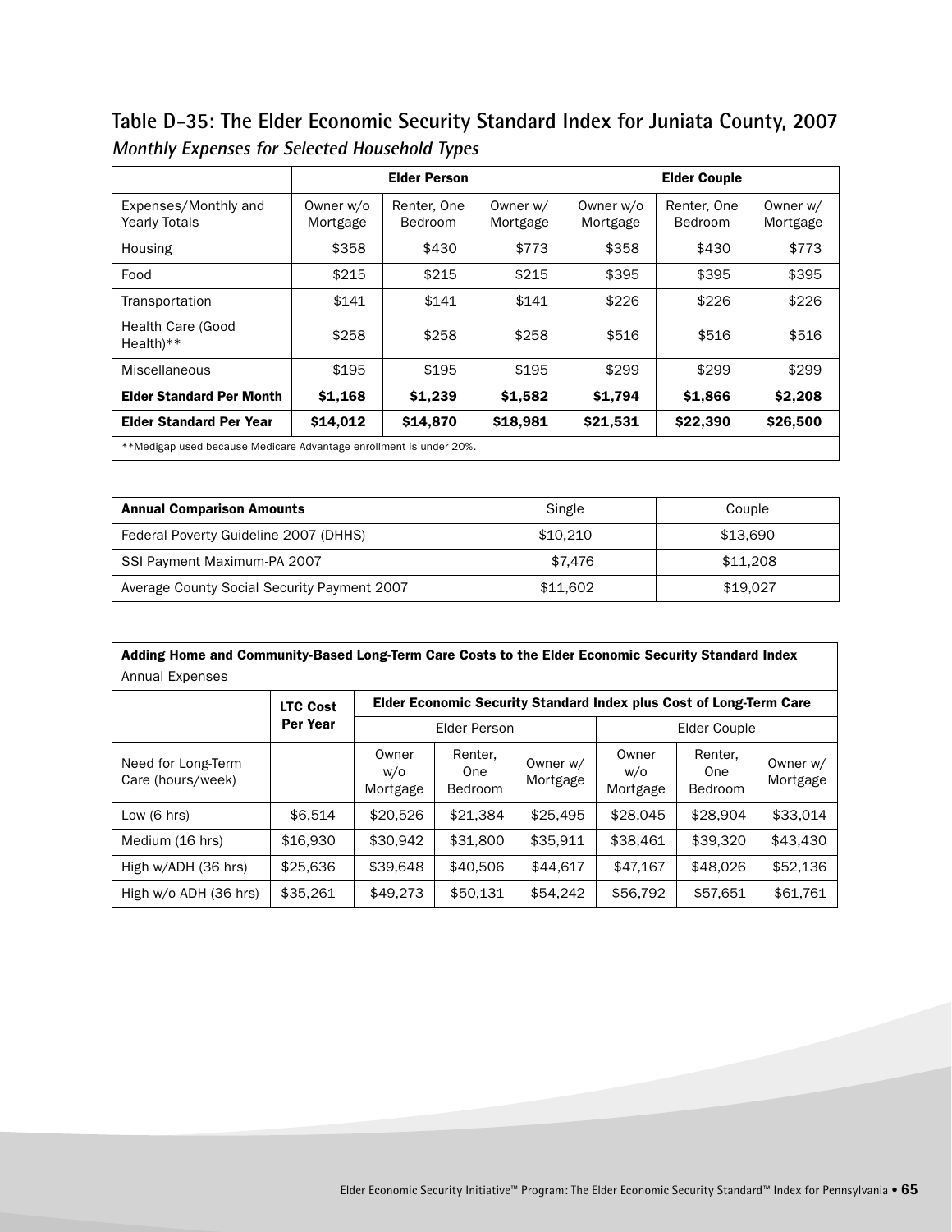## Table D-35: The Elder Economic Security Standard Index for Juniata County, 2007

***Monthly Expenses for Selected Household Types***

| | Elder Person | | | Elder Couple | | |
|---|---|---|---|---|---|---|
| Expenses/Monthly and Yearly Totals | Owner w/o Mortgage | Renter, One Bedroom | Owner w/ Mortgage | Owner w/o Mortgage | Renter, One Bedroom | Owner w/ Mortgage |
| Housing | $358 | $430 | $773 | $358 | $430 | $773 |
| Food | $215 | $215 | $215 | $395 | $395 | $395 |
| Transportation | $141 | $141 | $141 | $226 | $226 | $226 |
| Health Care (Good Health)** | $258 | $258 | $258 | $516 | $516 | $516 |
| Miscellaneous | $195 | $195 | $195 | $299 | $299 | $299 |
| **Elder Standard Per Month** | **$1,168** | **$1,239** | **$1,582** | **$1,794** | **$1,866** | **$2,208** |
| **Elder Standard Per Year** | **$14,012** | **$14,870** | **$18,981** | **$21,531** | **$22,390** | **$26,500** |

**Medigap used because Medicare Advantage enrollment is under 20%.

| **Annual Comparison Amounts** | Single | Couple |
|---|---|---|
| Federal Poverty Guideline 2007 (DHHS) | $10,210 | $13,690 |
| SSI Payment Maximum-PA 2007 | $7,476 | $11,208 |
| Average County Social Security Payment 2007 | $11,602 | $19,027 |

**Adding Home and Community-Based Long-Term Care Costs to the Elder Economic Security Standard Index**
Annual Expenses

| | **LTC Cost Per Year** | **Elder Economic Security Standard Index plus Cost of Long-Term Care** | | | | | |
|---|---|---|---|---|---|---|---|
| | | Elder Person | | | Elder Couple | | |
| Need for Long-Term Care (hours/week) | | Owner w/o Mortgage | Renter, One Bedroom | Owner w/ Mortgage | Owner w/o Mortgage | Renter, One Bedroom | Owner w/ Mortgage |
| Low (6 hrs) | $6,514 | $20,526 | $21,384 | $25,495 | $28,045 | $28,904 | $33,014 |
| Medium (16 hrs) | $16,930 | $30,942 | $31,800 | $35,911 | $38,461 | $39,320 | $43,430 |
| High w/ADH (36 hrs) | $25,636 | $39,648 | $40,506 | $44,617 | $47,167 | $48,026 | $52,136 |
| High w/o ADH (36 hrs) | $35,261 | $49,273 | $50,131 | $54,242 | $56,792 | $57,651 | $61,761 |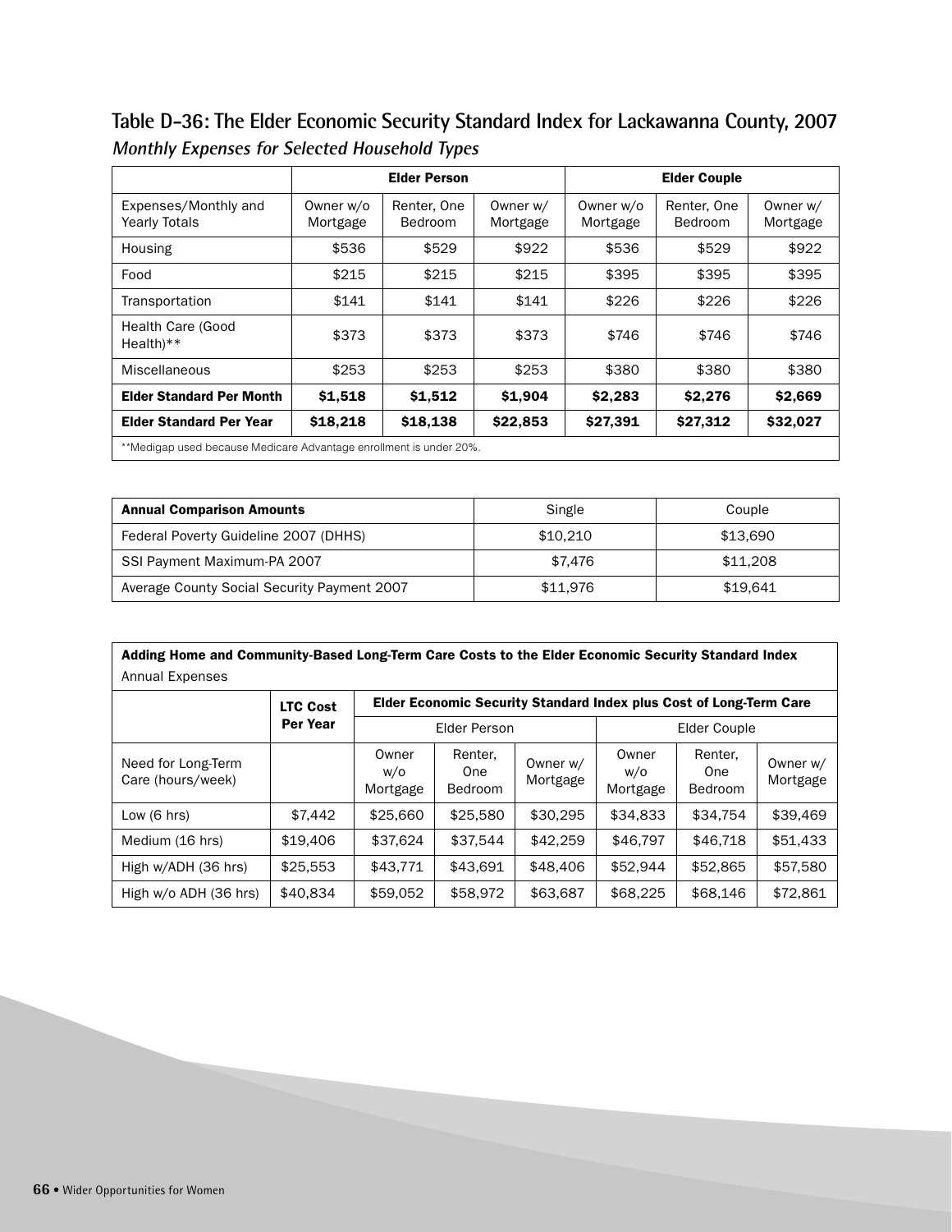## Table D-36: The Elder Economic Security Standard Index for Lackawanna County, 2007

*Monthly Expenses for Selected Household Types*

| | Elder Person | | | Elder Couple | | |
|---|---|---|---|---|---|---|
| Expenses/Monthly and Yearly Totals | Owner w/o Mortgage | Renter, One Bedroom | Owner w/ Mortgage | Owner w/o Mortgage | Renter, One Bedroom | Owner w/ Mortgage |
| Housing | $536 | $529 | $922 | $536 | $529 | $922 |
| Food | $215 | $215 | $215 | $395 | $395 | $395 |
| Transportation | $141 | $141 | $141 | $226 | $226 | $226 |
| Health Care (Good Health)** | $373 | $373 | $373 | $746 | $746 | $746 |
| Miscellaneous | $253 | $253 | $253 | $380 | $380 | $380 |
| **Elder Standard Per Month** | **$1,518** | **$1,512** | **$1,904** | **$2,283** | **$2,276** | **$2,669** |
| **Elder Standard Per Year** | **$18,218** | **$18,138** | **$22,853** | **$27,391** | **$27,312** | **$32,027** |

**Medigap used because Medicare Advantage enrollment is under 20%.

| **Annual Comparison Amounts** | Single | Couple |
|---|---|---|
| Federal Poverty Guideline 2007 (DHHS) | $10,210 | $13,690 |
| SSI Payment Maximum-PA 2007 | $7,476 | $11,208 |
| Average County Social Security Payment 2007 | $11,976 | $19,641 |

**Adding Home and Community-Based Long-Term Care Costs to the Elder Economic Security Standard Index**

Annual Expenses

| | LTC Cost Per Year | Elder Economic Security Standard Index plus Cost of Long-Term Care | | | | | |
|---|---|---|---|---|---|---|---|
| | | Elder Person | | | Elder Couple | | |
| Need for Long-Term Care (hours/week) | | Owner w/o Mortgage | Renter, One Bedroom | Owner w/ Mortgage | Owner w/o Mortgage | Renter, One Bedroom | Owner w/ Mortgage |
| Low (6 hrs) | $7,442 | $25,660 | $25,580 | $30,295 | $34,833 | $34,754 | $39,469 |
| Medium (16 hrs) | $19,406 | $37,624 | $37,544 | $42,259 | $46,797 | $46,718 | $51,433 |
| High w/ADH (36 hrs) | $25,553 | $43,771 | $43,691 | $48,406 | $52,944 | $52,865 | $57,580 |
| High w/o ADH (36 hrs) | $40,834 | $59,052 | $58,972 | $63,687 | $68,225 | $68,146 | $72,861 |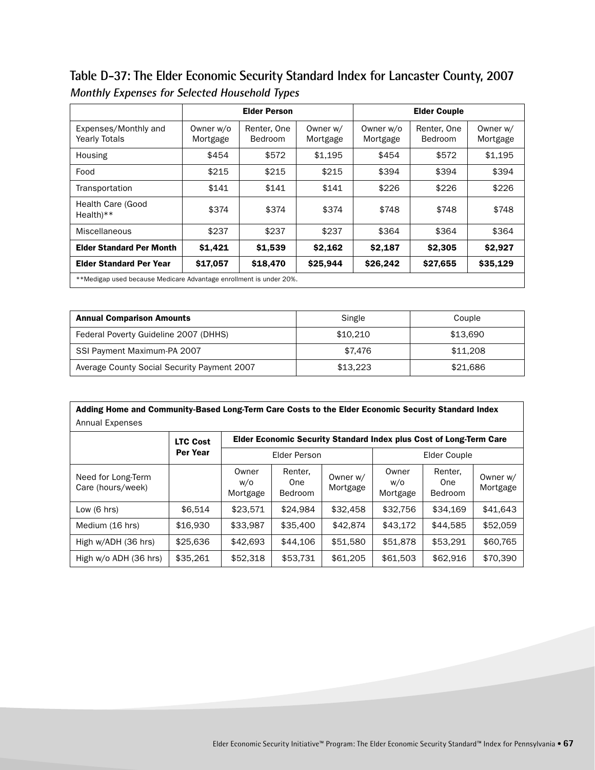## Table D-37: The Elder Economic Security Standard Index for Lancaster County, 2007

*Monthly Expenses for Selected Household Types*

| | Elder Person | | | Elder Couple | | |
|---|---|---|---|---|---|---|
| Expenses/Monthly and Yearly Totals | Owner w/o Mortgage | Renter, One Bedroom | Owner w/ Mortgage | Owner w/o Mortgage | Renter, One Bedroom | Owner w/ Mortgage |
| Housing | $454 | $572 | $1,195 | $454 | $572 | $1,195 |
| Food | $215 | $215 | $215 | $394 | $394 | $394 |
| Transportation | $141 | $141 | $141 | $226 | $226 | $226 |
| Health Care (Good Health)** | $374 | $374 | $374 | $748 | $748 | $748 |
| Miscellaneous | $237 | $237 | $237 | $364 | $364 | $364 |
| **Elder Standard Per Month** | **$1,421** | **$1,539** | **$2,162** | **$2,187** | **$2,305** | **$2,927** |
| **Elder Standard Per Year** | **$17,057** | **$18,470** | **$25,944** | **$26,242** | **$27,655** | **$35,129** |

**Medigap used because Medicare Advantage enrollment is under 20%.

| **Annual Comparison Amounts** | Single | Couple |
|---|---|---|
| Federal Poverty Guideline 2007 (DHHS) | $10,210 | $13,690 |
| SSI Payment Maximum-PA 2007 | $7,476 | $11,208 |
| Average County Social Security Payment 2007 | $13,223 | $21,686 |

**Adding Home and Community-Based Long-Term Care Costs to the Elder Economic Security Standard Index**
Annual Expenses

| | LTC Cost Per Year | Elder Economic Security Standard Index plus Cost of Long-Term Care | | | | | |
|---|---|---|---|---|---|---|---|
| | | Elder Person | | | Elder Couple | | |
| Need for Long-Term Care (hours/week) | | Owner w/o Mortgage | Renter, One Bedroom | Owner w/ Mortgage | Owner w/o Mortgage | Renter, One Bedroom | Owner w/ Mortgage |
| Low (6 hrs) | $6,514 | $23,571 | $24,984 | $32,458 | $32,756 | $34,169 | $41,643 |
| Medium (16 hrs) | $16,930 | $33,987 | $35,400 | $42,874 | $43,172 | $44,585 | $52,059 |
| High w/ADH (36 hrs) | $25,636 | $42,693 | $44,106 | $51,580 | $51,878 | $53,291 | $60,765 |
| High w/o ADH (36 hrs) | $35,261 | $52,318 | $53,731 | $61,205 | $61,503 | $62,916 | $70,390 |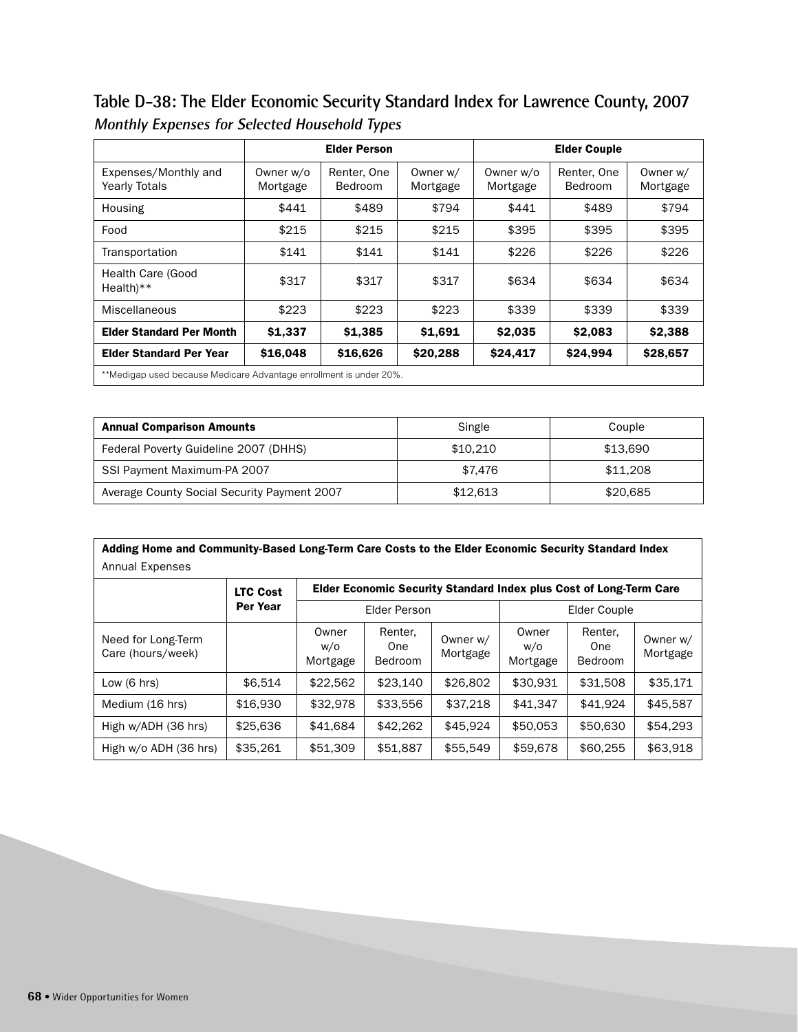## Table D-38: The Elder Economic Security Standard Index for Lawrence County, 2007

### *Monthly Expenses for Selected Household Types*

| | Elder Person | | | Elder Couple | | |
|---|---|---|---|---|---|---|
| Expenses/Monthly and Yearly Totals | Owner w/o Mortgage | Renter, One Bedroom | Owner w/ Mortgage | Owner w/o Mortgage | Renter, One Bedroom | Owner w/ Mortgage |
| Housing | $441 | $489 | $794 | $441 | $489 | $794 |
| Food | $215 | $215 | $215 | $395 | $395 | $395 |
| Transportation | $141 | $141 | $141 | $226 | $226 | $226 |
| Health Care (Good Health)** | $317 | $317 | $317 | $634 | $634 | $634 |
| Miscellaneous | $223 | $223 | $223 | $339 | $339 | $339 |
| **Elder Standard Per Month** | **$1,337** | **$1,385** | **$1,691** | **$2,035** | **$2,083** | **$2,388** |
| **Elder Standard Per Year** | **$16,048** | **$16,626** | **$20,288** | **$24,417** | **$24,994** | **$28,657** |

**Medigap used because Medicare Advantage enrollment is under 20%.

| **Annual Comparison Amounts** | Single | Couple |
|---|---|---|
| Federal Poverty Guideline 2007 (DHHS) | $10,210 | $13,690 |
| SSI Payment Maximum-PA 2007 | $7,476 | $11,208 |
| Average County Social Security Payment 2007 | $12,613 | $20,685 |

**Adding Home and Community-Based Long-Term Care Costs to the Elder Economic Security Standard Index**
Annual Expenses

| | **LTC Cost Per Year** | **Elder Economic Security Standard Index plus Cost of Long-Term Care** | | | | | |
|---|---|---|---|---|---|---|---|
| | | Elder Person | | | Elder Couple | | |
| Need for Long-Term Care (hours/week) | | Owner w/o Mortgage | Renter, One Bedroom | Owner w/ Mortgage | Owner w/o Mortgage | Renter, One Bedroom | Owner w/ Mortgage |
| Low (6 hrs) | $6,514 | $22,562 | $23,140 | $26,802 | $30,931 | $31,508 | $35,171 |
| Medium (16 hrs) | $16,930 | $32,978 | $33,556 | $37,218 | $41,347 | $41,924 | $45,587 |
| High w/ADH (36 hrs) | $25,636 | $41,684 | $42,262 | $45,924 | $50,053 | $50,630 | $54,293 |
| High w/o ADH (36 hrs) | $35,261 | $51,309 | $51,887 | $55,549 | $59,678 | $60,255 | $63,918 |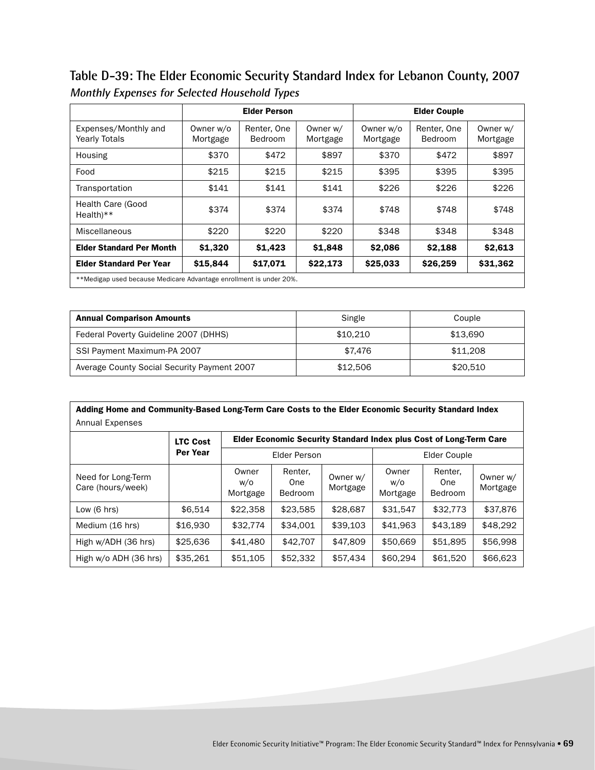## Table D-39: The Elder Economic Security Standard Index for Lebanon County, 2007

***Monthly Expenses for Selected Household Types***

| | Elder Person | | | Elder Couple | | |
|---|---|---|---|---|---|---|
| Expenses/Monthly and Yearly Totals | Owner w/o Mortgage | Renter, One Bedroom | Owner w/ Mortgage | Owner w/o Mortgage | Renter, One Bedroom | Owner w/ Mortgage |
| Housing | $370 | $472 | $897 | $370 | $472 | $897 |
| Food | $215 | $215 | $215 | $395 | $395 | $395 |
| Transportation | $141 | $141 | $141 | $226 | $226 | $226 |
| Health Care (Good Health)** | $374 | $374 | $374 | $748 | $748 | $748 |
| Miscellaneous | $220 | $220 | $220 | $348 | $348 | $348 |
| **Elder Standard Per Month** | **$1,320** | **$1,423** | **$1,848** | **$2,086** | **$2,188** | **$2,613** |
| **Elder Standard Per Year** | **$15,844** | **$17,071** | **$22,173** | **$25,033** | **$26,259** | **$31,362** |

**Medigap used because Medicare Advantage enrollment is under 20%.

| **Annual Comparison Amounts** | Single | Couple |
|---|---|---|
| Federal Poverty Guideline 2007 (DHHS) | $10,210 | $13,690 |
| SSI Payment Maximum-PA 2007 | $7,476 | $11,208 |
| Average County Social Security Payment 2007 | $12,506 | $20,510 |

**Adding Home and Community-Based Long-Term Care Costs to the Elder Economic Security Standard Index**

Annual Expenses

| | LTC Cost Per Year | Elder Economic Security Standard Index plus Cost of Long-Term Care | | | | | |
|---|---|---|---|---|---|---|---|
| | | Elder Person | | | Elder Couple | | |
| Need for Long-Term Care (hours/week) | | Owner w/o Mortgage | Renter, One Bedroom | Owner w/ Mortgage | Owner w/o Mortgage | Renter, One Bedroom | Owner w/ Mortgage |
| Low (6 hrs) | $6,514 | $22,358 | $23,585 | $28,687 | $31,547 | $32,773 | $37,876 |
| Medium (16 hrs) | $16,930 | $32,774 | $34,001 | $39,103 | $41,963 | $43,189 | $48,292 |
| High w/ADH (36 hrs) | $25,636 | $41,480 | $42,707 | $47,809 | $50,669 | $51,895 | $56,998 |
| High w/o ADH (36 hrs) | $35,261 | $51,105 | $52,332 | $57,434 | $60,294 | $61,520 | $66,623 |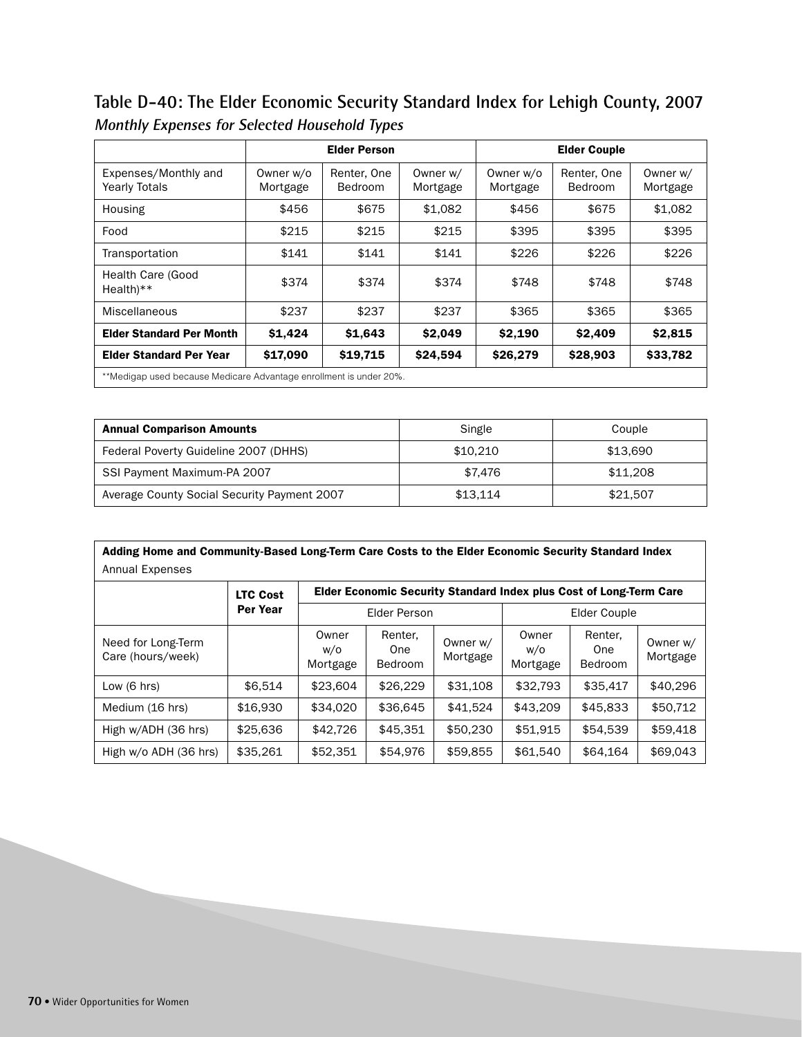## Table D-40: The Elder Economic Security Standard Index for Lehigh County, 2007

*Monthly Expenses for Selected Household Types*

| | Elder Person | | | Elder Couple | | |
|---|---|---|---|---|---|---|
| Expenses/Monthly and Yearly Totals | Owner w/o Mortgage | Renter, One Bedroom | Owner w/ Mortgage | Owner w/o Mortgage | Renter, One Bedroom | Owner w/ Mortgage |
| Housing | $456 | $675 | $1,082 | $456 | $675 | $1,082 |
| Food | $215 | $215 | $215 | $395 | $395 | $395 |
| Transportation | $141 | $141 | $141 | $226 | $226 | $226 |
| Health Care (Good Health)** | $374 | $374 | $374 | $748 | $748 | $748 |
| Miscellaneous | $237 | $237 | $237 | $365 | $365 | $365 |
| **Elder Standard Per Month** | **$1,424** | **$1,643** | **$2,049** | **$2,190** | **$2,409** | **$2,815** |
| **Elder Standard Per Year** | **$17,090** | **$19,715** | **$24,594** | **$26,279** | **$28,903** | **$33,782** |

**Medigap used because Medicare Advantage enrollment is under 20%.

| **Annual Comparison Amounts** | Single | Couple |
|---|---|---|
| Federal Poverty Guideline 2007 (DHHS) | $10,210 | $13,690 |
| SSI Payment Maximum-PA 2007 | $7,476 | $11,208 |
| Average County Social Security Payment 2007 | $13,114 | $21,507 |

**Adding Home and Community-Based Long-Term Care Costs to the Elder Economic Security Standard Index**
Annual Expenses

| | **LTC Cost Per Year** | **Elder Economic Security Standard Index plus Cost of Long-Term Care** | | | | | |
|---|---|---|---|---|---|---|---|
| | | Elder Person | | | Elder Couple | | |
| Need for Long-Term Care (hours/week) | | Owner w/o Mortgage | Renter, One Bedroom | Owner w/ Mortgage | Owner w/o Mortgage | Renter, One Bedroom | Owner w/ Mortgage |
| Low (6 hrs) | $6,514 | $23,604 | $26,229 | $31,108 | $32,793 | $35,417 | $40,296 |
| Medium (16 hrs) | $16,930 | $34,020 | $36,645 | $41,524 | $43,209 | $45,833 | $50,712 |
| High w/ADH (36 hrs) | $25,636 | $42,726 | $45,351 | $50,230 | $51,915 | $54,539 | $59,418 |
| High w/o ADH (36 hrs) | $35,261 | $52,351 | $54,976 | $59,855 | $61,540 | $64,164 | $69,043 |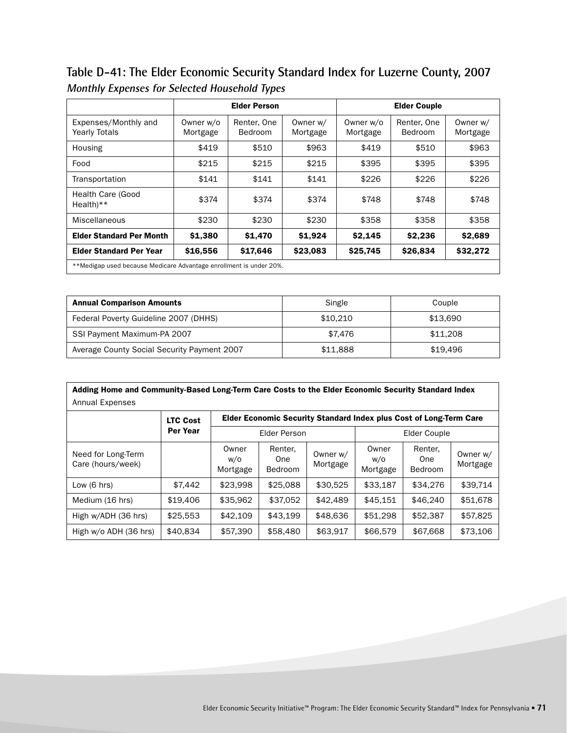## Table D-41: The Elder Economic Security Standard Index for Luzerne County, 2007

***Monthly Expenses for Selected Household Types***

| | Elder Person | | | Elder Couple | | |
|---|---|---|---|---|---|---|
| Expenses/Monthly and Yearly Totals | Owner w/o Mortgage | Renter, One Bedroom | Owner w/ Mortgage | Owner w/o Mortgage | Renter, One Bedroom | Owner w/ Mortgage |
| Housing | $419 | $510 | $963 | $419 | $510 | $963 |
| Food | $215 | $215 | $215 | $395 | $395 | $395 |
| Transportation | $141 | $141 | $141 | $226 | $226 | $226 |
| Health Care (Good Health)** | $374 | $374 | $374 | $748 | $748 | $748 |
| Miscellaneous | $230 | $230 | $230 | $358 | $358 | $358 |
| **Elder Standard Per Month** | **$1,380** | **$1,470** | **$1,924** | **$2,145** | **$2,236** | **$2,689** |
| **Elder Standard Per Year** | **$16,556** | **$17,646** | **$23,083** | **$25,745** | **$26,834** | **$32,272** |

**Medigap used because Medicare Advantage enrollment is under 20%.

| **Annual Comparison Amounts** | Single | Couple |
|---|---|---|
| Federal Poverty Guideline 2007 (DHHS) | $10,210 | $13,690 |
| SSI Payment Maximum-PA 2007 | $7,476 | $11,208 |
| Average County Social Security Payment 2007 | $11,888 | $19,496 |

**Adding Home and Community-Based Long-Term Care Costs to the Elder Economic Security Standard Index**

Annual Expenses

| | **LTC Cost Per Year** | **Elder Economic Security Standard Index plus Cost of Long-Term Care** | | | | | |
|---|---|---|---|---|---|---|---|
| | | Elder Person | | | Elder Couple | | |
| Need for Long-Term Care (hours/week) | | Owner w/o Mortgage | Renter, One Bedroom | Owner w/ Mortgage | Owner w/o Mortgage | Renter, One Bedroom | Owner w/ Mortgage |
| Low (6 hrs) | $7,442 | $23,998 | $25,088 | $30,525 | $33,187 | $34,276 | $39,714 |
| Medium (16 hrs) | $19,406 | $35,962 | $37,052 | $42,489 | $45,151 | $46,240 | $51,678 |
| High w/ADH (36 hrs) | $25,553 | $42,109 | $43,199 | $48,636 | $51,298 | $52,387 | $57,825 |
| High w/o ADH (36 hrs) | $40,834 | $57,390 | $58,480 | $63,917 | $66,579 | $67,668 | $73,106 |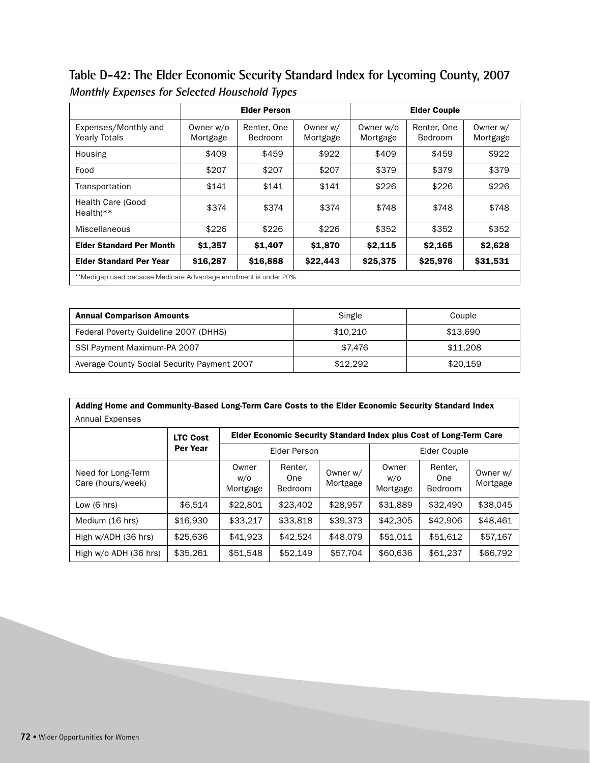## Table D-42: The Elder Economic Security Standard Index for Lycoming County, 2007

***Monthly Expenses for Selected Household Types***

| | Elder Person | | | Elder Couple | | |
|---|---|---|---|---|---|---|
| Expenses/Monthly and Yearly Totals | Owner w/o Mortgage | Renter, One Bedroom | Owner w/ Mortgage | Owner w/o Mortgage | Renter, One Bedroom | Owner w/ Mortgage |
| Housing | $409 | $459 | $922 | $409 | $459 | $922 |
| Food | $207 | $207 | $207 | $379 | $379 | $379 |
| Transportation | $141 | $141 | $141 | $226 | $226 | $226 |
| Health Care (Good Health)** | $374 | $374 | $374 | $748 | $748 | $748 |
| Miscellaneous | $226 | $226 | $226 | $352 | $352 | $352 |
| **Elder Standard Per Month** | **$1,357** | **$1,407** | **$1,870** | **$2,115** | **$2,165** | **$2,628** |
| **Elder Standard Per Year** | **$16,287** | **$16,888** | **$22,443** | **$25,375** | **$25,976** | **$31,531** |

**Medigap used because Medicare Advantage enrollment is under 20%.

| **Annual Comparison Amounts** | Single | Couple |
|---|---|---|
| Federal Poverty Guideline 2007 (DHHS) | $10,210 | $13,690 |
| SSI Payment Maximum-PA 2007 | $7,476 | $11,208 |
| Average County Social Security Payment 2007 | $12,292 | $20,159 |

**Adding Home and Community-Based Long-Term Care Costs to the Elder Economic Security Standard Index**
Annual Expenses

| | LTC Cost Per Year | Elder Economic Security Standard Index plus Cost of Long-Term Care | | | | | |
|---|---|---|---|---|---|---|---|
| | | Elder Person | | | Elder Couple | | |
| Need for Long-Term Care (hours/week) | | Owner w/o Mortgage | Renter, One Bedroom | Owner w/ Mortgage | Owner w/o Mortgage | Renter, One Bedroom | Owner w/ Mortgage |
| Low (6 hrs) | $6,514 | $22,801 | $23,402 | $28,957 | $31,889 | $32,490 | $38,045 |
| Medium (16 hrs) | $16,930 | $33,217 | $33,818 | $39,373 | $42,305 | $42,906 | $48,461 |
| High w/ADH (36 hrs) | $25,636 | $41,923 | $42,524 | $48,079 | $51,011 | $51,612 | $57,167 |
| High w/o ADH (36 hrs) | $35,261 | $51,548 | $52,149 | $57,704 | $60,636 | $61,237 | $66,792 |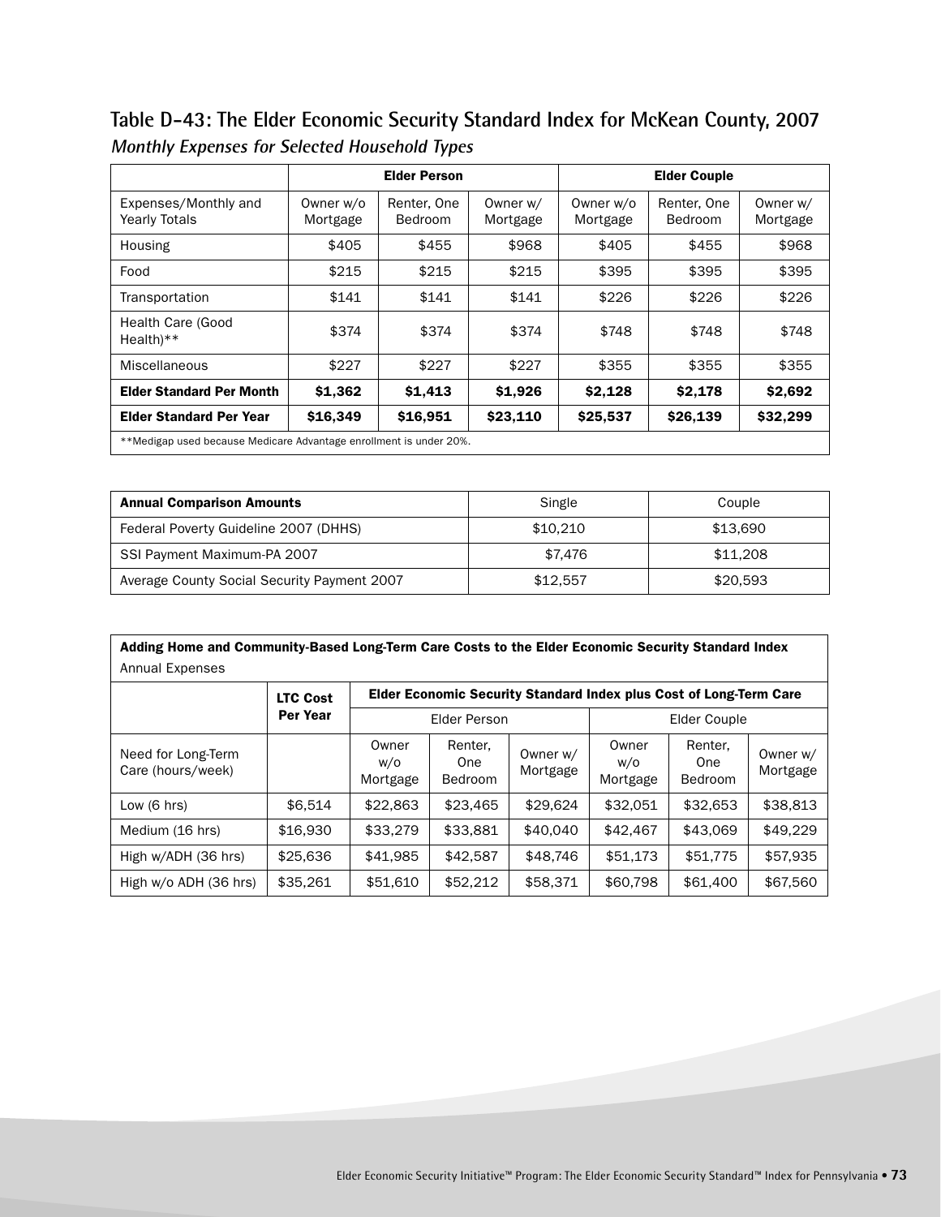## Table D-43: The Elder Economic Security Standard Index for McKean County, 2007

*Monthly Expenses for Selected Household Types*

| | Elder Person | | | Elder Couple | | |
|---|---|---|---|---|---|---|
| Expenses/Monthly and Yearly Totals | Owner w/o Mortgage | Renter, One Bedroom | Owner w/ Mortgage | Owner w/o Mortgage | Renter, One Bedroom | Owner w/ Mortgage |
| Housing | $405 | $455 | $968 | $405 | $455 | $968 |
| Food | $215 | $215 | $215 | $395 | $395 | $395 |
| Transportation | $141 | $141 | $141 | $226 | $226 | $226 |
| Health Care (Good Health)** | $374 | $374 | $374 | $748 | $748 | $748 |
| Miscellaneous | $227 | $227 | $227 | $355 | $355 | $355 |
| **Elder Standard Per Month** | **$1,362** | **$1,413** | **$1,926** | **$2,128** | **$2,178** | **$2,692** |
| **Elder Standard Per Year** | **$16,349** | **$16,951** | **$23,110** | **$25,537** | **$26,139** | **$32,299** |

**Medigap used because Medicare Advantage enrollment is under 20%.

| **Annual Comparison Amounts** | Single | Couple |
|---|---|---|
| Federal Poverty Guideline 2007 (DHHS) | $10,210 | $13,690 |
| SSI Payment Maximum-PA 2007 | $7,476 | $11,208 |
| Average County Social Security Payment 2007 | $12,557 | $20,593 |

**Adding Home and Community-Based Long-Term Care Costs to the Elder Economic Security Standard Index**

Annual Expenses

| | **LTC Cost Per Year** | **Elder Economic Security Standard Index plus Cost of Long-Term Care** | | | | | |
|---|---|---|---|---|---|---|---|
| | | Elder Person | | | Elder Couple | | |
| Need for Long-Term Care (hours/week) | | Owner w/o Mortgage | Renter, One Bedroom | Owner w/ Mortgage | Owner w/o Mortgage | Renter, One Bedroom | Owner w/ Mortgage |
| Low (6 hrs) | $6,514 | $22,863 | $23,465 | $29,624 | $32,051 | $32,653 | $38,813 |
| Medium (16 hrs) | $16,930 | $33,279 | $33,881 | $40,040 | $42,467 | $43,069 | $49,229 |
| High w/ADH (36 hrs) | $25,636 | $41,985 | $42,587 | $48,746 | $51,173 | $51,775 | $57,935 |
| High w/o ADH (36 hrs) | $35,261 | $51,610 | $52,212 | $58,371 | $60,798 | $61,400 | $67,560 |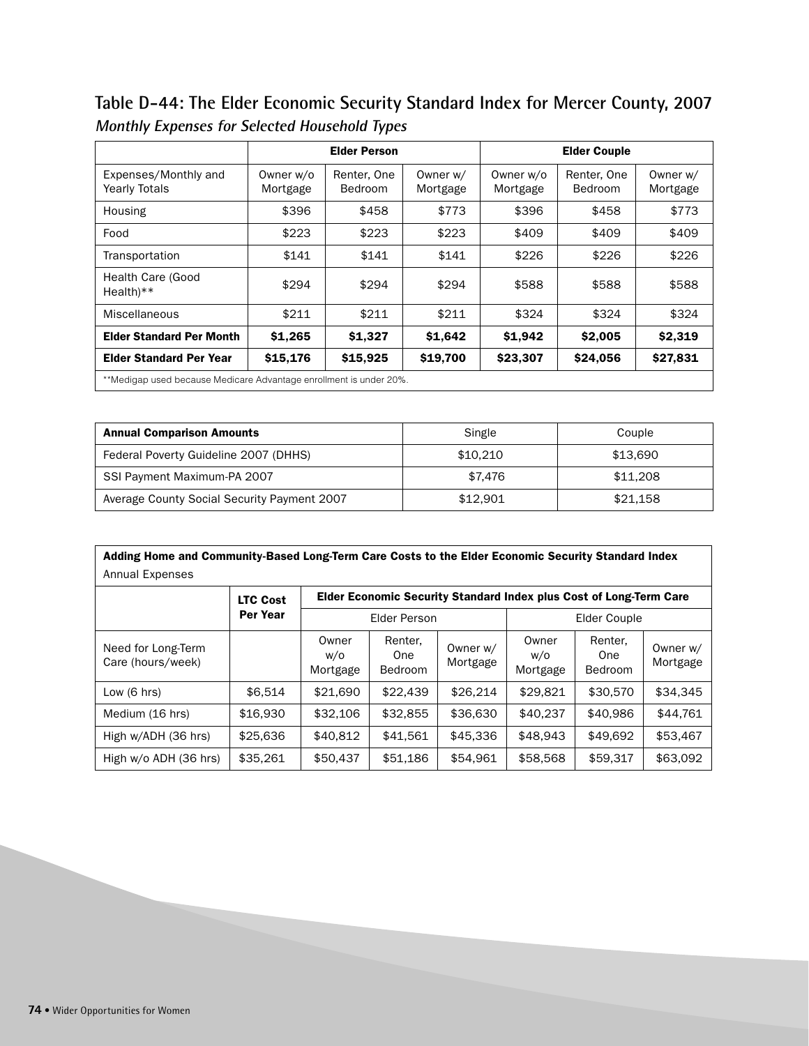## Table D-44: The Elder Economic Security Standard Index for Mercer County, 2007

*Monthly Expenses for Selected Household Types*

| | Elder Person | | | Elder Couple | | |
|---|---|---|---|---|---|---|
| Expenses/Monthly and Yearly Totals | Owner w/o Mortgage | Renter, One Bedroom | Owner w/ Mortgage | Owner w/o Mortgage | Renter, One Bedroom | Owner w/ Mortgage |
| Housing | $396 | $458 | $773 | $396 | $458 | $773 |
| Food | $223 | $223 | $223 | $409 | $409 | $409 |
| Transportation | $141 | $141 | $141 | $226 | $226 | $226 |
| Health Care (Good Health)** | $294 | $294 | $294 | $588 | $588 | $588 |
| Miscellaneous | $211 | $211 | $211 | $324 | $324 | $324 |
| **Elder Standard Per Month** | **$1,265** | **$1,327** | **$1,642** | **$1,942** | **$2,005** | **$2,319** |
| **Elder Standard Per Year** | **$15,176** | **$15,925** | **$19,700** | **$23,307** | **$24,056** | **$27,831** |

**Medigap used because Medicare Advantage enrollment is under 20%.

| **Annual Comparison Amounts** | Single | Couple |
|---|---|---|
| Federal Poverty Guideline 2007 (DHHS) | $10,210 | $13,690 |
| SSI Payment Maximum-PA 2007 | $7,476 | $11,208 |
| Average County Social Security Payment 2007 | $12,901 | $21,158 |

**Adding Home and Community-Based Long-Term Care Costs to the Elder Economic Security Standard Index**
Annual Expenses

| | LTC Cost Per Year | Elder Economic Security Standard Index plus Cost of Long-Term Care | | | | | |
|---|---|---|---|---|---|---|---|
| | | Elder Person | | | Elder Couple | | |
| Need for Long-Term Care (hours/week) | | Owner w/o Mortgage | Renter, One Bedroom | Owner w/ Mortgage | Owner w/o Mortgage | Renter, One Bedroom | Owner w/ Mortgage |
| Low (6 hrs) | $6,514 | $21,690 | $22,439 | $26,214 | $29,821 | $30,570 | $34,345 |
| Medium (16 hrs) | $16,930 | $32,106 | $32,855 | $36,630 | $40,237 | $40,986 | $44,761 |
| High w/ADH (36 hrs) | $25,636 | $40,812 | $41,561 | $45,336 | $48,943 | $49,692 | $53,467 |
| High w/o ADH (36 hrs) | $35,261 | $50,437 | $51,186 | $54,961 | $58,568 | $59,317 | $63,092 |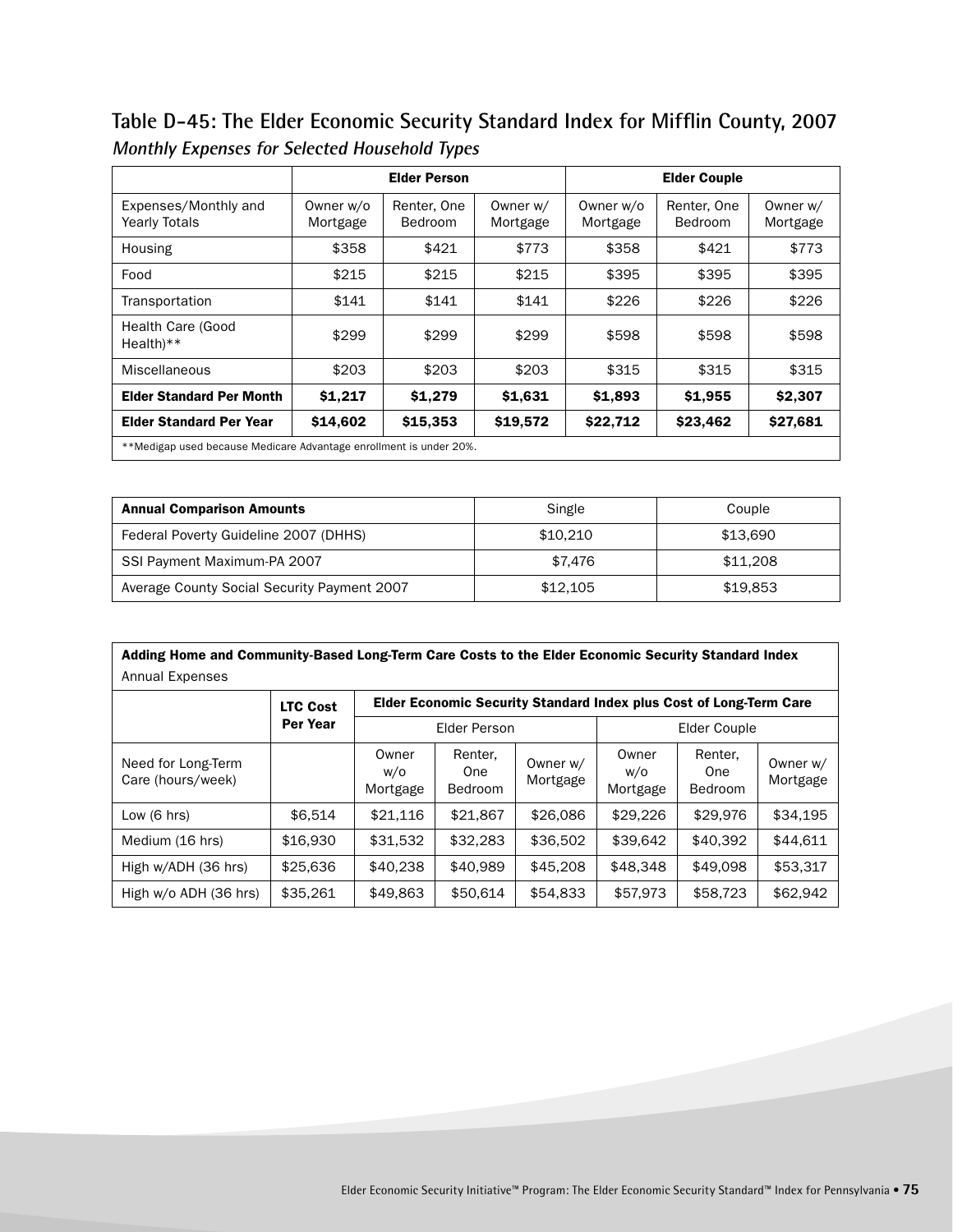## Table D-45: The Elder Economic Security Standard Index for Mifflin County, 2007

*Monthly Expenses for Selected Household Types*

| | Elder Person | | | Elder Couple | | |
|---|---|---|---|---|---|---|
| Expenses/Monthly and Yearly Totals | Owner w/o Mortgage | Renter, One Bedroom | Owner w/ Mortgage | Owner w/o Mortgage | Renter, One Bedroom | Owner w/ Mortgage |
| Housing | $358 | $421 | $773 | $358 | $421 | $773 |
| Food | $215 | $215 | $215 | $395 | $395 | $395 |
| Transportation | $141 | $141 | $141 | $226 | $226 | $226 |
| Health Care (Good Health)** | $299 | $299 | $299 | $598 | $598 | $598 |
| Miscellaneous | $203 | $203 | $203 | $315 | $315 | $315 |
| **Elder Standard Per Month** | **$1,217** | **$1,279** | **$1,631** | **$1,893** | **$1,955** | **$2,307** |
| **Elder Standard Per Year** | **$14,602** | **$15,353** | **$19,572** | **$22,712** | **$23,462** | **$27,681** |

**Medigap used because Medicare Advantage enrollment is under 20%.

| **Annual Comparison Amounts** | Single | Couple |
|---|---|---|
| Federal Poverty Guideline 2007 (DHHS) | $10,210 | $13,690 |
| SSI Payment Maximum-PA 2007 | $7,476 | $11,208 |
| Average County Social Security Payment 2007 | $12,105 | $19,853 |

**Adding Home and Community-Based Long-Term Care Costs to the Elder Economic Security Standard Index**

Annual Expenses

| | LTC Cost Per Year | Elder Economic Security Standard Index plus Cost of Long-Term Care | | | | | |
|---|---|---|---|---|---|---|---|
| | | Elder Person | | | Elder Couple | | |
| Need for Long-Term Care (hours/week) | | Owner w/o Mortgage | Renter, One Bedroom | Owner w/ Mortgage | Owner w/o Mortgage | Renter, One Bedroom | Owner w/ Mortgage |
| Low (6 hrs) | $6,514 | $21,116 | $21,867 | $26,086 | $29,226 | $29,976 | $34,195 |
| Medium (16 hrs) | $16,930 | $31,532 | $32,283 | $36,502 | $39,642 | $40,392 | $44,611 |
| High w/ADH (36 hrs) | $25,636 | $40,238 | $40,989 | $45,208 | $48,348 | $49,098 | $53,317 |
| High w/o ADH (36 hrs) | $35,261 | $49,863 | $50,614 | $54,833 | $57,973 | $58,723 | $62,942 |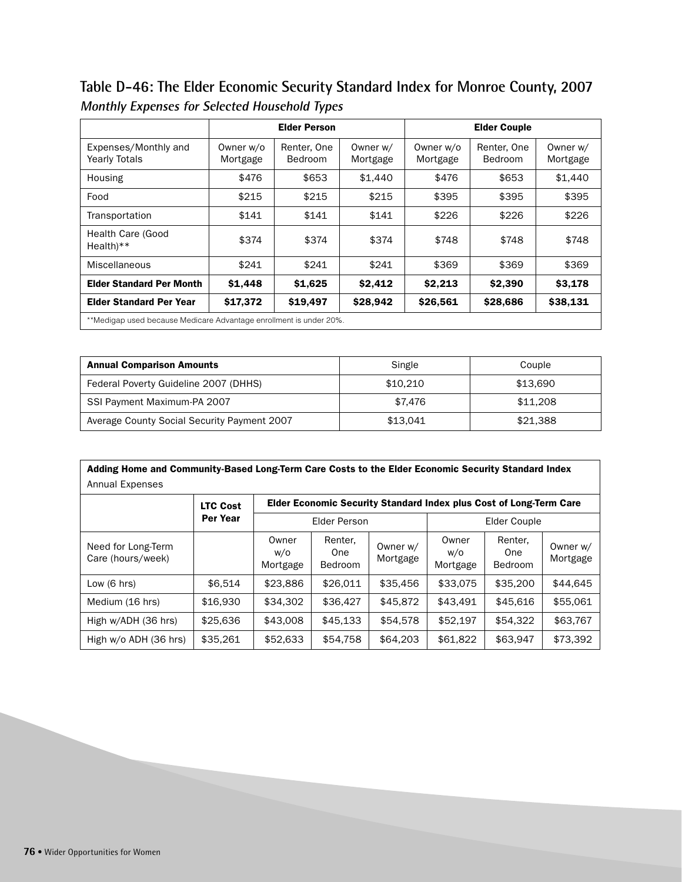## Table D-46: The Elder Economic Security Standard Index for Monroe County, 2007

*Monthly Expenses for Selected Household Types*

| | Elder Person | | | Elder Couple | | |
|---|---|---|---|---|---|---|
| Expenses/Monthly and Yearly Totals | Owner w/o Mortgage | Renter, One Bedroom | Owner w/ Mortgage | Owner w/o Mortgage | Renter, One Bedroom | Owner w/ Mortgage |
| Housing | $476 | $653 | $1,440 | $476 | $653 | $1,440 |
| Food | $215 | $215 | $215 | $395 | $395 | $395 |
| Transportation | $141 | $141 | $141 | $226 | $226 | $226 |
| Health Care (Good Health)** | $374 | $374 | $374 | $748 | $748 | $748 |
| Miscellaneous | $241 | $241 | $241 | $369 | $369 | $369 |
| **Elder Standard Per Month** | **$1,448** | **$1,625** | **$2,412** | **$2,213** | **$2,390** | **$3,178** |
| **Elder Standard Per Year** | **$17,372** | **$19,497** | **$28,942** | **$26,561** | **$28,686** | **$38,131** |

**Medigap used because Medicare Advantage enrollment is under 20%.

| Annual Comparison Amounts | Single | Couple |
|---|---|---|
| Federal Poverty Guideline 2007 (DHHS) | $10,210 | $13,690 |
| SSI Payment Maximum-PA 2007 | $7,476 | $11,208 |
| Average County Social Security Payment 2007 | $13,041 | $21,388 |

**Adding Home and Community-Based Long-Term Care Costs to the Elder Economic Security Standard Index**

Annual Expenses

| | LTC Cost Per Year | Elder Economic Security Standard Index plus Cost of Long-Term Care | | | | | |
|---|---|---|---|---|---|---|---|
| | | Elder Person | | | Elder Couple | | |
| Need for Long-Term Care (hours/week) | | Owner w/o Mortgage | Renter, One Bedroom | Owner w/ Mortgage | Owner w/o Mortgage | Renter, One Bedroom | Owner w/ Mortgage |
| Low (6 hrs) | $6,514 | $23,886 | $26,011 | $35,456 | $33,075 | $35,200 | $44,645 |
| Medium (16 hrs) | $16,930 | $34,302 | $36,427 | $45,872 | $43,491 | $45,616 | $55,061 |
| High w/ADH (36 hrs) | $25,636 | $43,008 | $45,133 | $54,578 | $52,197 | $54,322 | $63,767 |
| High w/o ADH (36 hrs) | $35,261 | $52,633 | $54,758 | $64,203 | $61,822 | $63,947 | $73,392 |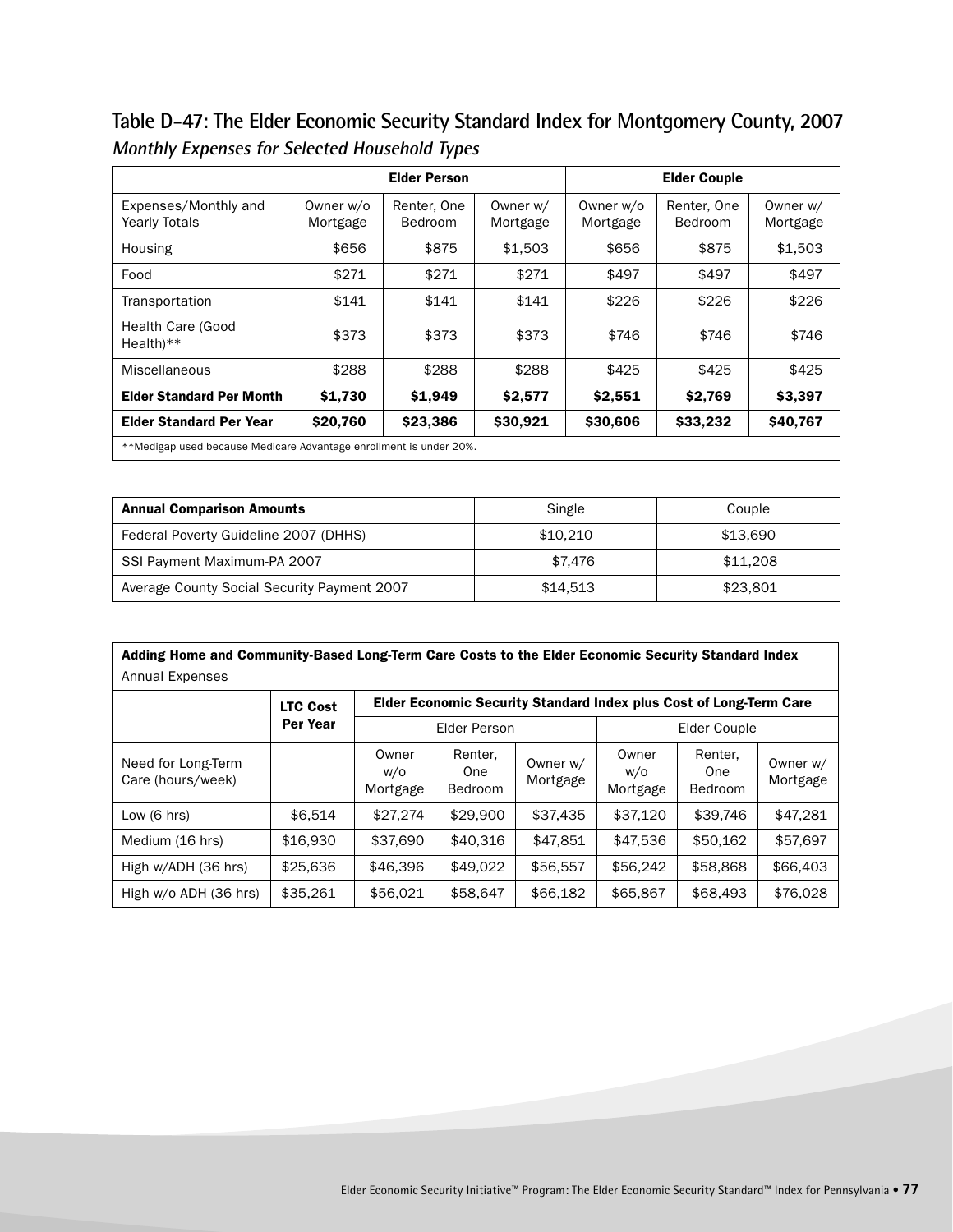## Table D-47: The Elder Economic Security Standard Index for Montgomery County, 2007

***Monthly Expenses for Selected Household Types***

| | **Elder Person** | | | **Elder Couple** | | |
|---|---|---|---|---|---|---|
| Expenses/Monthly and Yearly Totals | Owner w/o Mortgage | Renter, One Bedroom | Owner w/ Mortgage | Owner w/o Mortgage | Renter, One Bedroom | Owner w/ Mortgage |
| Housing | $656 | $875 | $1,503 | $656 | $875 | $1,503 |
| Food | $271 | $271 | $271 | $497 | $497 | $497 |
| Transportation | $141 | $141 | $141 | $226 | $226 | $226 |
| Health Care (Good Health)** | $373 | $373 | $373 | $746 | $746 | $746 |
| Miscellaneous | $288 | $288 | $288 | $425 | $425 | $425 |
| **Elder Standard Per Month** | **$1,730** | **$1,949** | **$2,577** | **$2,551** | **$2,769** | **$3,397** |
| **Elder Standard Per Year** | **$20,760** | **$23,386** | **$30,921** | **$30,606** | **$33,232** | **$40,767** |

**Medigap used because Medicare Advantage enrollment is under 20%.

| **Annual Comparison Amounts** | Single | Couple |
|---|---|---|
| Federal Poverty Guideline 2007 (DHHS) | $10,210 | $13,690 |
| SSI Payment Maximum-PA 2007 | $7,476 | $11,208 |
| Average County Social Security Payment 2007 | $14,513 | $23,801 |

**Adding Home and Community-Based Long-Term Care Costs to the Elder Economic Security Standard Index**
Annual Expenses

| | **LTC Cost Per Year** | **Elder Economic Security Standard Index plus Cost of Long-Term Care** | | | | | |
|---|---|---|---|---|---|---|---|
| | | Elder Person | | | Elder Couple | | |
| Need for Long-Term Care (hours/week) | | Owner w/o Mortgage | Renter, One Bedroom | Owner w/ Mortgage | Owner w/o Mortgage | Renter, One Bedroom | Owner w/ Mortgage |
| Low (6 hrs) | $6,514 | $27,274 | $29,900 | $37,435 | $37,120 | $39,746 | $47,281 |
| Medium (16 hrs) | $16,930 | $37,690 | $40,316 | $47,851 | $47,536 | $50,162 | $57,697 |
| High w/ADH (36 hrs) | $25,636 | $46,396 | $49,022 | $56,557 | $56,242 | $58,868 | $66,403 |
| High w/o ADH (36 hrs) | $35,261 | $56,021 | $58,647 | $66,182 | $65,867 | $68,493 | $76,028 |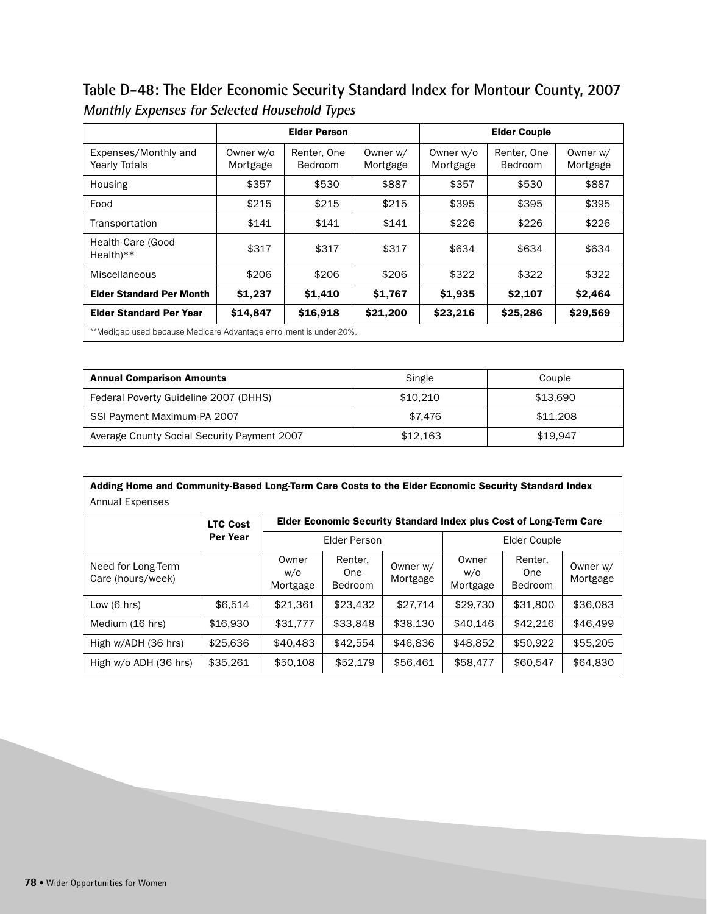## Table D-48: The Elder Economic Security Standard Index for Montour County, 2007

***Monthly Expenses for Selected Household Types***

| | Elder Person | | | Elder Couple | | |
|---|---|---|---|---|---|---|
| Expenses/Monthly and Yearly Totals | Owner w/o Mortgage | Renter, One Bedroom | Owner w/ Mortgage | Owner w/o Mortgage | Renter, One Bedroom | Owner w/ Mortgage |
| Housing | $357 | $530 | $887 | $357 | $530 | $887 |
| Food | $215 | $215 | $215 | $395 | $395 | $395 |
| Transportation | $141 | $141 | $141 | $226 | $226 | $226 |
| Health Care (Good Health)** | $317 | $317 | $317 | $634 | $634 | $634 |
| Miscellaneous | $206 | $206 | $206 | $322 | $322 | $322 |
| **Elder Standard Per Month** | **$1,237** | **$1,410** | **$1,767** | **$1,935** | **$2,107** | **$2,464** |
| **Elder Standard Per Year** | **$14,847** | **$16,918** | **$21,200** | **$23,216** | **$25,286** | **$29,569** |

**Medigap used because Medicare Advantage enrollment is under 20%.

| **Annual Comparison Amounts** | Single | Couple |
|---|---|---|
| Federal Poverty Guideline 2007 (DHHS) | $10,210 | $13,690 |
| SSI Payment Maximum-PA 2007 | $7,476 | $11,208 |
| Average County Social Security Payment 2007 | $12,163 | $19,947 |

**Adding Home and Community-Based Long-Term Care Costs to the Elder Economic Security Standard Index**
Annual Expenses

| | LTC Cost Per Year | Elder Economic Security Standard Index plus Cost of Long-Term Care | | | | | |
|---|---|---|---|---|---|---|---|
| | | Elder Person | | | Elder Couple | | |
| Need for Long-Term Care (hours/week) | | Owner w/o Mortgage | Renter, One Bedroom | Owner w/ Mortgage | Owner w/o Mortgage | Renter, One Bedroom | Owner w/ Mortgage |
| Low (6 hrs) | $6,514 | $21,361 | $23,432 | $27,714 | $29,730 | $31,800 | $36,083 |
| Medium (16 hrs) | $16,930 | $31,777 | $33,848 | $38,130 | $40,146 | $42,216 | $46,499 |
| High w/ADH (36 hrs) | $25,636 | $40,483 | $42,554 | $46,836 | $48,852 | $50,922 | $55,205 |
| High w/o ADH (36 hrs) | $35,261 | $50,108 | $52,179 | $56,461 | $58,477 | $60,547 | $64,830 |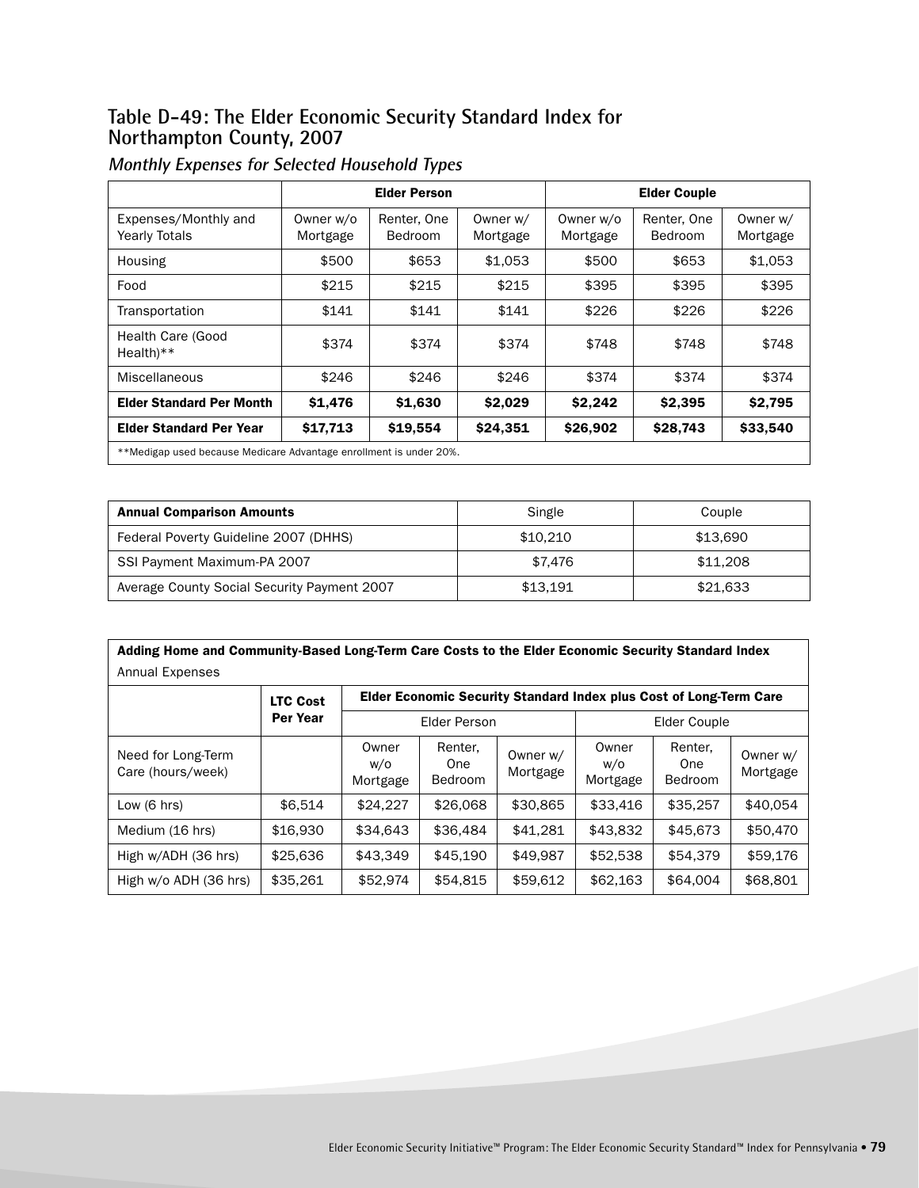## Table D-49: The Elder Economic Security Standard Index for Northampton County, 2007

### *Monthly Expenses for Selected Household Types*

| | Elder Person | | | Elder Couple | | |
|---|---|---|---|---|---|---|
| Expenses/Monthly and Yearly Totals | Owner w/o Mortgage | Renter, One Bedroom | Owner w/ Mortgage | Owner w/o Mortgage | Renter, One Bedroom | Owner w/ Mortgage |
| Housing | $500 | $653 | $1,053 | $500 | $653 | $1,053 |
| Food | $215 | $215 | $215 | $395 | $395 | $395 |
| Transportation | $141 | $141 | $141 | $226 | $226 | $226 |
| Health Care (Good Health)** | $374 | $374 | $374 | $748 | $748 | $748 |
| Miscellaneous | $246 | $246 | $246 | $374 | $374 | $374 |
| **Elder Standard Per Month** | **$1,476** | **$1,630** | **$2,029** | **$2,242** | **$2,395** | **$2,795** |
| **Elder Standard Per Year** | **$17,713** | **$19,554** | **$24,351** | **$26,902** | **$28,743** | **$33,540** |

**Medigap used because Medicare Advantage enrollment is under 20%.

| **Annual Comparison Amounts** | Single | Couple |
|---|---|---|
| Federal Poverty Guideline 2007 (DHHS) | $10,210 | $13,690 |
| SSI Payment Maximum-PA 2007 | $7,476 | $11,208 |
| Average County Social Security Payment 2007 | $13,191 | $21,633 |

**Adding Home and Community-Based Long-Term Care Costs to the Elder Economic Security Standard Index**

Annual Expenses

| | LTC Cost Per Year | Elder Economic Security Standard Index plus Cost of Long-Term Care | | | | | |
|---|---|---|---|---|---|---|---|
| | | Elder Person | | | Elder Couple | | |
| Need for Long-Term Care (hours/week) | | Owner w/o Mortgage | Renter, One Bedroom | Owner w/ Mortgage | Owner w/o Mortgage | Renter, One Bedroom | Owner w/ Mortgage |
| Low (6 hrs) | $6,514 | $24,227 | $26,068 | $30,865 | $33,416 | $35,257 | $40,054 |
| Medium (16 hrs) | $16,930 | $34,643 | $36,484 | $41,281 | $43,832 | $45,673 | $50,470 |
| High w/ADH (36 hrs) | $25,636 | $43,349 | $45,190 | $49,987 | $52,538 | $54,379 | $59,176 |
| High w/o ADH (36 hrs) | $35,261 | $52,974 | $54,815 | $59,612 | $62,163 | $64,004 | $68,801 |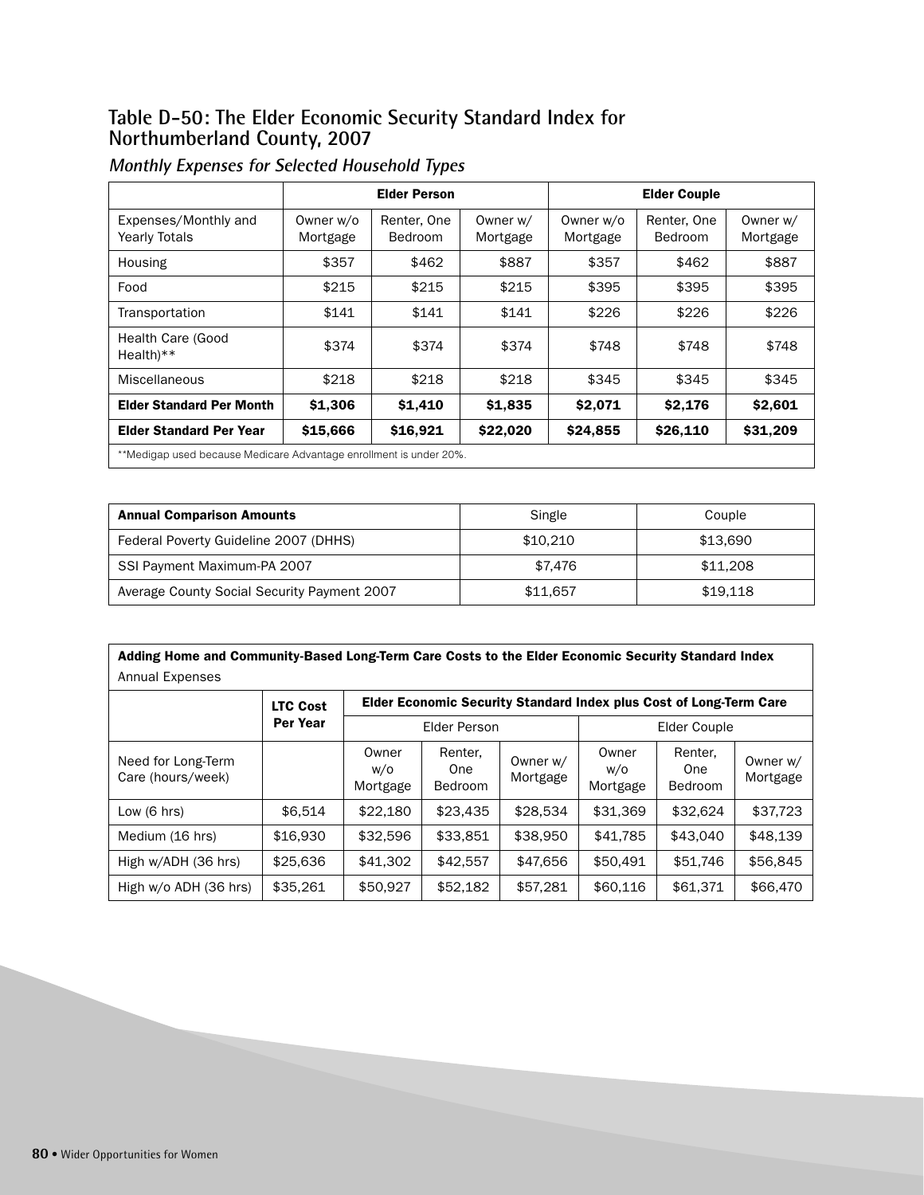## Table D-50: The Elder Economic Security Standard Index for Northumberland County, 2007

### *Monthly Expenses for Selected Household Types*

| | Elder Person | | | Elder Couple | | |
|---|---|---|---|---|---|---|
| Expenses/Monthly and Yearly Totals | Owner w/o Mortgage | Renter, One Bedroom | Owner w/ Mortgage | Owner w/o Mortgage | Renter, One Bedroom | Owner w/ Mortgage |
| Housing | $357 | $462 | $887 | $357 | $462 | $887 |
| Food | $215 | $215 | $215 | $395 | $395 | $395 |
| Transportation | $141 | $141 | $141 | $226 | $226 | $226 |
| Health Care (Good Health)** | $374 | $374 | $374 | $748 | $748 | $748 |
| Miscellaneous | $218 | $218 | $218 | $345 | $345 | $345 |
| **Elder Standard Per Month** | **$1,306** | **$1,410** | **$1,835** | **$2,071** | **$2,176** | **$2,601** |
| **Elder Standard Per Year** | **$15,666** | **$16,921** | **$22,020** | **$24,855** | **$26,110** | **$31,209** |

**Medigap used because Medicare Advantage enrollment is under 20%.

| **Annual Comparison Amounts** | Single | Couple |
|---|---|---|
| Federal Poverty Guideline 2007 (DHHS) | $10,210 | $13,690 |
| SSI Payment Maximum-PA 2007 | $7,476 | $11,208 |
| Average County Social Security Payment 2007 | $11,657 | $19,118 |

**Adding Home and Community-Based Long-Term Care Costs to the Elder Economic Security Standard Index**
Annual Expenses

| | LTC Cost Per Year | Elder Economic Security Standard Index plus Cost of Long-Term Care | | | | | |
|---|---|---|---|---|---|---|---|
| | | Elder Person | | | Elder Couple | | |
| Need for Long-Term Care (hours/week) | | Owner w/o Mortgage | Renter, One Bedroom | Owner w/ Mortgage | Owner w/o Mortgage | Renter, One Bedroom | Owner w/ Mortgage |
| Low (6 hrs) | $6,514 | $22,180 | $23,435 | $28,534 | $31,369 | $32,624 | $37,723 |
| Medium (16 hrs) | $16,930 | $32,596 | $33,851 | $38,950 | $41,785 | $43,040 | $48,139 |
| High w/ADH (36 hrs) | $25,636 | $41,302 | $42,557 | $47,656 | $50,491 | $51,746 | $56,845 |
| High w/o ADH (36 hrs) | $35,261 | $50,927 | $52,182 | $57,281 | $60,116 | $61,371 | $66,470 |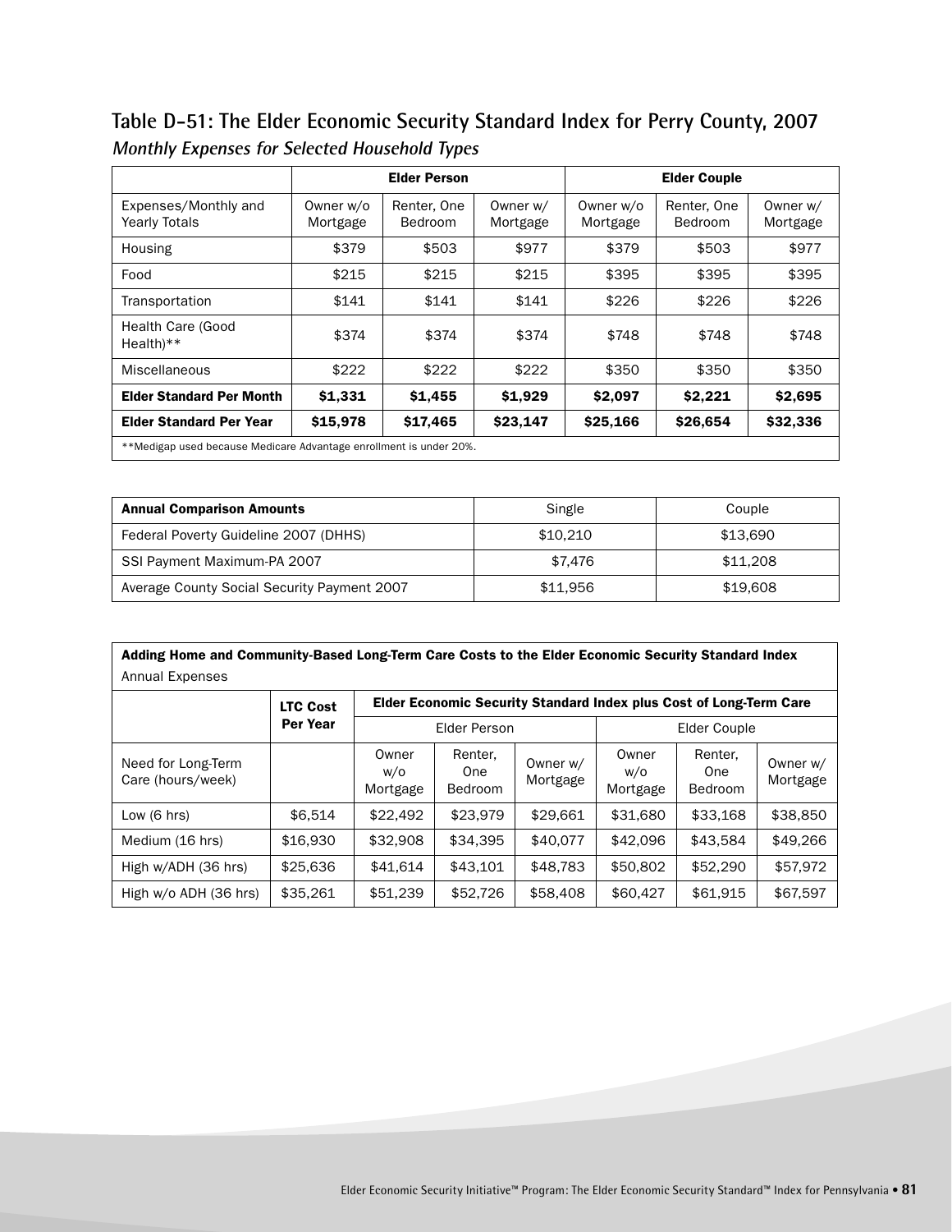## Table D-51: The Elder Economic Security Standard Index for Perry County, 2007

***Monthly Expenses for Selected Household Types***

| | Elder Person | | | Elder Couple | | |
|---|---|---|---|---|---|---|
| Expenses/Monthly and Yearly Totals | Owner w/o Mortgage | Renter, One Bedroom | Owner w/ Mortgage | Owner w/o Mortgage | Renter, One Bedroom | Owner w/ Mortgage |
| Housing | $379 | $503 | $977 | $379 | $503 | $977 |
| Food | $215 | $215 | $215 | $395 | $395 | $395 |
| Transportation | $141 | $141 | $141 | $226 | $226 | $226 |
| Health Care (Good Health)** | $374 | $374 | $374 | $748 | $748 | $748 |
| Miscellaneous | $222 | $222 | $222 | $350 | $350 | $350 |
| **Elder Standard Per Month** | **$1,331** | **$1,455** | **$1,929** | **$2,097** | **$2,221** | **$2,695** |
| **Elder Standard Per Year** | **$15,978** | **$17,465** | **$23,147** | **$25,166** | **$26,654** | **$32,336** |

**Medigap used because Medicare Advantage enrollment is under 20%.

| **Annual Comparison Amounts** | Single | Couple |
|---|---|---|
| Federal Poverty Guideline 2007 (DHHS) | $10,210 | $13,690 |
| SSI Payment Maximum-PA 2007 | $7,476 | $11,208 |
| Average County Social Security Payment 2007 | $11,956 | $19,608 |

**Adding Home and Community-Based Long-Term Care Costs to the Elder Economic Security Standard Index**
Annual Expenses

| | **LTC Cost Per Year** | **Elder Economic Security Standard Index plus Cost of Long-Term Care** | | | | | |
|---|---|---|---|---|---|---|---|
| | | Elder Person | | | Elder Couple | | |
| Need for Long-Term Care (hours/week) | | Owner w/o Mortgage | Renter, One Bedroom | Owner w/ Mortgage | Owner w/o Mortgage | Renter, One Bedroom | Owner w/ Mortgage |
| Low (6 hrs) | $6,514 | $22,492 | $23,979 | $29,661 | $31,680 | $33,168 | $38,850 |
| Medium (16 hrs) | $16,930 | $32,908 | $34,395 | $40,077 | $42,096 | $43,584 | $49,266 |
| High w/ADH (36 hrs) | $25,636 | $41,614 | $43,101 | $48,783 | $50,802 | $52,290 | $57,972 |
| High w/o ADH (36 hrs) | $35,261 | $51,239 | $52,726 | $58,408 | $60,427 | $61,915 | $67,597 |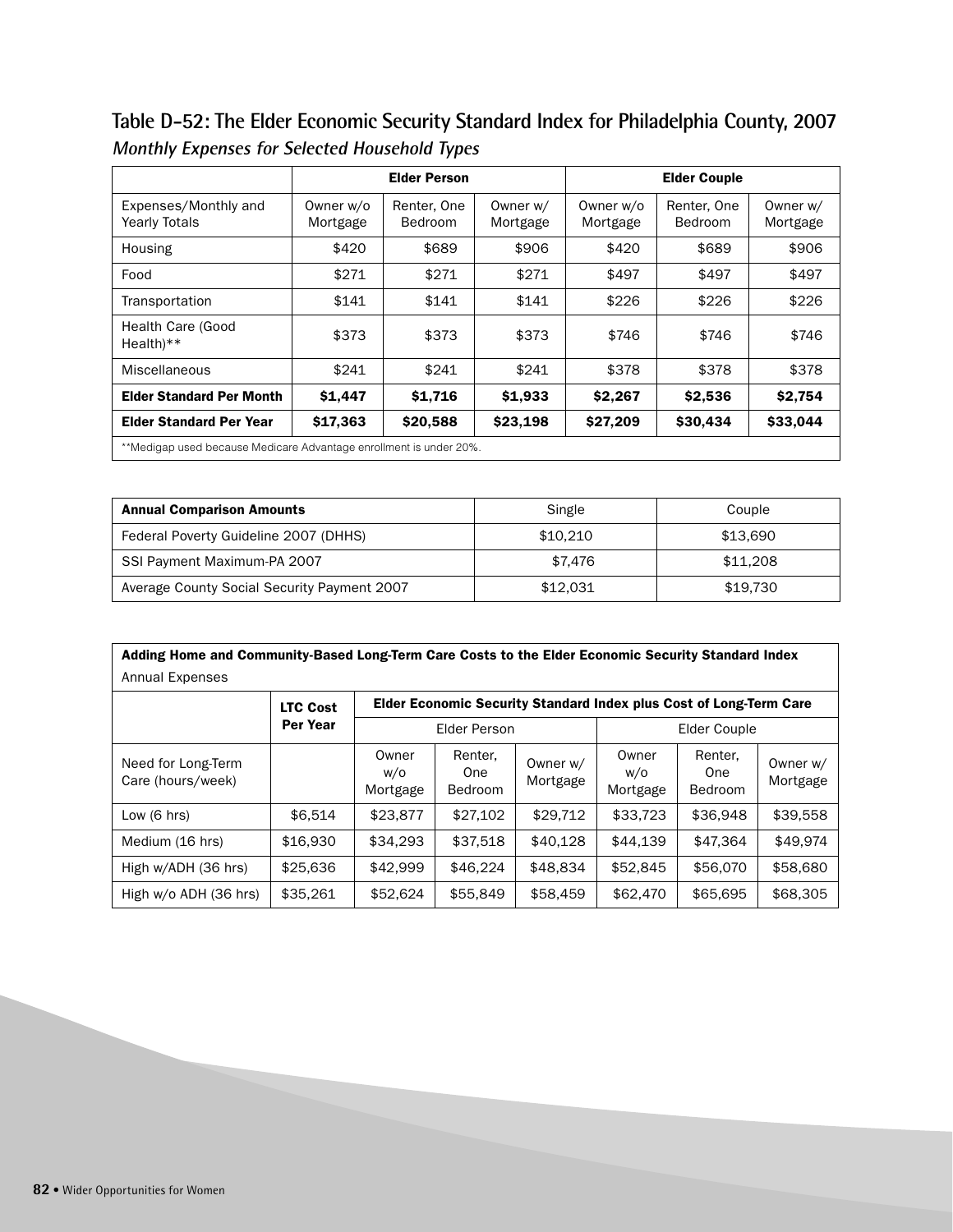## Table D-52: The Elder Economic Security Standard Index for Philadelphia County, 2007

***Monthly Expenses for Selected Household Types***

| | **Elder Person** | | | **Elder Couple** | | |
|---|---|---|---|---|---|---|
| Expenses/Monthly and Yearly Totals | Owner w/o Mortgage | Renter, One Bedroom | Owner w/ Mortgage | Owner w/o Mortgage | Renter, One Bedroom | Owner w/ Mortgage |
| Housing | $420 | $689 | $906 | $420 | $689 | $906 |
| Food | $271 | $271 | $271 | $497 | $497 | $497 |
| Transportation | $141 | $141 | $141 | $226 | $226 | $226 |
| Health Care (Good Health)** | $373 | $373 | $373 | $746 | $746 | $746 |
| Miscellaneous | $241 | $241 | $241 | $378 | $378 | $378 |
| **Elder Standard Per Month** | **$1,447** | **$1,716** | **$1,933** | **$2,267** | **$2,536** | **$2,754** |
| **Elder Standard Per Year** | **$17,363** | **$20,588** | **$23,198** | **$27,209** | **$30,434** | **$33,044** |

**Medigap used because Medicare Advantage enrollment is under 20%.

| **Annual Comparison Amounts** | Single | Couple |
|---|---|---|
| Federal Poverty Guideline 2007 (DHHS) | $10,210 | $13,690 |
| SSI Payment Maximum-PA 2007 | $7,476 | $11,208 |
| Average County Social Security Payment 2007 | $12,031 | $19,730 |

**Adding Home and Community-Based Long-Term Care Costs to the Elder Economic Security Standard Index**

Annual Expenses

| | **LTC Cost Per Year** | **Elder Economic Security Standard Index plus Cost of Long-Term Care** | | | | | |
|---|---|---|---|---|---|---|---|
| | | Elder Person | | | Elder Couple | | |
| Need for Long-Term Care (hours/week) | | Owner w/o Mortgage | Renter, One Bedroom | Owner w/ Mortgage | Owner w/o Mortgage | Renter, One Bedroom | Owner w/ Mortgage |
| Low (6 hrs) | $6,514 | $23,877 | $27,102 | $29,712 | $33,723 | $36,948 | $39,558 |
| Medium (16 hrs) | $16,930 | $34,293 | $37,518 | $40,128 | $44,139 | $47,364 | $49,974 |
| High w/ADH (36 hrs) | $25,636 | $42,999 | $46,224 | $48,834 | $52,845 | $56,070 | $58,680 |
| High w/o ADH (36 hrs) | $35,261 | $52,624 | $55,849 | $58,459 | $62,470 | $65,695 | $68,305 |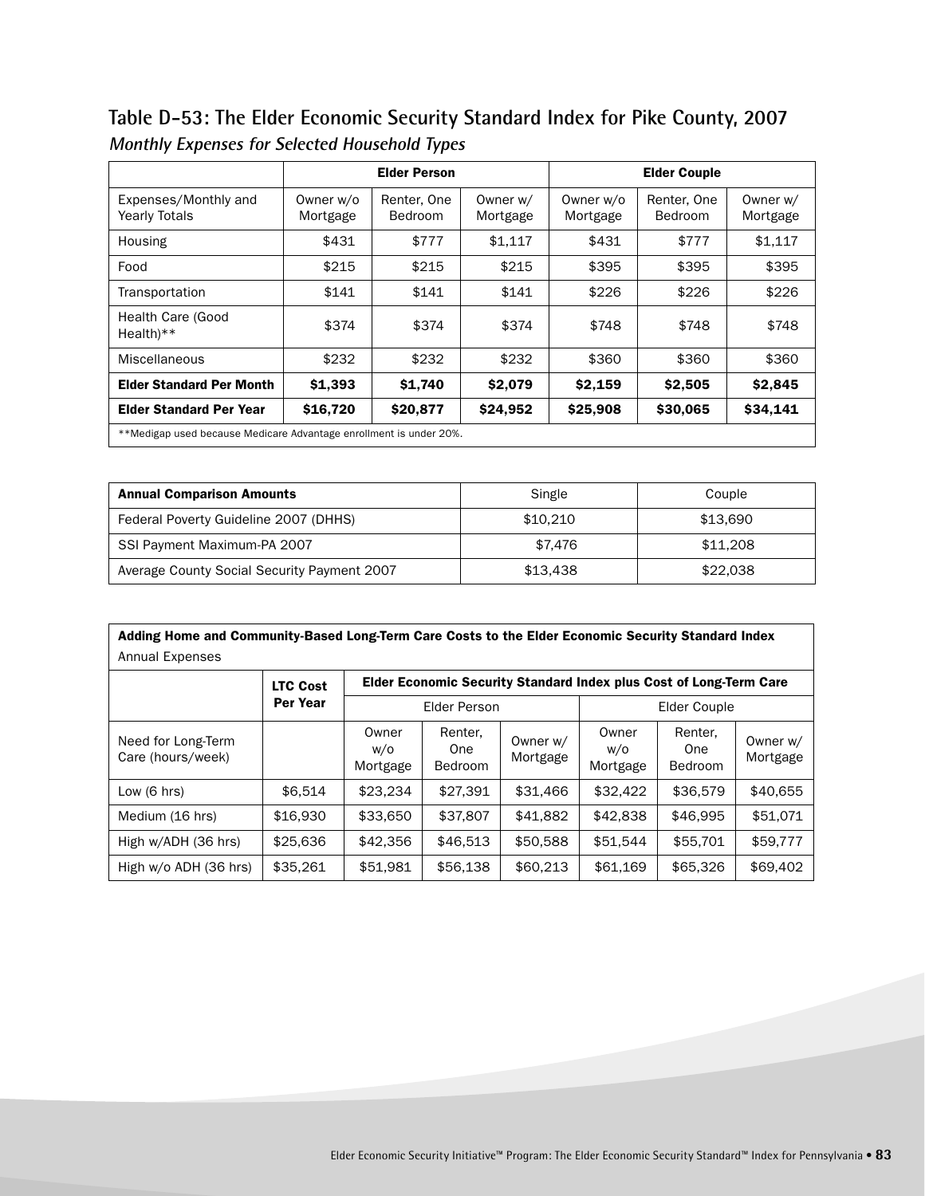## Table D-53: The Elder Economic Security Standard Index for Pike County, 2007

*Monthly Expenses for Selected Household Types*

| | Elder Person | | | Elder Couple | | |
|---|---|---|---|---|---|---|
| Expenses/Monthly and Yearly Totals | Owner w/o Mortgage | Renter, One Bedroom | Owner w/ Mortgage | Owner w/o Mortgage | Renter, One Bedroom | Owner w/ Mortgage |
| Housing | $431 | $777 | $1,117 | $431 | $777 | $1,117 |
| Food | $215 | $215 | $215 | $395 | $395 | $395 |
| Transportation | $141 | $141 | $141 | $226 | $226 | $226 |
| Health Care (Good Health)** | $374 | $374 | $374 | $748 | $748 | $748 |
| Miscellaneous | $232 | $232 | $232 | $360 | $360 | $360 |
| **Elder Standard Per Month** | **$1,393** | **$1,740** | **$2,079** | **$2,159** | **$2,505** | **$2,845** |
| **Elder Standard Per Year** | **$16,720** | **$20,877** | **$24,952** | **$25,908** | **$30,065** | **$34,141** |

**Medigap used because Medicare Advantage enrollment is under 20%.

| **Annual Comparison Amounts** | Single | Couple |
|---|---|---|
| Federal Poverty Guideline 2007 (DHHS) | $10,210 | $13,690 |
| SSI Payment Maximum-PA 2007 | $7,476 | $11,208 |
| Average County Social Security Payment 2007 | $13,438 | $22,038 |

**Adding Home and Community-Based Long-Term Care Costs to the Elder Economic Security Standard Index**

Annual Expenses

| | LTC Cost Per Year | Elder Economic Security Standard Index plus Cost of Long-Term Care | | | | | |
|---|---|---|---|---|---|---|---|
| | | Elder Person | | | Elder Couple | | |
| Need for Long-Term Care (hours/week) | | Owner w/o Mortgage | Renter, One Bedroom | Owner w/ Mortgage | Owner w/o Mortgage | Renter, One Bedroom | Owner w/ Mortgage |
| Low (6 hrs) | $6,514 | $23,234 | $27,391 | $31,466 | $32,422 | $36,579 | $40,655 |
| Medium (16 hrs) | $16,930 | $33,650 | $37,807 | $41,882 | $42,838 | $46,995 | $51,071 |
| High w/ADH (36 hrs) | $25,636 | $42,356 | $46,513 | $50,588 | $51,544 | $55,701 | $59,777 |
| High w/o ADH (36 hrs) | $35,261 | $51,981 | $56,138 | $60,213 | $61,169 | $65,326 | $69,402 |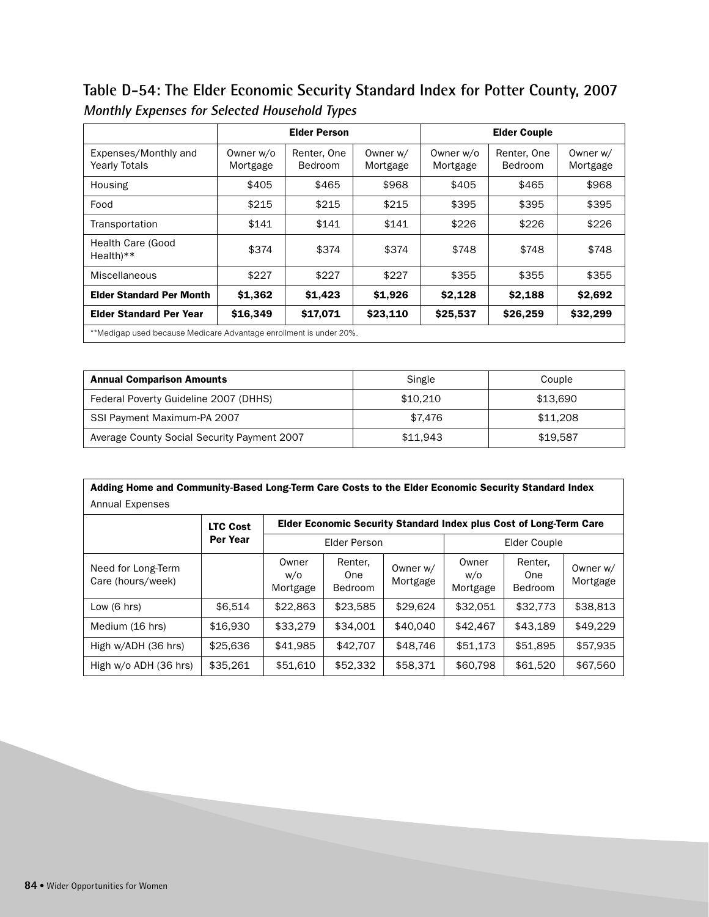## Table D-54: The Elder Economic Security Standard Index for Potter County, 2007

*Monthly Expenses for Selected Household Types*

| | Elder Person | | | Elder Couple | | |
|---|---|---|---|---|---|---|
| Expenses/Monthly and Yearly Totals | Owner w/o Mortgage | Renter, One Bedroom | Owner w/ Mortgage | Owner w/o Mortgage | Renter, One Bedroom | Owner w/ Mortgage |
| Housing | $405 | $465 | $968 | $405 | $465 | $968 |
| Food | $215 | $215 | $215 | $395 | $395 | $395 |
| Transportation | $141 | $141 | $141 | $226 | $226 | $226 |
| Health Care (Good Health)** | $374 | $374 | $374 | $748 | $748 | $748 |
| Miscellaneous | $227 | $227 | $227 | $355 | $355 | $355 |
| **Elder Standard Per Month** | **$1,362** | **$1,423** | **$1,926** | **$2,128** | **$2,188** | **$2,692** |
| **Elder Standard Per Year** | **$16,349** | **$17,071** | **$23,110** | **$25,537** | **$26,259** | **$32,299** |

**Medigap used because Medicare Advantage enrollment is under 20%.

| **Annual Comparison Amounts** | Single | Couple |
|---|---|---|
| Federal Poverty Guideline 2007 (DHHS) | $10,210 | $13,690 |
| SSI Payment Maximum-PA 2007 | $7,476 | $11,208 |
| Average County Social Security Payment 2007 | $11,943 | $19,587 |

**Adding Home and Community-Based Long-Term Care Costs to the Elder Economic Security Standard Index**

Annual Expenses

| | LTC Cost Per Year | Elder Economic Security Standard Index plus Cost of Long-Term Care | | | | | |
|---|---|---|---|---|---|---|---|
| | | Elder Person | | | Elder Couple | | |
| Need for Long-Term Care (hours/week) | | Owner w/o Mortgage | Renter, One Bedroom | Owner w/ Mortgage | Owner w/o Mortgage | Renter, One Bedroom | Owner w/ Mortgage |
| Low (6 hrs) | $6,514 | $22,863 | $23,585 | $29,624 | $32,051 | $32,773 | $38,813 |
| Medium (16 hrs) | $16,930 | $33,279 | $34,001 | $40,040 | $42,467 | $43,189 | $49,229 |
| High w/ADH (36 hrs) | $25,636 | $41,985 | $42,707 | $48,746 | $51,173 | $51,895 | $57,935 |
| High w/o ADH (36 hrs) | $35,261 | $51,610 | $52,332 | $58,371 | $60,798 | $61,520 | $67,560 |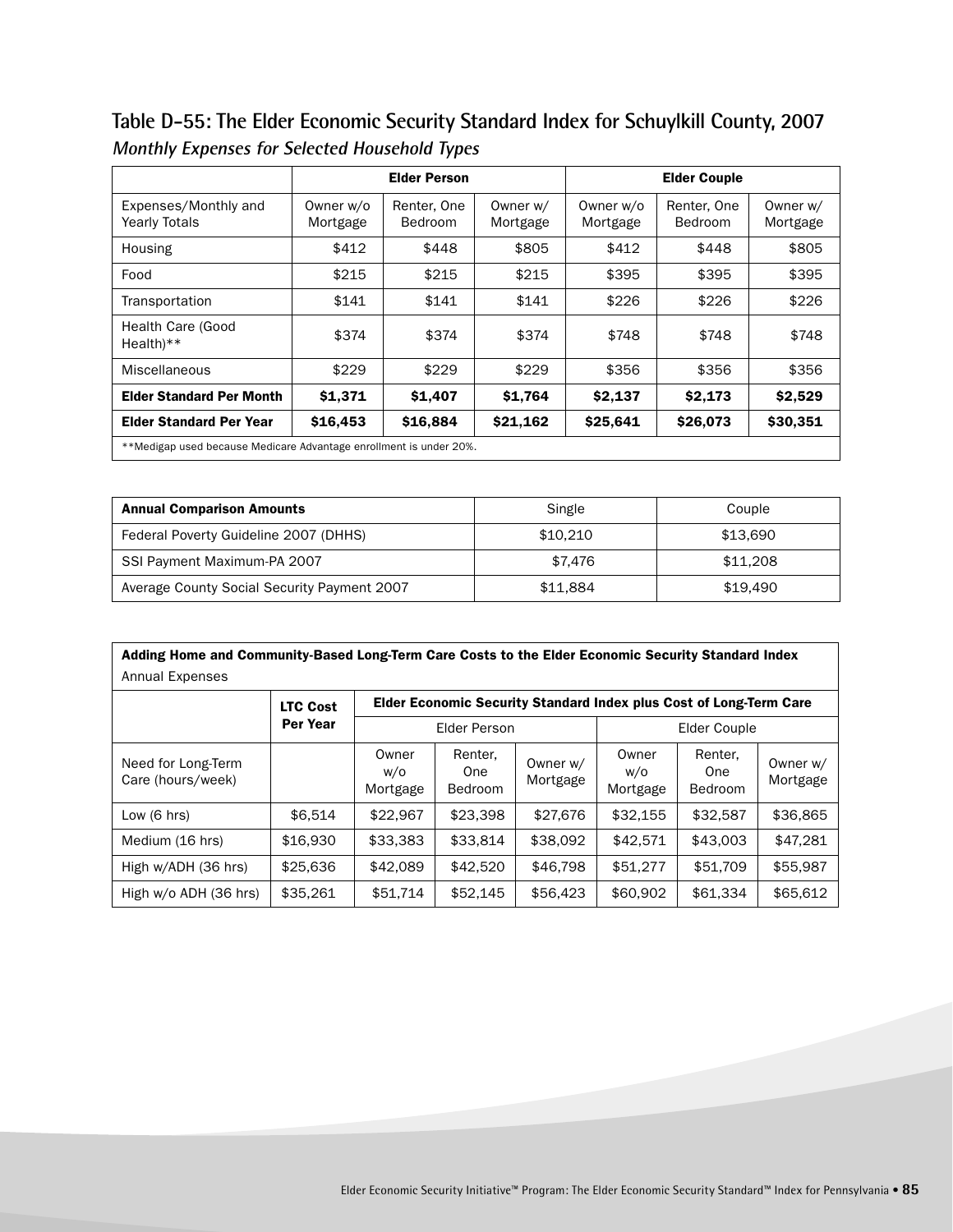## Table D-55: The Elder Economic Security Standard Index for Schuylkill County, 2007

***Monthly Expenses for Selected Household Types***

| | Elder Person | | | Elder Couple | | |
|---|---|---|---|---|---|---|
| Expenses/Monthly and Yearly Totals | Owner w/o Mortgage | Renter, One Bedroom | Owner w/ Mortgage | Owner w/o Mortgage | Renter, One Bedroom | Owner w/ Mortgage |
| Housing | $412 | $448 | $805 | $412 | $448 | $805 |
| Food | $215 | $215 | $215 | $395 | $395 | $395 |
| Transportation | $141 | $141 | $141 | $226 | $226 | $226 |
| Health Care (Good Health)** | $374 | $374 | $374 | $748 | $748 | $748 |
| Miscellaneous | $229 | $229 | $229 | $356 | $356 | $356 |
| **Elder Standard Per Month** | **$1,371** | **$1,407** | **$1,764** | **$2,137** | **$2,173** | **$2,529** |
| **Elder Standard Per Year** | **$16,453** | **$16,884** | **$21,162** | **$25,641** | **$26,073** | **$30,351** |

**Medigap used because Medicare Advantage enrollment is under 20%.

| **Annual Comparison Amounts** | Single | Couple |
|---|---|---|
| Federal Poverty Guideline 2007 (DHHS) | $10,210 | $13,690 |
| SSI Payment Maximum-PA 2007 | $7,476 | $11,208 |
| Average County Social Security Payment 2007 | $11,884 | $19,490 |

**Adding Home and Community-Based Long-Term Care Costs to the Elder Economic Security Standard Index**

Annual Expenses

| | **LTC Cost Per Year** | **Elder Economic Security Standard Index plus Cost of Long-Term Care** | | | | | |
|---|---|---|---|---|---|---|---|
| | | Elder Person | | | Elder Couple | | |
| Need for Long-Term Care (hours/week) | | Owner w/o Mortgage | Renter, One Bedroom | Owner w/ Mortgage | Owner w/o Mortgage | Renter, One Bedroom | Owner w/ Mortgage |
| Low (6 hrs) | $6,514 | $22,967 | $23,398 | $27,676 | $32,155 | $32,587 | $36,865 |
| Medium (16 hrs) | $16,930 | $33,383 | $33,814 | $38,092 | $42,571 | $43,003 | $47,281 |
| High w/ADH (36 hrs) | $25,636 | $42,089 | $42,520 | $46,798 | $51,277 | $51,709 | $55,987 |
| High w/o ADH (36 hrs) | $35,261 | $51,714 | $52,145 | $56,423 | $60,902 | $61,334 | $65,612 |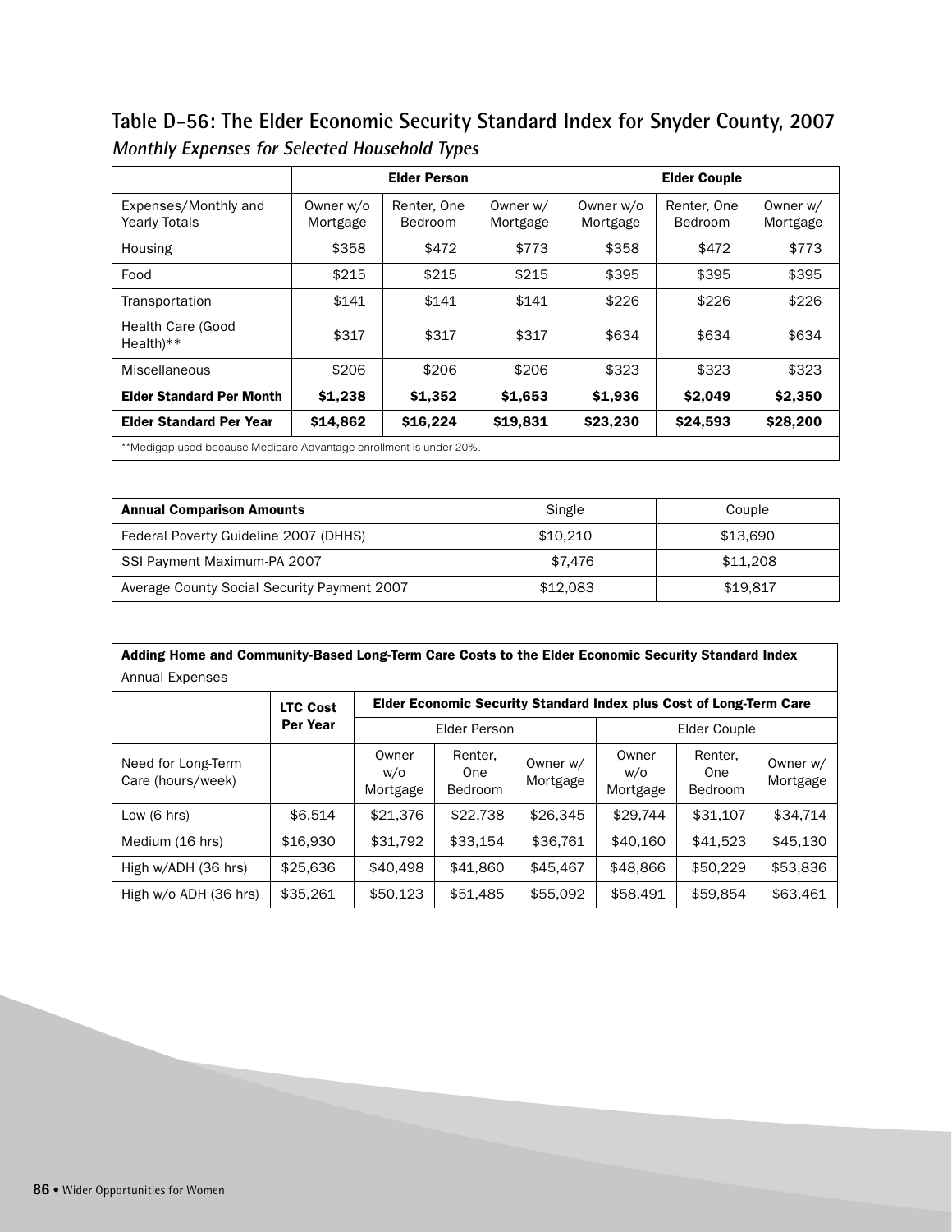## Table D-56: The Elder Economic Security Standard Index for Snyder County, 2007

***Monthly Expenses for Selected Household Types***

| | Elder Person | | | Elder Couple | | |
|---|---|---|---|---|---|---|
| Expenses/Monthly and Yearly Totals | Owner w/o Mortgage | Renter, One Bedroom | Owner w/ Mortgage | Owner w/o Mortgage | Renter, One Bedroom | Owner w/ Mortgage |
| Housing | $358 | $472 | $773 | $358 | $472 | $773 |
| Food | $215 | $215 | $215 | $395 | $395 | $395 |
| Transportation | $141 | $141 | $141 | $226 | $226 | $226 |
| Health Care (Good Health)** | $317 | $317 | $317 | $634 | $634 | $634 |
| Miscellaneous | $206 | $206 | $206 | $323 | $323 | $323 |
| **Elder Standard Per Month** | **$1,238** | **$1,352** | **$1,653** | **$1,936** | **$2,049** | **$2,350** |
| **Elder Standard Per Year** | **$14,862** | **$16,224** | **$19,831** | **$23,230** | **$24,593** | **$28,200** |

**Medigap used because Medicare Advantage enrollment is under 20%.

| **Annual Comparison Amounts** | Single | Couple |
|---|---|---|
| Federal Poverty Guideline 2007 (DHHS) | $10,210 | $13,690 |
| SSI Payment Maximum-PA 2007 | $7,476 | $11,208 |
| Average County Social Security Payment 2007 | $12,083 | $19,817 |

**Adding Home and Community-Based Long-Term Care Costs to the Elder Economic Security Standard Index**

Annual Expenses

| | LTC Cost Per Year | Elder Economic Security Standard Index plus Cost of Long-Term Care | | | | | |
|---|---|---|---|---|---|---|---|
| | | Elder Person | | | Elder Couple | | |
| Need for Long-Term Care (hours/week) | | Owner w/o Mortgage | Renter, One Bedroom | Owner w/ Mortgage | Owner w/o Mortgage | Renter, One Bedroom | Owner w/ Mortgage |
| Low (6 hrs) | $6,514 | $21,376 | $22,738 | $26,345 | $29,744 | $31,107 | $34,714 |
| Medium (16 hrs) | $16,930 | $31,792 | $33,154 | $36,761 | $40,160 | $41,523 | $45,130 |
| High w/ADH (36 hrs) | $25,636 | $40,498 | $41,860 | $45,467 | $48,866 | $50,229 | $53,836 |
| High w/o ADH (36 hrs) | $35,261 | $50,123 | $51,485 | $55,092 | $58,491 | $59,854 | $63,461 |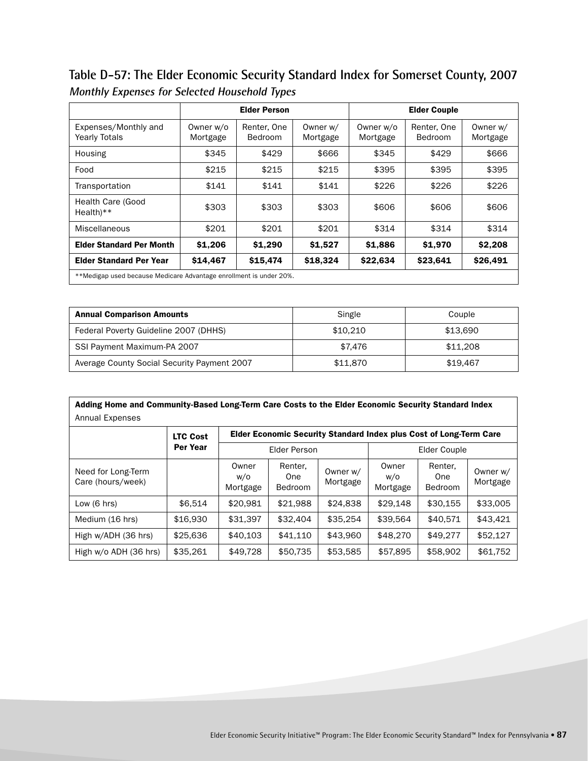## Table D-57: The Elder Economic Security Standard Index for Somerset County, 2007

*Monthly Expenses for Selected Household Types*

| | Elder Person | | | Elder Couple | | |
|---|---|---|---|---|---|---|
| Expenses/Monthly and Yearly Totals | Owner w/o Mortgage | Renter, One Bedroom | Owner w/ Mortgage | Owner w/o Mortgage | Renter, One Bedroom | Owner w/ Mortgage |
| Housing | $345 | $429 | $666 | $345 | $429 | $666 |
| Food | $215 | $215 | $215 | $395 | $395 | $395 |
| Transportation | $141 | $141 | $141 | $226 | $226 | $226 |
| Health Care (Good Health)** | $303 | $303 | $303 | $606 | $606 | $606 |
| Miscellaneous | $201 | $201 | $201 | $314 | $314 | $314 |
| **Elder Standard Per Month** | **$1,206** | **$1,290** | **$1,527** | **$1,886** | **$1,970** | **$2,208** |
| **Elder Standard Per Year** | **$14,467** | **$15,474** | **$18,324** | **$22,634** | **$23,641** | **$26,491** |

**Medigap used because Medicare Advantage enrollment is under 20%.

| **Annual Comparison Amounts** | Single | Couple |
|---|---|---|
| Federal Poverty Guideline 2007 (DHHS) | $10,210 | $13,690 |
| SSI Payment Maximum-PA 2007 | $7,476 | $11,208 |
| Average County Social Security Payment 2007 | $11,870 | $19,467 |

**Adding Home and Community-Based Long-Term Care Costs to the Elder Economic Security Standard Index**
Annual Expenses

| | LTC Cost Per Year | Elder Economic Security Standard Index plus Cost of Long-Term Care | | | | | |
|---|---|---|---|---|---|---|---|
| | | Elder Person | | | Elder Couple | | |
| Need for Long-Term Care (hours/week) | | Owner w/o Mortgage | Renter, One Bedroom | Owner w/ Mortgage | Owner w/o Mortgage | Renter, One Bedroom | Owner w/ Mortgage |
| Low (6 hrs) | $6,514 | $20,981 | $21,988 | $24,838 | $29,148 | $30,155 | $33,005 |
| Medium (16 hrs) | $16,930 | $31,397 | $32,404 | $35,254 | $39,564 | $40,571 | $43,421 |
| High w/ADH (36 hrs) | $25,636 | $40,103 | $41,110 | $43,960 | $48,270 | $49,277 | $52,127 |
| High w/o ADH (36 hrs) | $35,261 | $49,728 | $50,735 | $53,585 | $57,895 | $58,902 | $61,752 |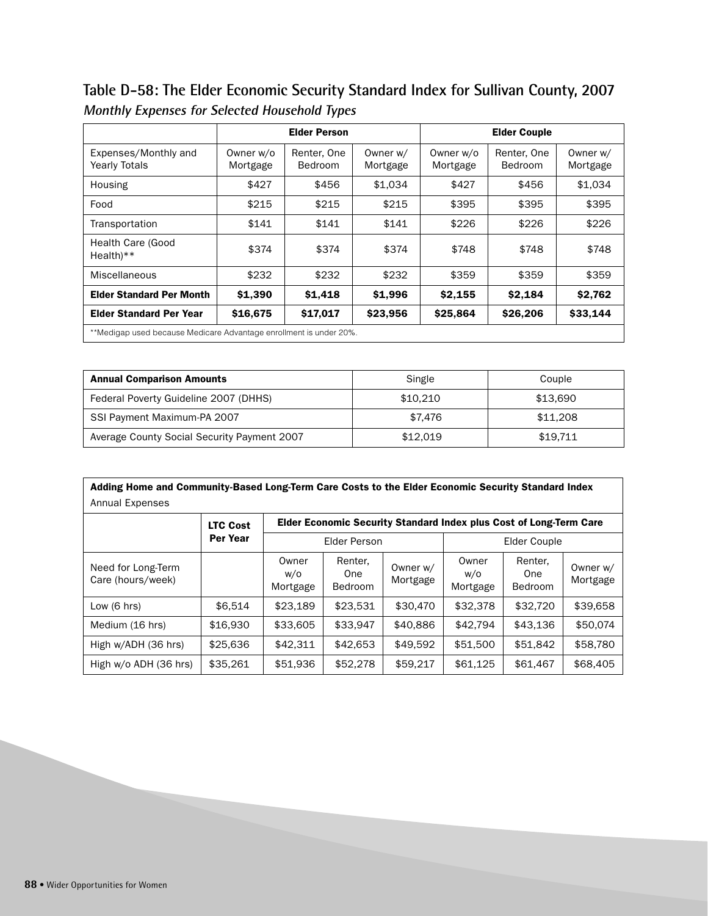## Table D-58: The Elder Economic Security Standard Index for Sullivan County, 2007

*Monthly Expenses for Selected Household Types*

| | Elder Person | | | Elder Couple | | |
|---|---|---|---|---|---|---|
| Expenses/Monthly and Yearly Totals | Owner w/o Mortgage | Renter, One Bedroom | Owner w/ Mortgage | Owner w/o Mortgage | Renter, One Bedroom | Owner w/ Mortgage |
| Housing | $427 | $456 | $1,034 | $427 | $456 | $1,034 |
| Food | $215 | $215 | $215 | $395 | $395 | $395 |
| Transportation | $141 | $141 | $141 | $226 | $226 | $226 |
| Health Care (Good Health)** | $374 | $374 | $374 | $748 | $748 | $748 |
| Miscellaneous | $232 | $232 | $232 | $359 | $359 | $359 |
| **Elder Standard Per Month** | **$1,390** | **$1,418** | **$1,996** | **$2,155** | **$2,184** | **$2,762** |
| **Elder Standard Per Year** | **$16,675** | **$17,017** | **$23,956** | **$25,864** | **$26,206** | **$33,144** |

**Medigap used because Medicare Advantage enrollment is under 20%.

| **Annual Comparison Amounts** | Single | Couple |
|---|---|---|
| Federal Poverty Guideline 2007 (DHHS) | $10,210 | $13,690 |
| SSI Payment Maximum-PA 2007 | $7,476 | $11,208 |
| Average County Social Security Payment 2007 | $12,019 | $19,711 |

**Adding Home and Community-Based Long-Term Care Costs to the Elder Economic Security Standard Index**
Annual Expenses

| | LTC Cost Per Year | Elder Economic Security Standard Index plus Cost of Long-Term Care | | | | | |
|---|---|---|---|---|---|---|---|
| | | Elder Person | | | Elder Couple | | |
| Need for Long-Term Care (hours/week) | | Owner w/o Mortgage | Renter, One Bedroom | Owner w/ Mortgage | Owner w/o Mortgage | Renter, One Bedroom | Owner w/ Mortgage |
| Low (6 hrs) | $6,514 | $23,189 | $23,531 | $30,470 | $32,378 | $32,720 | $39,658 |
| Medium (16 hrs) | $16,930 | $33,605 | $33,947 | $40,886 | $42,794 | $43,136 | $50,074 |
| High w/ADH (36 hrs) | $25,636 | $42,311 | $42,653 | $49,592 | $51,500 | $51,842 | $58,780 |
| High w/o ADH (36 hrs) | $35,261 | $51,936 | $52,278 | $59,217 | $61,125 | $61,467 | $68,405 |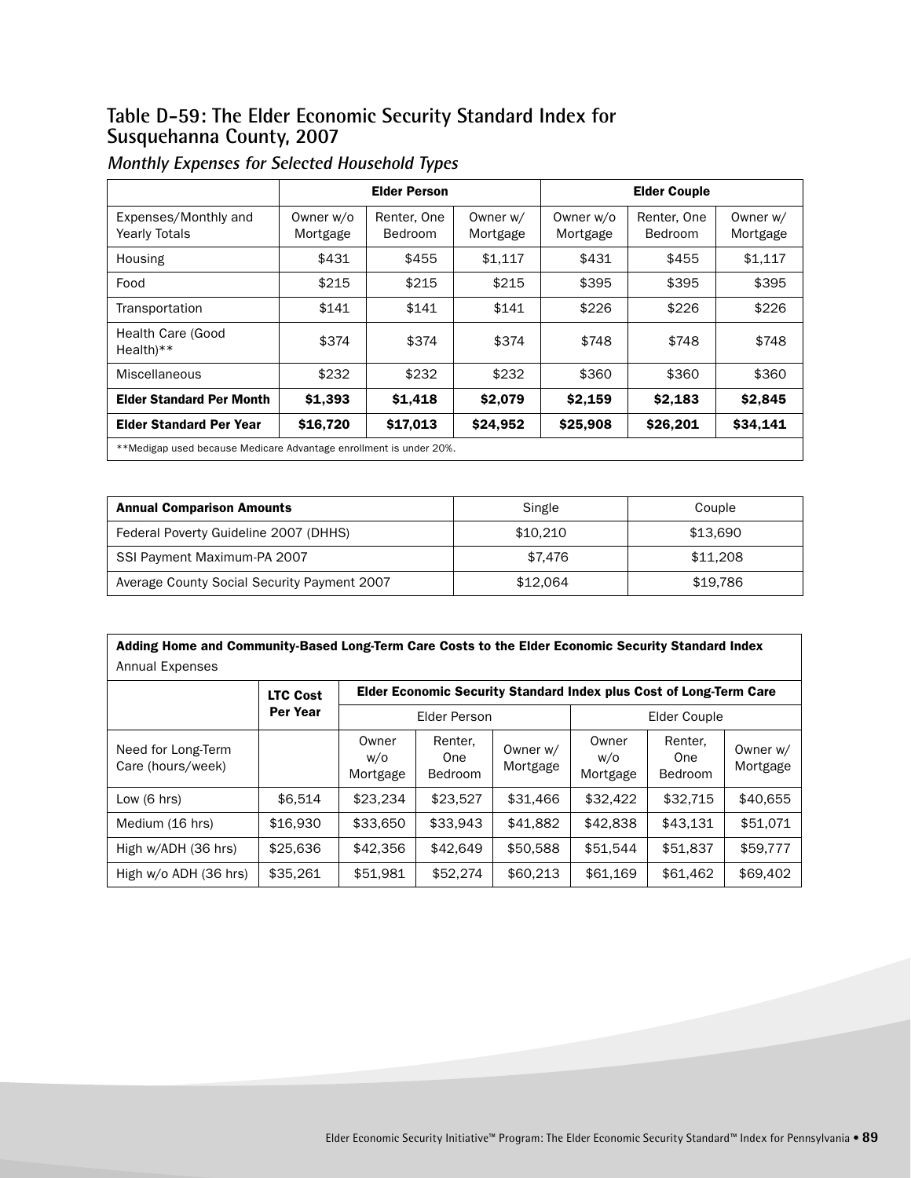## Table D-59: The Elder Economic Security Standard Index for Susquehanna County, 2007

### *Monthly Expenses for Selected Household Types*

| | Elder Person | | | Elder Couple | | |
|---|---|---|---|---|---|---|
| Expenses/Monthly and Yearly Totals | Owner w/o Mortgage | Renter, One Bedroom | Owner w/ Mortgage | Owner w/o Mortgage | Renter, One Bedroom | Owner w/ Mortgage |
| Housing | $431 | $455 | $1,117 | $431 | $455 | $1,117 |
| Food | $215 | $215 | $215 | $395 | $395 | $395 |
| Transportation | $141 | $141 | $141 | $226 | $226 | $226 |
| Health Care (Good Health)** | $374 | $374 | $374 | $748 | $748 | $748 |
| Miscellaneous | $232 | $232 | $232 | $360 | $360 | $360 |
| **Elder Standard Per Month** | **$1,393** | **$1,418** | **$2,079** | **$2,159** | **$2,183** | **$2,845** |
| **Elder Standard Per Year** | **$16,720** | **$17,013** | **$24,952** | **$25,908** | **$26,201** | **$34,141** |

**Medigap used because Medicare Advantage enrollment is under 20%.

| **Annual Comparison Amounts** | Single | Couple |
|---|---|---|
| Federal Poverty Guideline 2007 (DHHS) | $10,210 | $13,690 |
| SSI Payment Maximum-PA 2007 | $7,476 | $11,208 |
| Average County Social Security Payment 2007 | $12,064 | $19,786 |

**Adding Home and Community-Based Long-Term Care Costs to the Elder Economic Security Standard Index**
Annual Expenses

| | **LTC Cost Per Year** | **Elder Economic Security Standard Index plus Cost of Long-Term Care** | | | | | |
|---|---|---|---|---|---|---|---|
| | | Elder Person | | | Elder Couple | | |
| Need for Long-Term Care (hours/week) | | Owner w/o Mortgage | Renter, One Bedroom | Owner w/ Mortgage | Owner w/o Mortgage | Renter, One Bedroom | Owner w/ Mortgage |
| Low (6 hrs) | $6,514 | $23,234 | $23,527 | $31,466 | $32,422 | $32,715 | $40,655 |
| Medium (16 hrs) | $16,930 | $33,650 | $33,943 | $41,882 | $42,838 | $43,131 | $51,071 |
| High w/ADH (36 hrs) | $25,636 | $42,356 | $42,649 | $50,588 | $51,544 | $51,837 | $59,777 |
| High w/o ADH (36 hrs) | $35,261 | $51,981 | $52,274 | $60,213 | $61,169 | $61,462 | $69,402 |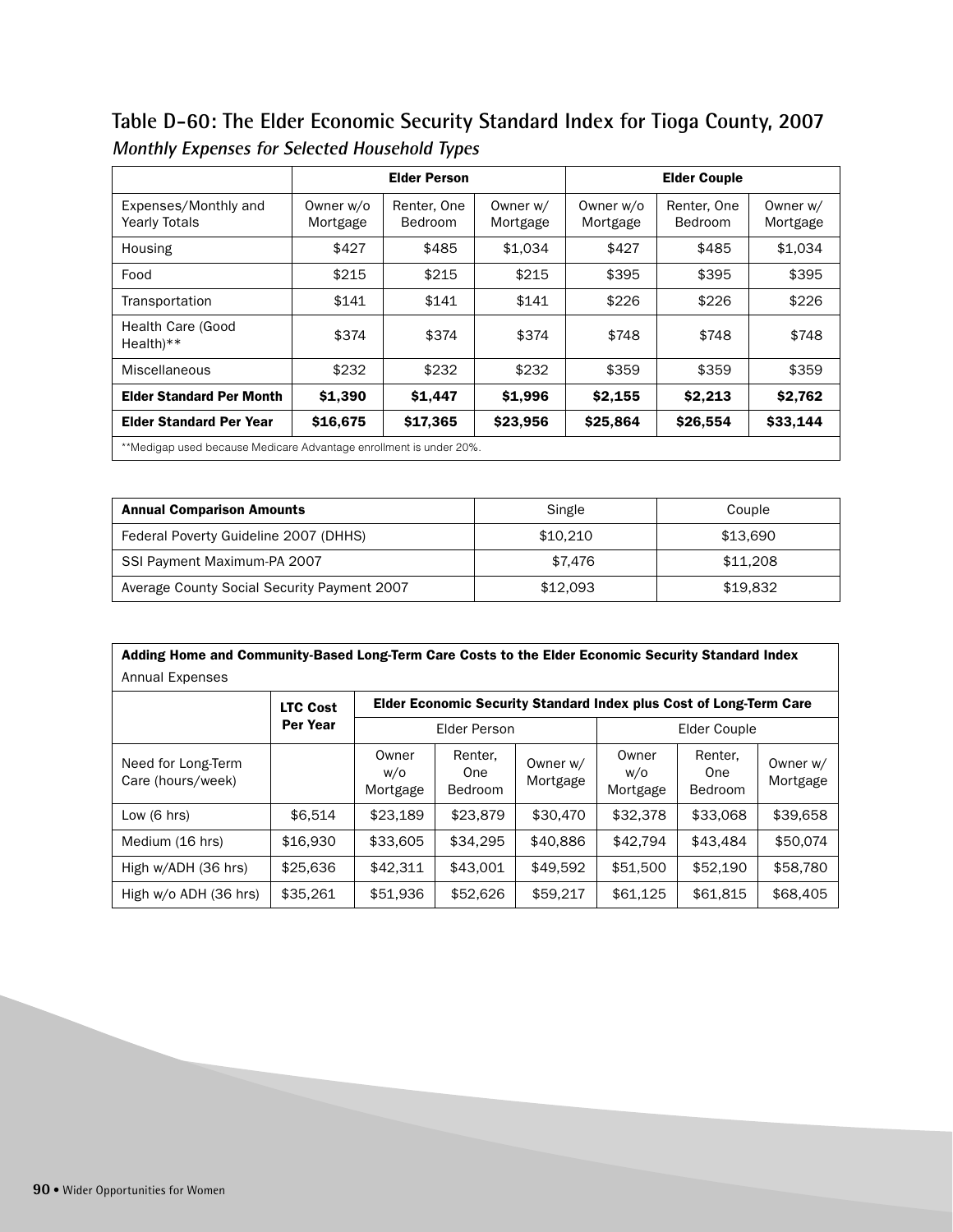## Table D-60: The Elder Economic Security Standard Index for Tioga County, 2007

***Monthly Expenses for Selected Household Types***

| | Elder Person | | | Elder Couple | | |
|---|---|---|---|---|---|---|
| Expenses/Monthly and Yearly Totals | Owner w/o Mortgage | Renter, One Bedroom | Owner w/ Mortgage | Owner w/o Mortgage | Renter, One Bedroom | Owner w/ Mortgage |
| Housing | $427 | $485 | $1,034 | $427 | $485 | $1,034 |
| Food | $215 | $215 | $215 | $395 | $395 | $395 |
| Transportation | $141 | $141 | $141 | $226 | $226 | $226 |
| Health Care (Good Health)** | $374 | $374 | $374 | $748 | $748 | $748 |
| Miscellaneous | $232 | $232 | $232 | $359 | $359 | $359 |
| **Elder Standard Per Month** | **$1,390** | **$1,447** | **$1,996** | **$2,155** | **$2,213** | **$2,762** |
| **Elder Standard Per Year** | **$16,675** | **$17,365** | **$23,956** | **$25,864** | **$26,554** | **$33,144** |

**Medigap used because Medicare Advantage enrollment is under 20%.

| **Annual Comparison Amounts** | Single | Couple |
|---|---|---|
| Federal Poverty Guideline 2007 (DHHS) | $10,210 | $13,690 |
| SSI Payment Maximum-PA 2007 | $7,476 | $11,208 |
| Average County Social Security Payment 2007 | $12,093 | $19,832 |

**Adding Home and Community-Based Long-Term Care Costs to the Elder Economic Security Standard Index**

Annual Expenses

| | LTC Cost Per Year | Elder Economic Security Standard Index plus Cost of Long-Term Care | | | | | |
|---|---|---|---|---|---|---|---|
| | | Elder Person | | | Elder Couple | | |
| Need for Long-Term Care (hours/week) | | Owner w/o Mortgage | Renter, One Bedroom | Owner w/ Mortgage | Owner w/o Mortgage | Renter, One Bedroom | Owner w/ Mortgage |
| Low (6 hrs) | $6,514 | $23,189 | $23,879 | $30,470 | $32,378 | $33,068 | $39,658 |
| Medium (16 hrs) | $16,930 | $33,605 | $34,295 | $40,886 | $42,794 | $43,484 | $50,074 |
| High w/ADH (36 hrs) | $25,636 | $42,311 | $43,001 | $49,592 | $51,500 | $52,190 | $58,780 |
| High w/o ADH (36 hrs) | $35,261 | $51,936 | $52,626 | $59,217 | $61,125 | $61,815 | $68,405 |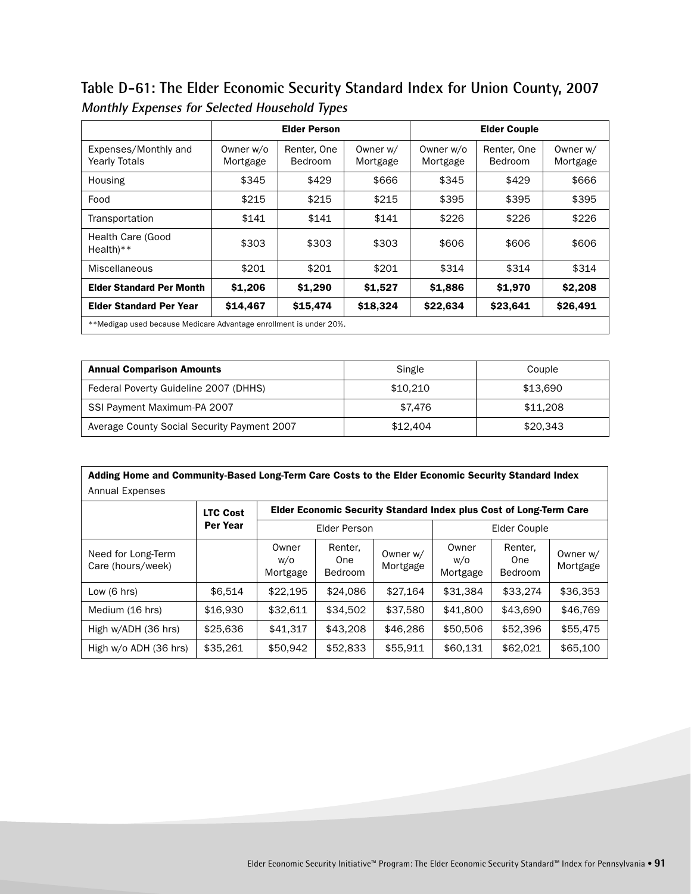## Table D-61: The Elder Economic Security Standard Index for Union County, 2007

***Monthly Expenses for Selected Household Types***

| | Elder Person | | | Elder Couple | | |
|---|---|---|---|---|---|---|
| Expenses/Monthly and Yearly Totals | Owner w/o Mortgage | Renter, One Bedroom | Owner w/ Mortgage | Owner w/o Mortgage | Renter, One Bedroom | Owner w/ Mortgage |
| Housing | $345 | $429 | $666 | $345 | $429 | $666 |
| Food | $215 | $215 | $215 | $395 | $395 | $395 |
| Transportation | $141 | $141 | $141 | $226 | $226 | $226 |
| Health Care (Good Health)** | $303 | $303 | $303 | $606 | $606 | $606 |
| Miscellaneous | $201 | $201 | $201 | $314 | $314 | $314 |
| **Elder Standard Per Month** | **$1,206** | **$1,290** | **$1,527** | **$1,886** | **$1,970** | **$2,208** |
| **Elder Standard Per Year** | **$14,467** | **$15,474** | **$18,324** | **$22,634** | **$23,641** | **$26,491** |

**Medigap used because Medicare Advantage enrollment is under 20%.

| **Annual Comparison Amounts** | Single | Couple |
|---|---|---|
| Federal Poverty Guideline 2007 (DHHS) | $10,210 | $13,690 |
| SSI Payment Maximum-PA 2007 | $7,476 | $11,208 |
| Average County Social Security Payment 2007 | $12,404 | $20,343 |

**Adding Home and Community-Based Long-Term Care Costs to the Elder Economic Security Standard Index**
Annual Expenses

| | **LTC Cost Per Year** | **Elder Economic Security Standard Index plus Cost of Long-Term Care** | | | | | |
|---|---|---|---|---|---|---|---|
| | | Elder Person | | | Elder Couple | | |
| Need for Long-Term Care (hours/week) | | Owner w/o Mortgage | Renter, One Bedroom | Owner w/ Mortgage | Owner w/o Mortgage | Renter, One Bedroom | Owner w/ Mortgage |
| Low (6 hrs) | $6,514 | $22,195 | $24,086 | $27,164 | $31,384 | $33,274 | $36,353 |
| Medium (16 hrs) | $16,930 | $32,611 | $34,502 | $37,580 | $41,800 | $43,690 | $46,769 |
| High w/ADH (36 hrs) | $25,636 | $41,317 | $43,208 | $46,286 | $50,506 | $52,396 | $55,475 |
| High w/o ADH (36 hrs) | $35,261 | $50,942 | $52,833 | $55,911 | $60,131 | $62,021 | $65,100 |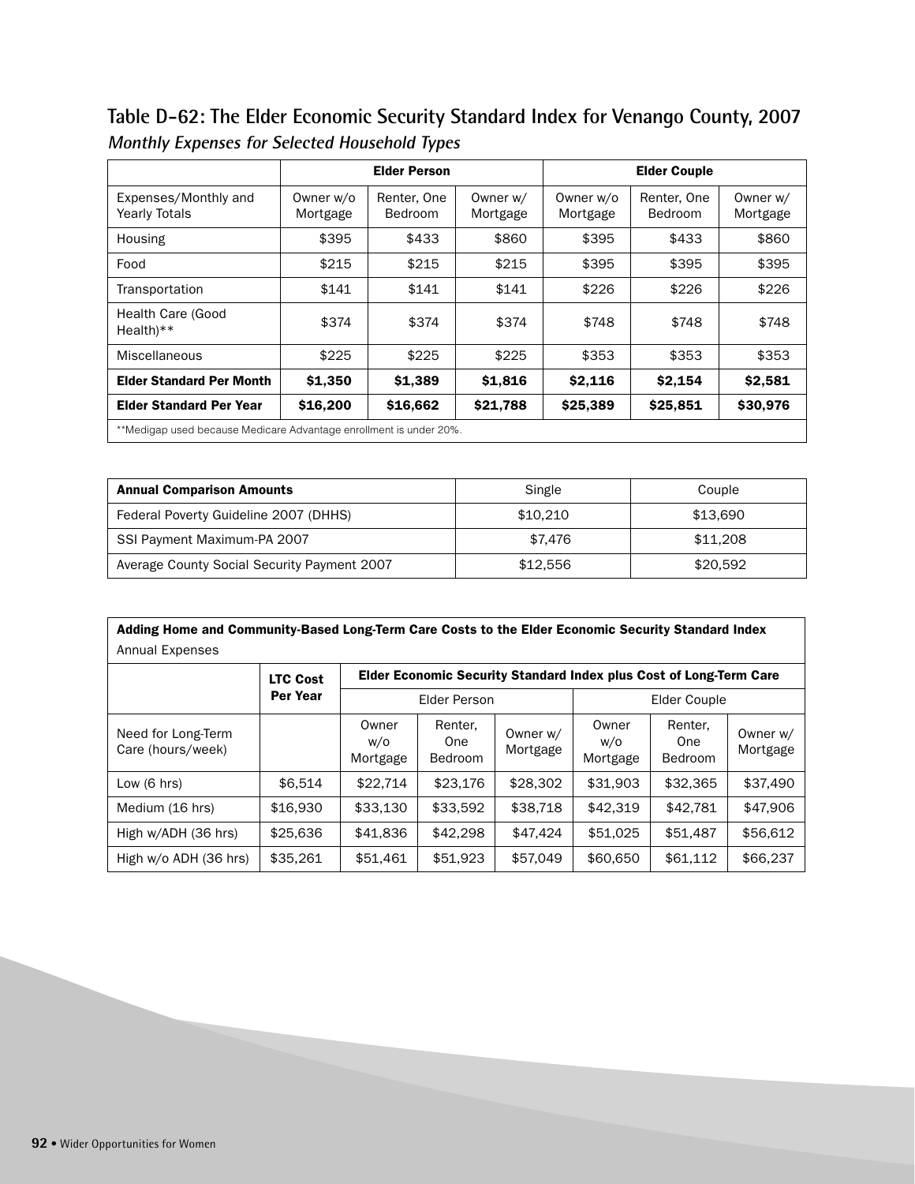## Table D-62: The Elder Economic Security Standard Index for Venango County, 2007

***Monthly Expenses for Selected Household Types***

| | Elder Person | | | Elder Couple | | |
|---|---|---|---|---|---|---|
| Expenses/Monthly and Yearly Totals | Owner w/o Mortgage | Renter, One Bedroom | Owner w/ Mortgage | Owner w/o Mortgage | Renter, One Bedroom | Owner w/ Mortgage |
| Housing | $395 | $433 | $860 | $395 | $433 | $860 |
| Food | $215 | $215 | $215 | $395 | $395 | $395 |
| Transportation | $141 | $141 | $141 | $226 | $226 | $226 |
| Health Care (Good Health)** | $374 | $374 | $374 | $748 | $748 | $748 |
| Miscellaneous | $225 | $225 | $225 | $353 | $353 | $353 |
| **Elder Standard Per Month** | **$1,350** | **$1,389** | **$1,816** | **$2,116** | **$2,154** | **$2,581** |
| **Elder Standard Per Year** | **$16,200** | **$16,662** | **$21,788** | **$25,389** | **$25,851** | **$30,976** |

**Medigap used because Medicare Advantage enrollment is under 20%.

| **Annual Comparison Amounts** | Single | Couple |
|---|---|---|
| Federal Poverty Guideline 2007 (DHHS) | $10,210 | $13,690 |
| SSI Payment Maximum-PA 2007 | $7,476 | $11,208 |
| Average County Social Security Payment 2007 | $12,556 | $20,592 |

**Adding Home and Community-Based Long-Term Care Costs to the Elder Economic Security Standard Index**
Annual Expenses

| | **LTC Cost Per Year** | **Elder Economic Security Standard Index plus Cost of Long-Term Care** | | | | | |
|---|---|---|---|---|---|---|---|
| | | Elder Person | | | Elder Couple | | |
| Need for Long-Term Care (hours/week) | | Owner w/o Mortgage | Renter, One Bedroom | Owner w/ Mortgage | Owner w/o Mortgage | Renter, One Bedroom | Owner w/ Mortgage |
| Low (6 hrs) | $6,514 | $22,714 | $23,176 | $28,302 | $31,903 | $32,365 | $37,490 |
| Medium (16 hrs) | $16,930 | $33,130 | $33,592 | $38,718 | $42,319 | $42,781 | $47,906 |
| High w/ADH (36 hrs) | $25,636 | $41,836 | $42,298 | $47,424 | $51,025 | $51,487 | $56,612 |
| High w/o ADH (36 hrs) | $35,261 | $51,461 | $51,923 | $57,049 | $60,650 | $61,112 | $66,237 |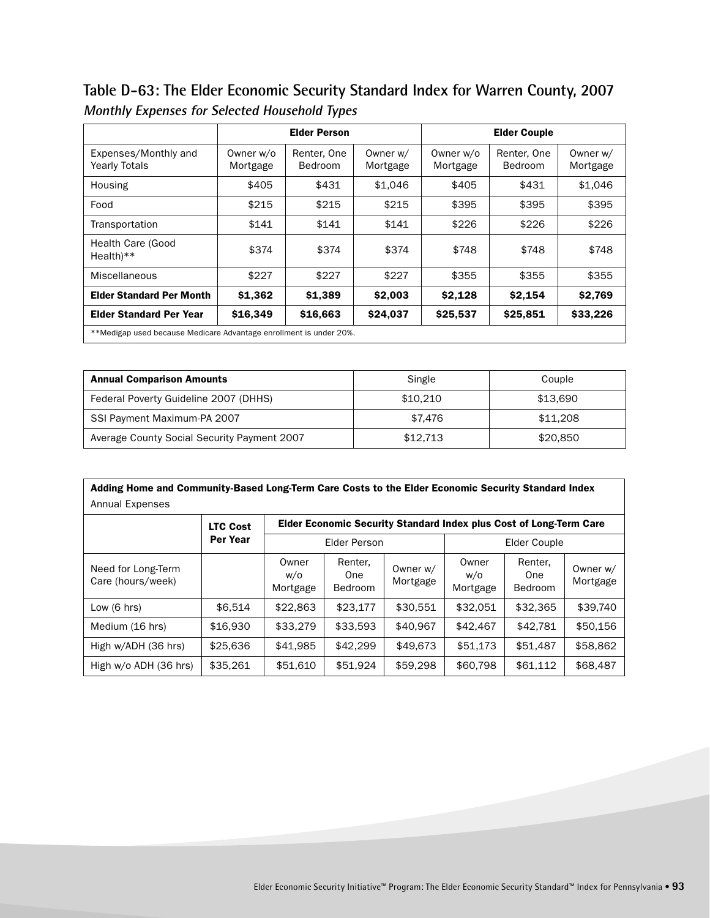## Table D-63: The Elder Economic Security Standard Index for Warren County, 2007

*Monthly Expenses for Selected Household Types*

| | Elder Person | | | Elder Couple | | |
|---|---|---|---|---|---|---|
| Expenses/Monthly and Yearly Totals | Owner w/o Mortgage | Renter, One Bedroom | Owner w/ Mortgage | Owner w/o Mortgage | Renter, One Bedroom | Owner w/ Mortgage |
| Housing | $405 | $431 | $1,046 | $405 | $431 | $1,046 |
| Food | $215 | $215 | $215 | $395 | $395 | $395 |
| Transportation | $141 | $141 | $141 | $226 | $226 | $226 |
| Health Care (Good Health)** | $374 | $374 | $374 | $748 | $748 | $748 |
| Miscellaneous | $227 | $227 | $227 | $355 | $355 | $355 |
| **Elder Standard Per Month** | **$1,362** | **$1,389** | **$2,003** | **$2,128** | **$2,154** | **$2,769** |
| **Elder Standard Per Year** | **$16,349** | **$16,663** | **$24,037** | **$25,537** | **$25,851** | **$33,226** |

**Medigap used because Medicare Advantage enrollment is under 20%.

| **Annual Comparison Amounts** | Single | Couple |
|---|---|---|
| Federal Poverty Guideline 2007 (DHHS) | $10,210 | $13,690 |
| SSI Payment Maximum-PA 2007 | $7,476 | $11,208 |
| Average County Social Security Payment 2007 | $12,713 | $20,850 |

**Adding Home and Community-Based Long-Term Care Costs to the Elder Economic Security Standard Index**

Annual Expenses

| | **LTC Cost Per Year** | **Elder Economic Security Standard Index plus Cost of Long-Term Care** | | | | | |
|---|---|---|---|---|---|---|---|
| | | Elder Person | | | Elder Couple | | |
| Need for Long-Term Care (hours/week) | | Owner w/o Mortgage | Renter, One Bedroom | Owner w/ Mortgage | Owner w/o Mortgage | Renter, One Bedroom | Owner w/ Mortgage |
| Low (6 hrs) | $6,514 | $22,863 | $23,177 | $30,551 | $32,051 | $32,365 | $39,740 |
| Medium (16 hrs) | $16,930 | $33,279 | $33,593 | $40,967 | $42,467 | $42,781 | $50,156 |
| High w/ADH (36 hrs) | $25,636 | $41,985 | $42,299 | $49,673 | $51,173 | $51,487 | $58,862 |
| High w/o ADH (36 hrs) | $35,261 | $51,610 | $51,924 | $59,298 | $60,798 | $61,112 | $68,487 |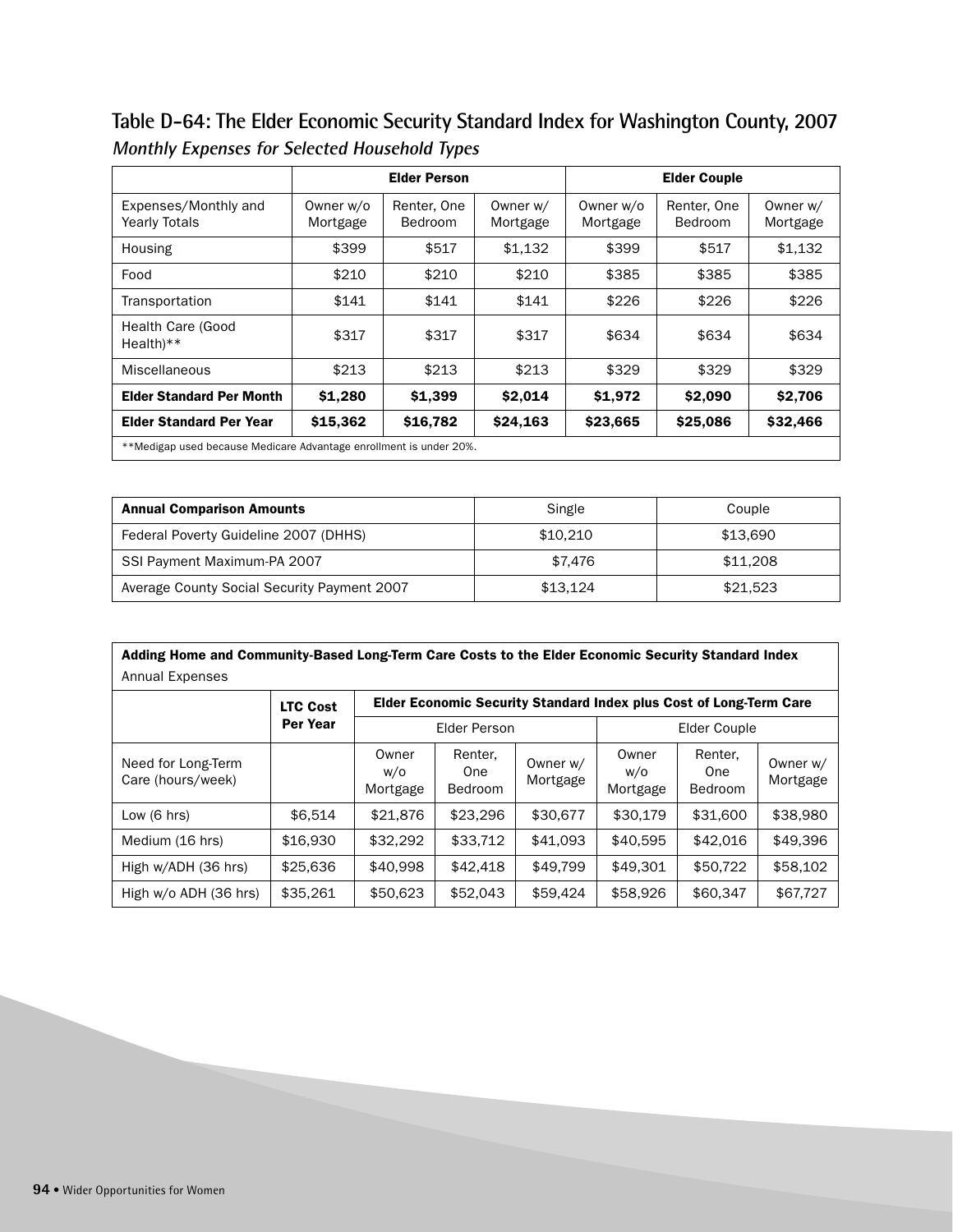## Table D-64: The Elder Economic Security Standard Index for Washington County, 2007

***Monthly Expenses for Selected Household Types***

| | Elder Person | | | Elder Couple | | |
|---|---|---|---|---|---|---|
| Expenses/Monthly and Yearly Totals | Owner w/o Mortgage | Renter, One Bedroom | Owner w/ Mortgage | Owner w/o Mortgage | Renter, One Bedroom | Owner w/ Mortgage |
| Housing | $399 | $517 | $1,132 | $399 | $517 | $1,132 |
| Food | $210 | $210 | $210 | $385 | $385 | $385 |
| Transportation | $141 | $141 | $141 | $226 | $226 | $226 |
| Health Care (Good Health)** | $317 | $317 | $317 | $634 | $634 | $634 |
| Miscellaneous | $213 | $213 | $213 | $329 | $329 | $329 |
| **Elder Standard Per Month** | **$1,280** | **$1,399** | **$2,014** | **$1,972** | **$2,090** | **$2,706** |
| **Elder Standard Per Year** | **$15,362** | **$16,782** | **$24,163** | **$23,665** | **$25,086** | **$32,466** |

**Medigap used because Medicare Advantage enrollment is under 20%.

| **Annual Comparison Amounts** | Single | Couple |
|---|---|---|
| Federal Poverty Guideline 2007 (DHHS) | $10,210 | $13,690 |
| SSI Payment Maximum-PA 2007 | $7,476 | $11,208 |
| Average County Social Security Payment 2007 | $13,124 | $21,523 |

**Adding Home and Community-Based Long-Term Care Costs to the Elder Economic Security Standard Index**

Annual Expenses

| | LTC Cost Per Year | Elder Economic Security Standard Index plus Cost of Long-Term Care | | | | | |
|---|---|---|---|---|---|---|---|
| | | Elder Person | | | Elder Couple | | |
| Need for Long-Term Care (hours/week) | | Owner w/o Mortgage | Renter, One Bedroom | Owner w/ Mortgage | Owner w/o Mortgage | Renter, One Bedroom | Owner w/ Mortgage |
| Low (6 hrs) | $6,514 | $21,876 | $23,296 | $30,677 | $30,179 | $31,600 | $38,980 |
| Medium (16 hrs) | $16,930 | $32,292 | $33,712 | $41,093 | $40,595 | $42,016 | $49,396 |
| High w/ADH (36 hrs) | $25,636 | $40,998 | $42,418 | $49,799 | $49,301 | $50,722 | $58,102 |
| High w/o ADH (36 hrs) | $35,261 | $50,623 | $52,043 | $59,424 | $58,926 | $60,347 | $67,727 |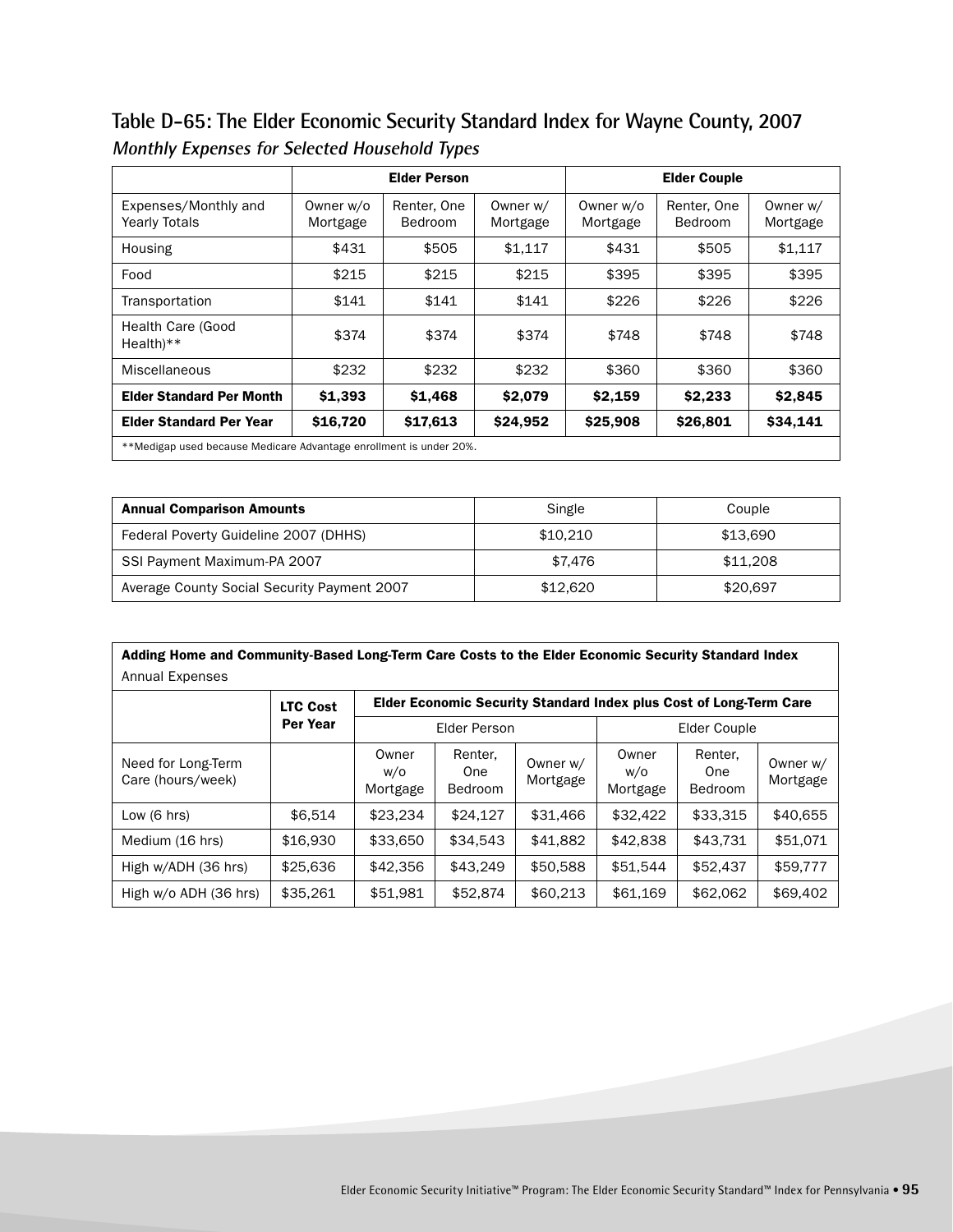## Table D-65: The Elder Economic Security Standard Index for Wayne County, 2007

*Monthly Expenses for Selected Household Types*

| | Elder Person | | | Elder Couple | | |
|---|---|---|---|---|---|---|
| Expenses/Monthly and Yearly Totals | Owner w/o Mortgage | Renter, One Bedroom | Owner w/ Mortgage | Owner w/o Mortgage | Renter, One Bedroom | Owner w/ Mortgage |
| Housing | $431 | $505 | $1,117 | $431 | $505 | $1,117 |
| Food | $215 | $215 | $215 | $395 | $395 | $395 |
| Transportation | $141 | $141 | $141 | $226 | $226 | $226 |
| Health Care (Good Health)** | $374 | $374 | $374 | $748 | $748 | $748 |
| Miscellaneous | $232 | $232 | $232 | $360 | $360 | $360 |
| **Elder Standard Per Month** | **$1,393** | **$1,468** | **$2,079** | **$2,159** | **$2,233** | **$2,845** |
| **Elder Standard Per Year** | **$16,720** | **$17,613** | **$24,952** | **$25,908** | **$26,801** | **$34,141** |

**Medigap used because Medicare Advantage enrollment is under 20%.

| **Annual Comparison Amounts** | Single | Couple |
|---|---|---|
| Federal Poverty Guideline 2007 (DHHS) | $10,210 | $13,690 |
| SSI Payment Maximum-PA 2007 | $7,476 | $11,208 |
| Average County Social Security Payment 2007 | $12,620 | $20,697 |

**Adding Home and Community-Based Long-Term Care Costs to the Elder Economic Security Standard Index**
Annual Expenses

| | LTC Cost Per Year | Elder Economic Security Standard Index plus Cost of Long-Term Care | | | | | |
|---|---|---|---|---|---|---|---|
| | | Elder Person | | | Elder Couple | | |
| Need for Long-Term Care (hours/week) | | Owner w/o Mortgage | Renter, One Bedroom | Owner w/ Mortgage | Owner w/o Mortgage | Renter, One Bedroom | Owner w/ Mortgage |
| Low (6 hrs) | $6,514 | $23,234 | $24,127 | $31,466 | $32,422 | $33,315 | $40,655 |
| Medium (16 hrs) | $16,930 | $33,650 | $34,543 | $41,882 | $42,838 | $43,731 | $51,071 |
| High w/ADH (36 hrs) | $25,636 | $42,356 | $43,249 | $50,588 | $51,544 | $52,437 | $59,777 |
| High w/o ADH (36 hrs) | $35,261 | $51,981 | $52,874 | $60,213 | $61,169 | $62,062 | $69,402 |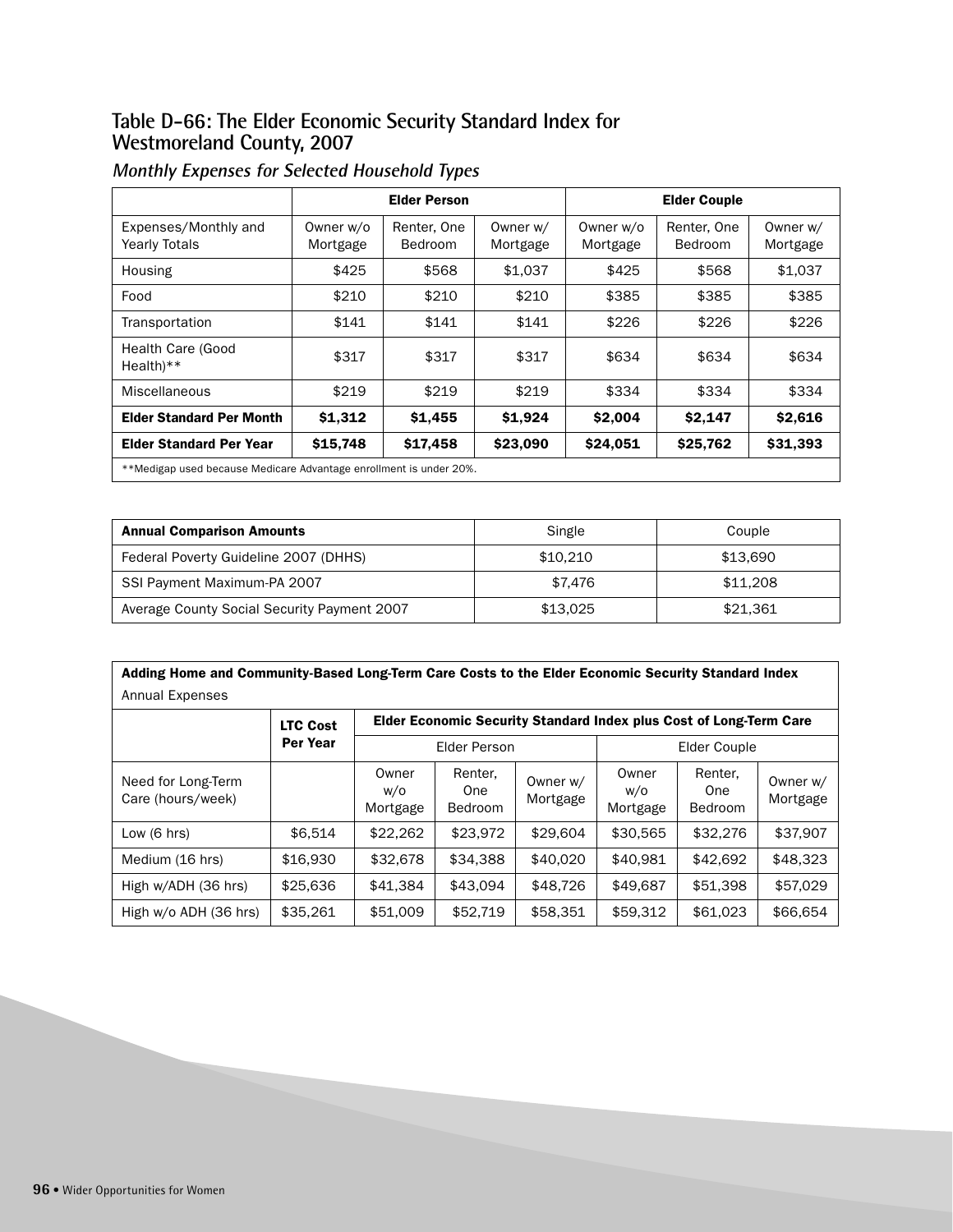## Table D-66: The Elder Economic Security Standard Index for Westmoreland County, 2007

### *Monthly Expenses for Selected Household Types*

| | Elder Person | | | Elder Couple | | |
|---|---|---|---|---|---|---|
| Expenses/Monthly and Yearly Totals | Owner w/o Mortgage | Renter, One Bedroom | Owner w/ Mortgage | Owner w/o Mortgage | Renter, One Bedroom | Owner w/ Mortgage |
| Housing | $425 | $568 | $1,037 | $425 | $568 | $1,037 |
| Food | $210 | $210 | $210 | $385 | $385 | $385 |
| Transportation | $141 | $141 | $141 | $226 | $226 | $226 |
| Health Care (Good Health)** | $317 | $317 | $317 | $634 | $634 | $634 |
| Miscellaneous | $219 | $219 | $219 | $334 | $334 | $334 |
| **Elder Standard Per Month** | **$1,312** | **$1,455** | **$1,924** | **$2,004** | **$2,147** | **$2,616** |
| **Elder Standard Per Year** | **$15,748** | **$17,458** | **$23,090** | **$24,051** | **$25,762** | **$31,393** |

**Medigap used because Medicare Advantage enrollment is under 20%.

| **Annual Comparison Amounts** | Single | Couple |
|---|---|---|
| Federal Poverty Guideline 2007 (DHHS) | $10,210 | $13,690 |
| SSI Payment Maximum-PA 2007 | $7,476 | $11,208 |
| Average County Social Security Payment 2007 | $13,025 | $21,361 |

**Adding Home and Community-Based Long-Term Care Costs to the Elder Economic Security Standard Index**
Annual Expenses

| | LTC Cost Per Year | Elder Economic Security Standard Index plus Cost of Long-Term Care | | | | | |
|---|---|---|---|---|---|---|---|
| | | Elder Person | | | Elder Couple | | |
| Need for Long-Term Care (hours/week) | | Owner w/o Mortgage | Renter, One Bedroom | Owner w/ Mortgage | Owner w/o Mortgage | Renter, One Bedroom | Owner w/ Mortgage |
| Low (6 hrs) | $6,514 | $22,262 | $23,972 | $29,604 | $30,565 | $32,276 | $37,907 |
| Medium (16 hrs) | $16,930 | $32,678 | $34,388 | $40,020 | $40,981 | $42,692 | $48,323 |
| High w/ADH (36 hrs) | $25,636 | $41,384 | $43,094 | $48,726 | $49,687 | $51,398 | $57,029 |
| High w/o ADH (36 hrs) | $35,261 | $51,009 | $52,719 | $58,351 | $59,312 | $61,023 | $66,654 |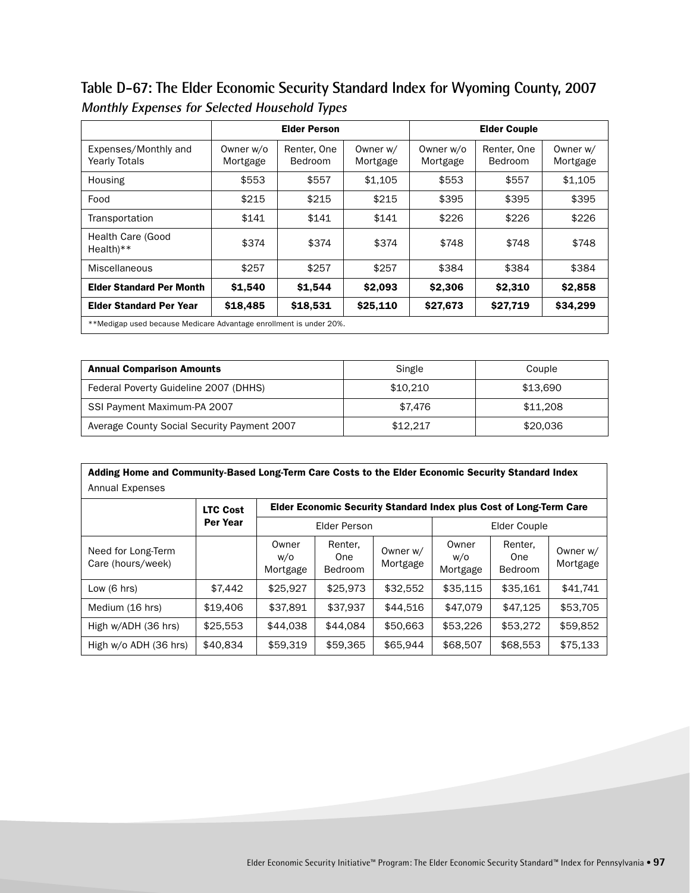## Table D-67: The Elder Economic Security Standard Index for Wyoming County, 2007

*Monthly Expenses for Selected Household Types*

| | Elder Person | | | Elder Couple | | |
|---|---|---|---|---|---|---|
| Expenses/Monthly and Yearly Totals | Owner w/o Mortgage | Renter, One Bedroom | Owner w/ Mortgage | Owner w/o Mortgage | Renter, One Bedroom | Owner w/ Mortgage |
| Housing | $553 | $557 | $1,105 | $553 | $557 | $1,105 |
| Food | $215 | $215 | $215 | $395 | $395 | $395 |
| Transportation | $141 | $141 | $141 | $226 | $226 | $226 |
| Health Care (Good Health)** | $374 | $374 | $374 | $748 | $748 | $748 |
| Miscellaneous | $257 | $257 | $257 | $384 | $384 | $384 |
| **Elder Standard Per Month** | **$1,540** | **$1,544** | **$2,093** | **$2,306** | **$2,310** | **$2,858** |
| **Elder Standard Per Year** | **$18,485** | **$18,531** | **$25,110** | **$27,673** | **$27,719** | **$34,299** |

**Medigap used because Medicare Advantage enrollment is under 20%.

| **Annual Comparison Amounts** | Single | Couple |
|---|---|---|
| Federal Poverty Guideline 2007 (DHHS) | $10,210 | $13,690 |
| SSI Payment Maximum-PA 2007 | $7,476 | $11,208 |
| Average County Social Security Payment 2007 | $12,217 | $20,036 |

**Adding Home and Community-Based Long-Term Care Costs to the Elder Economic Security Standard Index**
Annual Expenses

| | LTC Cost Per Year | Elder Economic Security Standard Index plus Cost of Long-Term Care | | | | | |
|---|---|---|---|---|---|---|---|
| | | Elder Person | | | Elder Couple | | |
| Need for Long-Term Care (hours/week) | | Owner w/o Mortgage | Renter, One Bedroom | Owner w/ Mortgage | Owner w/o Mortgage | Renter, One Bedroom | Owner w/ Mortgage |
| Low (6 hrs) | $7,442 | $25,927 | $25,973 | $32,552 | $35,115 | $35,161 | $41,741 |
| Medium (16 hrs) | $19,406 | $37,891 | $37,937 | $44,516 | $47,079 | $47,125 | $53,705 |
| High w/ADH (36 hrs) | $25,553 | $44,038 | $44,084 | $50,663 | $53,226 | $53,272 | $59,852 |
| High w/o ADH (36 hrs) | $40,834 | $59,319 | $59,365 | $65,944 | $68,507 | $68,553 | $75,133 |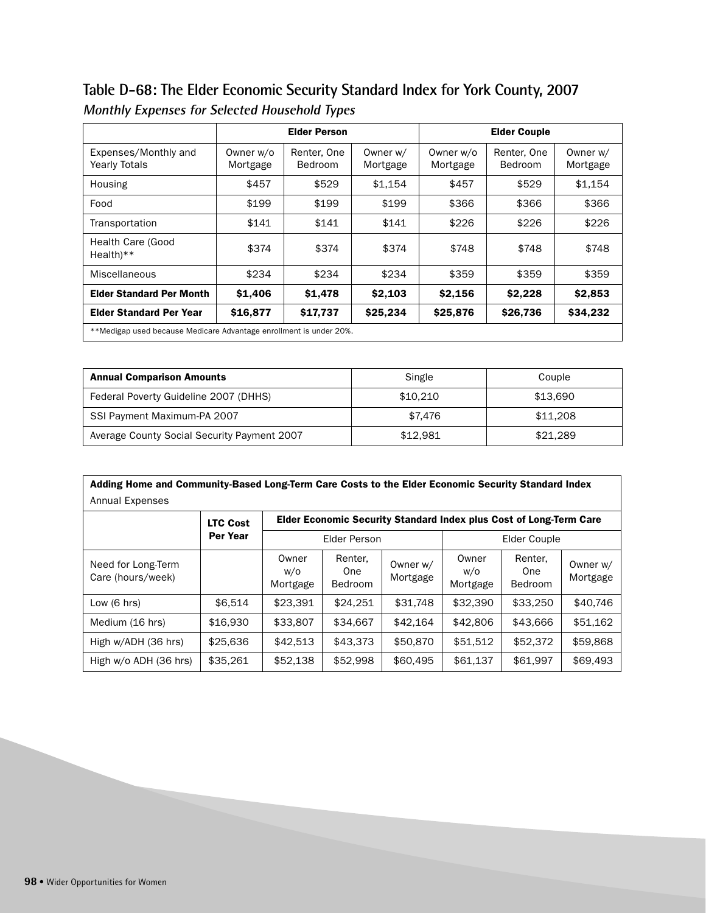## Table D-68: The Elder Economic Security Standard Index for York County, 2007

*Monthly Expenses for Selected Household Types*

| | Elder Person | | | Elder Couple | | |
|---|---|---|---|---|---|---|
| Expenses/Monthly and Yearly Totals | Owner w/o Mortgage | Renter, One Bedroom | Owner w/ Mortgage | Owner w/o Mortgage | Renter, One Bedroom | Owner w/ Mortgage |
| Housing | $457 | $529 | $1,154 | $457 | $529 | $1,154 |
| Food | $199 | $199 | $199 | $366 | $366 | $366 |
| Transportation | $141 | $141 | $141 | $226 | $226 | $226 |
| Health Care (Good Health)** | $374 | $374 | $374 | $748 | $748 | $748 |
| Miscellaneous | $234 | $234 | $234 | $359 | $359 | $359 |
| **Elder Standard Per Month** | **$1,406** | **$1,478** | **$2,103** | **$2,156** | **$2,228** | **$2,853** |
| **Elder Standard Per Year** | **$16,877** | **$17,737** | **$25,234** | **$25,876** | **$26,736** | **$34,232** |

**Medigap used because Medicare Advantage enrollment is under 20%.

| **Annual Comparison Amounts** | Single | Couple |
|---|---|---|
| Federal Poverty Guideline 2007 (DHHS) | $10,210 | $13,690 |
| SSI Payment Maximum-PA 2007 | $7,476 | $11,208 |
| Average County Social Security Payment 2007 | $12,981 | $21,289 |

**Adding Home and Community-Based Long-Term Care Costs to the Elder Economic Security Standard Index**

Annual Expenses

| | **LTC Cost Per Year** | **Elder Economic Security Standard Index plus Cost of Long-Term Care** | | | | | |
|---|---|---|---|---|---|---|---|
| | | Elder Person | | | Elder Couple | | |
| Need for Long-Term Care (hours/week) | | Owner w/o Mortgage | Renter, One Bedroom | Owner w/ Mortgage | Owner w/o Mortgage | Renter, One Bedroom | Owner w/ Mortgage |
| Low (6 hrs) | $6,514 | $23,391 | $24,251 | $31,748 | $32,390 | $33,250 | $40,746 |
| Medium (16 hrs) | $16,930 | $33,807 | $34,667 | $42,164 | $42,806 | $43,666 | $51,162 |
| High w/ADH (36 hrs) | $25,636 | $42,513 | $43,373 | $50,870 | $51,512 | $52,372 | $59,868 |
| High w/o ADH (36 hrs) | $35,261 | $52,138 | $52,998 | $60,495 | $61,137 | $61,997 | $69,493 |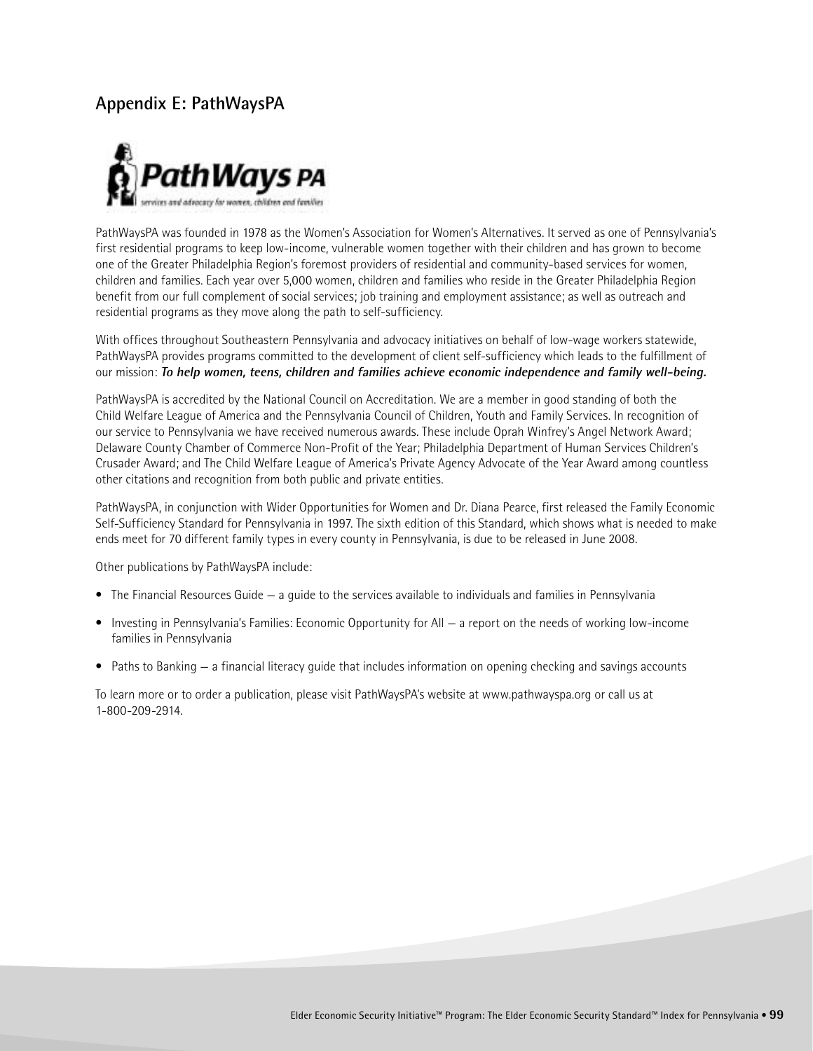## Appendix E: PathWaysPA

PathWaysPA was founded in 1978 as the Women's Association for Women's Alternatives. It served as one of Pennsylvania's first residential programs to keep low-income, vulnerable women together with their children and has grown to become one of the Greater Philadelphia Region's foremost providers of residential and community-based services for women, children and families. Each year over 5,000 women, children and families who reside in the Greater Philadelphia Region benefit from our full complement of social services; job training and employment assistance; as well as outreach and residential programs as they move along the path to self-sufficiency.

With offices throughout Southeastern Pennsylvania and advocacy initiatives on behalf of low-wage workers statewide, PathWaysPA provides programs committed to the development of client self-sufficiency which leads to the fulfillment of our mission: ***To help women, teens, children and families achieve economic independence and family well-being.***

PathWaysPA is accredited by the National Council on Accreditation. We are a member in good standing of both the Child Welfare League of America and the Pennsylvania Council of Children, Youth and Family Services. In recognition of our service to Pennsylvania we have received numerous awards. These include Oprah Winfrey's Angel Network Award; Delaware County Chamber of Commerce Non-Profit of the Year; Philadelphia Department of Human Services Children's Crusader Award; and The Child Welfare League of America's Private Agency Advocate of the Year Award among countless other citations and recognition from both public and private entities.

PathWaysPA, in conjunction with Wider Opportunities for Women and Dr. Diana Pearce, first released the Family Economic Self-Sufficiency Standard for Pennsylvania in 1997. The sixth edition of this Standard, which shows what is needed to make ends meet for 70 different family types in every county in Pennsylvania, is due to be released in June 2008.

Other publications by PathWaysPA include:

- The Financial Resources Guide — a guide to the services available to individuals and families in Pennsylvania
- Investing in Pennsylvania's Families: Economic Opportunity for All — a report on the needs of working low-income families in Pennsylvania
- Paths to Banking — a financial literacy guide that includes information on opening checking and savings accounts

To learn more or to order a publication, please visit PathWaysPA's website at www.pathwayspa.org or call us at 1-800-209-2914.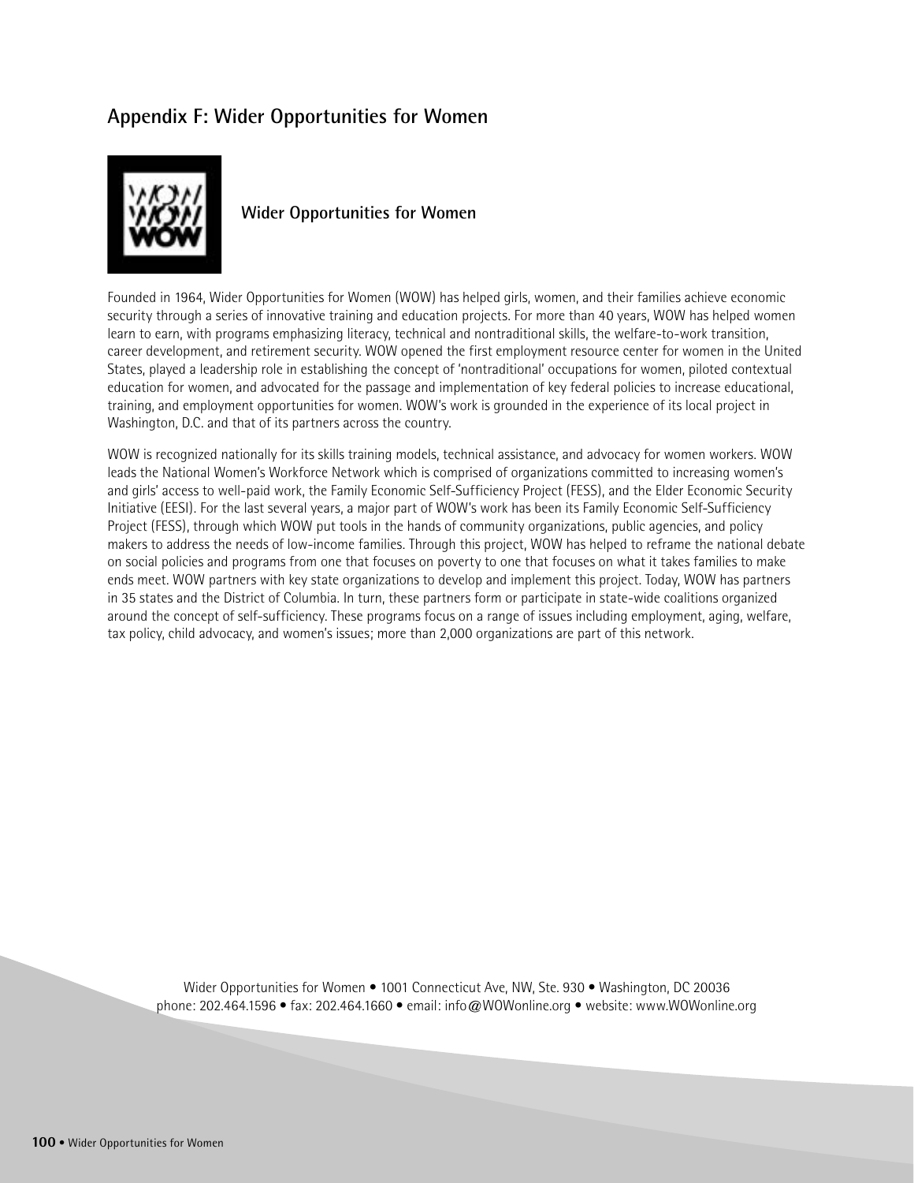## Appendix F: Wider Opportunities for Women

**Wider Opportunities for Women**

Founded in 1964, Wider Opportunities for Women (WOW) has helped girls, women, and their families achieve economic security through a series of innovative training and education projects. For more than 40 years, WOW has helped women learn to earn, with programs emphasizing literacy, technical and nontraditional skills, the welfare-to-work transition, career development, and retirement security. WOW opened the first employment resource center for women in the United States, played a leadership role in establishing the concept of 'nontraditional' occupations for women, piloted contextual education for women, and advocated for the passage and implementation of key federal policies to increase educational, training, and employment opportunities for women. WOW's work is grounded in the experience of its local project in Washington, D.C. and that of its partners across the country.

WOW is recognized nationally for its skills training models, technical assistance, and advocacy for women workers. WOW leads the National Women's Workforce Network which is comprised of organizations committed to increasing women's and girls' access to well-paid work, the Family Economic Self-Sufficiency Project (FESS), and the Elder Economic Security Initiative (EESI). For the last several years, a major part of WOW's work has been its Family Economic Self-Sufficiency Project (FESS), through which WOW put tools in the hands of community organizations, public agencies, and policy makers to address the needs of low-income families. Through this project, WOW has helped to reframe the national debate on social policies and programs from one that focuses on poverty to one that focuses on what it takes families to make ends meet. WOW partners with key state organizations to develop and implement this project. Today, WOW has partners in 35 states and the District of Columbia. In turn, these partners form or participate in state-wide coalitions organized around the concept of self-sufficiency. These programs focus on a range of issues including employment, aging, welfare, tax policy, child advocacy, and women's issues; more than 2,000 organizations are part of this network.

Wider Opportunities for Women • 1001 Connecticut Ave, NW, Ste. 930 • Washington, DC 20036
phone: 202.464.1596 • fax: 202.464.1660 • email: info@WOWonline.org • website: www.WOWonline.org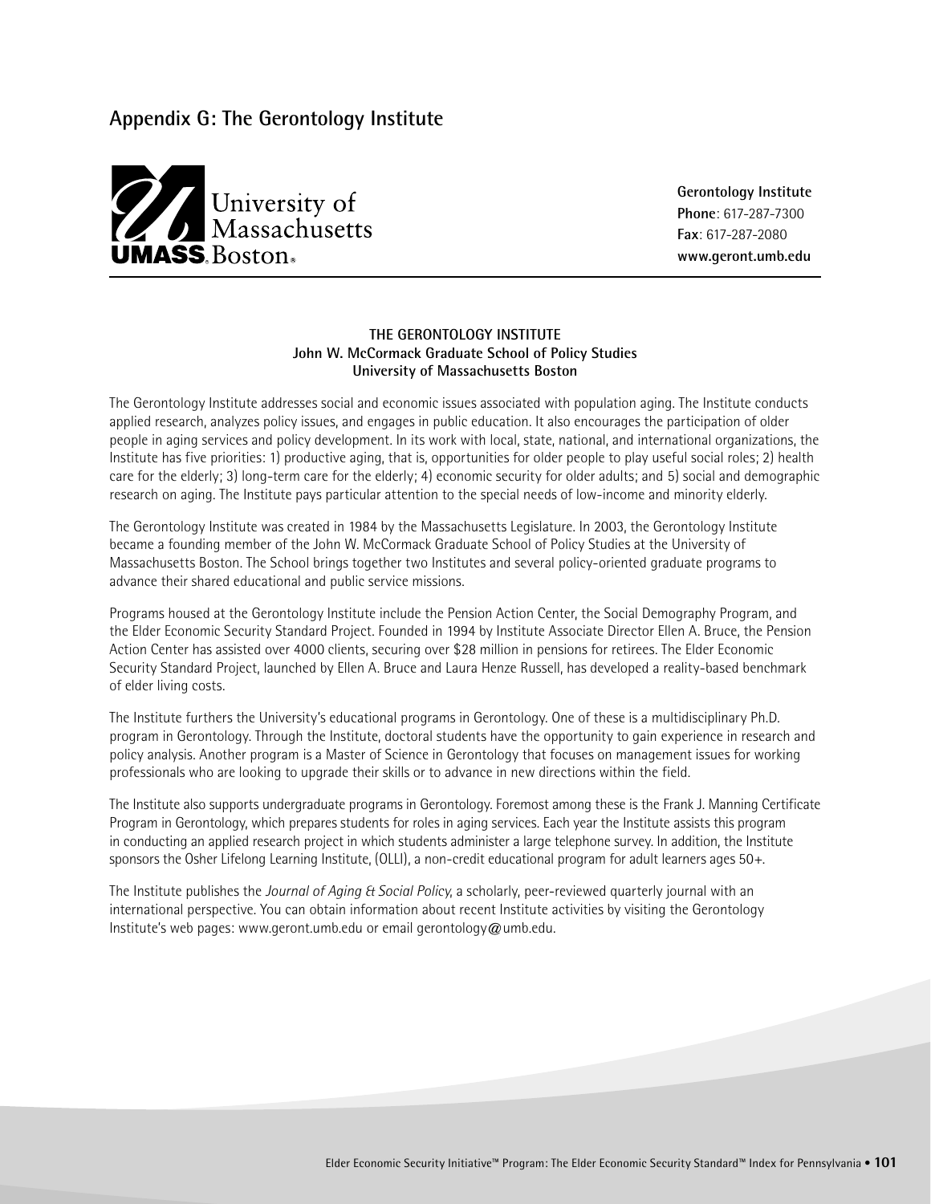## Appendix G: The Gerontology Institute

University of Massachusetts
UMASS Boston

**Gerontology Institute**
**Phone**: 617-287-7300
**Fax**: 617-287-2080
**www.geront.umb.edu**

**THE GERONTOLOGY INSTITUTE**
**John W. McCormack Graduate School of Policy Studies**
**University of Massachusetts Boston**

The Gerontology Institute addresses social and economic issues associated with population aging. The Institute conducts applied research, analyzes policy issues, and engages in public education. It also encourages the participation of older people in aging services and policy development. In its work with local, state, national, and international organizations, the Institute has five priorities: 1) productive aging, that is, opportunities for older people to play useful social roles; 2) health care for the elderly; 3) long-term care for the elderly; 4) economic security for older adults; and 5) social and demographic research on aging. The Institute pays particular attention to the special needs of low-income and minority elderly.

The Gerontology Institute was created in 1984 by the Massachusetts Legislature. In 2003, the Gerontology Institute became a founding member of the John W. McCormack Graduate School of Policy Studies at the University of Massachusetts Boston. The School brings together two Institutes and several policy-oriented graduate programs to advance their shared educational and public service missions.

Programs housed at the Gerontology Institute include the Pension Action Center, the Social Demography Program, and the Elder Economic Security Standard Project. Founded in 1994 by Institute Associate Director Ellen A. Bruce, the Pension Action Center has assisted over 4000 clients, securing over $28 million in pensions for retirees. The Elder Economic Security Standard Project, launched by Ellen A. Bruce and Laura Henze Russell, has developed a reality-based benchmark of elder living costs.

The Institute furthers the University's educational programs in Gerontology. One of these is a multidisciplinary Ph.D. program in Gerontology. Through the Institute, doctoral students have the opportunity to gain experience in research and policy analysis. Another program is a Master of Science in Gerontology that focuses on management issues for working professionals who are looking to upgrade their skills or to advance in new directions within the field.

The Institute also supports undergraduate programs in Gerontology. Foremost among these is the Frank J. Manning Certificate Program in Gerontology, which prepares students for roles in aging services. Each year the Institute assists this program in conducting an applied research project in which students administer a large telephone survey. In addition, the Institute sponsors the Osher Lifelong Learning Institute, (OLLI), a non-credit educational program for adult learners ages 50+.

The Institute publishes the *Journal of Aging & Social Policy*, a scholarly, peer-reviewed quarterly journal with an international perspective. You can obtain information about recent Institute activities by visiting the Gerontology Institute's web pages: www.geront.umb.edu or email gerontology@umb.edu.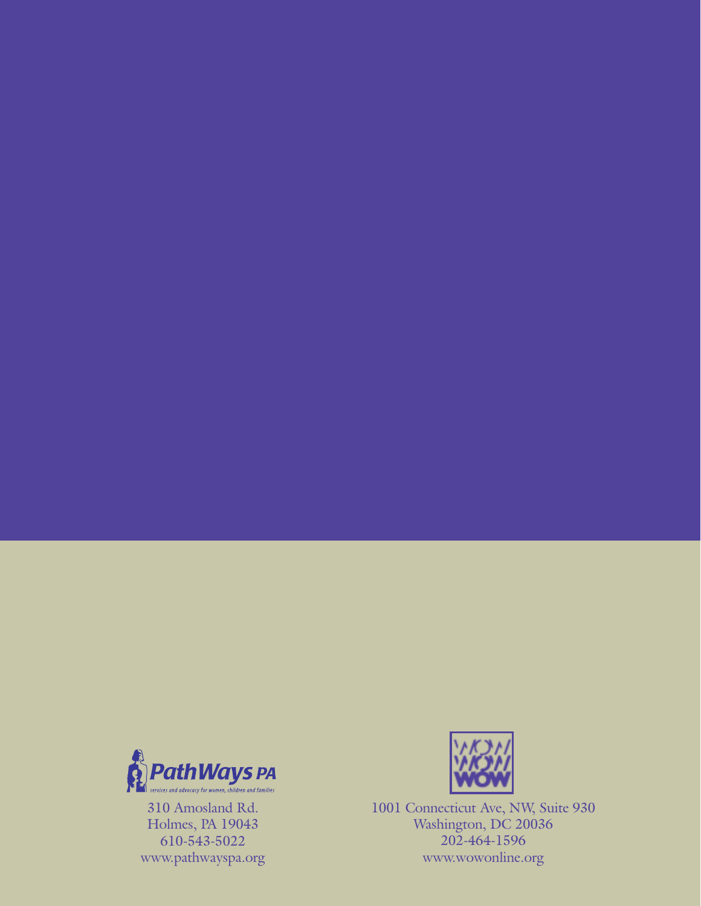PathWays PA

services and advocacy for women, children and families

310 Amosland Rd.
Holmes, PA 19043
610-543-5022
www.pathwayspa.org

WOW

1001 Connecticut Ave, NW, Suite 930
Washington, DC 20036
202-464-1596
www.wowonline.org